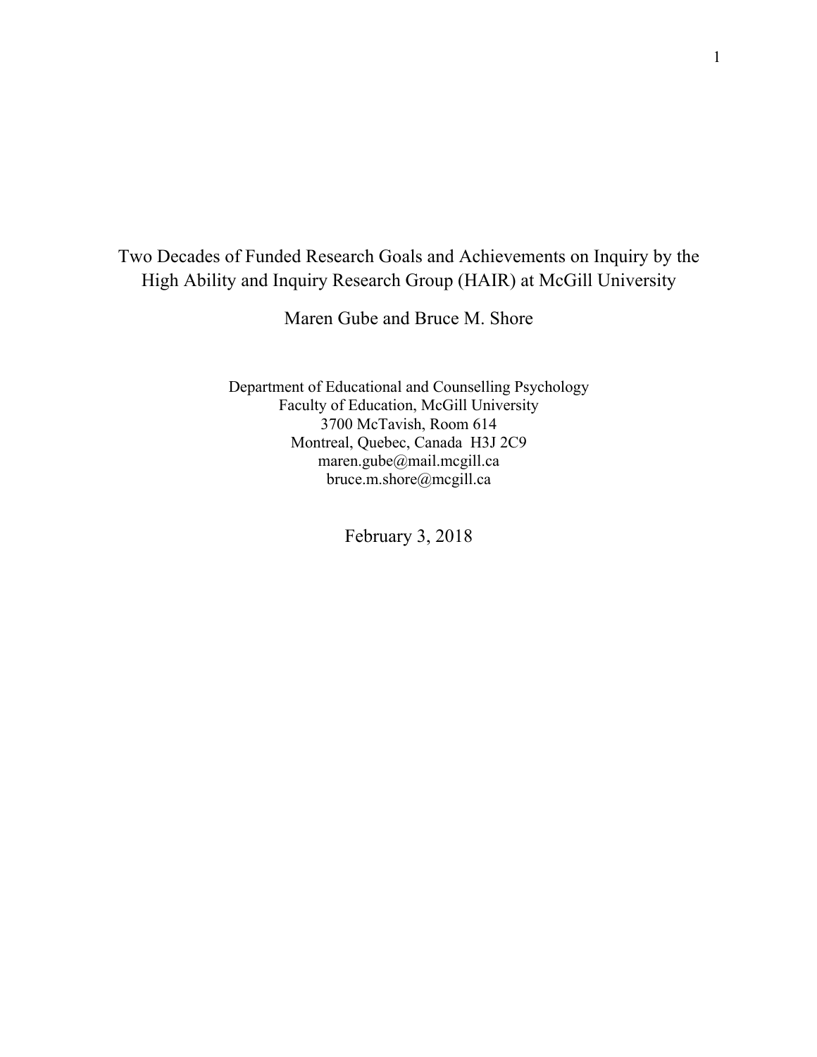# Two Decades of Funded Research Goals and Achievements on Inquiry by the High Ability and Inquiry Research Group (HAIR) at McGill University

Maren Gube and Bruce M. Shore

Department of Educational and Counselling Psychology
Faculty of Education, McGill University
3700 McTavish, Room 614
Montreal, Quebec, Canada H3J 2C9
maren.gube@mail.mcgill.ca
bruce.m.shore@mcgill.ca

February 3, 2018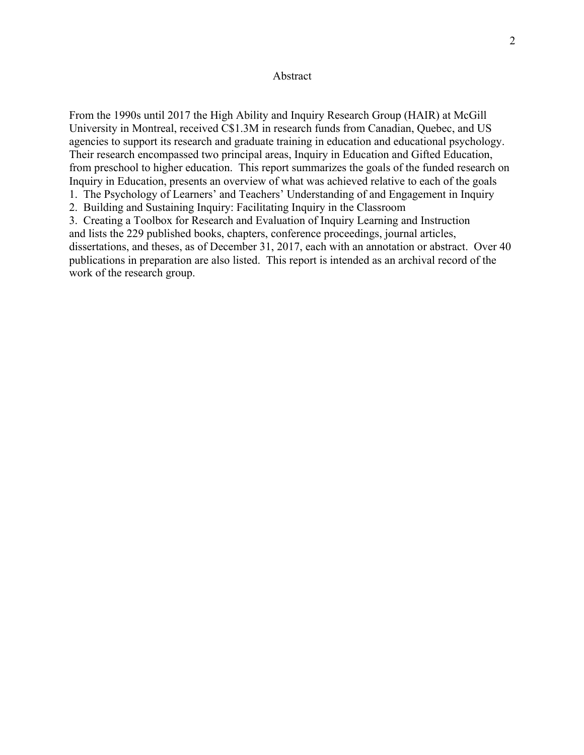# Abstract

From the 1990s until 2017 the High Ability and Inquiry Research Group (HAIR) at McGill University in Montreal, received C$1.3M in research funds from Canadian, Quebec, and US agencies to support its research and graduate training in education and educational psychology. Their research encompassed two principal areas, Inquiry in Education and Gifted Education, from preschool to higher education. This report summarizes the goals of the funded research on Inquiry in Education, presents an overview of what was achieved relative to each of the goals

1. The Psychology of Learners' and Teachers' Understanding of and Engagement in Inquiry
2. Building and Sustaining Inquiry: Facilitating Inquiry in the Classroom
3. Creating a Toolbox for Research and Evaluation of Inquiry Learning and Instruction

and lists the 229 published books, chapters, conference proceedings, journal articles, dissertations, and theses, as of December 31, 2017, each with an annotation or abstract. Over 40 publications in preparation are also listed. This report is intended as an archival record of the work of the research group.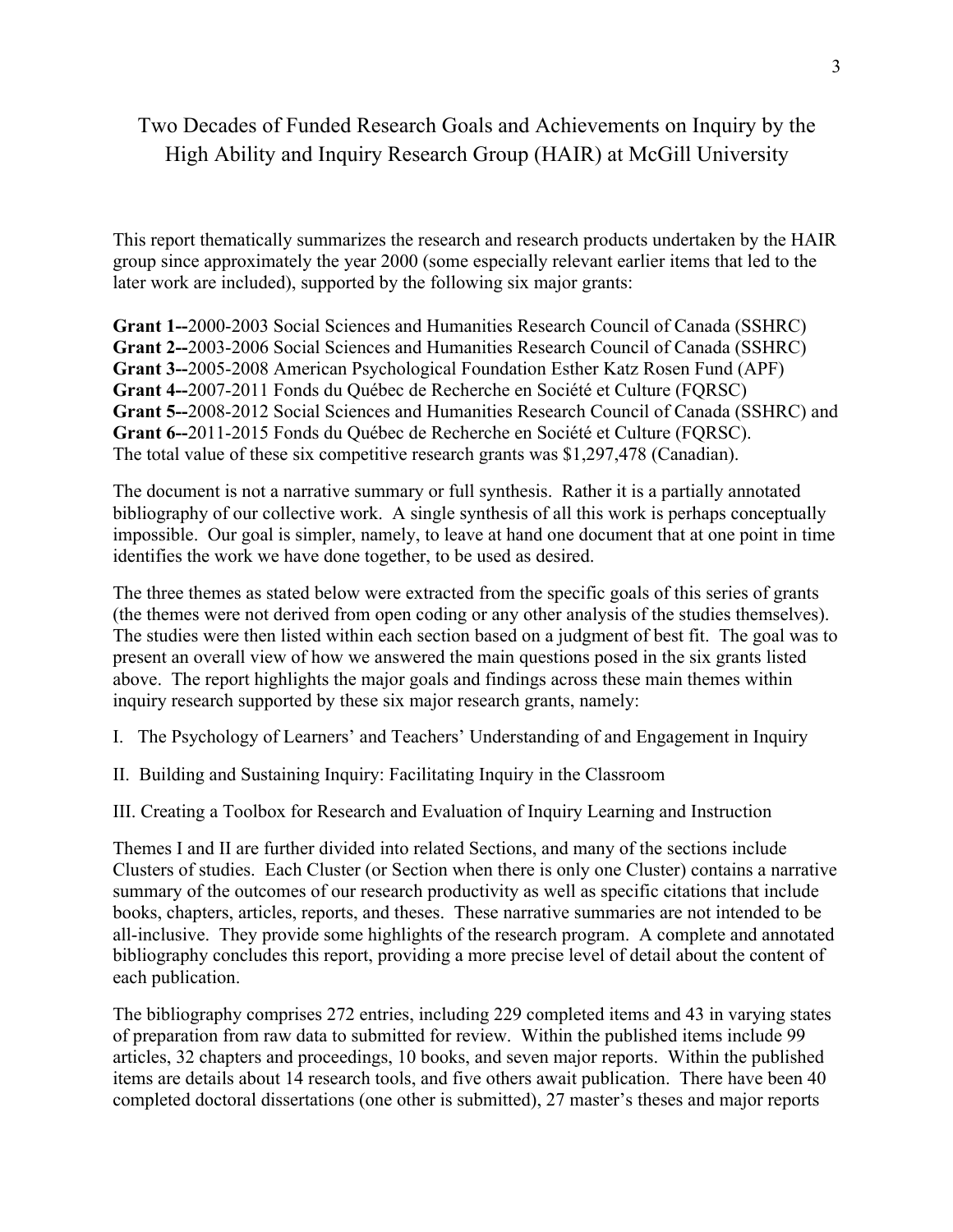# Two Decades of Funded Research Goals and Achievements on Inquiry by the High Ability and Inquiry Research Group (HAIR) at McGill University

This report thematically summarizes the research and research products undertaken by the HAIR group since approximately the year 2000 (some especially relevant earlier items that led to the later work are included), supported by the following six major grants:

**Grant 1--**2000-2003 Social Sciences and Humanities Research Council of Canada (SSHRC)
**Grant 2--**2003-2006 Social Sciences and Humanities Research Council of Canada (SSHRC)
**Grant 3--**2005-2008 American Psychological Foundation Esther Katz Rosen Fund (APF)
**Grant 4--**2007-2011 Fonds du Québec de Recherche en Société et Culture (FQRSC)
**Grant 5--**2008-2012 Social Sciences and Humanities Research Council of Canada (SSHRC) and
**Grant 6--**2011-2015 Fonds du Québec de Recherche en Société et Culture (FQRSC).
The total value of these six competitive research grants was $1,297,478 (Canadian).

The document is not a narrative summary or full synthesis. Rather it is a partially annotated bibliography of our collective work. A single synthesis of all this work is perhaps conceptually impossible. Our goal is simpler, namely, to leave at hand one document that at one point in time identifies the work we have done together, to be used as desired.

The three themes as stated below were extracted from the specific goals of this series of grants (the themes were not derived from open coding or any other analysis of the studies themselves). The studies were then listed within each section based on a judgment of best fit. The goal was to present an overall view of how we answered the main questions posed in the six grants listed above. The report highlights the major goals and findings across these main themes within inquiry research supported by these six major research grants, namely:

I. The Psychology of Learners' and Teachers' Understanding of and Engagement in Inquiry

II. Building and Sustaining Inquiry: Facilitating Inquiry in the Classroom

III. Creating a Toolbox for Research and Evaluation of Inquiry Learning and Instruction

Themes I and II are further divided into related Sections, and many of the sections include Clusters of studies. Each Cluster (or Section when there is only one Cluster) contains a narrative summary of the outcomes of our research productivity as well as specific citations that include books, chapters, articles, reports, and theses. These narrative summaries are not intended to be all-inclusive. They provide some highlights of the research program. A complete and annotated bibliography concludes this report, providing a more precise level of detail about the content of each publication.

The bibliography comprises 272 entries, including 229 completed items and 43 in varying states of preparation from raw data to submitted for review. Within the published items include 99 articles, 32 chapters and proceedings, 10 books, and seven major reports. Within the published items are details about 14 research tools, and five others await publication. There have been 40 completed doctoral dissertations (one other is submitted), 27 master's theses and major reports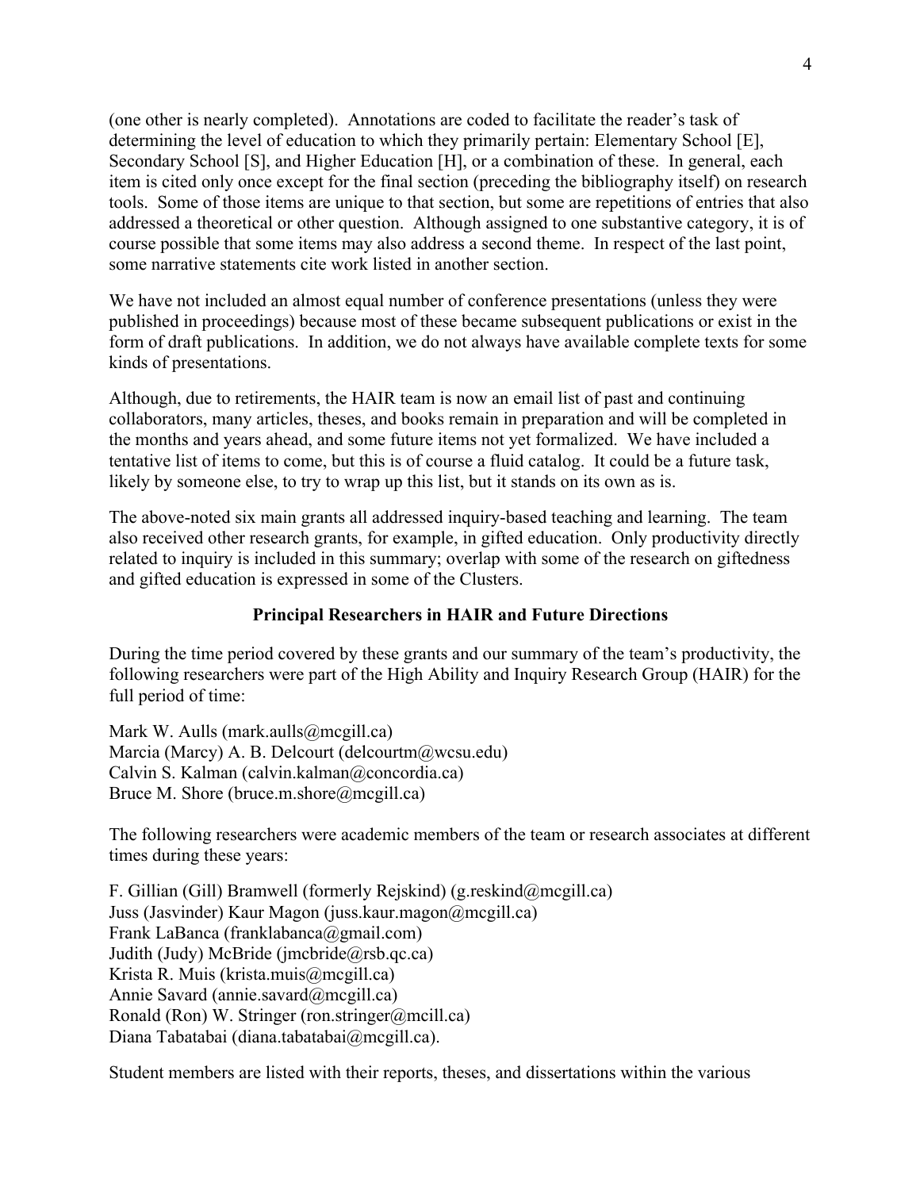(one other is nearly completed). Annotations are coded to facilitate the reader's task of determining the level of education to which they primarily pertain: Elementary School [E], Secondary School [S], and Higher Education [H], or a combination of these. In general, each item is cited only once except for the final section (preceding the bibliography itself) on research tools. Some of those items are unique to that section, but some are repetitions of entries that also addressed a theoretical or other question. Although assigned to one substantive category, it is of course possible that some items may also address a second theme. In respect of the last point, some narrative statements cite work listed in another section.

We have not included an almost equal number of conference presentations (unless they were published in proceedings) because most of these became subsequent publications or exist in the form of draft publications. In addition, we do not always have available complete texts for some kinds of presentations.

Although, due to retirements, the HAIR team is now an email list of past and continuing collaborators, many articles, theses, and books remain in preparation and will be completed in the months and years ahead, and some future items not yet formalized. We have included a tentative list of items to come, but this is of course a fluid catalog. It could be a future task, likely by someone else, to try to wrap up this list, but it stands on its own as is.

The above-noted six main grants all addressed inquiry-based teaching and learning. The team also received other research grants, for example, in gifted education. Only productivity directly related to inquiry is included in this summary; overlap with some of the research on giftedness and gifted education is expressed in some of the Clusters.

## Principal Researchers in HAIR and Future Directions

During the time period covered by these grants and our summary of the team's productivity, the following researchers were part of the High Ability and Inquiry Research Group (HAIR) for the full period of time:

Mark W. Aulls (mark.aulls@mcgill.ca)
Marcia (Marcy) A. B. Delcourt (delcourtm@wcsu.edu)
Calvin S. Kalman (calvin.kalman@concordia.ca)
Bruce M. Shore (bruce.m.shore@mcgill.ca)

The following researchers were academic members of the team or research associates at different times during these years:

F. Gillian (Gill) Bramwell (formerly Rejskind) (g.reskind@mcgill.ca)
Juss (Jasvinder) Kaur Magon (juss.kaur.magon@mcgill.ca)
Frank LaBanca (franklabanca@gmail.com)
Judith (Judy) McBride (jmcbride@rsb.qc.ca)
Krista R. Muis (krista.muis@mcgill.ca)
Annie Savard (annie.savard@mcgill.ca)
Ronald (Ron) W. Stringer (ron.stringer@mcill.ca)
Diana Tabatabai (diana.tabatabai@mcgill.ca).

Student members are listed with their reports, theses, and dissertations within the various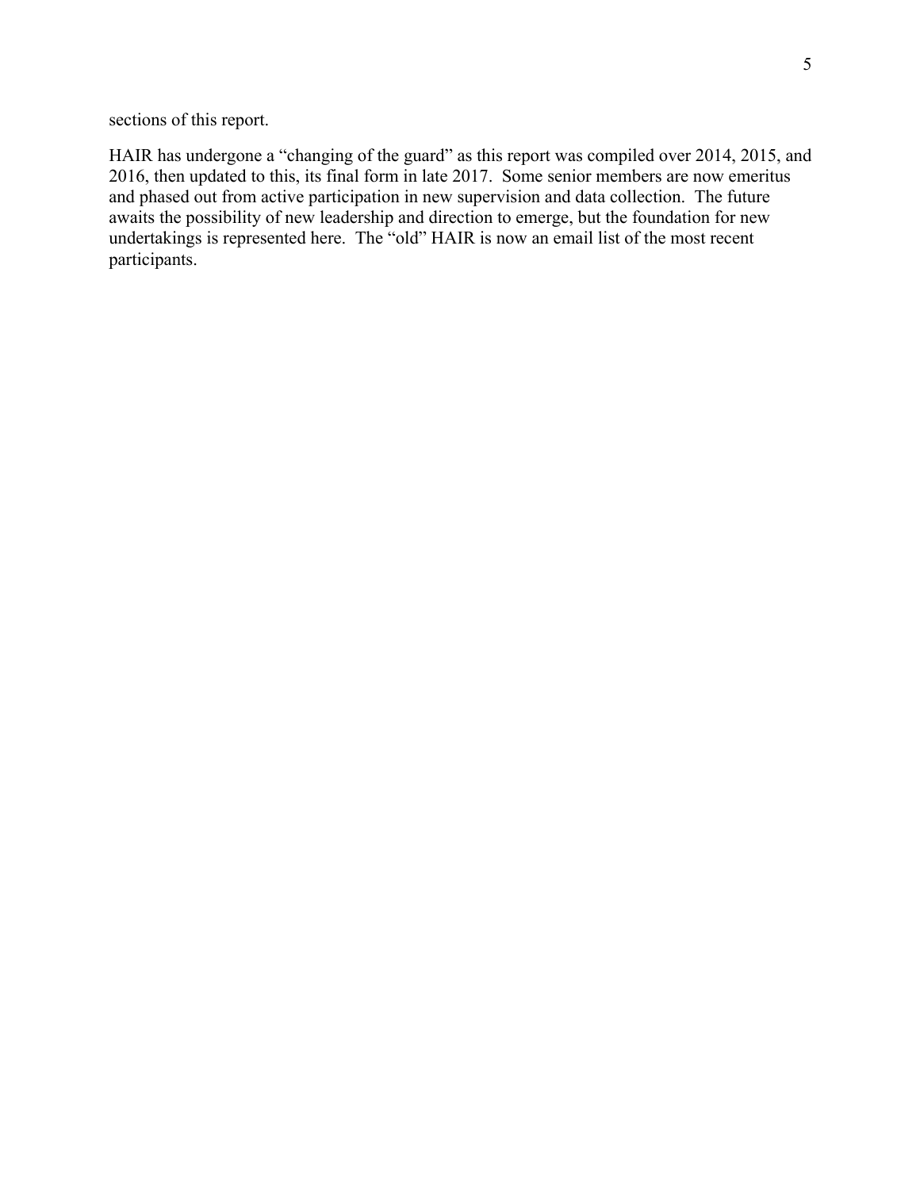sections of this report.

HAIR has undergone a "changing of the guard" as this report was compiled over 2014, 2015, and 2016, then updated to this, its final form in late 2017. Some senior members are now emeritus and phased out from active participation in new supervision and data collection. The future awaits the possibility of new leadership and direction to emerge, but the foundation for new undertakings is represented here. The "old" HAIR is now an email list of the most recent participants.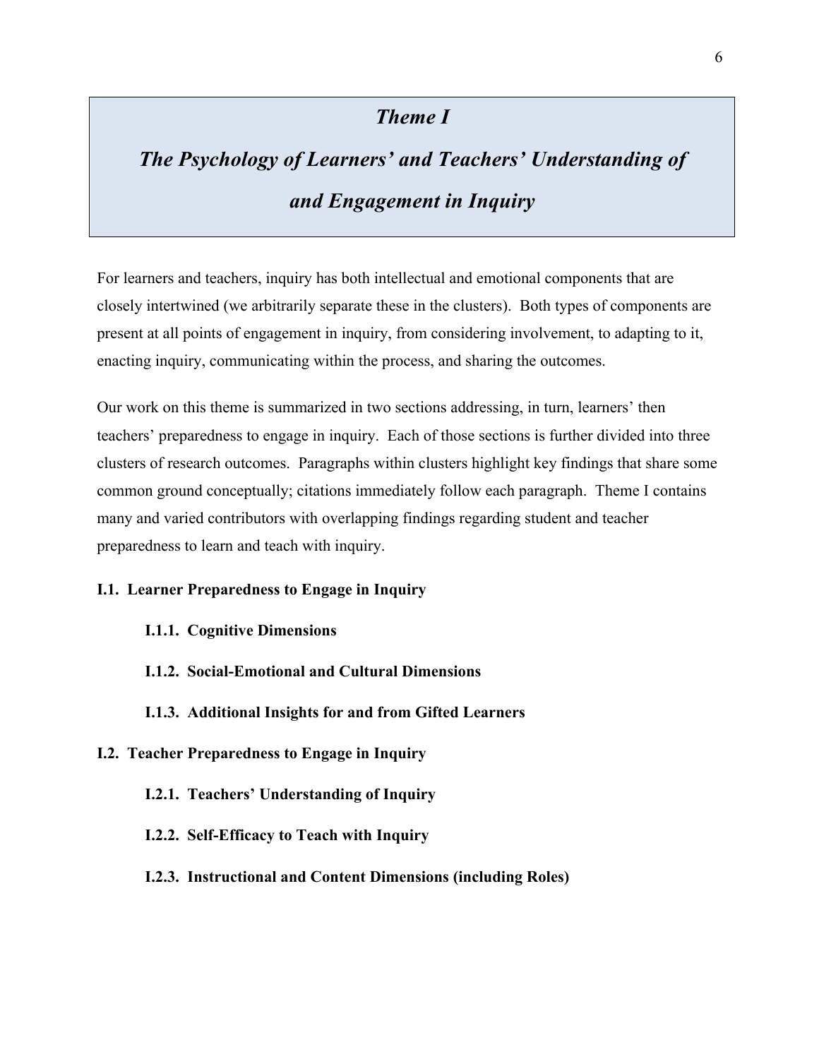# *Theme I*

# *The Psychology of Learners' and Teachers' Understanding of and Engagement in Inquiry*

For learners and teachers, inquiry has both intellectual and emotional components that are closely intertwined (we arbitrarily separate these in the clusters). Both types of components are present at all points of engagement in inquiry, from considering involvement, to adapting to it, enacting inquiry, communicating within the process, and sharing the outcomes.

Our work on this theme is summarized in two sections addressing, in turn, learners' then teachers' preparedness to engage in inquiry. Each of those sections is further divided into three clusters of research outcomes. Paragraphs within clusters highlight key findings that share some common ground conceptually; citations immediately follow each paragraph. Theme I contains many and varied contributors with overlapping findings regarding student and teacher preparedness to learn and teach with inquiry.

**I.1. Learner Preparedness to Engage in Inquiry**

- **I.1.1. Cognitive Dimensions**
- **I.1.2. Social-Emotional and Cultural Dimensions**
- **I.1.3. Additional Insights for and from Gifted Learners**

**I.2. Teacher Preparedness to Engage in Inquiry**

- **I.2.1. Teachers' Understanding of Inquiry**
- **I.2.2. Self-Efficacy to Teach with Inquiry**
- **I.2.3. Instructional and Content Dimensions (including Roles)**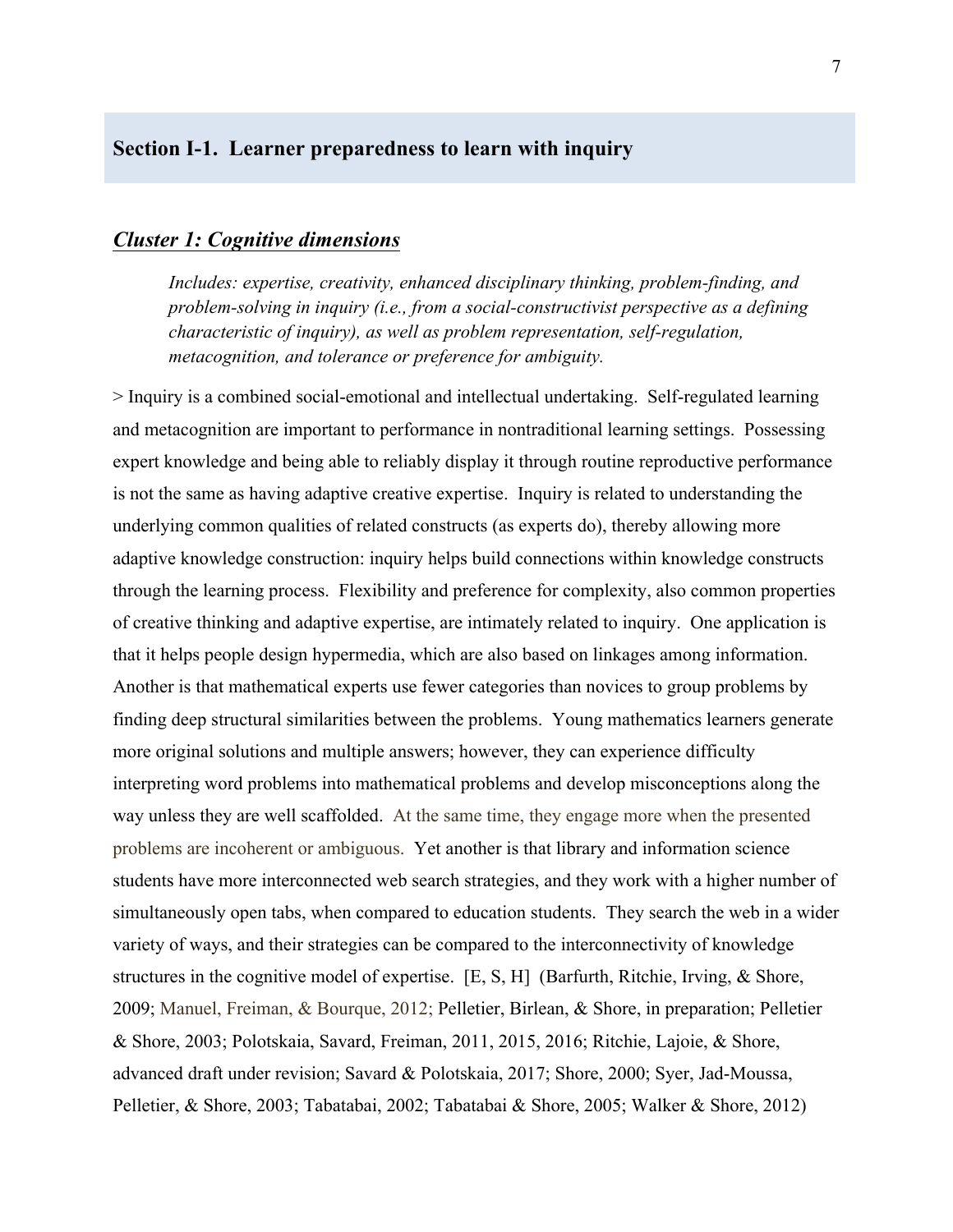## Section I-1. Learner preparedness to learn with inquiry

### ***Cluster 1: Cognitive dimensions***

> *Includes: expertise, creativity, enhanced disciplinary thinking, problem-finding, and problem-solving in inquiry (i.e., from a social-constructivist perspective as a defining characteristic of inquiry), as well as problem representation, self-regulation, metacognition, and tolerance or preference for ambiguity.*

> Inquiry is a combined social-emotional and intellectual undertaking. Self-regulated learning and metacognition are important to performance in nontraditional learning settings. Possessing expert knowledge and being able to reliably display it through routine reproductive performance is not the same as having adaptive creative expertise. Inquiry is related to understanding the underlying common qualities of related constructs (as experts do), thereby allowing more adaptive knowledge construction: inquiry helps build connections within knowledge constructs through the learning process. Flexibility and preference for complexity, also common properties of creative thinking and adaptive expertise, are intimately related to inquiry. One application is that it helps people design hypermedia, which are also based on linkages among information. Another is that mathematical experts use fewer categories than novices to group problems by finding deep structural similarities between the problems. Young mathematics learners generate more original solutions and multiple answers; however, they can experience difficulty interpreting word problems into mathematical problems and develop misconceptions along the way unless they are well scaffolded. At the same time, they engage more when the presented problems are incoherent or ambiguous. Yet another is that library and information science students have more interconnected web search strategies, and they work with a higher number of simultaneously open tabs, when compared to education students. They search the web in a wider variety of ways, and their strategies can be compared to the interconnectivity of knowledge structures in the cognitive model of expertise. [E, S, H] (Barfurth, Ritchie, Irving, & Shore, 2009; Manuel, Freiman, & Bourque, 2012; Pelletier, Birlean, & Shore, in preparation; Pelletier & Shore, 2003; Polotskaia, Savard, Freiman, 2011, 2015, 2016; Ritchie, Lajoie, & Shore, advanced draft under revision; Savard & Polotskaia, 2017; Shore, 2000; Syer, Jad-Moussa, Pelletier, & Shore, 2003; Tabatabai, 2002; Tabatabai & Shore, 2005; Walker & Shore, 2012)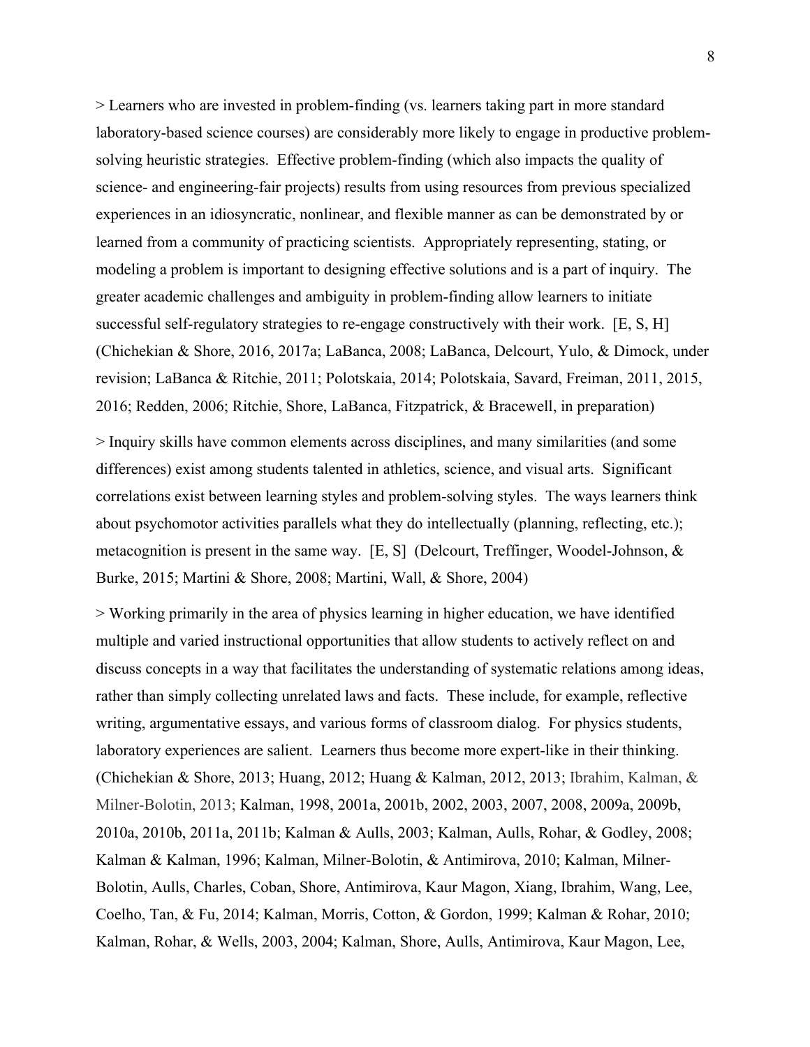> Learners who are invested in problem-finding (vs. learners taking part in more standard laboratory-based science courses) are considerably more likely to engage in productive problem-solving heuristic strategies. Effective problem-finding (which also impacts the quality of science- and engineering-fair projects) results from using resources from previous specialized experiences in an idiosyncratic, nonlinear, and flexible manner as can be demonstrated by or learned from a community of practicing scientists. Appropriately representing, stating, or modeling a problem is important to designing effective solutions and is a part of inquiry. The greater academic challenges and ambiguity in problem-finding allow learners to initiate successful self-regulatory strategies to re-engage constructively with their work. [E, S, H] (Chichekian & Shore, 2016, 2017a; LaBanca, 2008; LaBanca, Delcourt, Yulo, & Dimock, under revision; LaBanca & Ritchie, 2011; Polotskaia, 2014; Polotskaia, Savard, Freiman, 2011, 2015, 2016; Redden, 2006; Ritchie, Shore, LaBanca, Fitzpatrick, & Bracewell, in preparation)

> Inquiry skills have common elements across disciplines, and many similarities (and some differences) exist among students talented in athletics, science, and visual arts. Significant correlations exist between learning styles and problem-solving styles. The ways learners think about psychomotor activities parallels what they do intellectually (planning, reflecting, etc.); metacognition is present in the same way. [E, S] (Delcourt, Treffinger, Woodel-Johnson, & Burke, 2015; Martini & Shore, 2008; Martini, Wall, & Shore, 2004)

> Working primarily in the area of physics learning in higher education, we have identified multiple and varied instructional opportunities that allow students to actively reflect on and discuss concepts in a way that facilitates the understanding of systematic relations among ideas, rather than simply collecting unrelated laws and facts. These include, for example, reflective writing, argumentative essays, and various forms of classroom dialog. For physics students, laboratory experiences are salient. Learners thus become more expert-like in their thinking. (Chichekian & Shore, 2013; Huang, 2012; Huang & Kalman, 2012, 2013; Ibrahim, Kalman, & Milner-Bolotin, 2013; Kalman, 1998, 2001a, 2001b, 2002, 2003, 2007, 2008, 2009a, 2009b, 2010a, 2010b, 2011a, 2011b; Kalman & Aulls, 2003; Kalman, Aulls, Rohar, & Godley, 2008; Kalman & Kalman, 1996; Kalman, Milner-Bolotin, & Antimirova, 2010; Kalman, Milner-Bolotin, Aulls, Charles, Coban, Shore, Antimirova, Kaur Magon, Xiang, Ibrahim, Wang, Lee, Coelho, Tan, & Fu, 2014; Kalman, Morris, Cotton, & Gordon, 1999; Kalman & Rohar, 2010; Kalman, Rohar, & Wells, 2003, 2004; Kalman, Shore, Aulls, Antimirova, Kaur Magon, Lee,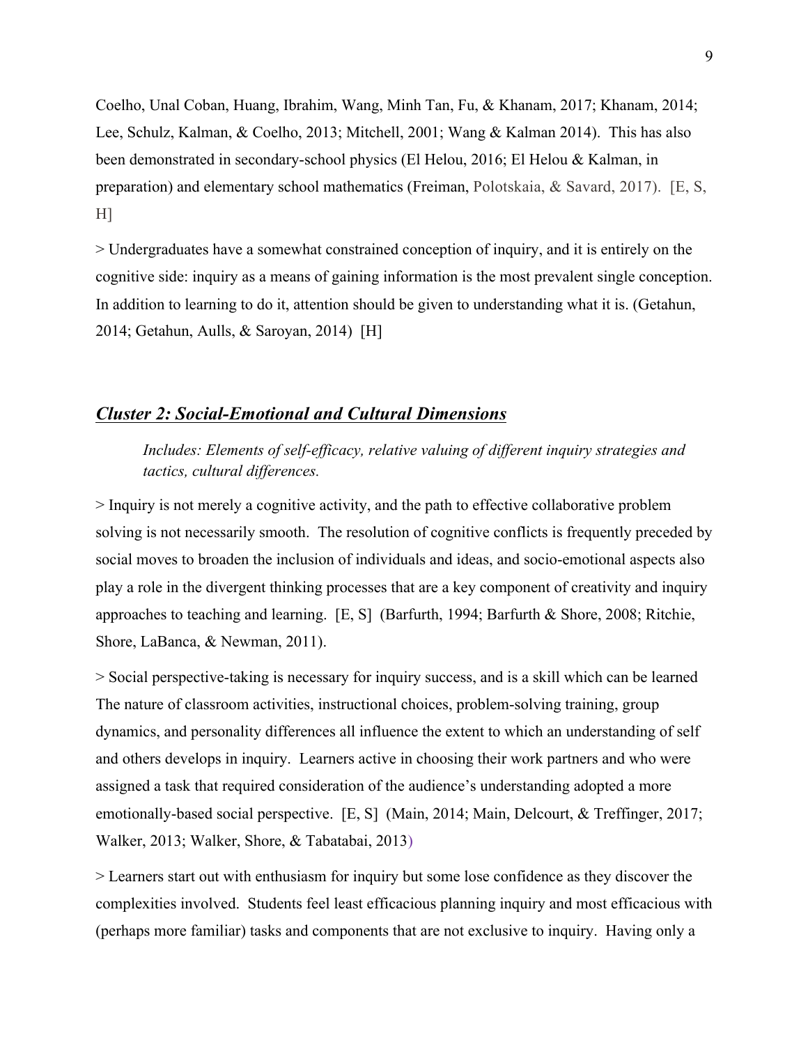Coelho, Unal Coban, Huang, Ibrahim, Wang, Minh Tan, Fu, & Khanam, 2017; Khanam, 2014; Lee, Schulz, Kalman, & Coelho, 2013; Mitchell, 2001; Wang & Kalman 2014). This has also been demonstrated in secondary-school physics (El Helou, 2016; El Helou & Kalman, in preparation) and elementary school mathematics (Freiman, Polotskaia, & Savard, 2017). [E, S, H]

> Undergraduates have a somewhat constrained conception of inquiry, and it is entirely on the cognitive side: inquiry as a means of gaining information is the most prevalent single conception. In addition to learning to do it, attention should be given to understanding what it is. (Getahun, 2014; Getahun, Aulls, & Saroyan, 2014) [H]

## ***Cluster 2: Social-Emotional and Cultural Dimensions***

*Includes: Elements of self-efficacy, relative valuing of different inquiry strategies and tactics, cultural differences.*

> Inquiry is not merely a cognitive activity, and the path to effective collaborative problem solving is not necessarily smooth. The resolution of cognitive conflicts is frequently preceded by social moves to broaden the inclusion of individuals and ideas, and socio-emotional aspects also play a role in the divergent thinking processes that are a key component of creativity and inquiry approaches to teaching and learning. [E, S] (Barfurth, 1994; Barfurth & Shore, 2008; Ritchie, Shore, LaBanca, & Newman, 2011).

> Social perspective-taking is necessary for inquiry success, and is a skill which can be learned The nature of classroom activities, instructional choices, problem-solving training, group dynamics, and personality differences all influence the extent to which an understanding of self and others develops in inquiry. Learners active in choosing their work partners and who were assigned a task that required consideration of the audience's understanding adopted a more emotionally-based social perspective. [E, S] (Main, 2014; Main, Delcourt, & Treffinger, 2017; Walker, 2013; Walker, Shore, & Tabatabai, 2013)

> Learners start out with enthusiasm for inquiry but some lose confidence as they discover the complexities involved. Students feel least efficacious planning inquiry and most efficacious with (perhaps more familiar) tasks and components that are not exclusive to inquiry. Having only a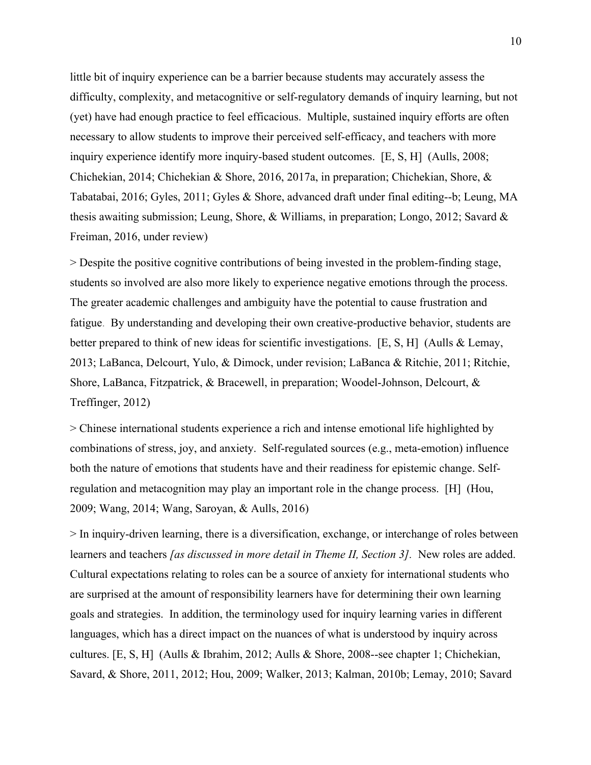little bit of inquiry experience can be a barrier because students may accurately assess the difficulty, complexity, and metacognitive or self-regulatory demands of inquiry learning, but not (yet) have had enough practice to feel efficacious. Multiple, sustained inquiry efforts are often necessary to allow students to improve their perceived self-efficacy, and teachers with more inquiry experience identify more inquiry-based student outcomes. [E, S, H] (Aulls, 2008; Chichekian, 2014; Chichekian & Shore, 2016, 2017a, in preparation; Chichekian, Shore, & Tabatabai, 2016; Gyles, 2011; Gyles & Shore, advanced draft under final editing--b; Leung, MA thesis awaiting submission; Leung, Shore, & Williams, in preparation; Longo, 2012; Savard & Freiman, 2016, under review)

> Despite the positive cognitive contributions of being invested in the problem-finding stage, students so involved are also more likely to experience negative emotions through the process. The greater academic challenges and ambiguity have the potential to cause frustration and fatigue. By understanding and developing their own creative-productive behavior, students are better prepared to think of new ideas for scientific investigations. [E, S, H] (Aulls & Lemay, 2013; LaBanca, Delcourt, Yulo, & Dimock, under revision; LaBanca & Ritchie, 2011; Ritchie, Shore, LaBanca, Fitzpatrick, & Bracewell, in preparation; Woodel-Johnson, Delcourt, & Treffinger, 2012)

> Chinese international students experience a rich and intense emotional life highlighted by combinations of stress, joy, and anxiety. Self-regulated sources (e.g., meta-emotion) influence both the nature of emotions that students have and their readiness for epistemic change. Self-regulation and metacognition may play an important role in the change process. [H] (Hou, 2009; Wang, 2014; Wang, Saroyan, & Aulls, 2016)

> In inquiry-driven learning, there is a diversification, exchange, or interchange of roles between learners and teachers *[as discussed in more detail in Theme II, Section 3].* New roles are added. Cultural expectations relating to roles can be a source of anxiety for international students who are surprised at the amount of responsibility learners have for determining their own learning goals and strategies. In addition, the terminology used for inquiry learning varies in different languages, which has a direct impact on the nuances of what is understood by inquiry across cultures. [E, S, H] (Aulls & Ibrahim, 2012; Aulls & Shore, 2008--see chapter 1; Chichekian, Savard, & Shore, 2011, 2012; Hou, 2009; Walker, 2013; Kalman, 2010b; Lemay, 2010; Savard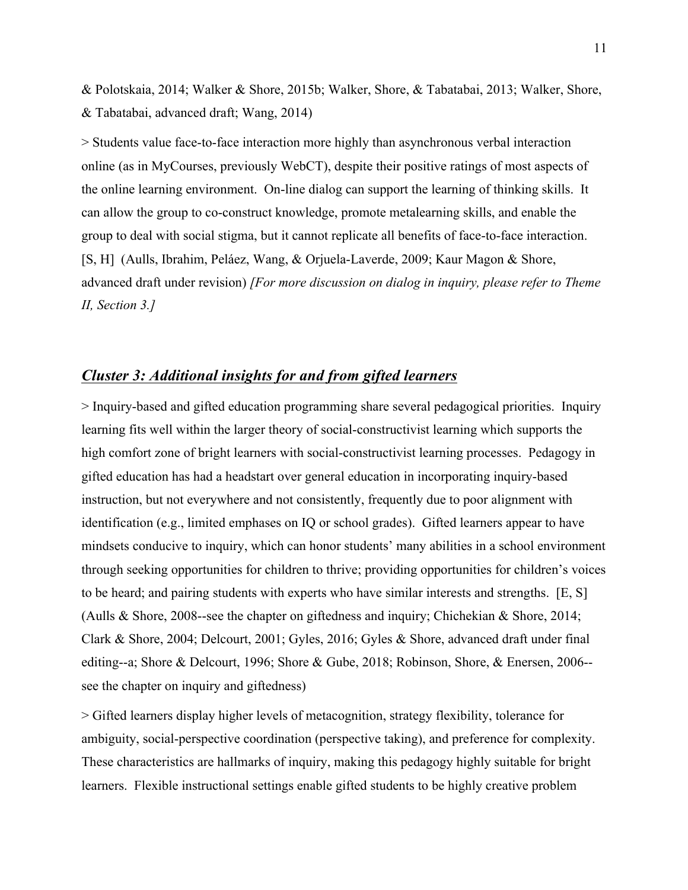& Polotskaia, 2014; Walker & Shore, 2015b; Walker, Shore, & Tabatabai, 2013; Walker, Shore, & Tabatabai, advanced draft; Wang, 2014)

> Students value face-to-face interaction more highly than asynchronous verbal interaction online (as in MyCourses, previously WebCT), despite their positive ratings of most aspects of the online learning environment. On-line dialog can support the learning of thinking skills. It can allow the group to co-construct knowledge, promote metalearning skills, and enable the group to deal with social stigma, but it cannot replicate all benefits of face-to-face interaction. [S, H] (Aulls, Ibrahim, Peláez, Wang, & Orjuela-Laverde, 2009; Kaur Magon & Shore, advanced draft under revision) *[For more discussion on dialog in inquiry, please refer to Theme II, Section 3.]*

## ***Cluster 3: Additional insights for and from gifted learners***

> Inquiry-based and gifted education programming share several pedagogical priorities. Inquiry learning fits well within the larger theory of social-constructivist learning which supports the high comfort zone of bright learners with social-constructivist learning processes. Pedagogy in gifted education has had a headstart over general education in incorporating inquiry-based instruction, but not everywhere and not consistently, frequently due to poor alignment with identification (e.g., limited emphases on IQ or school grades). Gifted learners appear to have mindsets conducive to inquiry, which can honor students' many abilities in a school environment through seeking opportunities for children to thrive; providing opportunities for children's voices to be heard; and pairing students with experts who have similar interests and strengths. [E, S] (Aulls & Shore, 2008--see the chapter on giftedness and inquiry; Chichekian & Shore, 2014; Clark & Shore, 2004; Delcourt, 2001; Gyles, 2016; Gyles & Shore, advanced draft under final editing--a; Shore & Delcourt, 1996; Shore & Gube, 2018; Robinson, Shore, & Enersen, 2006--see the chapter on inquiry and giftedness)

> Gifted learners display higher levels of metacognition, strategy flexibility, tolerance for ambiguity, social-perspective coordination (perspective taking), and preference for complexity. These characteristics are hallmarks of inquiry, making this pedagogy highly suitable for bright learners. Flexible instructional settings enable gifted students to be highly creative problem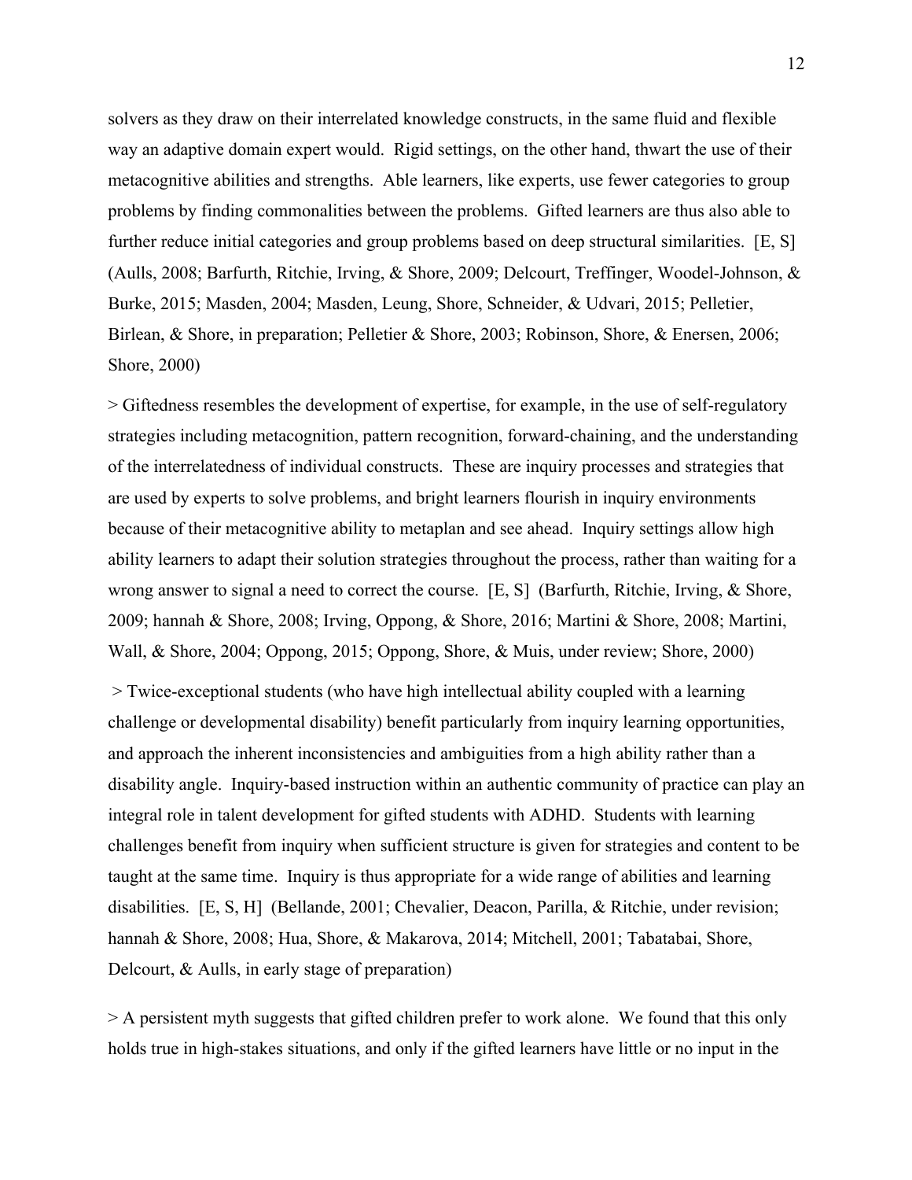solvers as they draw on their interrelated knowledge constructs, in the same fluid and flexible way an adaptive domain expert would. Rigid settings, on the other hand, thwart the use of their metacognitive abilities and strengths. Able learners, like experts, use fewer categories to group problems by finding commonalities between the problems. Gifted learners are thus also able to further reduce initial categories and group problems based on deep structural similarities. [E, S] (Aulls, 2008; Barfurth, Ritchie, Irving, & Shore, 2009; Delcourt, Treffinger, Woodel-Johnson, & Burke, 2015; Masden, 2004; Masden, Leung, Shore, Schneider, & Udvari, 2015; Pelletier, Birlean, & Shore, in preparation; Pelletier & Shore, 2003; Robinson, Shore, & Enersen, 2006; Shore, 2000)

> Giftedness resembles the development of expertise, for example, in the use of self-regulatory strategies including metacognition, pattern recognition, forward-chaining, and the understanding of the interrelatedness of individual constructs. These are inquiry processes and strategies that are used by experts to solve problems, and bright learners flourish in inquiry environments because of their metacognitive ability to metaplan and see ahead. Inquiry settings allow high ability learners to adapt their solution strategies throughout the process, rather than waiting for a wrong answer to signal a need to correct the course. [E, S] (Barfurth, Ritchie, Irving, & Shore, 2009; hannah & Shore, 2008; Irving, Oppong, & Shore, 2016; Martini & Shore, 2008; Martini, Wall, & Shore, 2004; Oppong, 2015; Oppong, Shore, & Muis, under review; Shore, 2000)

> Twice-exceptional students (who have high intellectual ability coupled with a learning challenge or developmental disability) benefit particularly from inquiry learning opportunities, and approach the inherent inconsistencies and ambiguities from a high ability rather than a disability angle. Inquiry-based instruction within an authentic community of practice can play an integral role in talent development for gifted students with ADHD. Students with learning challenges benefit from inquiry when sufficient structure is given for strategies and content to be taught at the same time. Inquiry is thus appropriate for a wide range of abilities and learning disabilities. [E, S, H] (Bellande, 2001; Chevalier, Deacon, Parilla, & Ritchie, under revision; hannah & Shore, 2008; Hua, Shore, & Makarova, 2014; Mitchell, 2001; Tabatabai, Shore, Delcourt, & Aulls, in early stage of preparation)

> A persistent myth suggests that gifted children prefer to work alone. We found that this only holds true in high-stakes situations, and only if the gifted learners have little or no input in the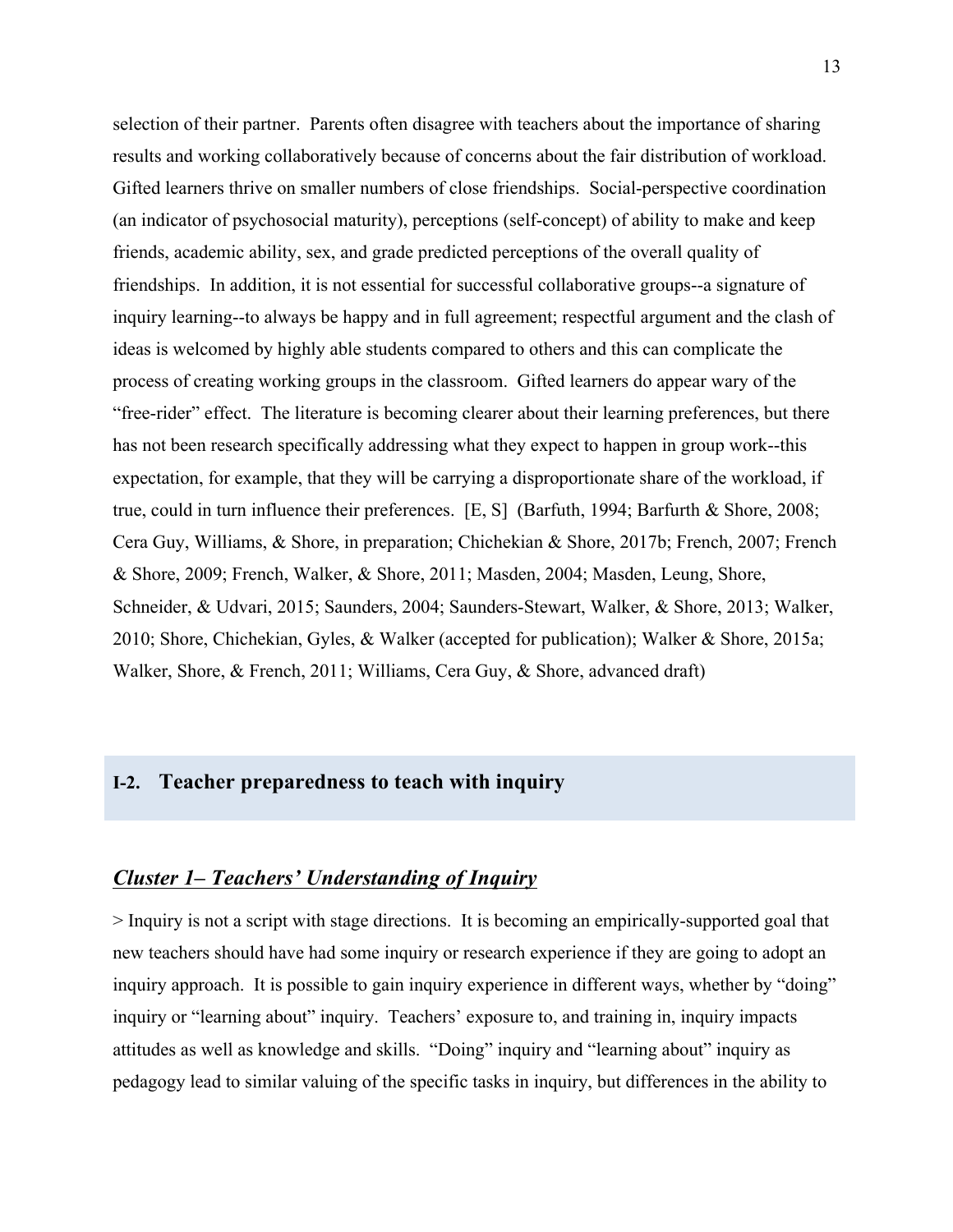selection of their partner. Parents often disagree with teachers about the importance of sharing results and working collaboratively because of concerns about the fair distribution of workload. Gifted learners thrive on smaller numbers of close friendships. Social-perspective coordination (an indicator of psychosocial maturity), perceptions (self-concept) of ability to make and keep friends, academic ability, sex, and grade predicted perceptions of the overall quality of friendships. In addition, it is not essential for successful collaborative groups--a signature of inquiry learning--to always be happy and in full agreement; respectful argument and the clash of ideas is welcomed by highly able students compared to others and this can complicate the process of creating working groups in the classroom. Gifted learners do appear wary of the "free-rider" effect. The literature is becoming clearer about their learning preferences, but there has not been research specifically addressing what they expect to happen in group work--this expectation, for example, that they will be carrying a disproportionate share of the workload, if true, could in turn influence their preferences. [E, S] (Barfuth, 1994; Barfurth & Shore, 2008; Cera Guy, Williams, & Shore, in preparation; Chichekian & Shore, 2017b; French, 2007; French & Shore, 2009; French, Walker, & Shore, 2011; Masden, 2004; Masden, Leung, Shore, Schneider, & Udvari, 2015; Saunders, 2004; Saunders-Stewart, Walker, & Shore, 2013; Walker, 2010; Shore, Chichekian, Gyles, & Walker (accepted for publication); Walker & Shore, 2015a; Walker, Shore, & French, 2011; Williams, Cera Guy, & Shore, advanced draft)

## I-2. Teacher preparedness to teach with inquiry

### ***Cluster 1– Teachers' Understanding of Inquiry***

> Inquiry is not a script with stage directions. It is becoming an empirically-supported goal that new teachers should have had some inquiry or research experience if they are going to adopt an inquiry approach. It is possible to gain inquiry experience in different ways, whether by "doing" inquiry or "learning about" inquiry. Teachers' exposure to, and training in, inquiry impacts attitudes as well as knowledge and skills. "Doing" inquiry and "learning about" inquiry as pedagogy lead to similar valuing of the specific tasks in inquiry, but differences in the ability to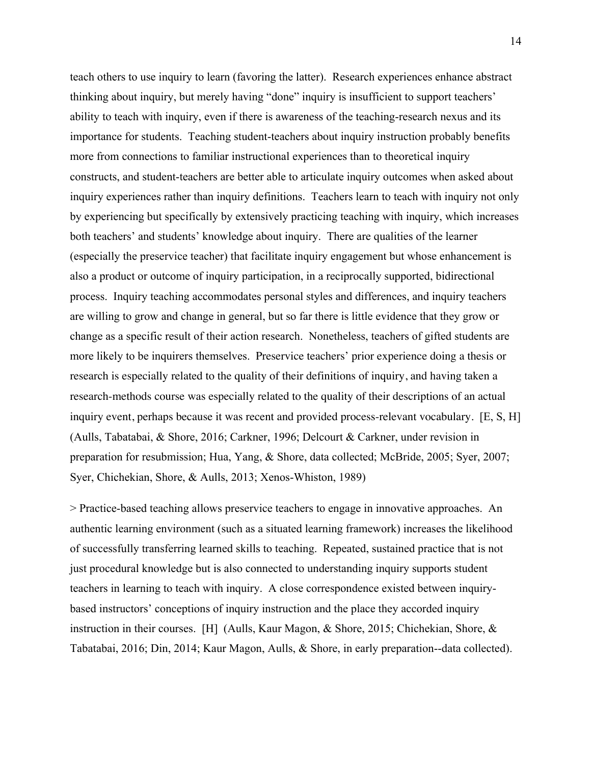teach others to use inquiry to learn (favoring the latter). Research experiences enhance abstract thinking about inquiry, but merely having "done" inquiry is insufficient to support teachers' ability to teach with inquiry, even if there is awareness of the teaching-research nexus and its importance for students. Teaching student-teachers about inquiry instruction probably benefits more from connections to familiar instructional experiences than to theoretical inquiry constructs, and student-teachers are better able to articulate inquiry outcomes when asked about inquiry experiences rather than inquiry definitions. Teachers learn to teach with inquiry not only by experiencing but specifically by extensively practicing teaching with inquiry, which increases both teachers' and students' knowledge about inquiry. There are qualities of the learner (especially the preservice teacher) that facilitate inquiry engagement but whose enhancement is also a product or outcome of inquiry participation, in a reciprocally supported, bidirectional process. Inquiry teaching accommodates personal styles and differences, and inquiry teachers are willing to grow and change in general, but so far there is little evidence that they grow or change as a specific result of their action research. Nonetheless, teachers of gifted students are more likely to be inquirers themselves. Preservice teachers' prior experience doing a thesis or research is especially related to the quality of their definitions of inquiry, and having taken a research-methods course was especially related to the quality of their descriptions of an actual inquiry event, perhaps because it was recent and provided process-relevant vocabulary. [E, S, H] (Aulls, Tabatabai, & Shore, 2016; Carkner, 1996; Delcourt & Carkner, under revision in preparation for resubmission; Hua, Yang, & Shore, data collected; McBride, 2005; Syer, 2007; Syer, Chichekian, Shore, & Aulls, 2013; Xenos-Whiston, 1989)

> Practice-based teaching allows preservice teachers to engage in innovative approaches. An authentic learning environment (such as a situated learning framework) increases the likelihood of successfully transferring learned skills to teaching. Repeated, sustained practice that is not just procedural knowledge but is also connected to understanding inquiry supports student teachers in learning to teach with inquiry. A close correspondence existed between inquiry-based instructors' conceptions of inquiry instruction and the place they accorded inquiry instruction in their courses. [H] (Aulls, Kaur Magon, & Shore, 2015; Chichekian, Shore, & Tabatabai, 2016; Din, 2014; Kaur Magon, Aulls, & Shore, in early preparation--data collected).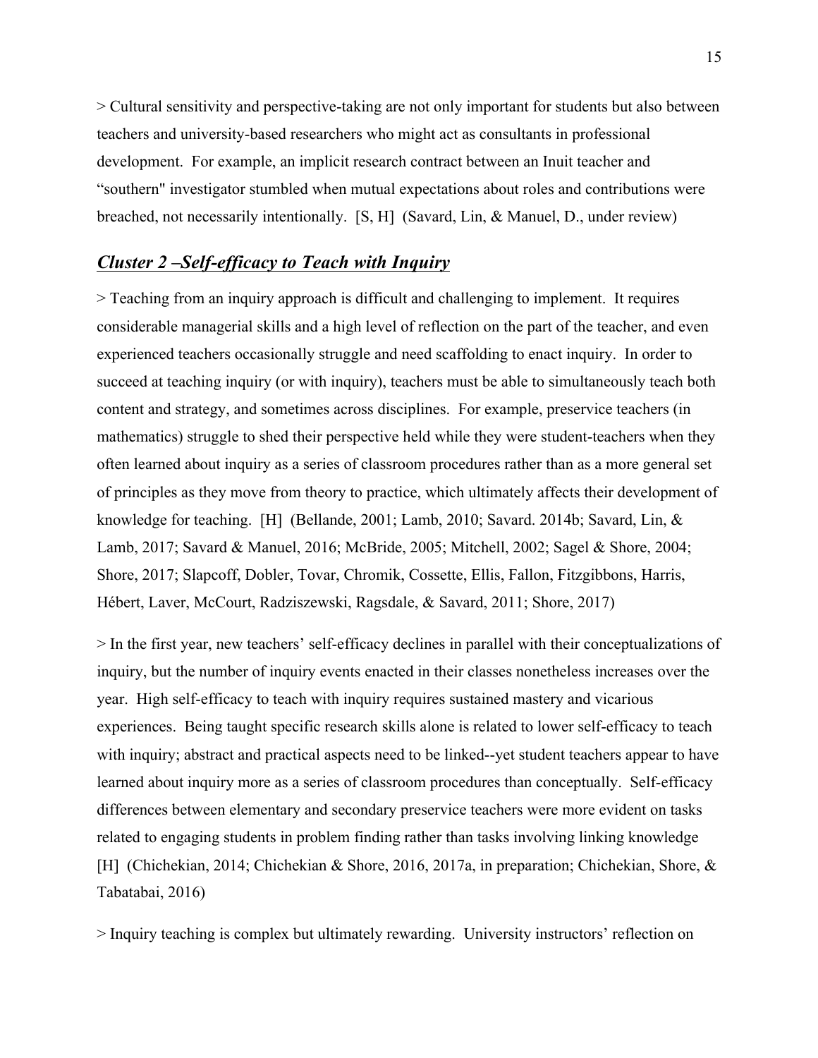> Cultural sensitivity and perspective-taking are not only important for students but also between teachers and university-based researchers who might act as consultants in professional development. For example, an implicit research contract between an Inuit teacher and "southern" investigator stumbled when mutual expectations about roles and contributions were breached, not necessarily intentionally. [S, H] (Savard, Lin, & Manuel, D., under review)

## ***Cluster 2 –Self-efficacy to Teach with Inquiry***

> Teaching from an inquiry approach is difficult and challenging to implement. It requires considerable managerial skills and a high level of reflection on the part of the teacher, and even experienced teachers occasionally struggle and need scaffolding to enact inquiry. In order to succeed at teaching inquiry (or with inquiry), teachers must be able to simultaneously teach both content and strategy, and sometimes across disciplines. For example, preservice teachers (in mathematics) struggle to shed their perspective held while they were student-teachers when they often learned about inquiry as a series of classroom procedures rather than as a more general set of principles as they move from theory to practice, which ultimately affects their development of knowledge for teaching. [H] (Bellande, 2001; Lamb, 2010; Savard. 2014b; Savard, Lin, & Lamb, 2017; Savard & Manuel, 2016; McBride, 2005; Mitchell, 2002; Sagel & Shore, 2004; Shore, 2017; Slapcoff, Dobler, Tovar, Chromik, Cossette, Ellis, Fallon, Fitzgibbons, Harris, Hébert, Laver, McCourt, Radziszewski, Ragsdale, & Savard, 2011; Shore, 2017)

> In the first year, new teachers' self-efficacy declines in parallel with their conceptualizations of inquiry, but the number of inquiry events enacted in their classes nonetheless increases over the year. High self-efficacy to teach with inquiry requires sustained mastery and vicarious experiences. Being taught specific research skills alone is related to lower self-efficacy to teach with inquiry; abstract and practical aspects need to be linked--yet student teachers appear to have learned about inquiry more as a series of classroom procedures than conceptually. Self-efficacy differences between elementary and secondary preservice teachers were more evident on tasks related to engaging students in problem finding rather than tasks involving linking knowledge [H] (Chichekian, 2014; Chichekian & Shore, 2016, 2017a, in preparation; Chichekian, Shore, & Tabatabai, 2016)

> Inquiry teaching is complex but ultimately rewarding. University instructors' reflection on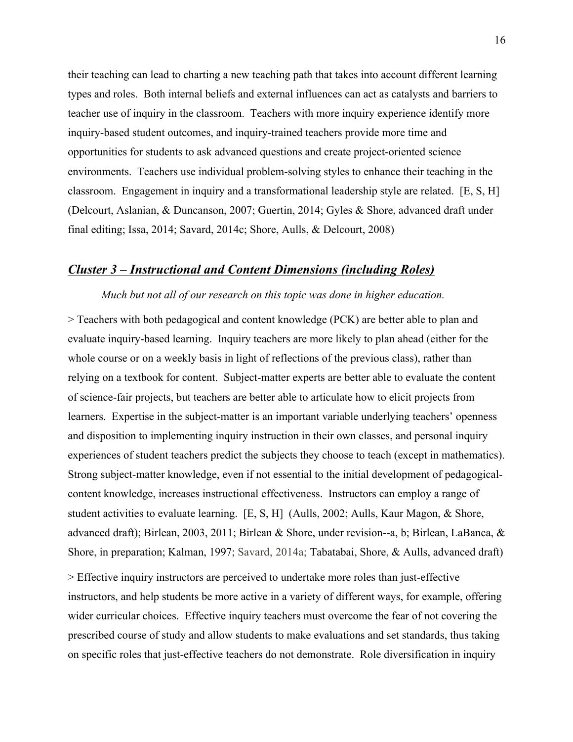their teaching can lead to charting a new teaching path that takes into account different learning types and roles. Both internal beliefs and external influences can act as catalysts and barriers to teacher use of inquiry in the classroom. Teachers with more inquiry experience identify more inquiry-based student outcomes, and inquiry-trained teachers provide more time and opportunities for students to ask advanced questions and create project-oriented science environments. Teachers use individual problem-solving styles to enhance their teaching in the classroom. Engagement in inquiry and a transformational leadership style are related. [E, S, H] (Delcourt, Aslanian, & Duncanson, 2007; Guertin, 2014; Gyles & Shore, advanced draft under final editing; Issa, 2014; Savard, 2014c; Shore, Aulls, & Delcourt, 2008)

## ***Cluster 3 – Instructional and Content Dimensions (including Roles)***

*Much but not all of our research on this topic was done in higher education.*

> Teachers with both pedagogical and content knowledge (PCK) are better able to plan and evaluate inquiry-based learning. Inquiry teachers are more likely to plan ahead (either for the whole course or on a weekly basis in light of reflections of the previous class), rather than relying on a textbook for content. Subject-matter experts are better able to evaluate the content of science-fair projects, but teachers are better able to articulate how to elicit projects from learners. Expertise in the subject-matter is an important variable underlying teachers' openness and disposition to implementing inquiry instruction in their own classes, and personal inquiry experiences of student teachers predict the subjects they choose to teach (except in mathematics). Strong subject-matter knowledge, even if not essential to the initial development of pedagogical-content knowledge, increases instructional effectiveness. Instructors can employ a range of student activities to evaluate learning. [E, S, H] (Aulls, 2002; Aulls, Kaur Magon, & Shore, advanced draft); Birlean, 2003, 2011; Birlean & Shore, under revision--a, b; Birlean, LaBanca, & Shore, in preparation; Kalman, 1997; Savard, 2014a; Tabatabai, Shore, & Aulls, advanced draft)

> Effective inquiry instructors are perceived to undertake more roles than just-effective instructors, and help students be more active in a variety of different ways, for example, offering wider curricular choices. Effective inquiry teachers must overcome the fear of not covering the prescribed course of study and allow students to make evaluations and set standards, thus taking on specific roles that just-effective teachers do not demonstrate. Role diversification in inquiry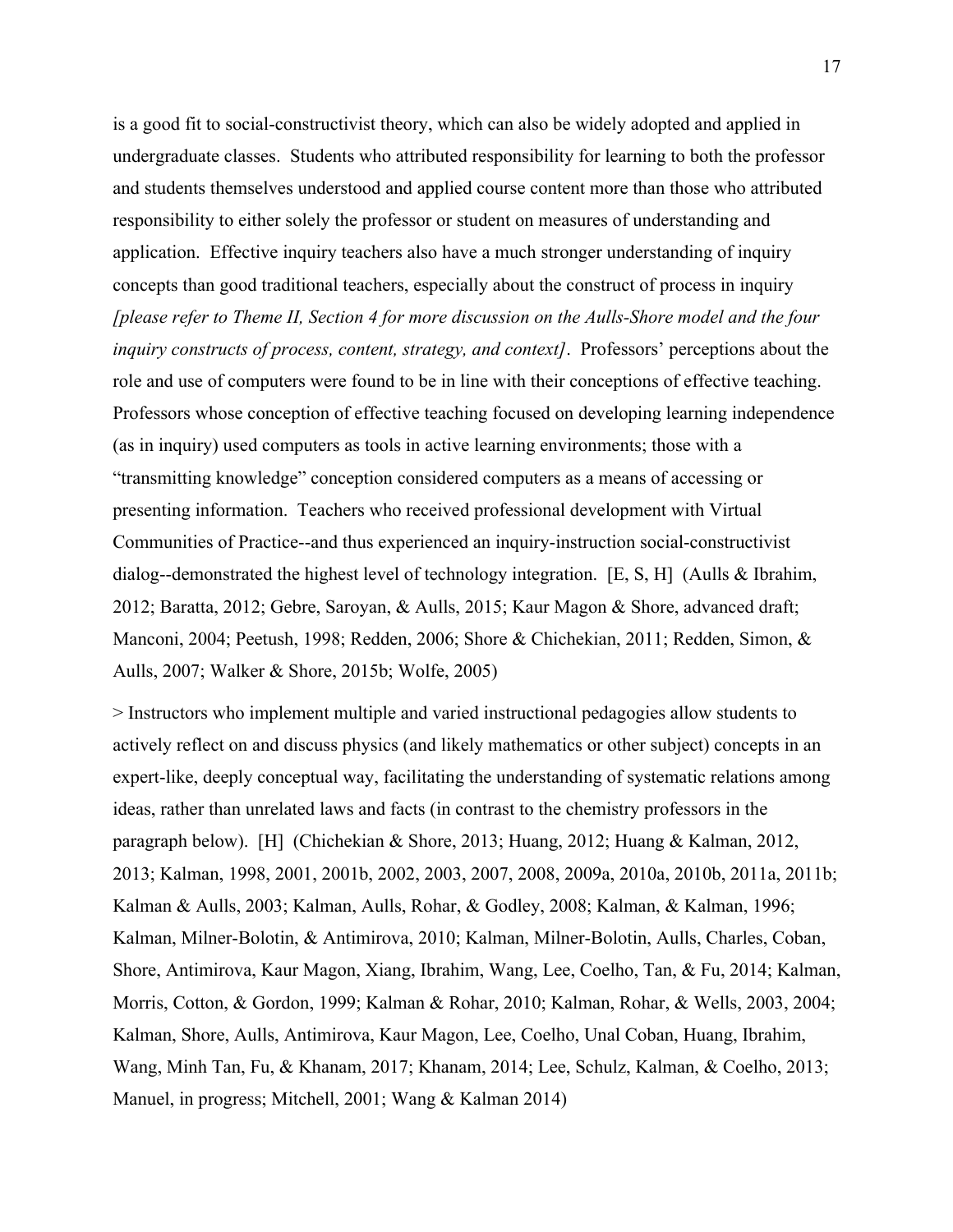is a good fit to social-constructivist theory, which can also be widely adopted and applied in undergraduate classes. Students who attributed responsibility for learning to both the professor and students themselves understood and applied course content more than those who attributed responsibility to either solely the professor or student on measures of understanding and application. Effective inquiry teachers also have a much stronger understanding of inquiry concepts than good traditional teachers, especially about the construct of process in inquiry *[please refer to Theme II, Section 4 for more discussion on the Aulls-Shore model and the four inquiry constructs of process, content, strategy, and context]*. Professors' perceptions about the role and use of computers were found to be in line with their conceptions of effective teaching. Professors whose conception of effective teaching focused on developing learning independence (as in inquiry) used computers as tools in active learning environments; those with a "transmitting knowledge" conception considered computers as a means of accessing or presenting information. Teachers who received professional development with Virtual Communities of Practice--and thus experienced an inquiry-instruction social-constructivist dialog--demonstrated the highest level of technology integration. [E, S, H] (Aulls & Ibrahim, 2012; Baratta, 2012; Gebre, Saroyan, & Aulls, 2015; Kaur Magon & Shore, advanced draft; Manconi, 2004; Peetush, 1998; Redden, 2006; Shore & Chichekian, 2011; Redden, Simon, & Aulls, 2007; Walker & Shore, 2015b; Wolfe, 2005)

> Instructors who implement multiple and varied instructional pedagogies allow students to actively reflect on and discuss physics (and likely mathematics or other subject) concepts in an expert-like, deeply conceptual way, facilitating the understanding of systematic relations among ideas, rather than unrelated laws and facts (in contrast to the chemistry professors in the paragraph below). [H] (Chichekian & Shore, 2013; Huang, 2012; Huang & Kalman, 2012, 2013; Kalman, 1998, 2001, 2001b, 2002, 2003, 2007, 2008, 2009a, 2010a, 2010b, 2011a, 2011b; Kalman & Aulls, 2003; Kalman, Aulls, Rohar, & Godley, 2008; Kalman, & Kalman, 1996; Kalman, Milner-Bolotin, & Antimirova, 2010; Kalman, Milner-Bolotin, Aulls, Charles, Coban, Shore, Antimirova, Kaur Magon, Xiang, Ibrahim, Wang, Lee, Coelho, Tan, & Fu, 2014; Kalman, Morris, Cotton, & Gordon, 1999; Kalman & Rohar, 2010; Kalman, Rohar, & Wells, 2003, 2004; Kalman, Shore, Aulls, Antimirova, Kaur Magon, Lee, Coelho, Unal Coban, Huang, Ibrahim, Wang, Minh Tan, Fu, & Khanam, 2017; Khanam, 2014; Lee, Schulz, Kalman, & Coelho, 2013; Manuel, in progress; Mitchell, 2001; Wang & Kalman 2014)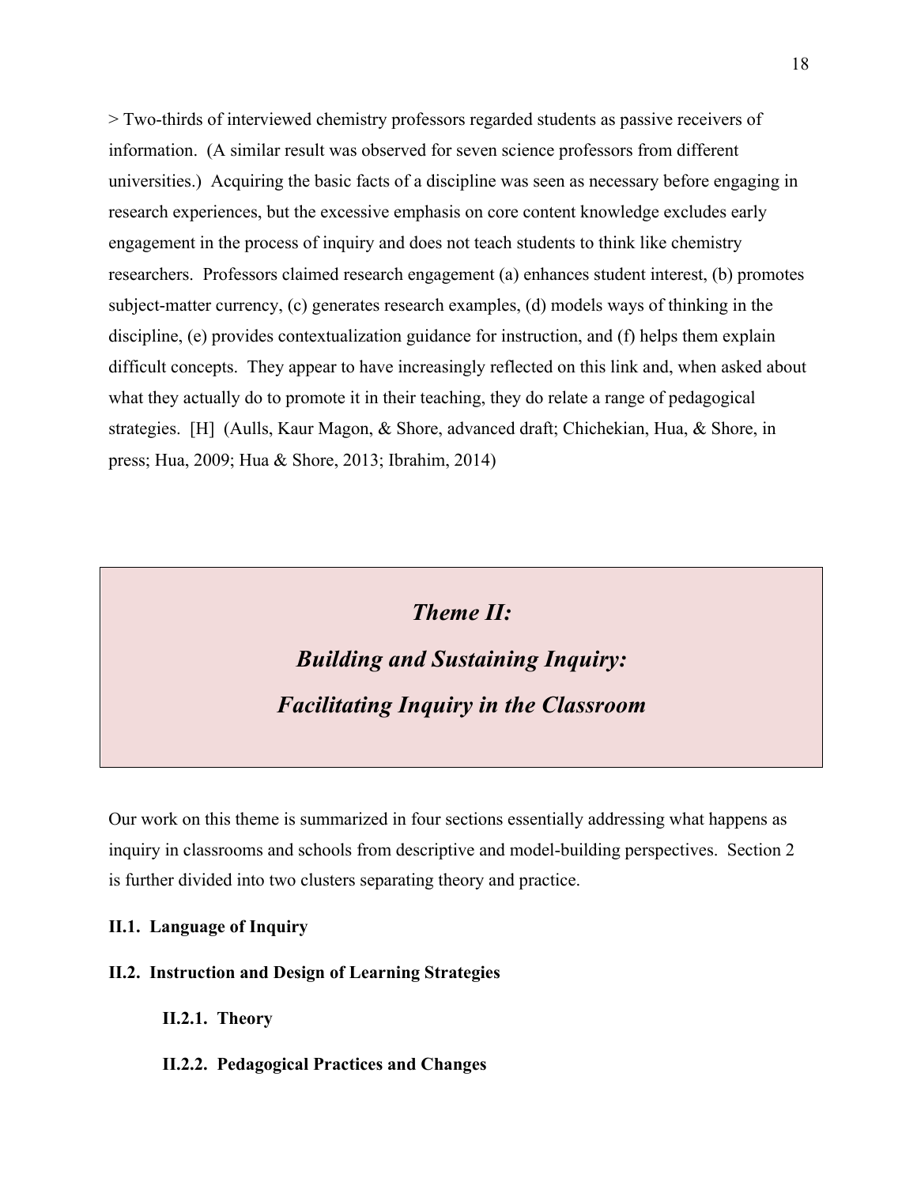> Two-thirds of interviewed chemistry professors regarded students as passive receivers of information. (A similar result was observed for seven science professors from different universities.) Acquiring the basic facts of a discipline was seen as necessary before engaging in research experiences, but the excessive emphasis on core content knowledge excludes early engagement in the process of inquiry and does not teach students to think like chemistry researchers. Professors claimed research engagement (a) enhances student interest, (b) promotes subject-matter currency, (c) generates research examples, (d) models ways of thinking in the discipline, (e) provides contextualization guidance for instruction, and (f) helps them explain difficult concepts. They appear to have increasingly reflected on this link and, when asked about what they actually do to promote it in their teaching, they do relate a range of pedagogical strategies. [H] (Aulls, Kaur Magon, & Shore, advanced draft; Chichekian, Hua, & Shore, in press; Hua, 2009; Hua & Shore, 2013; Ibrahim, 2014)

# *Theme II:*
# *Building and Sustaining Inquiry:*
# *Facilitating Inquiry in the Classroom*

Our work on this theme is summarized in four sections essentially addressing what happens as inquiry in classrooms and schools from descriptive and model-building perspectives. Section 2 is further divided into two clusters separating theory and practice.

**II.1. Language of Inquiry**

**II.2. Instruction and Design of Learning Strategies**

**II.2.1. Theory**

**II.2.2. Pedagogical Practices and Changes**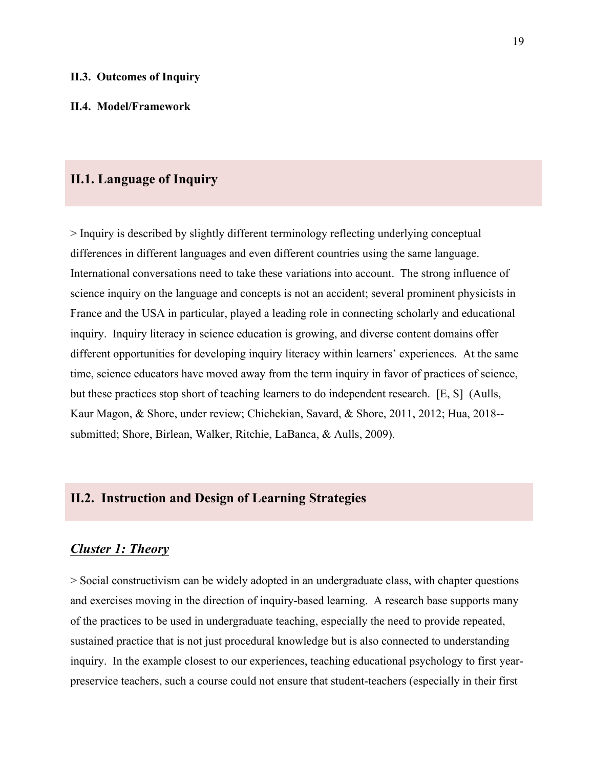**II.3. Outcomes of Inquiry**

**II.4. Model/Framework**

## II.1. Language of Inquiry

> Inquiry is described by slightly different terminology reflecting underlying conceptual differences in different languages and even different countries using the same language. International conversations need to take these variations into account. The strong influence of science inquiry on the language and concepts is not an accident; several prominent physicists in France and the USA in particular, played a leading role in connecting scholarly and educational inquiry. Inquiry literacy in science education is growing, and diverse content domains offer different opportunities for developing inquiry literacy within learners' experiences. At the same time, science educators have moved away from the term inquiry in favor of practices of science, but these practices stop short of teaching learners to do independent research. [E, S] (Aulls, Kaur Magon, & Shore, under review; Chichekian, Savard, & Shore, 2011, 2012; Hua, 2018--submitted; Shore, Birlean, Walker, Ritchie, LaBanca, & Aulls, 2009).

## II.2. Instruction and Design of Learning Strategies

### ***Cluster 1: Theory***

> Social constructivism can be widely adopted in an undergraduate class, with chapter questions and exercises moving in the direction of inquiry-based learning. A research base supports many of the practices to be used in undergraduate teaching, especially the need to provide repeated, sustained practice that is not just procedural knowledge but is also connected to understanding inquiry. In the example closest to our experiences, teaching educational psychology to first year-preservice teachers, such a course could not ensure that student-teachers (especially in their first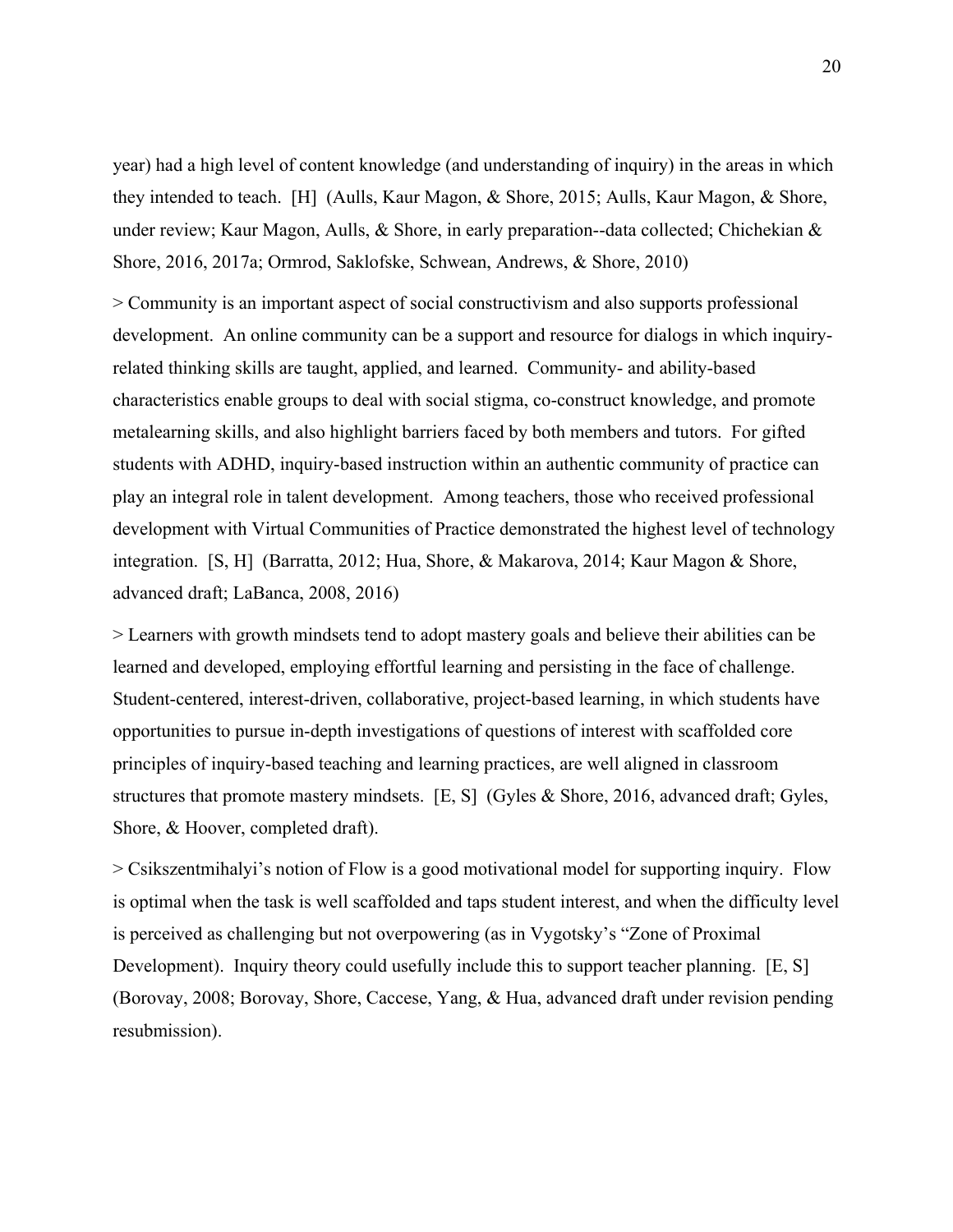year) had a high level of content knowledge (and understanding of inquiry) in the areas in which they intended to teach. [H] (Aulls, Kaur Magon, & Shore, 2015; Aulls, Kaur Magon, & Shore, under review; Kaur Magon, Aulls, & Shore, in early preparation--data collected; Chichekian & Shore, 2016, 2017a; Ormrod, Saklofske, Schwean, Andrews, & Shore, 2010)

> Community is an important aspect of social constructivism and also supports professional development. An online community can be a support and resource for dialogs in which inquiry-related thinking skills are taught, applied, and learned. Community- and ability-based characteristics enable groups to deal with social stigma, co-construct knowledge, and promote metalearning skills, and also highlight barriers faced by both members and tutors. For gifted students with ADHD, inquiry-based instruction within an authentic community of practice can play an integral role in talent development. Among teachers, those who received professional development with Virtual Communities of Practice demonstrated the highest level of technology integration. [S, H] (Barratta, 2012; Hua, Shore, & Makarova, 2014; Kaur Magon & Shore, advanced draft; LaBanca, 2008, 2016)

> Learners with growth mindsets tend to adopt mastery goals and believe their abilities can be learned and developed, employing effortful learning and persisting in the face of challenge. Student-centered, interest-driven, collaborative, project-based learning, in which students have opportunities to pursue in-depth investigations of questions of interest with scaffolded core principles of inquiry-based teaching and learning practices, are well aligned in classroom structures that promote mastery mindsets. [E, S] (Gyles & Shore, 2016, advanced draft; Gyles, Shore, & Hoover, completed draft).

> Csikszentmihalyi's notion of Flow is a good motivational model for supporting inquiry. Flow is optimal when the task is well scaffolded and taps student interest, and when the difficulty level is perceived as challenging but not overpowering (as in Vygotsky's "Zone of Proximal Development). Inquiry theory could usefully include this to support teacher planning. [E, S] (Borovay, 2008; Borovay, Shore, Caccese, Yang, & Hua, advanced draft under revision pending resubmission).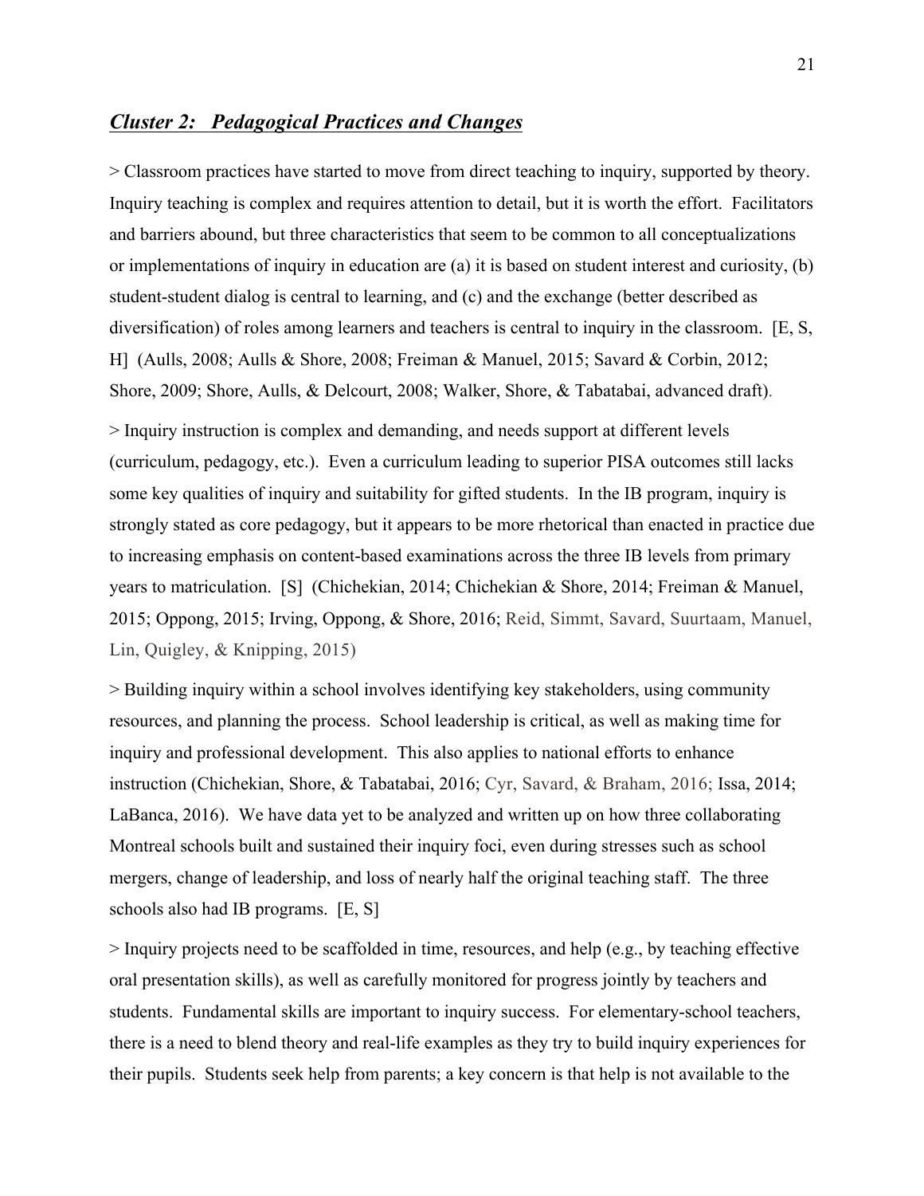### ***Cluster 2: Pedagogical Practices and Changes***

> Classroom practices have started to move from direct teaching to inquiry, supported by theory. Inquiry teaching is complex and requires attention to detail, but it is worth the effort. Facilitators and barriers abound, but three characteristics that seem to be common to all conceptualizations or implementations of inquiry in education are (a) it is based on student interest and curiosity, (b) student-student dialog is central to learning, and (c) and the exchange (better described as diversification) of roles among learners and teachers is central to inquiry in the classroom. [E, S, H] (Aulls, 2008; Aulls & Shore, 2008; Freiman & Manuel, 2015; Savard & Corbin, 2012; Shore, 2009; Shore, Aulls, & Delcourt, 2008; Walker, Shore, & Tabatabai, advanced draft).

> Inquiry instruction is complex and demanding, and needs support at different levels (curriculum, pedagogy, etc.). Even a curriculum leading to superior PISA outcomes still lacks some key qualities of inquiry and suitability for gifted students. In the IB program, inquiry is strongly stated as core pedagogy, but it appears to be more rhetorical than enacted in practice due to increasing emphasis on content-based examinations across the three IB levels from primary years to matriculation. [S] (Chichekian, 2014; Chichekian & Shore, 2014; Freiman & Manuel, 2015; Oppong, 2015; Irving, Oppong, & Shore, 2016; Reid, Simmt, Savard, Suurtaam, Manuel, Lin, Quigley, & Knipping, 2015)

> Building inquiry within a school involves identifying key stakeholders, using community resources, and planning the process. School leadership is critical, as well as making time for inquiry and professional development. This also applies to national efforts to enhance instruction (Chichekian, Shore, & Tabatabai, 2016; Cyr, Savard, & Braham, 2016; Issa, 2014; LaBanca, 2016). We have data yet to be analyzed and written up on how three collaborating Montreal schools built and sustained their inquiry foci, even during stresses such as school mergers, change of leadership, and loss of nearly half the original teaching staff. The three schools also had IB programs. [E, S]

> Inquiry projects need to be scaffolded in time, resources, and help (e.g., by teaching effective oral presentation skills), as well as carefully monitored for progress jointly by teachers and students. Fundamental skills are important to inquiry success. For elementary-school teachers, there is a need to blend theory and real-life examples as they try to build inquiry experiences for their pupils. Students seek help from parents; a key concern is that help is not available to the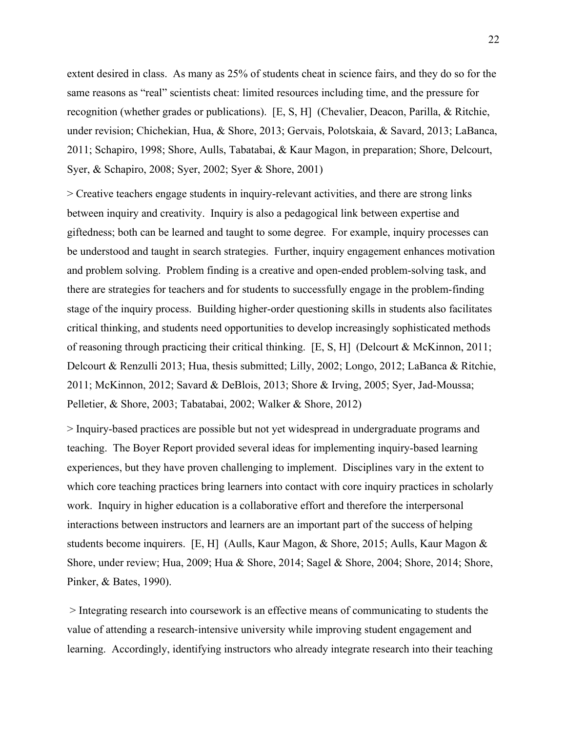extent desired in class. As many as 25% of students cheat in science fairs, and they do so for the same reasons as "real" scientists cheat: limited resources including time, and the pressure for recognition (whether grades or publications). [E, S, H] (Chevalier, Deacon, Parilla, & Ritchie, under revision; Chichekian, Hua, & Shore, 2013; Gervais, Polotskaia, & Savard, 2013; LaBanca, 2011; Schapiro, 1998; Shore, Aulls, Tabatabai, & Kaur Magon, in preparation; Shore, Delcourt, Syer, & Schapiro, 2008; Syer, 2002; Syer & Shore, 2001)

> Creative teachers engage students in inquiry-relevant activities, and there are strong links between inquiry and creativity. Inquiry is also a pedagogical link between expertise and giftedness; both can be learned and taught to some degree. For example, inquiry processes can be understood and taught in search strategies. Further, inquiry engagement enhances motivation and problem solving. Problem finding is a creative and open-ended problem-solving task, and there are strategies for teachers and for students to successfully engage in the problem-finding stage of the inquiry process. Building higher-order questioning skills in students also facilitates critical thinking, and students need opportunities to develop increasingly sophisticated methods of reasoning through practicing their critical thinking. [E, S, H] (Delcourt & McKinnon, 2011; Delcourt & Renzulli 2013; Hua, thesis submitted; Lilly, 2002; Longo, 2012; LaBanca & Ritchie, 2011; McKinnon, 2012; Savard & DeBlois, 2013; Shore & Irving, 2005; Syer, Jad-Moussa; Pelletier, & Shore, 2003; Tabatabai, 2002; Walker & Shore, 2012)

> Inquiry-based practices are possible but not yet widespread in undergraduate programs and teaching. The Boyer Report provided several ideas for implementing inquiry-based learning experiences, but they have proven challenging to implement. Disciplines vary in the extent to which core teaching practices bring learners into contact with core inquiry practices in scholarly work. Inquiry in higher education is a collaborative effort and therefore the interpersonal interactions between instructors and learners are an important part of the success of helping students become inquirers. [E, H] (Aulls, Kaur Magon, & Shore, 2015; Aulls, Kaur Magon & Shore, under review; Hua, 2009; Hua & Shore, 2014; Sagel & Shore, 2004; Shore, 2014; Shore, Pinker, & Bates, 1990).

> Integrating research into coursework is an effective means of communicating to students the value of attending a research-intensive university while improving student engagement and learning. Accordingly, identifying instructors who already integrate research into their teaching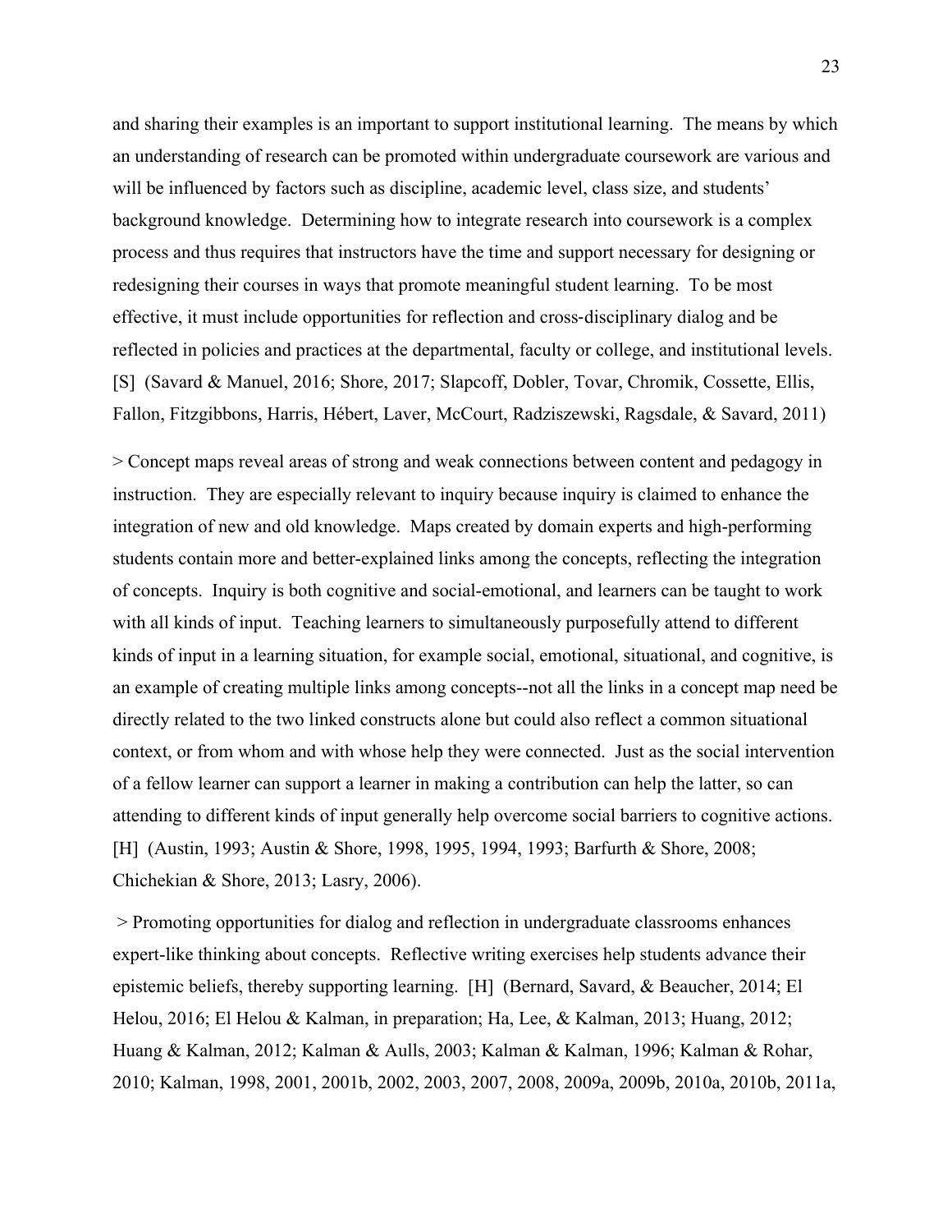and sharing their examples is an important to support institutional learning. The means by which an understanding of research can be promoted within undergraduate coursework are various and will be influenced by factors such as discipline, academic level, class size, and students' background knowledge. Determining how to integrate research into coursework is a complex process and thus requires that instructors have the time and support necessary for designing or redesigning their courses in ways that promote meaningful student learning. To be most effective, it must include opportunities for reflection and cross-disciplinary dialog and be reflected in policies and practices at the departmental, faculty or college, and institutional levels. [S] (Savard & Manuel, 2016; Shore, 2017; Slapcoff, Dobler, Tovar, Chromik, Cossette, Ellis, Fallon, Fitzgibbons, Harris, Hébert, Laver, McCourt, Radziszewski, Ragsdale, & Savard, 2011)

> Concept maps reveal areas of strong and weak connections between content and pedagogy in instruction. They are especially relevant to inquiry because inquiry is claimed to enhance the integration of new and old knowledge. Maps created by domain experts and high-performing students contain more and better-explained links among the concepts, reflecting the integration of concepts. Inquiry is both cognitive and social-emotional, and learners can be taught to work with all kinds of input. Teaching learners to simultaneously purposefully attend to different kinds of input in a learning situation, for example social, emotional, situational, and cognitive, is an example of creating multiple links among concepts--not all the links in a concept map need be directly related to the two linked constructs alone but could also reflect a common situational context, or from whom and with whose help they were connected. Just as the social intervention of a fellow learner can support a learner in making a contribution can help the latter, so can attending to different kinds of input generally help overcome social barriers to cognitive actions. [H] (Austin, 1993; Austin & Shore, 1998, 1995, 1994, 1993; Barfurth & Shore, 2008; Chichekian & Shore, 2013; Lasry, 2006).

> Promoting opportunities for dialog and reflection in undergraduate classrooms enhances expert-like thinking about concepts. Reflective writing exercises help students advance their epistemic beliefs, thereby supporting learning. [H] (Bernard, Savard, & Beaucher, 2014; El Helou, 2016; El Helou & Kalman, in preparation; Ha, Lee, & Kalman, 2013; Huang, 2012; Huang & Kalman, 2012; Kalman & Aulls, 2003; Kalman & Kalman, 1996; Kalman & Rohar, 2010; Kalman, 1998, 2001, 2001b, 2002, 2003, 2007, 2008, 2009a, 2009b, 2010a, 2010b, 2011a,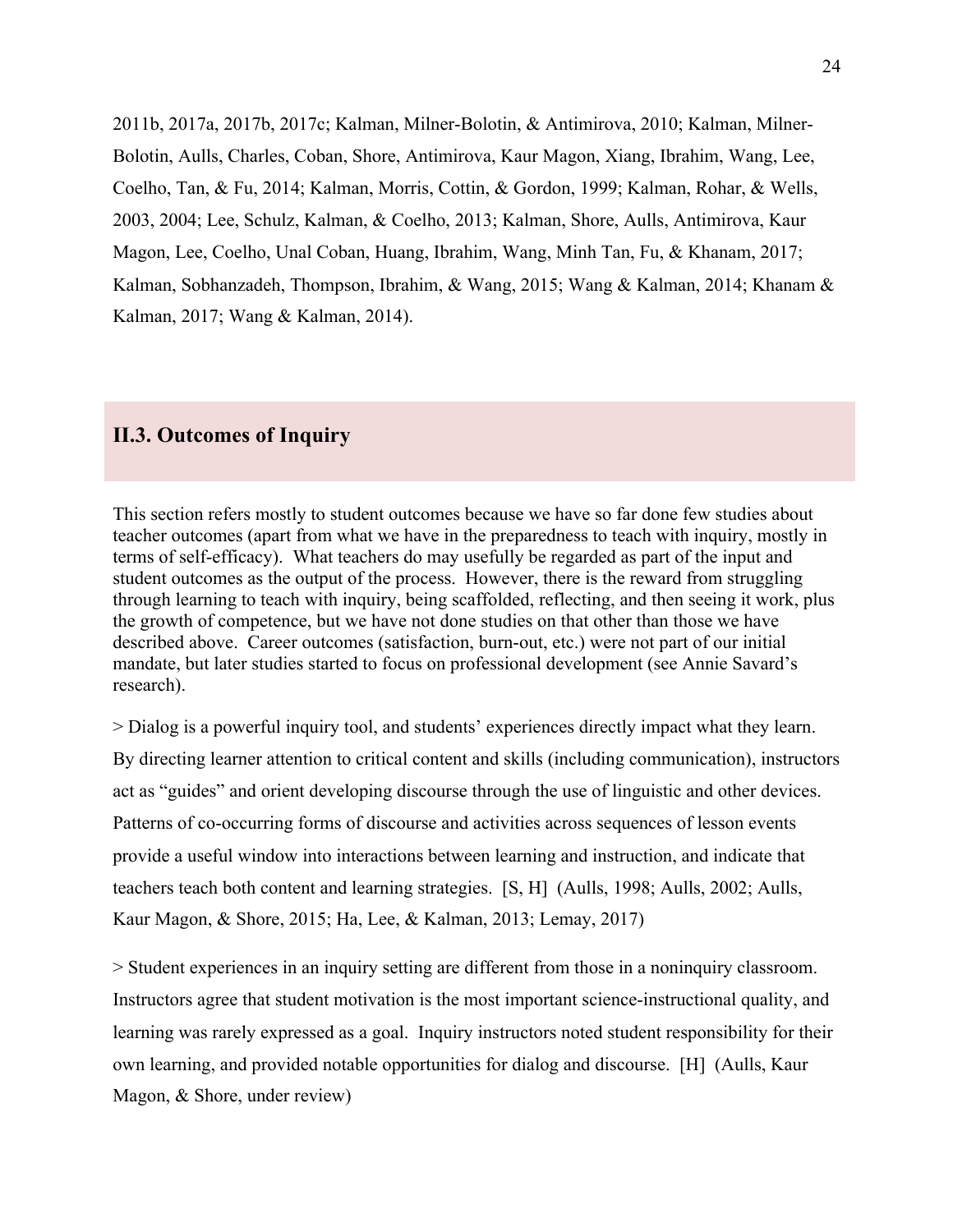2011b, 2017a, 2017b, 2017c; Kalman, Milner-Bolotin, & Antimirova, 2010; Kalman, Milner-Bolotin, Aulls, Charles, Coban, Shore, Antimirova, Kaur Magon, Xiang, Ibrahim, Wang, Lee, Coelho, Tan, & Fu, 2014; Kalman, Morris, Cottin, & Gordon, 1999; Kalman, Rohar, & Wells, 2003, 2004; Lee, Schulz, Kalman, & Coelho, 2013; Kalman, Shore, Aulls, Antimirova, Kaur Magon, Lee, Coelho, Unal Coban, Huang, Ibrahim, Wang, Minh Tan, Fu, & Khanam, 2017; Kalman, Sobhanzadeh, Thompson, Ibrahim, & Wang, 2015; Wang & Kalman, 2014; Khanam & Kalman, 2017; Wang & Kalman, 2014).

## II.3. Outcomes of Inquiry

This section refers mostly to student outcomes because we have so far done few studies about teacher outcomes (apart from what we have in the preparedness to teach with inquiry, mostly in terms of self-efficacy). What teachers do may usefully be regarded as part of the input and student outcomes as the output of the process. However, there is the reward from struggling through learning to teach with inquiry, being scaffolded, reflecting, and then seeing it work, plus the growth of competence, but we have not done studies on that other than those we have described above. Career outcomes (satisfaction, burn-out, etc.) were not part of our initial mandate, but later studies started to focus on professional development (see Annie Savard's research).

> Dialog is a powerful inquiry tool, and students' experiences directly impact what they learn. By directing learner attention to critical content and skills (including communication), instructors act as "guides" and orient developing discourse through the use of linguistic and other devices. Patterns of co-occurring forms of discourse and activities across sequences of lesson events provide a useful window into interactions between learning and instruction, and indicate that teachers teach both content and learning strategies. [S, H] (Aulls, 1998; Aulls, 2002; Aulls, Kaur Magon, & Shore, 2015; Ha, Lee, & Kalman, 2013; Lemay, 2017)

> Student experiences in an inquiry setting are different from those in a noninquiry classroom. Instructors agree that student motivation is the most important science-instructional quality, and learning was rarely expressed as a goal. Inquiry instructors noted student responsibility for their own learning, and provided notable opportunities for dialog and discourse. [H] (Aulls, Kaur Magon, & Shore, under review)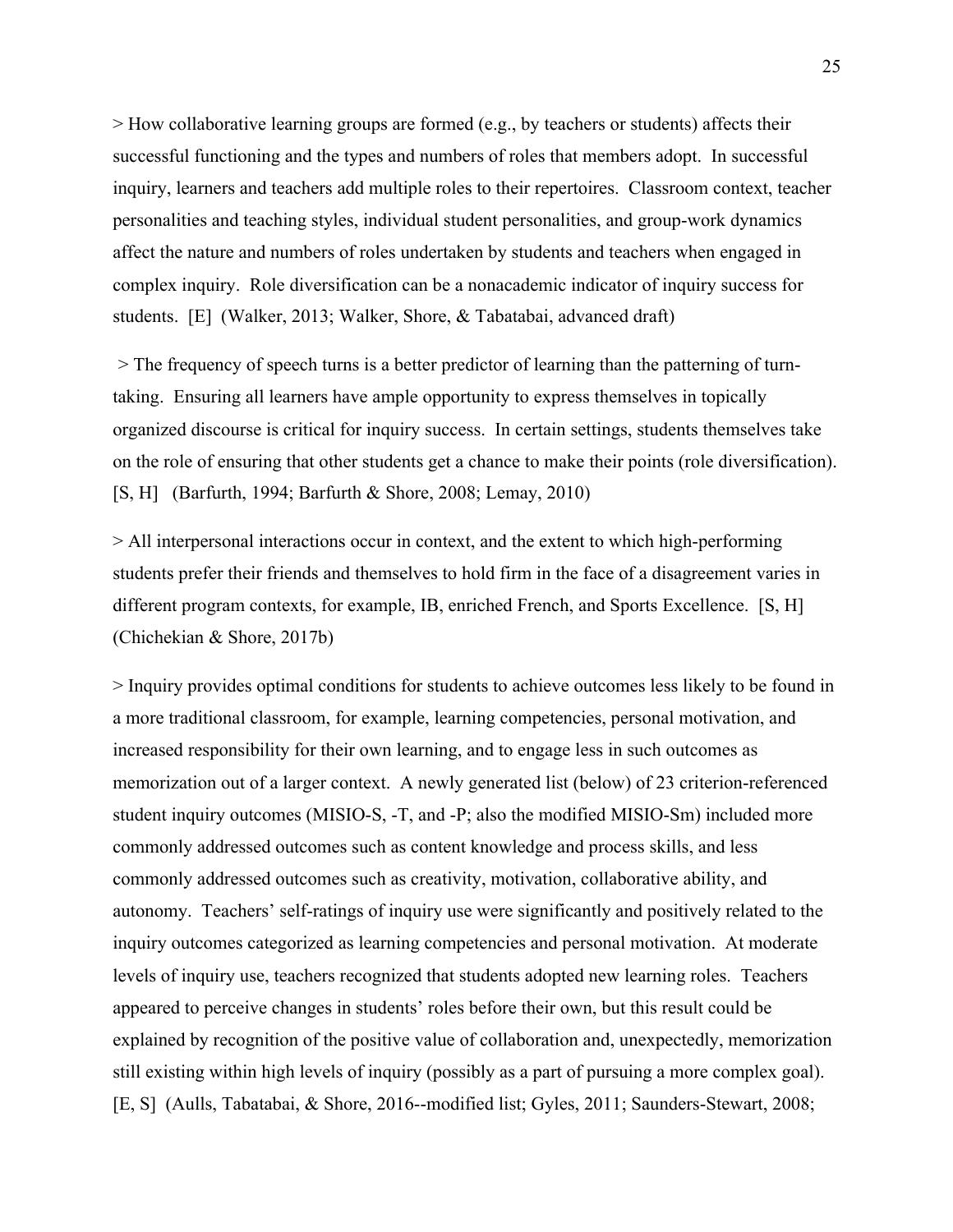> How collaborative learning groups are formed (e.g., by teachers or students) affects their successful functioning and the types and numbers of roles that members adopt. In successful inquiry, learners and teachers add multiple roles to their repertoires. Classroom context, teacher personalities and teaching styles, individual student personalities, and group-work dynamics affect the nature and numbers of roles undertaken by students and teachers when engaged in complex inquiry. Role diversification can be a nonacademic indicator of inquiry success for students. [E] (Walker, 2013; Walker, Shore, & Tabatabai, advanced draft)

> The frequency of speech turns is a better predictor of learning than the patterning of turn-taking. Ensuring all learners have ample opportunity to express themselves in topically organized discourse is critical for inquiry success. In certain settings, students themselves take on the role of ensuring that other students get a chance to make their points (role diversification). [S, H] (Barfurth, 1994; Barfurth & Shore, 2008; Lemay, 2010)

> All interpersonal interactions occur in context, and the extent to which high-performing students prefer their friends and themselves to hold firm in the face of a disagreement varies in different program contexts, for example, IB, enriched French, and Sports Excellence. [S, H] (Chichekian & Shore, 2017b)

> Inquiry provides optimal conditions for students to achieve outcomes less likely to be found in a more traditional classroom, for example, learning competencies, personal motivation, and increased responsibility for their own learning, and to engage less in such outcomes as memorization out of a larger context. A newly generated list (below) of 23 criterion-referenced student inquiry outcomes (MISIO-S, -T, and -P; also the modified MISIO-Sm) included more commonly addressed outcomes such as content knowledge and process skills, and less commonly addressed outcomes such as creativity, motivation, collaborative ability, and autonomy. Teachers' self-ratings of inquiry use were significantly and positively related to the inquiry outcomes categorized as learning competencies and personal motivation. At moderate levels of inquiry use, teachers recognized that students adopted new learning roles. Teachers appeared to perceive changes in students' roles before their own, but this result could be explained by recognition of the positive value of collaboration and, unexpectedly, memorization still existing within high levels of inquiry (possibly as a part of pursuing a more complex goal). [E, S] (Aulls, Tabatabai, & Shore, 2016--modified list; Gyles, 2011; Saunders-Stewart, 2008;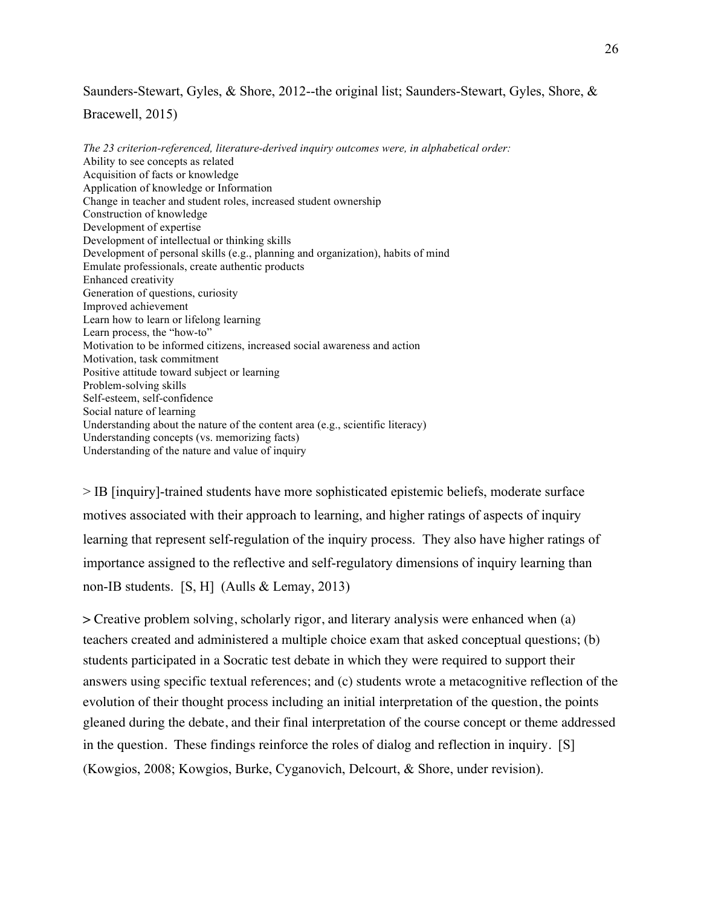Saunders-Stewart, Gyles, & Shore, 2012--the original list; Saunders-Stewart, Gyles, Shore, & Bracewell, 2015)

*The 23 criterion-referenced, literature-derived inquiry outcomes were, in alphabetical order:*

Ability to see concepts as related
Acquisition of facts or knowledge
Application of knowledge or Information
Change in teacher and student roles, increased student ownership
Construction of knowledge
Development of expertise
Development of intellectual or thinking skills
Development of personal skills (e.g., planning and organization), habits of mind
Emulate professionals, create authentic products
Enhanced creativity
Generation of questions, curiosity
Improved achievement
Learn how to learn or lifelong learning
Learn process, the "how-to"
Motivation to be informed citizens, increased social awareness and action
Motivation, task commitment
Positive attitude toward subject or learning
Problem-solving skills
Self-esteem, self-confidence
Social nature of learning
Understanding about the nature of the content area (e.g., scientific literacy)
Understanding concepts (vs. memorizing facts)
Understanding of the nature and value of inquiry

> IB [inquiry]-trained students have more sophisticated epistemic beliefs, moderate surface motives associated with their approach to learning, and higher ratings of aspects of inquiry learning that represent self-regulation of the inquiry process. They also have higher ratings of importance assigned to the reflective and self-regulatory dimensions of inquiry learning than non-IB students. [S, H] (Aulls & Lemay, 2013)

> Creative problem solving, scholarly rigor, and literary analysis were enhanced when (a) teachers created and administered a multiple choice exam that asked conceptual questions; (b) students participated in a Socratic test debate in which they were required to support their answers using specific textual references; and (c) students wrote a metacognitive reflection of the evolution of their thought process including an initial interpretation of the question, the points gleaned during the debate, and their final interpretation of the course concept or theme addressed in the question. These findings reinforce the roles of dialog and reflection in inquiry. [S] (Kowgios, 2008; Kowgios, Burke, Cyganovich, Delcourt, & Shore, under revision).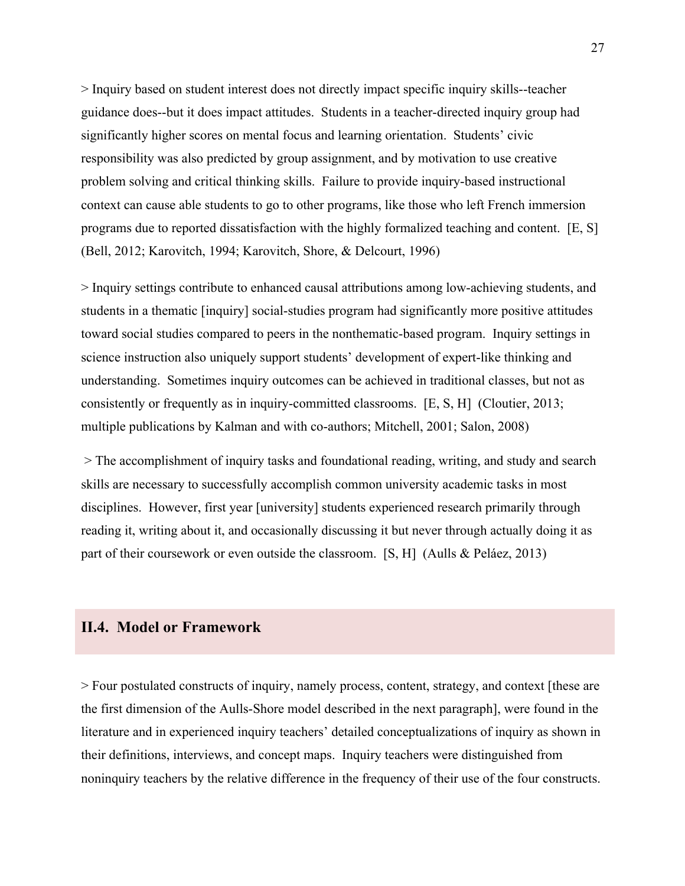> Inquiry based on student interest does not directly impact specific inquiry skills--teacher guidance does--but it does impact attitudes. Students in a teacher-directed inquiry group had significantly higher scores on mental focus and learning orientation. Students' civic responsibility was also predicted by group assignment, and by motivation to use creative problem solving and critical thinking skills. Failure to provide inquiry-based instructional context can cause able students to go to other programs, like those who left French immersion programs due to reported dissatisfaction with the highly formalized teaching and content. [E, S] (Bell, 2012; Karovitch, 1994; Karovitch, Shore, & Delcourt, 1996)

> Inquiry settings contribute to enhanced causal attributions among low-achieving students, and students in a thematic [inquiry] social-studies program had significantly more positive attitudes toward social studies compared to peers in the nonthematic-based program. Inquiry settings in science instruction also uniquely support students' development of expert-like thinking and understanding. Sometimes inquiry outcomes can be achieved in traditional classes, but not as consistently or frequently as in inquiry-committed classrooms. [E, S, H] (Cloutier, 2013; multiple publications by Kalman and with co-authors; Mitchell, 2001; Salon, 2008)

> The accomplishment of inquiry tasks and foundational reading, writing, and study and search skills are necessary to successfully accomplish common university academic tasks in most disciplines. However, first year [university] students experienced research primarily through reading it, writing about it, and occasionally discussing it but never through actually doing it as part of their coursework or even outside the classroom. [S, H] (Aulls & Peláez, 2013)

## II.4. Model or Framework

> Four postulated constructs of inquiry, namely process, content, strategy, and context [these are the first dimension of the Aulls-Shore model described in the next paragraph], were found in the literature and in experienced inquiry teachers' detailed conceptualizations of inquiry as shown in their definitions, interviews, and concept maps. Inquiry teachers were distinguished from noninquiry teachers by the relative difference in the frequency of their use of the four constructs.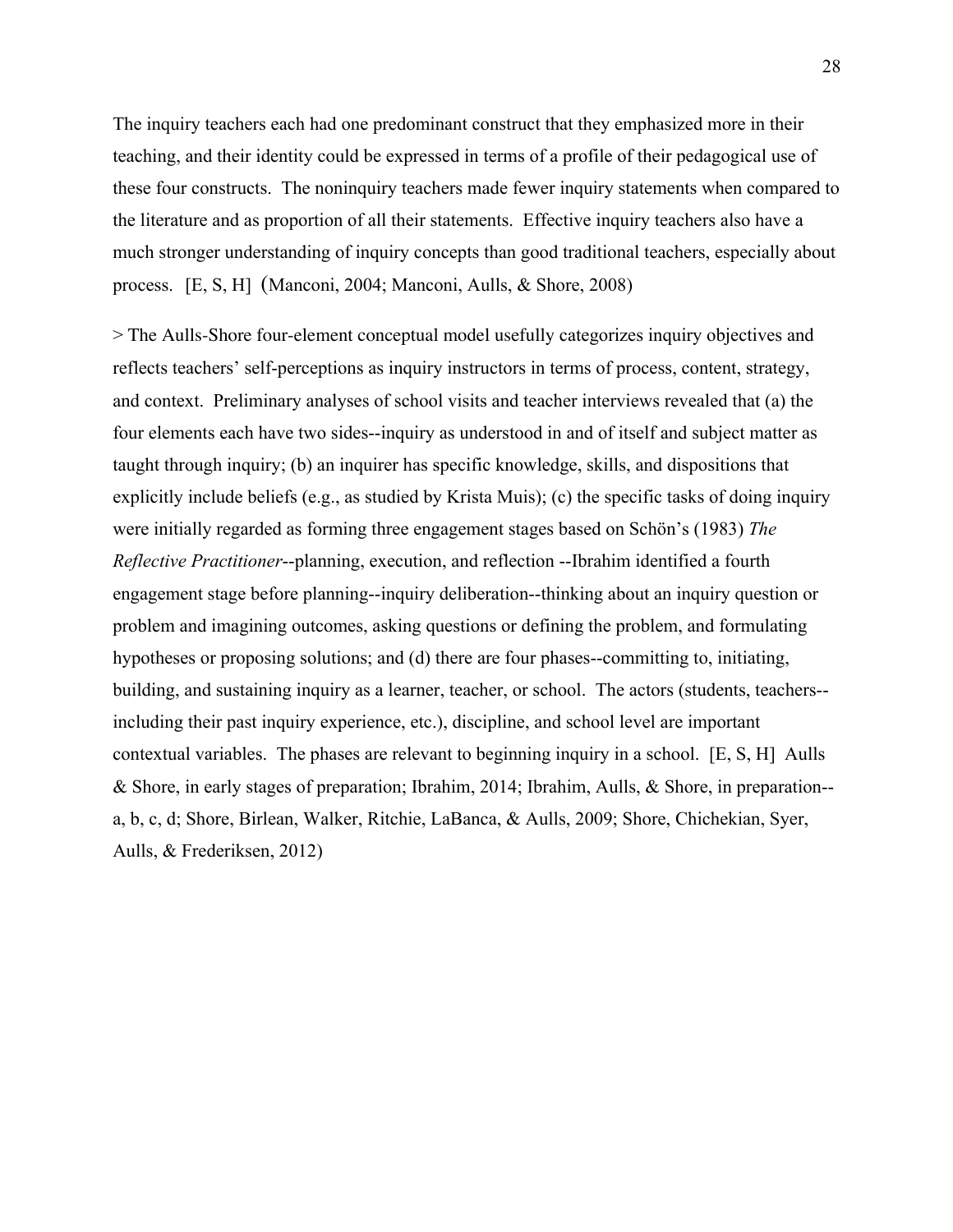The inquiry teachers each had one predominant construct that they emphasized more in their teaching, and their identity could be expressed in terms of a profile of their pedagogical use of these four constructs. The noninquiry teachers made fewer inquiry statements when compared to the literature and as proportion of all their statements. Effective inquiry teachers also have a much stronger understanding of inquiry concepts than good traditional teachers, especially about process. [E, S, H] (Manconi, 2004; Manconi, Aulls, & Shore, 2008)

> The Aulls-Shore four-element conceptual model usefully categorizes inquiry objectives and reflects teachers' self-perceptions as inquiry instructors in terms of process, content, strategy, and context. Preliminary analyses of school visits and teacher interviews revealed that (a) the four elements each have two sides--inquiry as understood in and of itself and subject matter as taught through inquiry; (b) an inquirer has specific knowledge, skills, and dispositions that explicitly include beliefs (e.g., as studied by Krista Muis); (c) the specific tasks of doing inquiry were initially regarded as forming three engagement stages based on Schön's (1983) *The Reflective Practitioner*--planning, execution, and reflection --Ibrahim identified a fourth engagement stage before planning--inquiry deliberation--thinking about an inquiry question or problem and imagining outcomes, asking questions or defining the problem, and formulating hypotheses or proposing solutions; and (d) there are four phases--committing to, initiating, building, and sustaining inquiry as a learner, teacher, or school. The actors (students, teachers--including their past inquiry experience, etc.), discipline, and school level are important contextual variables. The phases are relevant to beginning inquiry in a school. [E, S, H] Aulls & Shore, in early stages of preparation; Ibrahim, 2014; Ibrahim, Aulls, & Shore, in preparation--a, b, c, d; Shore, Birlean, Walker, Ritchie, LaBanca, & Aulls, 2009; Shore, Chichekian, Syer, Aulls, & Frederiksen, 2012)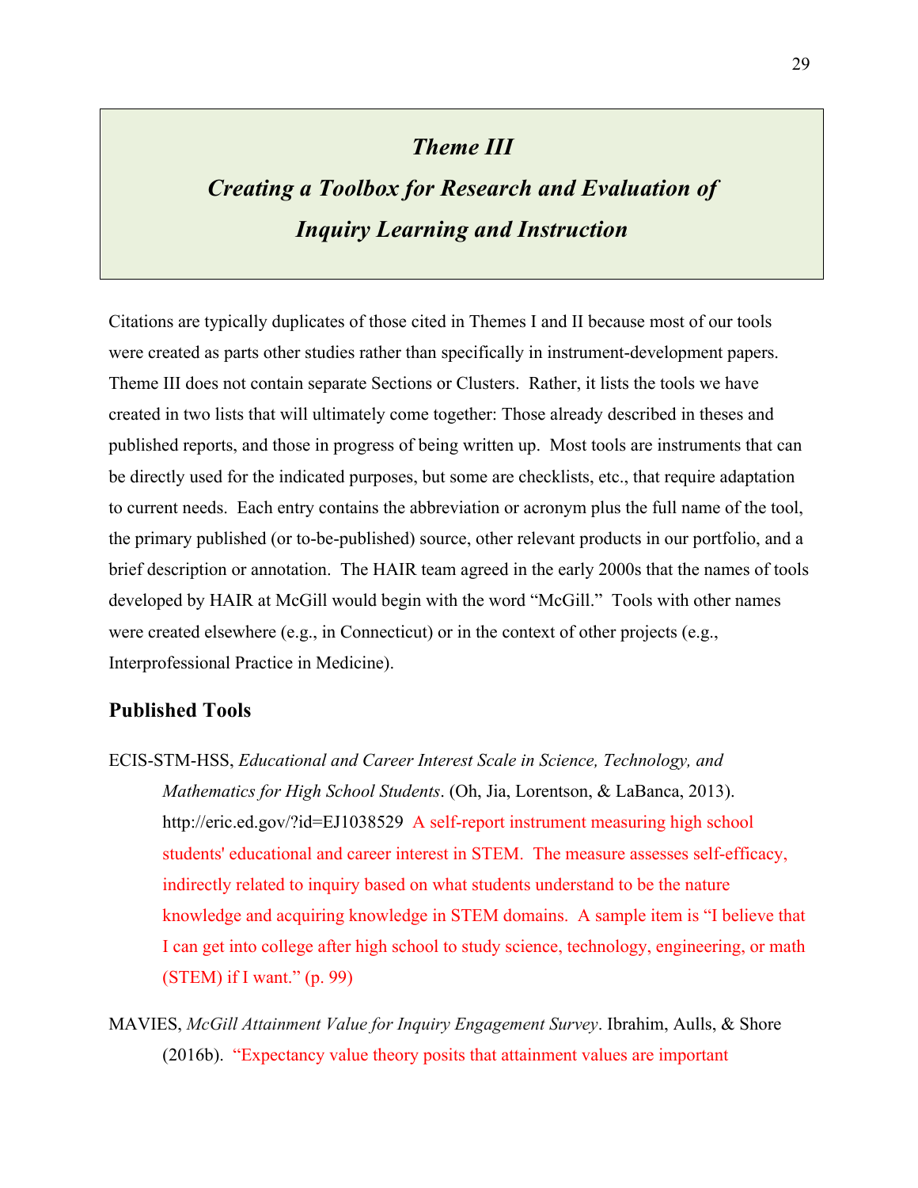# *Theme III*

# *Creating a Toolbox for Research and Evaluation of Inquiry Learning and Instruction*

Citations are typically duplicates of those cited in Themes I and II because most of our tools were created as parts other studies rather than specifically in instrument-development papers. Theme III does not contain separate Sections or Clusters. Rather, it lists the tools we have created in two lists that will ultimately come together: Those already described in theses and published reports, and those in progress of being written up. Most tools are instruments that can be directly used for the indicated purposes, but some are checklists, etc., that require adaptation to current needs. Each entry contains the abbreviation or acronym plus the full name of the tool, the primary published (or to-be-published) source, other relevant products in our portfolio, and a brief description or annotation. The HAIR team agreed in the early 2000s that the names of tools developed by HAIR at McGill would begin with the word "McGill." Tools with other names were created elsewhere (e.g., in Connecticut) or in the context of other projects (e.g., Interprofessional Practice in Medicine).

## Published Tools

ECIS-STM-HSS, *Educational and Career Interest Scale in Science, Technology, and Mathematics for High School Students*. (Oh, Jia, Lorentson, & LaBanca, 2013). http://eric.ed.gov/?id=EJ1038529 A self-report instrument measuring high school students' educational and career interest in STEM. The measure assesses self-efficacy, indirectly related to inquiry based on what students understand to be the nature knowledge and acquiring knowledge in STEM domains. A sample item is "I believe that I can get into college after high school to study science, technology, engineering, or math (STEM) if I want." (p. 99)

MAVIES, *McGill Attainment Value for Inquiry Engagement Survey*. Ibrahim, Aulls, & Shore (2016b). "Expectancy value theory posits that attainment values are important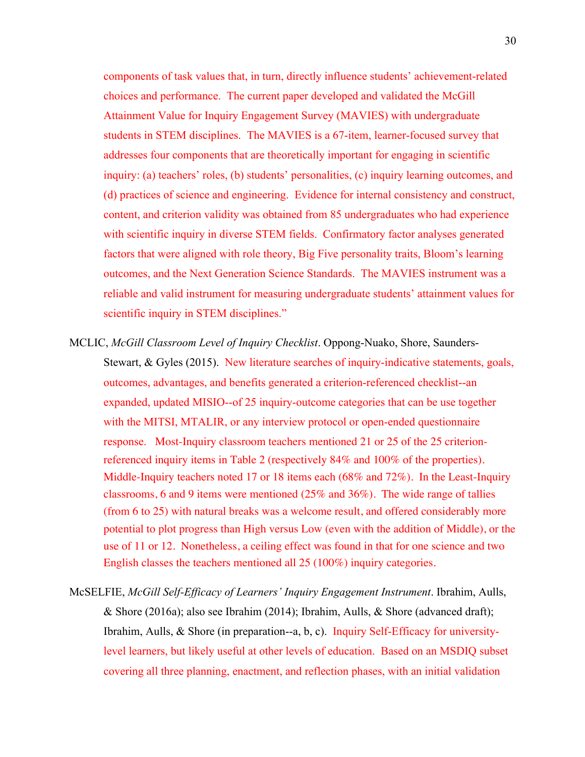components of task values that, in turn, directly influence students' achievement-related choices and performance. The current paper developed and validated the McGill Attainment Value for Inquiry Engagement Survey (MAVIES) with undergraduate students in STEM disciplines. The MAVIES is a 67-item, learner-focused survey that addresses four components that are theoretically important for engaging in scientific inquiry: (a) teachers' roles, (b) students' personalities, (c) inquiry learning outcomes, and (d) practices of science and engineering. Evidence for internal consistency and construct, content, and criterion validity was obtained from 85 undergraduates who had experience with scientific inquiry in diverse STEM fields. Confirmatory factor analyses generated factors that were aligned with role theory, Big Five personality traits, Bloom's learning outcomes, and the Next Generation Science Standards. The MAVIES instrument was a reliable and valid instrument for measuring undergraduate students' attainment values for scientific inquiry in STEM disciplines."

MCLIC, *McGill Classroom Level of Inquiry Checklist*. Oppong-Nuako, Shore, Saunders-Stewart, & Gyles (2015). New literature searches of inquiry-indicative statements, goals, outcomes, advantages, and benefits generated a criterion-referenced checklist--an expanded, updated MISIO--of 25 inquiry-outcome categories that can be use together with the MITSI, MTALIR, or any interview protocol or open-ended questionnaire response. Most-Inquiry classroom teachers mentioned 21 or 25 of the 25 criterion-referenced inquiry items in Table 2 (respectively 84% and 100% of the properties). Middle-Inquiry teachers noted 17 or 18 items each (68% and 72%). In the Least-Inquiry classrooms, 6 and 9 items were mentioned (25% and 36%). The wide range of tallies (from 6 to 25) with natural breaks was a welcome result, and offered considerably more potential to plot progress than High versus Low (even with the addition of Middle), or the use of 11 or 12. Nonetheless, a ceiling effect was found in that for one science and two English classes the teachers mentioned all 25 (100%) inquiry categories.

McSELFIE, *McGill Self-Efficacy of Learners' Inquiry Engagement Instrument*. Ibrahim, Aulls, & Shore (2016a); also see Ibrahim (2014); Ibrahim, Aulls, & Shore (advanced draft); Ibrahim, Aulls, & Shore (in preparation--a, b, c). Inquiry Self-Efficacy for university-level learners, but likely useful at other levels of education. Based on an MSDIQ subset covering all three planning, enactment, and reflection phases, with an initial validation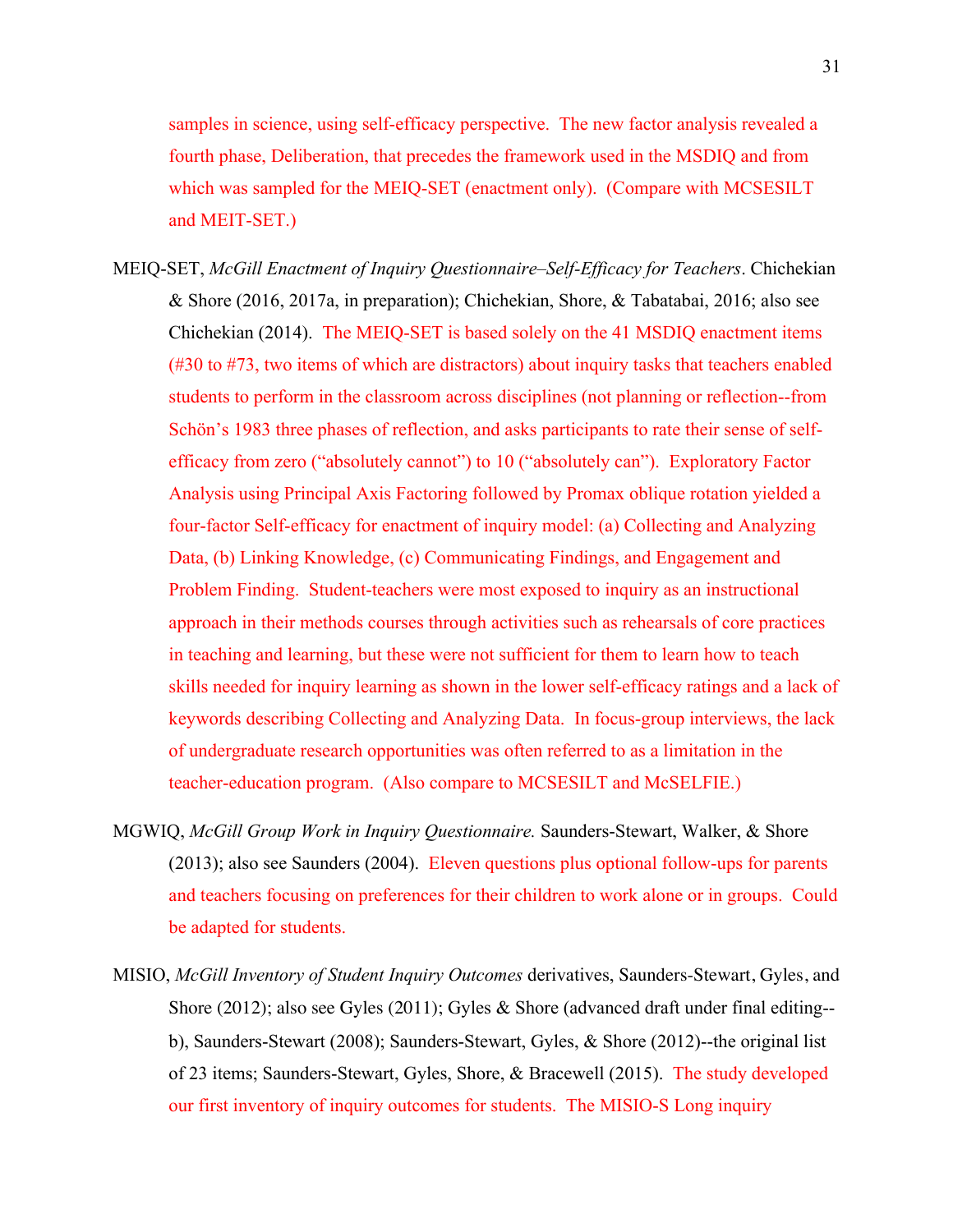samples in science, using self-efficacy perspective. The new factor analysis revealed a fourth phase, Deliberation, that precedes the framework used in the MSDIQ and from which was sampled for the MEIQ-SET (enactment only). (Compare with MCSESILT and MEIT-SET.)

MEIQ-SET, *McGill Enactment of Inquiry Questionnaire–Self-Efficacy for Teachers*. Chichekian & Shore (2016, 2017a, in preparation); Chichekian, Shore, & Tabatabai, 2016; also see Chichekian (2014). The MEIQ-SET is based solely on the 41 MSDIQ enactment items (#30 to #73, two items of which are distractors) about inquiry tasks that teachers enabled students to perform in the classroom across disciplines (not planning or reflection--from Schön's 1983 three phases of reflection, and asks participants to rate their sense of self-efficacy from zero ("absolutely cannot") to 10 ("absolutely can"). Exploratory Factor Analysis using Principal Axis Factoring followed by Promax oblique rotation yielded a four-factor Self-efficacy for enactment of inquiry model: (a) Collecting and Analyzing Data, (b) Linking Knowledge, (c) Communicating Findings, and Engagement and Problem Finding. Student-teachers were most exposed to inquiry as an instructional approach in their methods courses through activities such as rehearsals of core practices in teaching and learning, but these were not sufficient for them to learn how to teach skills needed for inquiry learning as shown in the lower self-efficacy ratings and a lack of keywords describing Collecting and Analyzing Data. In focus-group interviews, the lack of undergraduate research opportunities was often referred to as a limitation in the teacher-education program. (Also compare to MCSESILT and McSELFIE.)

MGWIQ, *McGill Group Work in Inquiry Questionnaire.* Saunders-Stewart, Walker, & Shore (2013); also see Saunders (2004). Eleven questions plus optional follow-ups for parents and teachers focusing on preferences for their children to work alone or in groups. Could be adapted for students.

MISIO, *McGill Inventory of Student Inquiry Outcomes* derivatives, Saunders-Stewart, Gyles, and Shore (2012); also see Gyles (2011); Gyles & Shore (advanced draft under final editing--b), Saunders-Stewart (2008); Saunders-Stewart, Gyles, & Shore (2012)--the original list of 23 items; Saunders-Stewart, Gyles, Shore, & Bracewell (2015). The study developed our first inventory of inquiry outcomes for students. The MISIO-S Long inquiry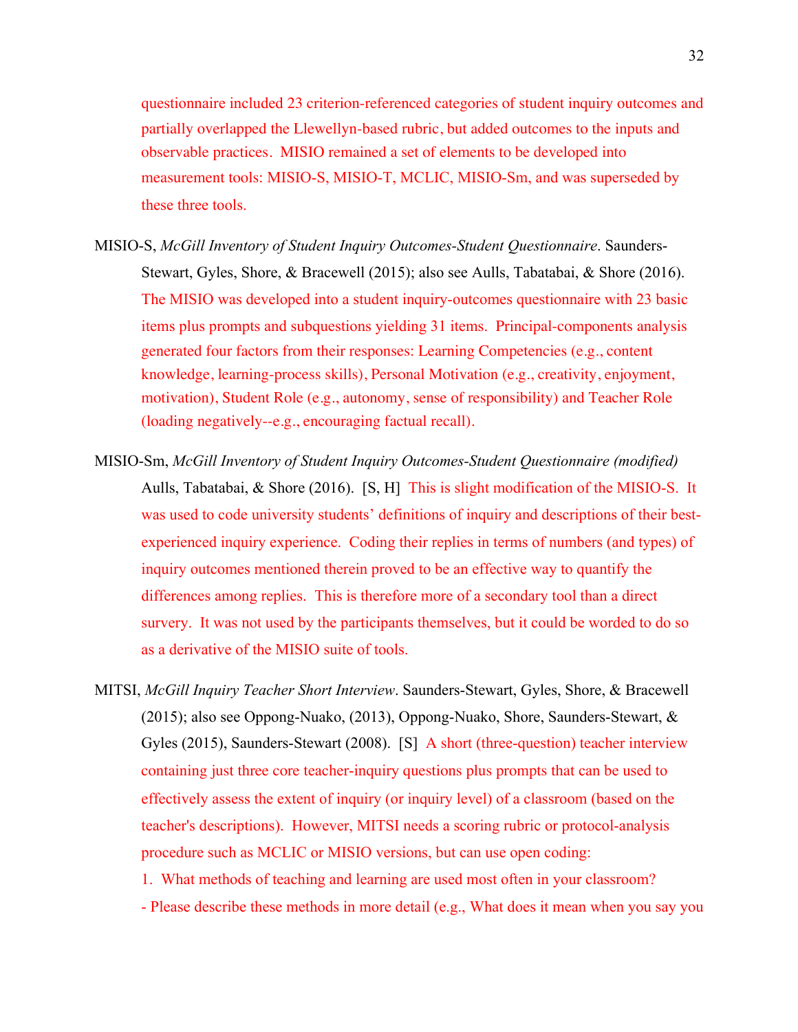questionnaire included 23 criterion-referenced categories of student inquiry outcomes and partially overlapped the Llewellyn-based rubric, but added outcomes to the inputs and observable practices. MISIO remained a set of elements to be developed into measurement tools: MISIO-S, MISIO-T, MCLIC, MISIO-Sm, and was superseded by these three tools.

MISIO-S, *McGill Inventory of Student Inquiry Outcomes-Student Questionnaire*. Saunders-Stewart, Gyles, Shore, & Bracewell (2015); also see Aulls, Tabatabai, & Shore (2016). The MISIO was developed into a student inquiry-outcomes questionnaire with 23 basic items plus prompts and subquestions yielding 31 items. Principal-components analysis generated four factors from their responses: Learning Competencies (e.g., content knowledge, learning-process skills), Personal Motivation (e.g., creativity, enjoyment, motivation), Student Role (e.g., autonomy, sense of responsibility) and Teacher Role (loading negatively--e.g., encouraging factual recall).

MISIO-Sm, *McGill Inventory of Student Inquiry Outcomes-Student Questionnaire (modified)* Aulls, Tabatabai, & Shore (2016). [S, H] This is slight modification of the MISIO-S. It was used to code university students' definitions of inquiry and descriptions of their best-experienced inquiry experience. Coding their replies in terms of numbers (and types) of inquiry outcomes mentioned therein proved to be an effective way to quantify the differences among replies. This is therefore more of a secondary tool than a direct survery. It was not used by the participants themselves, but it could be worded to do so as a derivative of the MISIO suite of tools.

MITSI, *McGill Inquiry Teacher Short Interview*. Saunders-Stewart, Gyles, Shore, & Bracewell (2015); also see Oppong-Nuako, (2013), Oppong-Nuako, Shore, Saunders-Stewart, & Gyles (2015), Saunders-Stewart (2008). [S] A short (three-question) teacher interview containing just three core teacher-inquiry questions plus prompts that can be used to effectively assess the extent of inquiry (or inquiry level) of a classroom (based on the teacher's descriptions). However, MITSI needs a scoring rubric or protocol-analysis procedure such as MCLIC or MISIO versions, but can use open coding:

1. What methods of teaching and learning are used most often in your classroom?

- Please describe these methods in more detail (e.g., What does it mean when you say you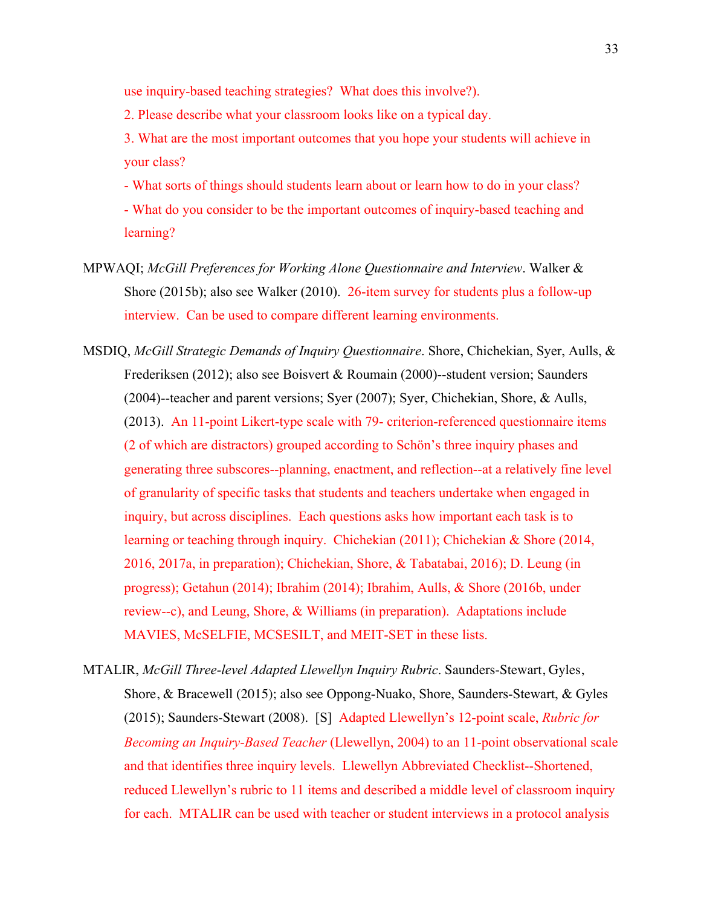use inquiry-based teaching strategies? What does this involve?).

2. Please describe what your classroom looks like on a typical day.

3. What are the most important outcomes that you hope your students will achieve in your class?

- What sorts of things should students learn about or learn how to do in your class?

- What do you consider to be the important outcomes of inquiry-based teaching and learning?

MPWAQI; *McGill Preferences for Working Alone Questionnaire and Interview*. Walker & Shore (2015b); also see Walker (2010). 26-item survey for students plus a follow-up interview. Can be used to compare different learning environments.

MSDIQ, *McGill Strategic Demands of Inquiry Questionnaire*. Shore, Chichekian, Syer, Aulls, & Frederiksen (2012); also see Boisvert & Roumain (2000)--student version; Saunders (2004)--teacher and parent versions; Syer (2007); Syer, Chichekian, Shore, & Aulls, (2013). An 11-point Likert-type scale with 79- criterion-referenced questionnaire items (2 of which are distractors) grouped according to Schön's three inquiry phases and generating three subscores--planning, enactment, and reflection--at a relatively fine level of granularity of specific tasks that students and teachers undertake when engaged in inquiry, but across disciplines. Each questions asks how important each task is to learning or teaching through inquiry. Chichekian (2011); Chichekian & Shore (2014, 2016, 2017a, in preparation); Chichekian, Shore, & Tabatabai, 2016); D. Leung (in progress); Getahun (2014); Ibrahim (2014); Ibrahim, Aulls, & Shore (2016b, under review--c), and Leung, Shore, & Williams (in preparation). Adaptations include MAVIES, McSELFIE, MCSESILT, and MEIT-SET in these lists.

MTALIR, *McGill Three-level Adapted Llewellyn Inquiry Rubric*. Saunders-Stewart, Gyles, Shore, & Bracewell (2015); also see Oppong-Nuako, Shore, Saunders-Stewart, & Gyles (2015); Saunders-Stewart (2008). [S] Adapted Llewellyn's 12-point scale, *Rubric for Becoming an Inquiry-Based Teacher* (Llewellyn, 2004) to an 11-point observational scale and that identifies three inquiry levels. Llewellyn Abbreviated Checklist--Shortened, reduced Llewellyn's rubric to 11 items and described a middle level of classroom inquiry for each. MTALIR can be used with teacher or student interviews in a protocol analysis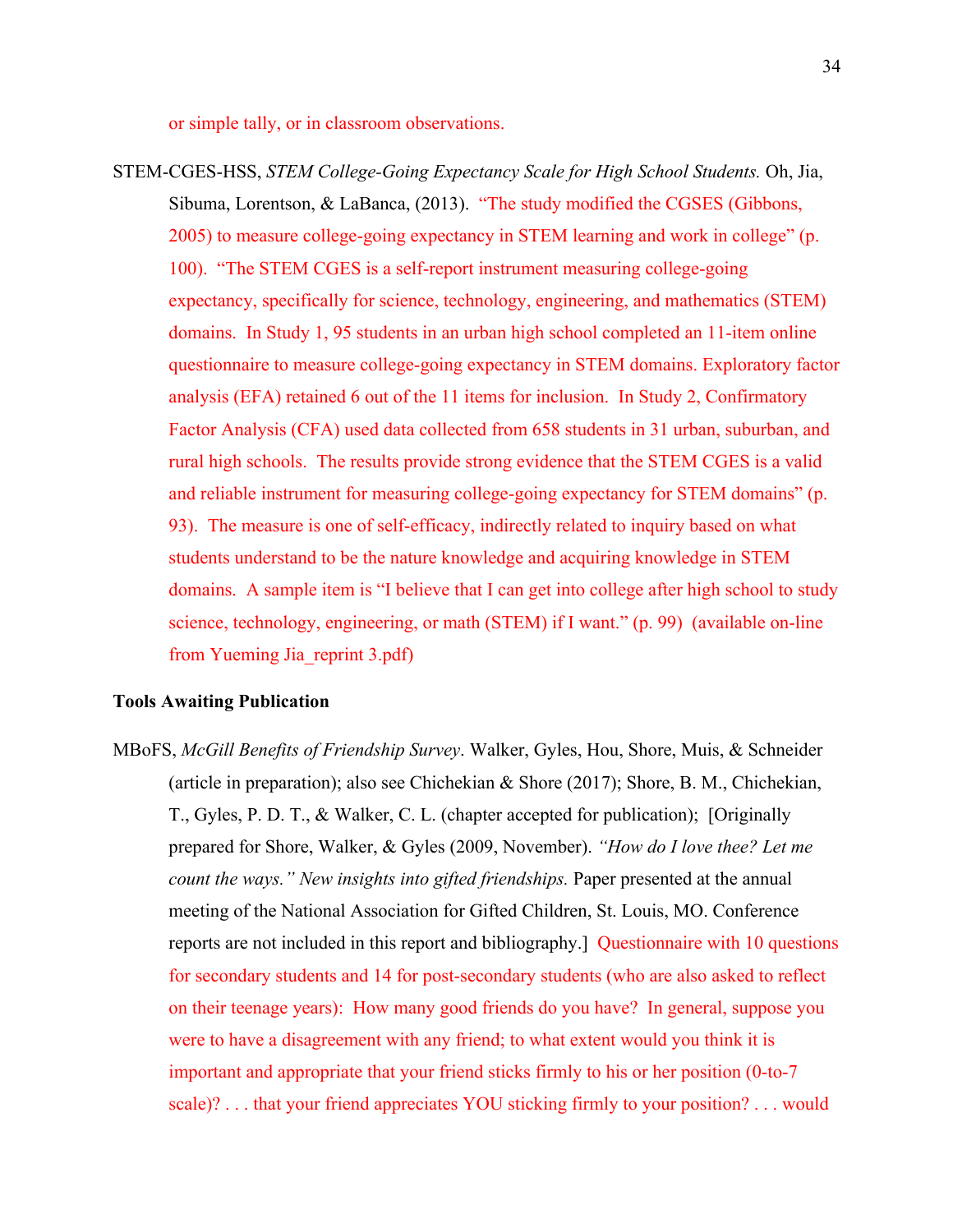or simple tally, or in classroom observations.

STEM-CGES-HSS, *STEM College-Going Expectancy Scale for High School Students.* Oh, Jia, Sibuma, Lorentson, & LaBanca, (2013). "The study modified the CGSES (Gibbons, 2005) to measure college-going expectancy in STEM learning and work in college" (p. 100). "The STEM CGES is a self-report instrument measuring college-going expectancy, specifically for science, technology, engineering, and mathematics (STEM) domains. In Study 1, 95 students in an urban high school completed an 11-item online questionnaire to measure college-going expectancy in STEM domains. Exploratory factor analysis (EFA) retained 6 out of the 11 items for inclusion. In Study 2, Confirmatory Factor Analysis (CFA) used data collected from 658 students in 31 urban, suburban, and rural high schools. The results provide strong evidence that the STEM CGES is a valid and reliable instrument for measuring college-going expectancy for STEM domains" (p. 93). The measure is one of self-efficacy, indirectly related to inquiry based on what students understand to be the nature knowledge and acquiring knowledge in STEM domains. A sample item is "I believe that I can get into college after high school to study science, technology, engineering, or math (STEM) if I want." (p. 99) (available on-line from Yueming Jia_reprint 3.pdf)

**Tools Awaiting Publication**

MBoFS, *McGill Benefits of Friendship Survey*. Walker, Gyles, Hou, Shore, Muis, & Schneider (article in preparation); also see Chichekian & Shore (2017); Shore, B. M., Chichekian, T., Gyles, P. D. T., & Walker, C. L. (chapter accepted for publication); [Originally prepared for Shore, Walker, & Gyles (2009, November). *"How do I love thee? Let me count the ways." New insights into gifted friendships.* Paper presented at the annual meeting of the National Association for Gifted Children, St. Louis, MO. Conference reports are not included in this report and bibliography.] Questionnaire with 10 questions for secondary students and 14 for post-secondary students (who are also asked to reflect on their teenage years): How many good friends do you have? In general, suppose you were to have a disagreement with any friend; to what extent would you think it is important and appropriate that your friend sticks firmly to his or her position (0-to-7 scale)? . . . that your friend appreciates YOU sticking firmly to your position? . . . would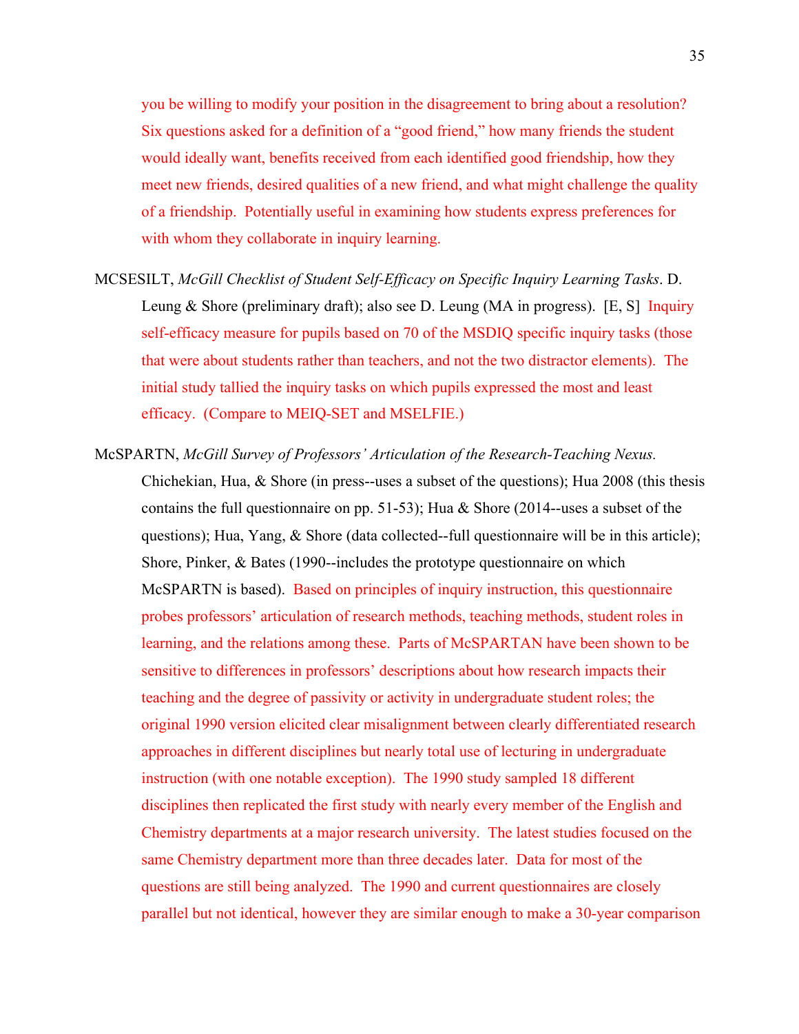you be willing to modify your position in the disagreement to bring about a resolution? Six questions asked for a definition of a "good friend," how many friends the student would ideally want, benefits received from each identified good friendship, how they meet new friends, desired qualities of a new friend, and what might challenge the quality of a friendship. Potentially useful in examining how students express preferences for with whom they collaborate in inquiry learning.

MCSESILT, *McGill Checklist of Student Self-Efficacy on Specific Inquiry Learning Tasks*. D. Leung & Shore (preliminary draft); also see D. Leung (MA in progress). [E, S] Inquiry self-efficacy measure for pupils based on 70 of the MSDIQ specific inquiry tasks (those that were about students rather than teachers, and not the two distractor elements). The initial study tallied the inquiry tasks on which pupils expressed the most and least efficacy. (Compare to MEIQ-SET and MSELFIE.)

McSPARTN, *McGill Survey of Professors' Articulation of the Research-Teaching Nexus.* Chichekian, Hua, & Shore (in press--uses a subset of the questions); Hua 2008 (this thesis contains the full questionnaire on pp. 51-53); Hua & Shore (2014--uses a subset of the questions); Hua, Yang, & Shore (data collected--full questionnaire will be in this article); Shore, Pinker, & Bates (1990--includes the prototype questionnaire on which McSPARTN is based). Based on principles of inquiry instruction, this questionnaire probes professors' articulation of research methods, teaching methods, student roles in learning, and the relations among these. Parts of McSPARTAN have been shown to be sensitive to differences in professors' descriptions about how research impacts their teaching and the degree of passivity or activity in undergraduate student roles; the original 1990 version elicited clear misalignment between clearly differentiated research approaches in different disciplines but nearly total use of lecturing in undergraduate instruction (with one notable exception). The 1990 study sampled 18 different disciplines then replicated the first study with nearly every member of the English and Chemistry departments at a major research university. The latest studies focused on the same Chemistry department more than three decades later. Data for most of the questions are still being analyzed. The 1990 and current questionnaires are closely parallel but not identical, however they are similar enough to make a 30-year comparison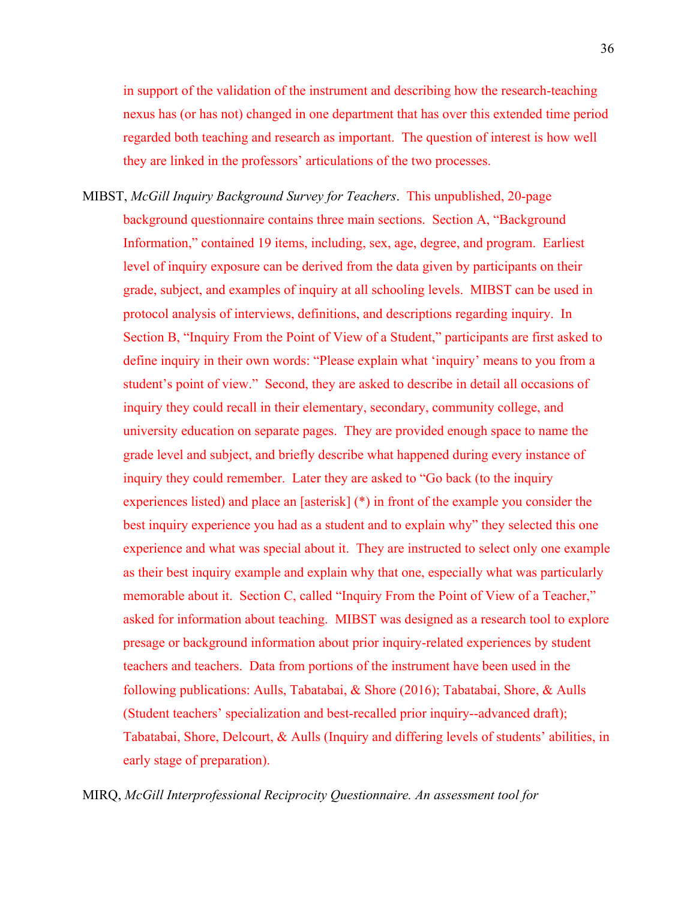in support of the validation of the instrument and describing how the research-teaching nexus has (or has not) changed in one department that has over this extended time period regarded both teaching and research as important. The question of interest is how well they are linked in the professors' articulations of the two processes.

MIBST, *McGill Inquiry Background Survey for Teachers*. This unpublished, 20-page background questionnaire contains three main sections. Section A, "Background Information," contained 19 items, including, sex, age, degree, and program. Earliest level of inquiry exposure can be derived from the data given by participants on their grade, subject, and examples of inquiry at all schooling levels. MIBST can be used in protocol analysis of interviews, definitions, and descriptions regarding inquiry. In Section B, "Inquiry From the Point of View of a Student," participants are first asked to define inquiry in their own words: "Please explain what 'inquiry' means to you from a student's point of view." Second, they are asked to describe in detail all occasions of inquiry they could recall in their elementary, secondary, community college, and university education on separate pages. They are provided enough space to name the grade level and subject, and briefly describe what happened during every instance of inquiry they could remember. Later they are asked to "Go back (to the inquiry experiences listed) and place an [asterisk] (*) in front of the example you consider the best inquiry experience you had as a student and to explain why" they selected this one experience and what was special about it. They are instructed to select only one example as their best inquiry example and explain why that one, especially what was particularly memorable about it. Section C, called "Inquiry From the Point of View of a Teacher," asked for information about teaching. MIBST was designed as a research tool to explore presage or background information about prior inquiry-related experiences by student teachers and teachers. Data from portions of the instrument have been used in the following publications: Aulls, Tabatabai, & Shore (2016); Tabatabai, Shore, & Aulls (Student teachers' specialization and best-recalled prior inquiry--advanced draft); Tabatabai, Shore, Delcourt, & Aulls (Inquiry and differing levels of students' abilities, in early stage of preparation).

MIRQ, *McGill Interprofessional Reciprocity Questionnaire. An assessment tool for*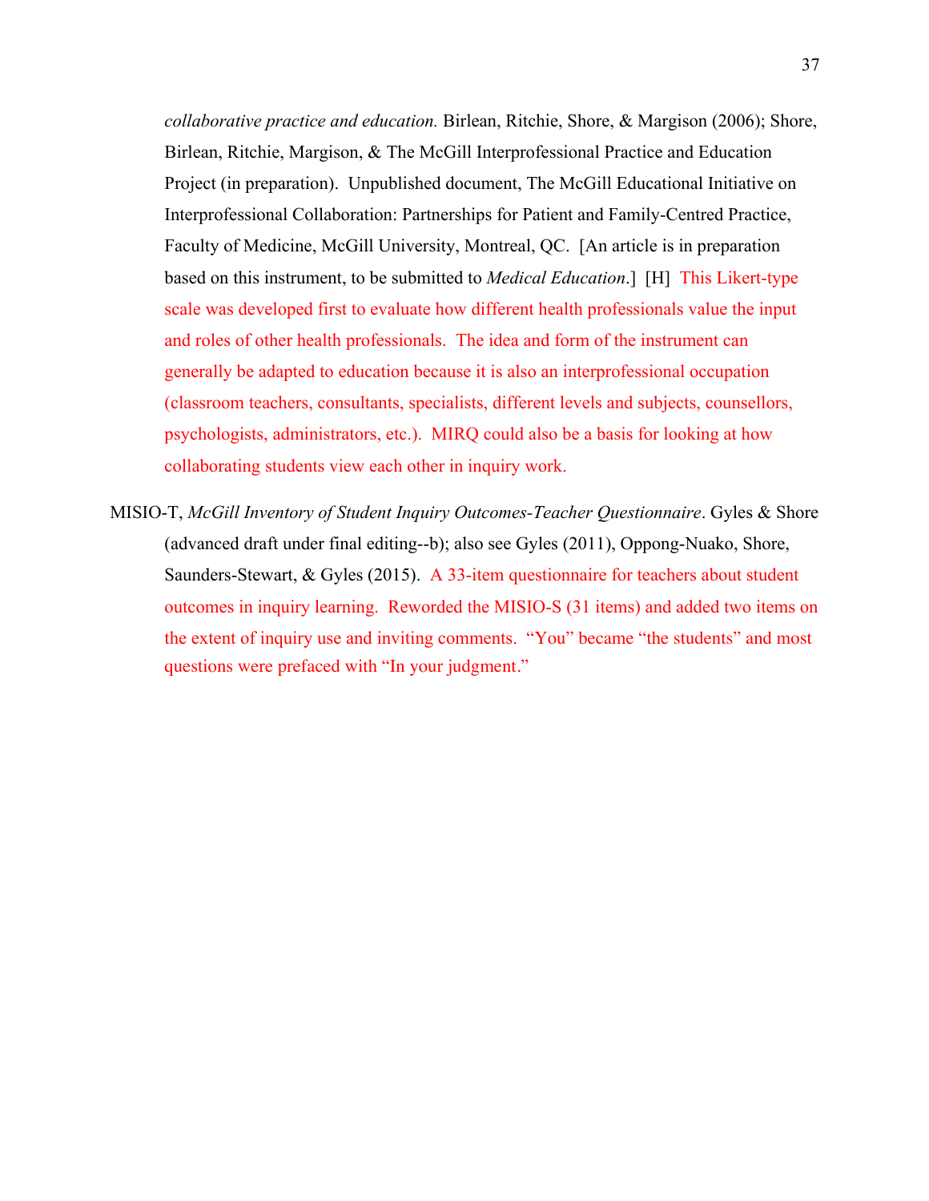*collaborative practice and education.* Birlean, Ritchie, Shore, & Margison (2006); Shore, Birlean, Ritchie, Margison, & The McGill Interprofessional Practice and Education Project (in preparation). Unpublished document, The McGill Educational Initiative on Interprofessional Collaboration: Partnerships for Patient and Family-Centred Practice, Faculty of Medicine, McGill University, Montreal, QC. [An article is in preparation based on this instrument, to be submitted to *Medical Education*.] [H] This Likert-type scale was developed first to evaluate how different health professionals value the input and roles of other health professionals. The idea and form of the instrument can generally be adapted to education because it is also an interprofessional occupation (classroom teachers, consultants, specialists, different levels and subjects, counsellors, psychologists, administrators, etc.). MIRQ could also be a basis for looking at how collaborating students view each other in inquiry work.

MISIO-T, *McGill Inventory of Student Inquiry Outcomes-Teacher Questionnaire*. Gyles & Shore (advanced draft under final editing--b); also see Gyles (2011), Oppong-Nuako, Shore, Saunders-Stewart, & Gyles (2015). A 33-item questionnaire for teachers about student outcomes in inquiry learning. Reworded the MISIO-S (31 items) and added two items on the extent of inquiry use and inviting comments. "You" became "the students" and most questions were prefaced with "In your judgment."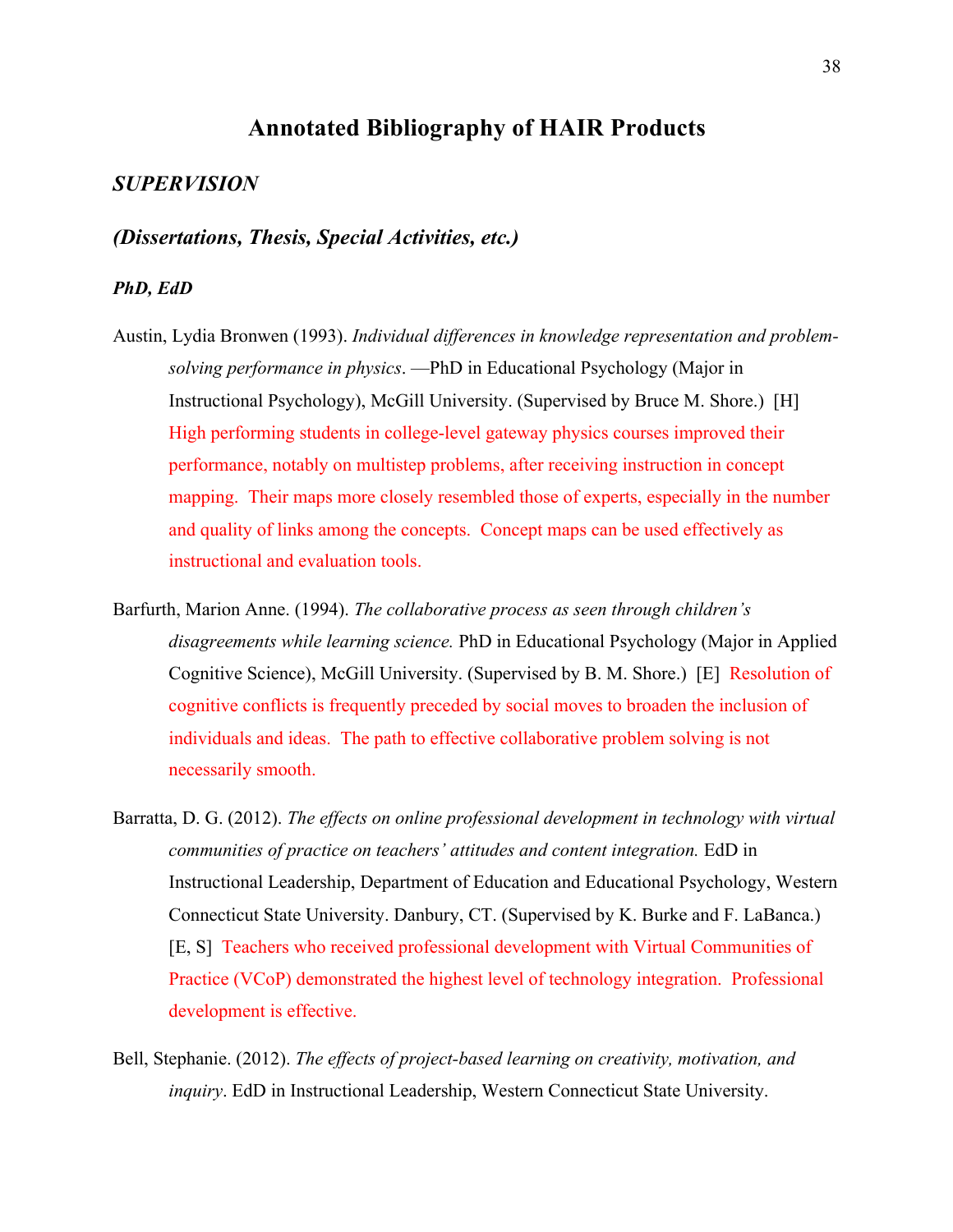# Annotated Bibliography of HAIR Products

## *SUPERVISION*

### *(Dissertations, Thesis, Special Activities, etc.)*

#### *PhD, EdD*

Austin, Lydia Bronwen (1993). *Individual differences in knowledge representation and problem-solving performance in physics*. —PhD in Educational Psychology (Major in Instructional Psychology), McGill University. (Supervised by Bruce M. Shore.) [H] High performing students in college-level gateway physics courses improved their performance, notably on multistep problems, after receiving instruction in concept mapping. Their maps more closely resembled those of experts, especially in the number and quality of links among the concepts. Concept maps can be used effectively as instructional and evaluation tools.

Barfurth, Marion Anne. (1994). *The collaborative process as seen through children's disagreements while learning science.* PhD in Educational Psychology (Major in Applied Cognitive Science), McGill University. (Supervised by B. M. Shore.) [E] Resolution of cognitive conflicts is frequently preceded by social moves to broaden the inclusion of individuals and ideas. The path to effective collaborative problem solving is not necessarily smooth.

Barratta, D. G. (2012). *The effects on online professional development in technology with virtual communities of practice on teachers' attitudes and content integration.* EdD in Instructional Leadership, Department of Education and Educational Psychology, Western Connecticut State University. Danbury, CT. (Supervised by K. Burke and F. LaBanca.) [E, S] Teachers who received professional development with Virtual Communities of Practice (VCoP) demonstrated the highest level of technology integration. Professional development is effective.

Bell, Stephanie. (2012). *The effects of project-based learning on creativity, motivation, and inquiry*. EdD in Instructional Leadership, Western Connecticut State University.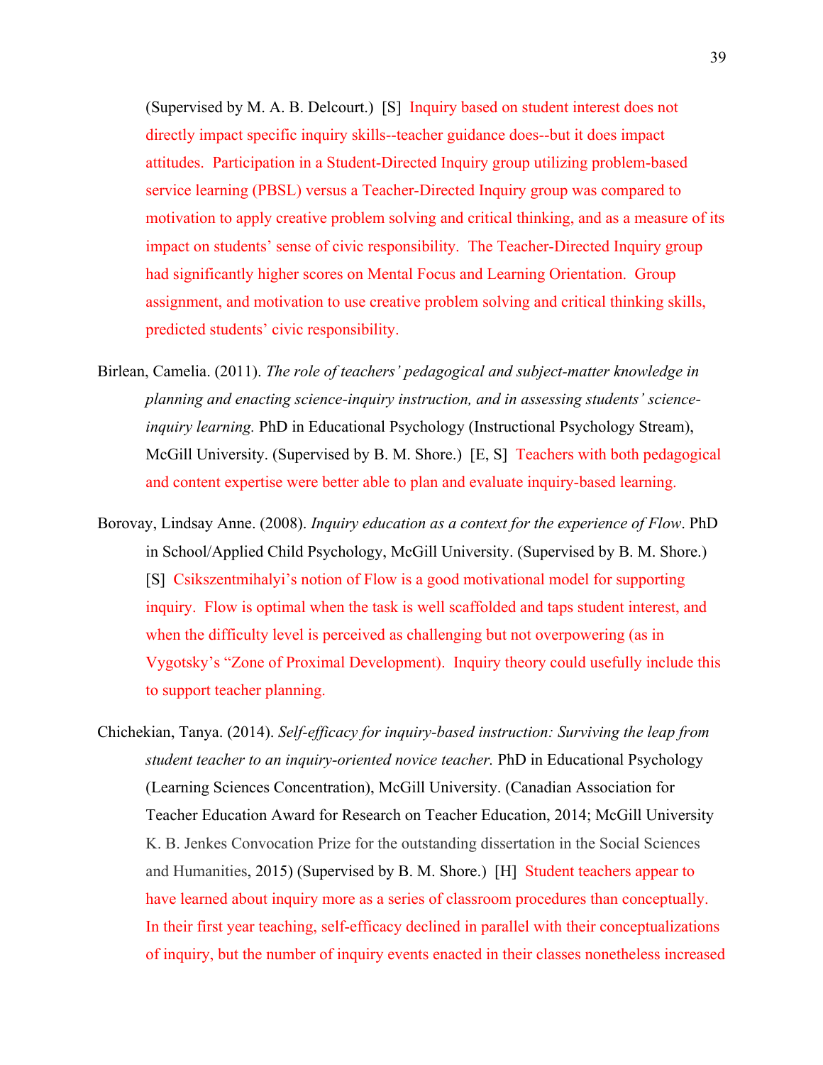(Supervised by M. A. B. Delcourt.) [S] Inquiry based on student interest does not directly impact specific inquiry skills--teacher guidance does--but it does impact attitudes. Participation in a Student-Directed Inquiry group utilizing problem-based service learning (PBSL) versus a Teacher-Directed Inquiry group was compared to motivation to apply creative problem solving and critical thinking, and as a measure of its impact on students' sense of civic responsibility. The Teacher-Directed Inquiry group had significantly higher scores on Mental Focus and Learning Orientation. Group assignment, and motivation to use creative problem solving and critical thinking skills, predicted students' civic responsibility.

Birlean, Camelia. (2011). *The role of teachers' pedagogical and subject-matter knowledge in planning and enacting science-inquiry instruction, and in assessing students' science-inquiry learning.* PhD in Educational Psychology (Instructional Psychology Stream), McGill University. (Supervised by B. M. Shore.) [E, S] Teachers with both pedagogical and content expertise were better able to plan and evaluate inquiry-based learning.

Borovay, Lindsay Anne. (2008). *Inquiry education as a context for the experience of Flow*. PhD in School/Applied Child Psychology, McGill University. (Supervised by B. M. Shore.) [S] Csikszentmihalyi's notion of Flow is a good motivational model for supporting inquiry. Flow is optimal when the task is well scaffolded and taps student interest, and when the difficulty level is perceived as challenging but not overpowering (as in Vygotsky's "Zone of Proximal Development). Inquiry theory could usefully include this to support teacher planning.

Chichekian, Tanya. (2014). *Self-efficacy for inquiry-based instruction: Surviving the leap from student teacher to an inquiry-oriented novice teacher.* PhD in Educational Psychology (Learning Sciences Concentration), McGill University. (Canadian Association for Teacher Education Award for Research on Teacher Education, 2014; McGill University K. B. Jenkes Convocation Prize for the outstanding dissertation in the Social Sciences and Humanities, 2015) (Supervised by B. M. Shore.) [H] Student teachers appear to have learned about inquiry more as a series of classroom procedures than conceptually. In their first year teaching, self-efficacy declined in parallel with their conceptualizations of inquiry, but the number of inquiry events enacted in their classes nonetheless increased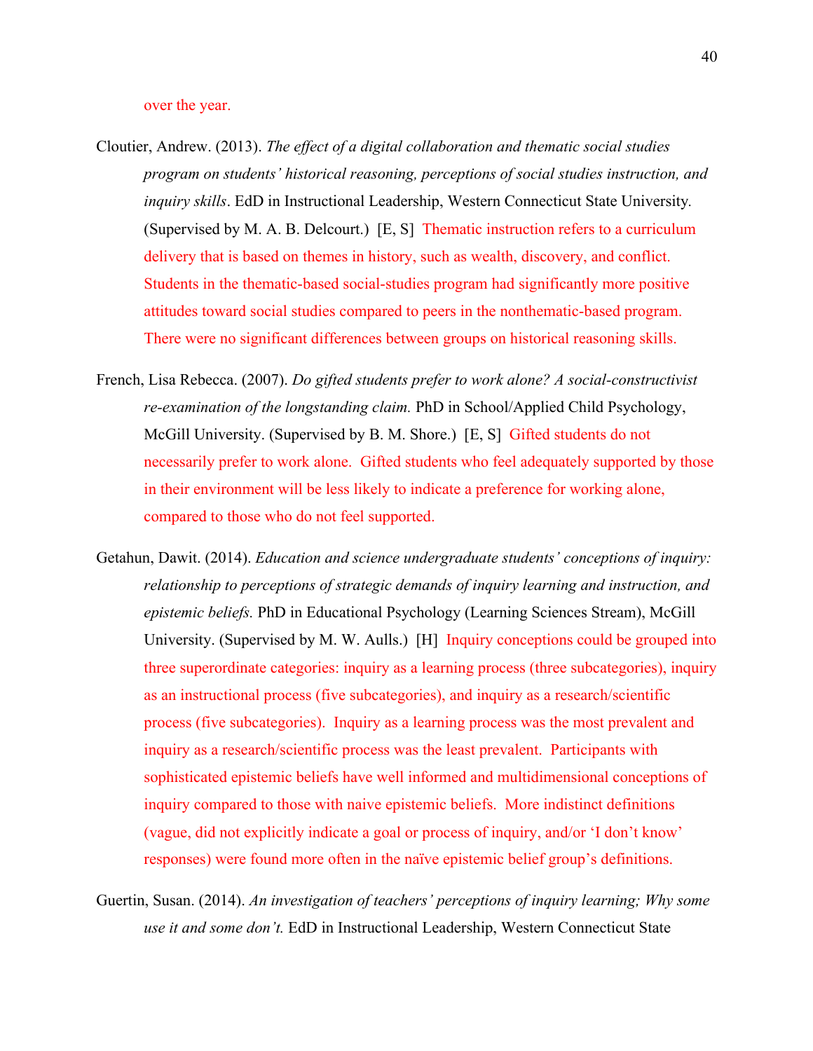over the year.

Cloutier, Andrew. (2013). *The effect of a digital collaboration and thematic social studies program on students' historical reasoning, perceptions of social studies instruction, and inquiry skills*. EdD in Instructional Leadership, Western Connecticut State University. (Supervised by M. A. B. Delcourt.) [E, S] Thematic instruction refers to a curriculum delivery that is based on themes in history, such as wealth, discovery, and conflict. Students in the thematic-based social-studies program had significantly more positive attitudes toward social studies compared to peers in the nonthematic-based program. There were no significant differences between groups on historical reasoning skills.

French, Lisa Rebecca. (2007). *Do gifted students prefer to work alone? A social-constructivist re-examination of the longstanding claim.* PhD in School/Applied Child Psychology, McGill University. (Supervised by B. M. Shore.) [E, S] Gifted students do not necessarily prefer to work alone. Gifted students who feel adequately supported by those in their environment will be less likely to indicate a preference for working alone, compared to those who do not feel supported.

Getahun, Dawit. (2014). *Education and science undergraduate students' conceptions of inquiry: relationship to perceptions of strategic demands of inquiry learning and instruction, and epistemic beliefs.* PhD in Educational Psychology (Learning Sciences Stream), McGill University. (Supervised by M. W. Aulls.) [H] Inquiry conceptions could be grouped into three superordinate categories: inquiry as a learning process (three subcategories), inquiry as an instructional process (five subcategories), and inquiry as a research/scientific process (five subcategories). Inquiry as a learning process was the most prevalent and inquiry as a research/scientific process was the least prevalent. Participants with sophisticated epistemic beliefs have well informed and multidimensional conceptions of inquiry compared to those with naive epistemic beliefs. More indistinct definitions (vague, did not explicitly indicate a goal or process of inquiry, and/or 'I don't know' responses) were found more often in the naïve epistemic belief group's definitions.

Guertin, Susan. (2014). *An investigation of teachers' perceptions of inquiry learning; Why some use it and some don't.* EdD in Instructional Leadership, Western Connecticut State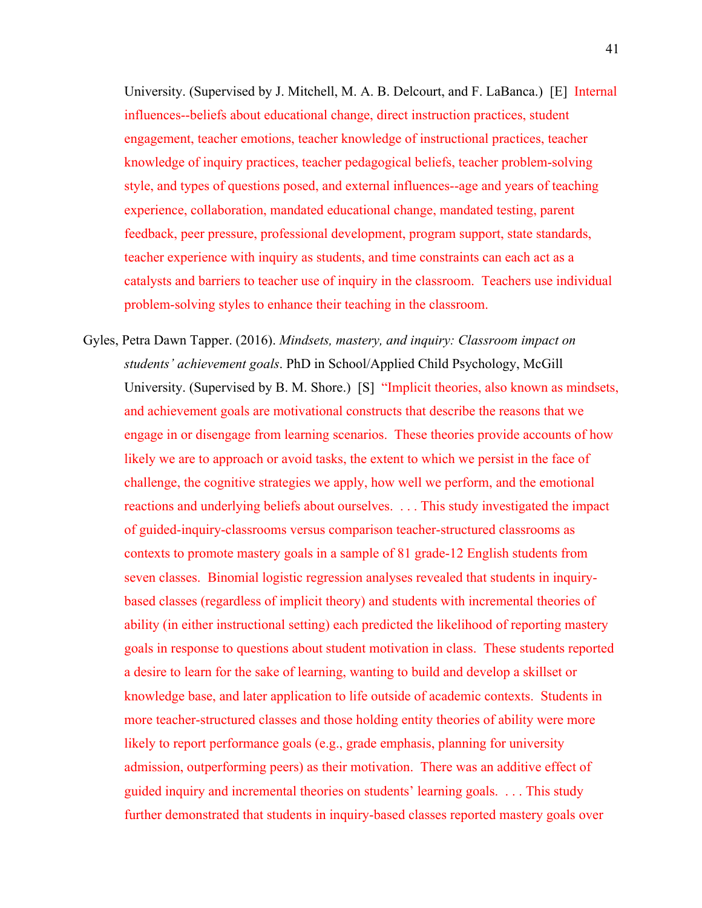University. (Supervised by J. Mitchell, M. A. B. Delcourt, and F. LaBanca.) [E] Internal influences--beliefs about educational change, direct instruction practices, student engagement, teacher emotions, teacher knowledge of instructional practices, teacher knowledge of inquiry practices, teacher pedagogical beliefs, teacher problem-solving style, and types of questions posed, and external influences--age and years of teaching experience, collaboration, mandated educational change, mandated testing, parent feedback, peer pressure, professional development, program support, state standards, teacher experience with inquiry as students, and time constraints can each act as a catalysts and barriers to teacher use of inquiry in the classroom. Teachers use individual problem-solving styles to enhance their teaching in the classroom.

Gyles, Petra Dawn Tapper. (2016). *Mindsets, mastery, and inquiry: Classroom impact on students' achievement goals*. PhD in School/Applied Child Psychology, McGill University. (Supervised by B. M. Shore.) [S] "Implicit theories, also known as mindsets, and achievement goals are motivational constructs that describe the reasons that we engage in or disengage from learning scenarios. These theories provide accounts of how likely we are to approach or avoid tasks, the extent to which we persist in the face of challenge, the cognitive strategies we apply, how well we perform, and the emotional reactions and underlying beliefs about ourselves. . . . This study investigated the impact of guided-inquiry-classrooms versus comparison teacher-structured classrooms as contexts to promote mastery goals in a sample of 81 grade-12 English students from seven classes. Binomial logistic regression analyses revealed that students in inquiry-based classes (regardless of implicit theory) and students with incremental theories of ability (in either instructional setting) each predicted the likelihood of reporting mastery goals in response to questions about student motivation in class. These students reported a desire to learn for the sake of learning, wanting to build and develop a skillset or knowledge base, and later application to life outside of academic contexts. Students in more teacher-structured classes and those holding entity theories of ability were more likely to report performance goals (e.g., grade emphasis, planning for university admission, outperforming peers) as their motivation. There was an additive effect of guided inquiry and incremental theories on students' learning goals. . . . This study further demonstrated that students in inquiry-based classes reported mastery goals over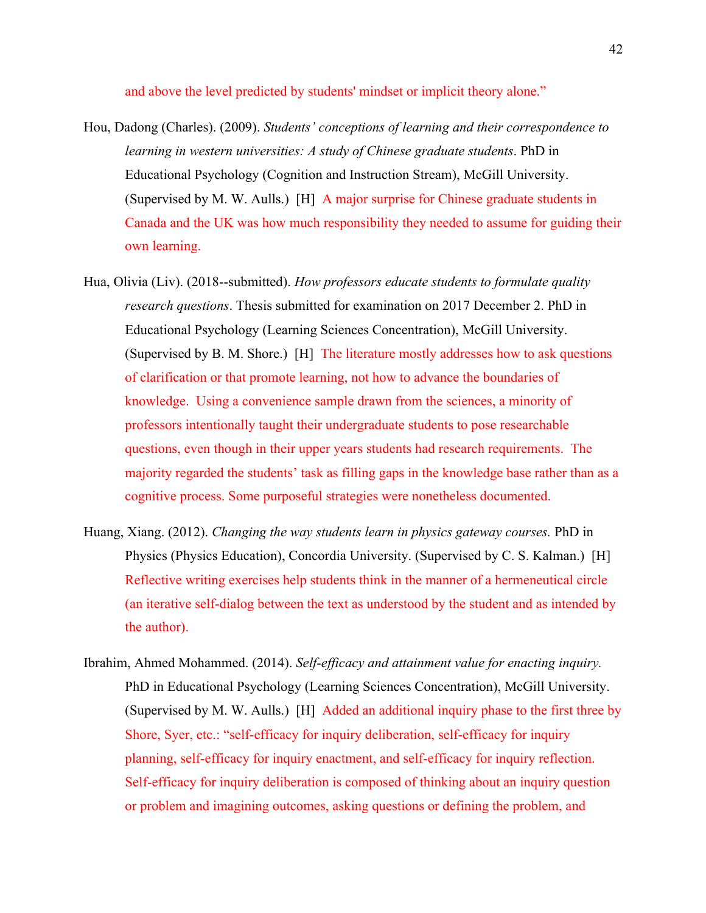and above the level predicted by students' mindset or implicit theory alone."

Hou, Dadong (Charles). (2009). *Students' conceptions of learning and their correspondence to learning in western universities: A study of Chinese graduate students*. PhD in Educational Psychology (Cognition and Instruction Stream), McGill University. (Supervised by M. W. Aulls.) [H] A major surprise for Chinese graduate students in Canada and the UK was how much responsibility they needed to assume for guiding their own learning.

Hua, Olivia (Liv). (2018--submitted). *How professors educate students to formulate quality research questions*. Thesis submitted for examination on 2017 December 2. PhD in Educational Psychology (Learning Sciences Concentration), McGill University. (Supervised by B. M. Shore.) [H] The literature mostly addresses how to ask questions of clarification or that promote learning, not how to advance the boundaries of knowledge. Using a convenience sample drawn from the sciences, a minority of professors intentionally taught their undergraduate students to pose researchable questions, even though in their upper years students had research requirements. The majority regarded the students' task as filling gaps in the knowledge base rather than as a cognitive process. Some purposeful strategies were nonetheless documented.

Huang, Xiang. (2012). *Changing the way students learn in physics gateway courses.* PhD in Physics (Physics Education), Concordia University. (Supervised by C. S. Kalman.) [H] Reflective writing exercises help students think in the manner of a hermeneutical circle (an iterative self-dialog between the text as understood by the student and as intended by the author).

Ibrahim, Ahmed Mohammed. (2014). *Self-efficacy and attainment value for enacting inquiry.* PhD in Educational Psychology (Learning Sciences Concentration), McGill University. (Supervised by M. W. Aulls.) [H] Added an additional inquiry phase to the first three by Shore, Syer, etc.: "self-efficacy for inquiry deliberation, self-efficacy for inquiry planning, self-efficacy for inquiry enactment, and self-efficacy for inquiry reflection. Self-efficacy for inquiry deliberation is composed of thinking about an inquiry question or problem and imagining outcomes, asking questions or defining the problem, and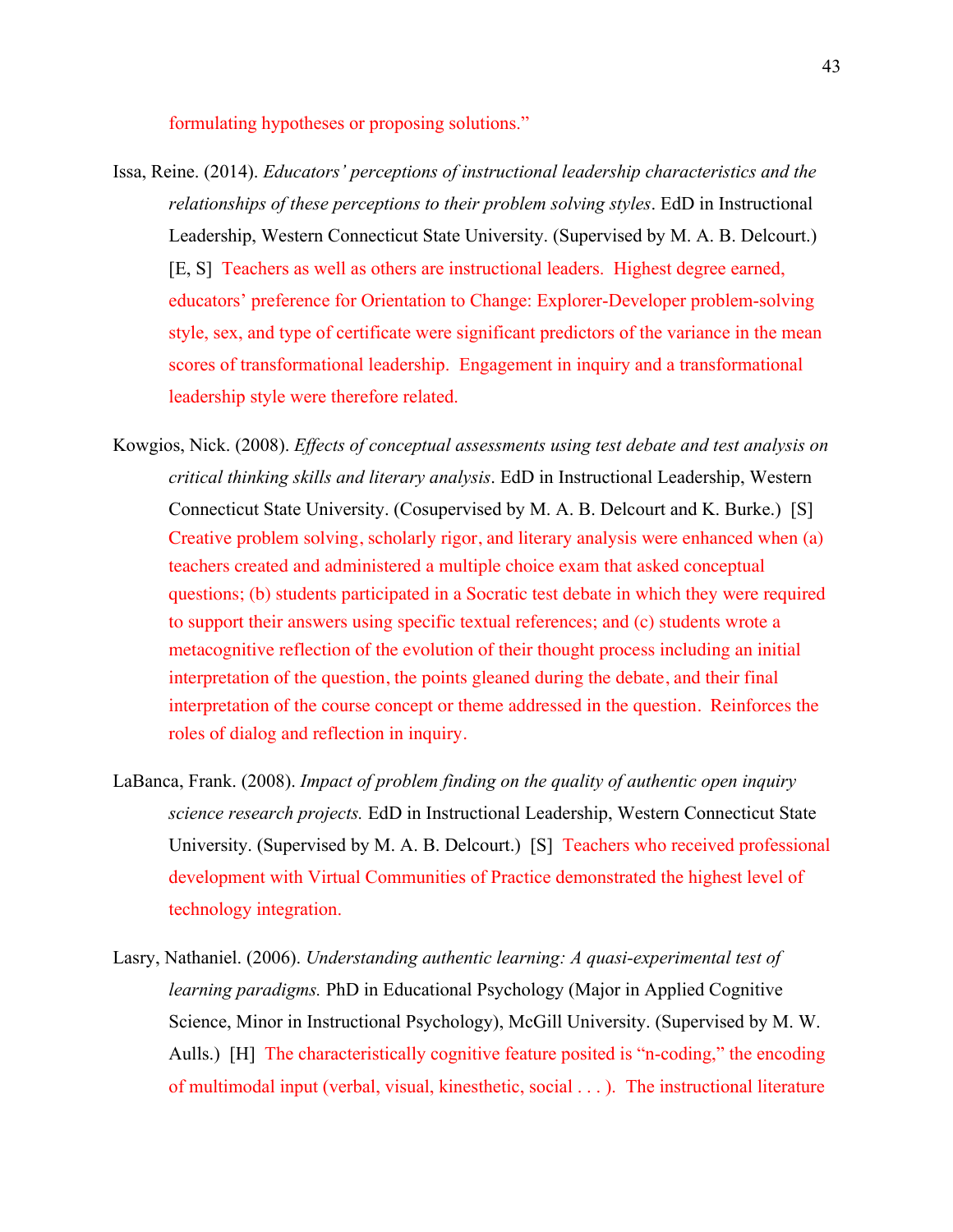formulating hypotheses or proposing solutions."

Issa, Reine. (2014). *Educators' perceptions of instructional leadership characteristics and the relationships of these perceptions to their problem solving styles*. EdD in Instructional Leadership, Western Connecticut State University. (Supervised by M. A. B. Delcourt.) [E, S] Teachers as well as others are instructional leaders. Highest degree earned, educators' preference for Orientation to Change: Explorer-Developer problem-solving style, sex, and type of certificate were significant predictors of the variance in the mean scores of transformational leadership. Engagement in inquiry and a transformational leadership style were therefore related.

Kowgios, Nick. (2008). *Effects of conceptual assessments using test debate and test analysis on critical thinking skills and literary analysis*. EdD in Instructional Leadership, Western Connecticut State University. (Cosupervised by M. A. B. Delcourt and K. Burke.) [S] Creative problem solving, scholarly rigor, and literary analysis were enhanced when (a) teachers created and administered a multiple choice exam that asked conceptual questions; (b) students participated in a Socratic test debate in which they were required to support their answers using specific textual references; and (c) students wrote a metacognitive reflection of the evolution of their thought process including an initial interpretation of the question, the points gleaned during the debate, and their final interpretation of the course concept or theme addressed in the question. Reinforces the roles of dialog and reflection in inquiry.

LaBanca, Frank. (2008). *Impact of problem finding on the quality of authentic open inquiry science research projects.* EdD in Instructional Leadership, Western Connecticut State University. (Supervised by M. A. B. Delcourt.) [S] Teachers who received professional development with Virtual Communities of Practice demonstrated the highest level of technology integration.

Lasry, Nathaniel. (2006). *Understanding authentic learning: A quasi-experimental test of learning paradigms.* PhD in Educational Psychology (Major in Applied Cognitive Science, Minor in Instructional Psychology), McGill University. (Supervised by M. W. Aulls.) [H] The characteristically cognitive feature posited is "n-coding," the encoding of multimodal input (verbal, visual, kinesthetic, social . . . ). The instructional literature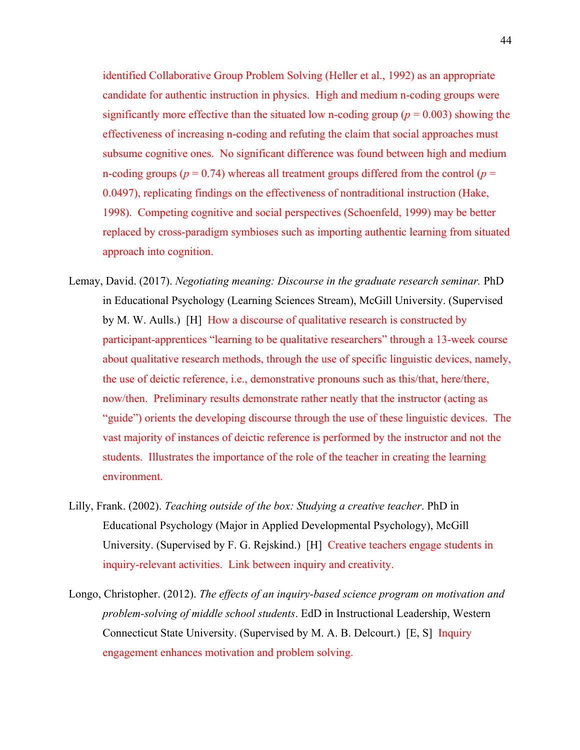identified Collaborative Group Problem Solving (Heller et al., 1992) as an appropriate candidate for authentic instruction in physics. High and medium n-coding groups were significantly more effective than the situated low n-coding group ($p = 0.003$) showing the effectiveness of increasing n-coding and refuting the claim that social approaches must subsume cognitive ones. No significant difference was found between high and medium n-coding groups ($p = 0.74$) whereas all treatment groups differed from the control ($p = 0.0497$), replicating findings on the effectiveness of nontraditional instruction (Hake, 1998). Competing cognitive and social perspectives (Schoenfeld, 1999) may be better replaced by cross-paradigm symbioses such as importing authentic learning from situated approach into cognition.

Lemay, David. (2017). *Negotiating meaning: Discourse in the graduate research seminar.* PhD in Educational Psychology (Learning Sciences Stream), McGill University. (Supervised by M. W. Aulls.) [H] How a discourse of qualitative research is constructed by participant-apprentices "learning to be qualitative researchers" through a 13-week course about qualitative research methods, through the use of specific linguistic devices, namely, the use of deictic reference, i.e., demonstrative pronouns such as this/that, here/there, now/then. Preliminary results demonstrate rather neatly that the instructor (acting as "guide") orients the developing discourse through the use of these linguistic devices. The vast majority of instances of deictic reference is performed by the instructor and not the students. Illustrates the importance of the role of the teacher in creating the learning environment.

Lilly, Frank. (2002). *Teaching outside of the box: Studying a creative teacher*. PhD in Educational Psychology (Major in Applied Developmental Psychology), McGill University. (Supervised by F. G. Rejskind.) [H] Creative teachers engage students in inquiry-relevant activities. Link between inquiry and creativity.

Longo, Christopher. (2012). *The effects of an inquiry-based science program on motivation and problem-solving of middle school students*. EdD in Instructional Leadership, Western Connecticut State University. (Supervised by M. A. B. Delcourt.) [E, S] Inquiry engagement enhances motivation and problem solving.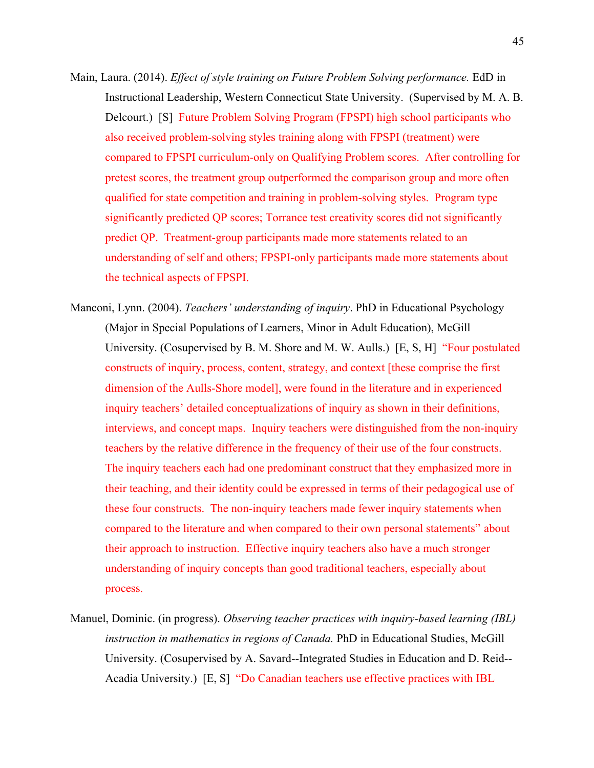Main, Laura. (2014). *Effect of style training on Future Problem Solving performance.* EdD in Instructional Leadership, Western Connecticut State University. (Supervised by M. A. B. Delcourt.) [S] Future Problem Solving Program (FPSPI) high school participants who also received problem-solving styles training along with FPSPI (treatment) were compared to FPSPI curriculum-only on Qualifying Problem scores. After controlling for pretest scores, the treatment group outperformed the comparison group and more often qualified for state competition and training in problem-solving styles. Program type significantly predicted QP scores; Torrance test creativity scores did not significantly predict QP. Treatment-group participants made more statements related to an understanding of self and others; FPSPI-only participants made more statements about the technical aspects of FPSPI.

Manconi, Lynn. (2004). *Teachers' understanding of inquiry*. PhD in Educational Psychology (Major in Special Populations of Learners, Minor in Adult Education), McGill University. (Cosupervised by B. M. Shore and M. W. Aulls.) [E, S, H] "Four postulated constructs of inquiry, process, content, strategy, and context [these comprise the first dimension of the Aulls-Shore model], were found in the literature and in experienced inquiry teachers' detailed conceptualizations of inquiry as shown in their definitions, interviews, and concept maps. Inquiry teachers were distinguished from the non-inquiry teachers by the relative difference in the frequency of their use of the four constructs. The inquiry teachers each had one predominant construct that they emphasized more in their teaching, and their identity could be expressed in terms of their pedagogical use of these four constructs. The non-inquiry teachers made fewer inquiry statements when compared to the literature and when compared to their own personal statements" about their approach to instruction. Effective inquiry teachers also have a much stronger understanding of inquiry concepts than good traditional teachers, especially about process.

Manuel, Dominic. (in progress). *Observing teacher practices with inquiry-based learning (IBL) instruction in mathematics in regions of Canada.* PhD in Educational Studies, McGill University. (Cosupervised by A. Savard--Integrated Studies in Education and D. Reid--Acadia University.) [E, S] "Do Canadian teachers use effective practices with IBL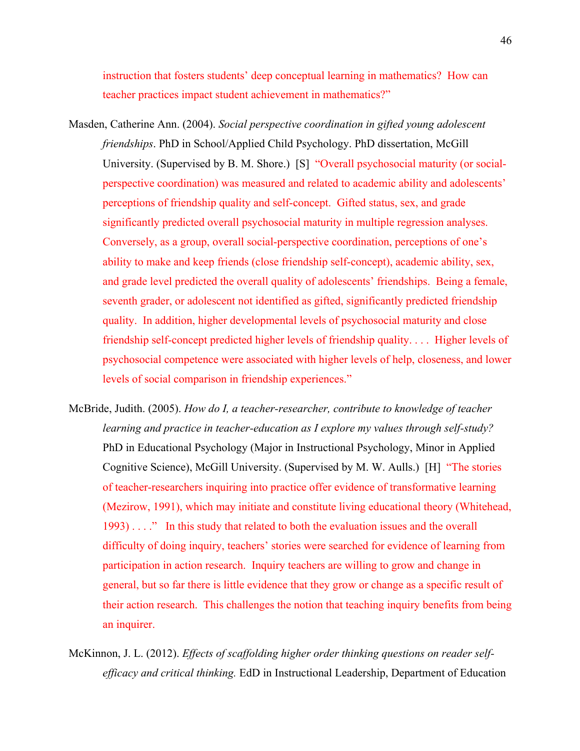instruction that fosters students' deep conceptual learning in mathematics? How can teacher practices impact student achievement in mathematics?"

Masden, Catherine Ann. (2004). *Social perspective coordination in gifted young adolescent friendships*. PhD in School/Applied Child Psychology. PhD dissertation, McGill University. (Supervised by B. M. Shore.) [S] "Overall psychosocial maturity (or social-perspective coordination) was measured and related to academic ability and adolescents' perceptions of friendship quality and self-concept. Gifted status, sex, and grade significantly predicted overall psychosocial maturity in multiple regression analyses. Conversely, as a group, overall social-perspective coordination, perceptions of one's ability to make and keep friends (close friendship self-concept), academic ability, sex, and grade level predicted the overall quality of adolescents' friendships. Being a female, seventh grader, or adolescent not identified as gifted, significantly predicted friendship quality. In addition, higher developmental levels of psychosocial maturity and close friendship self-concept predicted higher levels of friendship quality. . . . Higher levels of psychosocial competence were associated with higher levels of help, closeness, and lower levels of social comparison in friendship experiences."

McBride, Judith. (2005). *How do I, a teacher-researcher, contribute to knowledge of teacher learning and practice in teacher-education as I explore my values through self-study?* PhD in Educational Psychology (Major in Instructional Psychology, Minor in Applied Cognitive Science), McGill University. (Supervised by M. W. Aulls.) [H] "The stories of teacher-researchers inquiring into practice offer evidence of transformative learning (Mezirow, 1991), which may initiate and constitute living educational theory (Whitehead, 1993) . . . ." In this study that related to both the evaluation issues and the overall difficulty of doing inquiry, teachers' stories were searched for evidence of learning from participation in action research. Inquiry teachers are willing to grow and change in general, but so far there is little evidence that they grow or change as a specific result of their action research. This challenges the notion that teaching inquiry benefits from being an inquirer.

McKinnon, J. L. (2012). *Effects of scaffolding higher order thinking questions on reader self-efficacy and critical thinking.* EdD in Instructional Leadership, Department of Education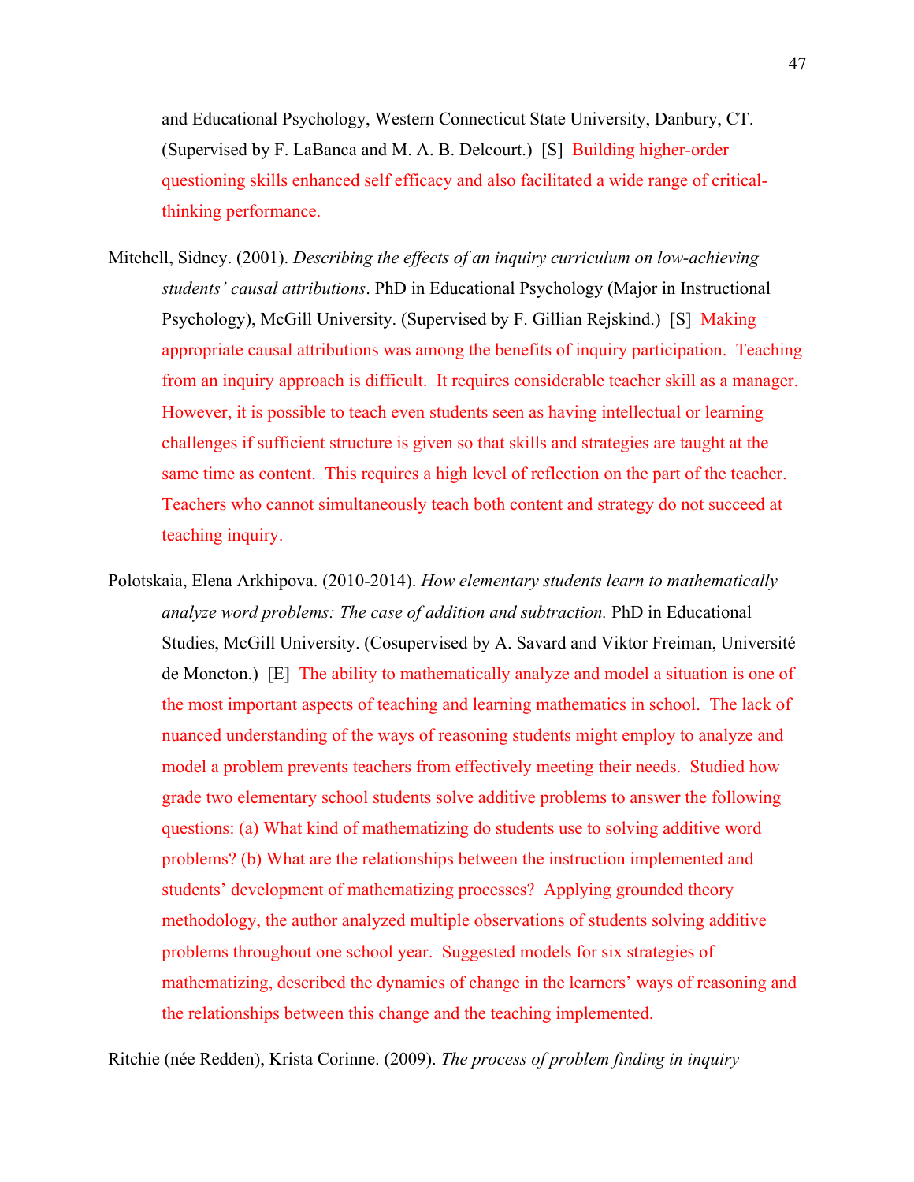and Educational Psychology, Western Connecticut State University, Danbury, CT. (Supervised by F. LaBanca and M. A. B. Delcourt.) [S] Building higher-order questioning skills enhanced self efficacy and also facilitated a wide range of critical-thinking performance.

Mitchell, Sidney. (2001). *Describing the effects of an inquiry curriculum on low-achieving students' causal attributions*. PhD in Educational Psychology (Major in Instructional Psychology), McGill University. (Supervised by F. Gillian Rejskind.) [S] Making appropriate causal attributions was among the benefits of inquiry participation. Teaching from an inquiry approach is difficult. It requires considerable teacher skill as a manager. However, it is possible to teach even students seen as having intellectual or learning challenges if sufficient structure is given so that skills and strategies are taught at the same time as content. This requires a high level of reflection on the part of the teacher. Teachers who cannot simultaneously teach both content and strategy do not succeed at teaching inquiry.

Polotskaia, Elena Arkhipova. (2010-2014). *How elementary students learn to mathematically analyze word problems: The case of addition and subtraction.* PhD in Educational Studies, McGill University. (Cosupervised by A. Savard and Viktor Freiman, Université de Moncton.) [E] The ability to mathematically analyze and model a situation is one of the most important aspects of teaching and learning mathematics in school. The lack of nuanced understanding of the ways of reasoning students might employ to analyze and model a problem prevents teachers from effectively meeting their needs. Studied how grade two elementary school students solve additive problems to answer the following questions: (a) What kind of mathematizing do students use to solving additive word problems? (b) What are the relationships between the instruction implemented and students' development of mathematizing processes? Applying grounded theory methodology, the author analyzed multiple observations of students solving additive problems throughout one school year. Suggested models for six strategies of mathematizing, described the dynamics of change in the learners' ways of reasoning and the relationships between this change and the teaching implemented.

Ritchie (née Redden), Krista Corinne. (2009). *The process of problem finding in inquiry*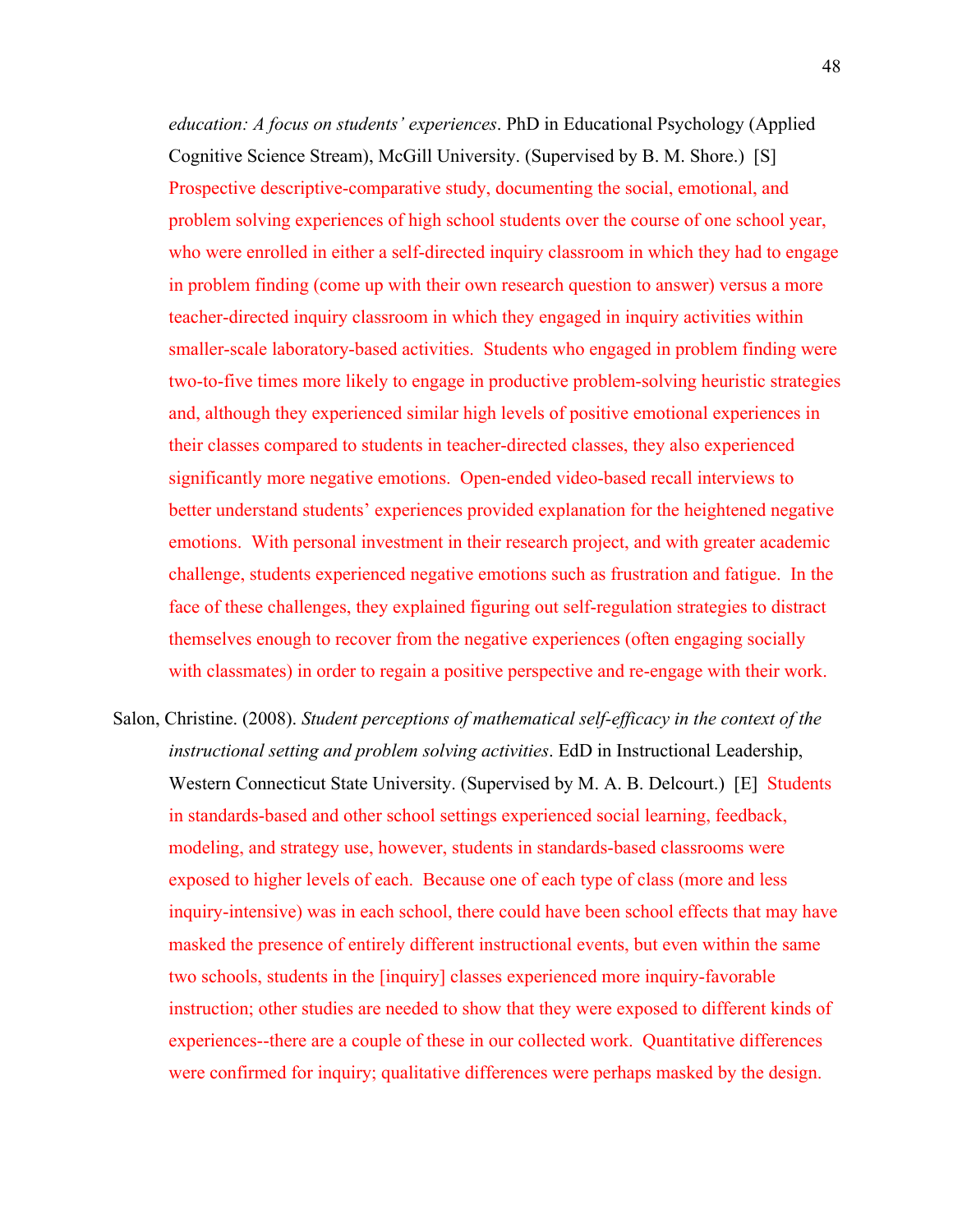*education: A focus on students' experiences*. PhD in Educational Psychology (Applied Cognitive Science Stream), McGill University. (Supervised by B. M. Shore.) [S] Prospective descriptive-comparative study, documenting the social, emotional, and problem solving experiences of high school students over the course of one school year, who were enrolled in either a self-directed inquiry classroom in which they had to engage in problem finding (come up with their own research question to answer) versus a more teacher-directed inquiry classroom in which they engaged in inquiry activities within smaller-scale laboratory-based activities. Students who engaged in problem finding were two-to-five times more likely to engage in productive problem-solving heuristic strategies and, although they experienced similar high levels of positive emotional experiences in their classes compared to students in teacher-directed classes, they also experienced significantly more negative emotions. Open-ended video-based recall interviews to better understand students' experiences provided explanation for the heightened negative emotions. With personal investment in their research project, and with greater academic challenge, students experienced negative emotions such as frustration and fatigue. In the face of these challenges, they explained figuring out self-regulation strategies to distract themselves enough to recover from the negative experiences (often engaging socially with classmates) in order to regain a positive perspective and re-engage with their work.

Salon, Christine. (2008). *Student perceptions of mathematical self-efficacy in the context of the instructional setting and problem solving activities*. EdD in Instructional Leadership, Western Connecticut State University. (Supervised by M. A. B. Delcourt.) [E] Students in standards-based and other school settings experienced social learning, feedback, modeling, and strategy use, however, students in standards-based classrooms were exposed to higher levels of each. Because one of each type of class (more and less inquiry-intensive) was in each school, there could have been school effects that may have masked the presence of entirely different instructional events, but even within the same two schools, students in the [inquiry] classes experienced more inquiry-favorable instruction; other studies are needed to show that they were exposed to different kinds of experiences--there are a couple of these in our collected work. Quantitative differences were confirmed for inquiry; qualitative differences were perhaps masked by the design.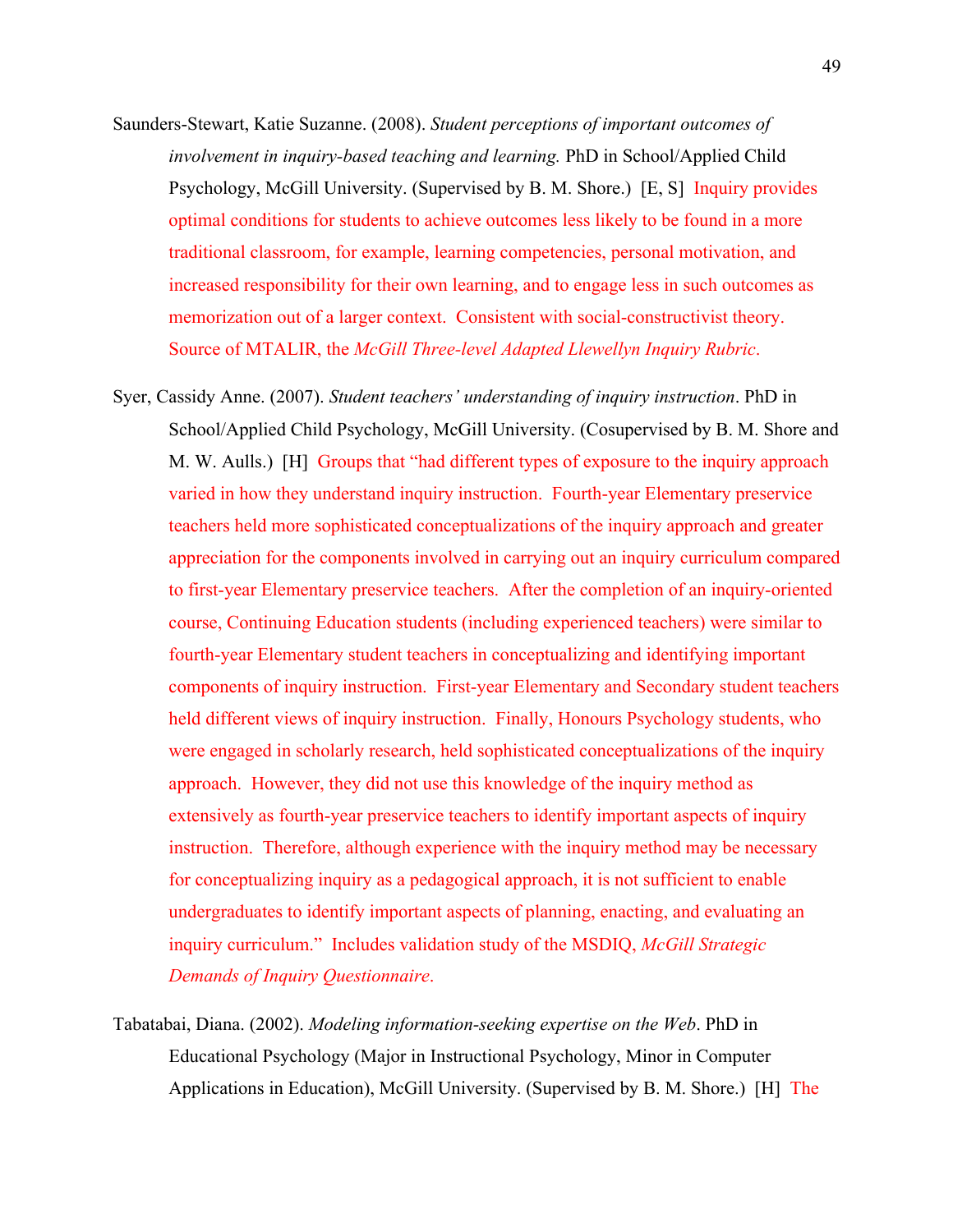Saunders-Stewart, Katie Suzanne. (2008). *Student perceptions of important outcomes of involvement in inquiry-based teaching and learning.* PhD in School/Applied Child Psychology, McGill University. (Supervised by B. M. Shore.) [E, S] Inquiry provides optimal conditions for students to achieve outcomes less likely to be found in a more traditional classroom, for example, learning competencies, personal motivation, and increased responsibility for their own learning, and to engage less in such outcomes as memorization out of a larger context. Consistent with social-constructivist theory. Source of MTALIR, the *McGill Three-level Adapted Llewellyn Inquiry Rubric*.

Syer, Cassidy Anne. (2007). *Student teachers' understanding of inquiry instruction*. PhD in School/Applied Child Psychology, McGill University. (Cosupervised by B. M. Shore and M. W. Aulls.) [H] Groups that "had different types of exposure to the inquiry approach varied in how they understand inquiry instruction. Fourth-year Elementary preservice teachers held more sophisticated conceptualizations of the inquiry approach and greater appreciation for the components involved in carrying out an inquiry curriculum compared to first-year Elementary preservice teachers. After the completion of an inquiry-oriented course, Continuing Education students (including experienced teachers) were similar to fourth-year Elementary student teachers in conceptualizing and identifying important components of inquiry instruction. First-year Elementary and Secondary student teachers held different views of inquiry instruction. Finally, Honours Psychology students, who were engaged in scholarly research, held sophisticated conceptualizations of the inquiry approach. However, they did not use this knowledge of the inquiry method as extensively as fourth-year preservice teachers to identify important aspects of inquiry instruction. Therefore, although experience with the inquiry method may be necessary for conceptualizing inquiry as a pedagogical approach, it is not sufficient to enable undergraduates to identify important aspects of planning, enacting, and evaluating an inquiry curriculum." Includes validation study of the MSDIQ, *McGill Strategic Demands of Inquiry Questionnaire*.

Tabatabai, Diana. (2002). *Modeling information-seeking expertise on the Web*. PhD in Educational Psychology (Major in Instructional Psychology, Minor in Computer Applications in Education), McGill University. (Supervised by B. M. Shore.) [H] The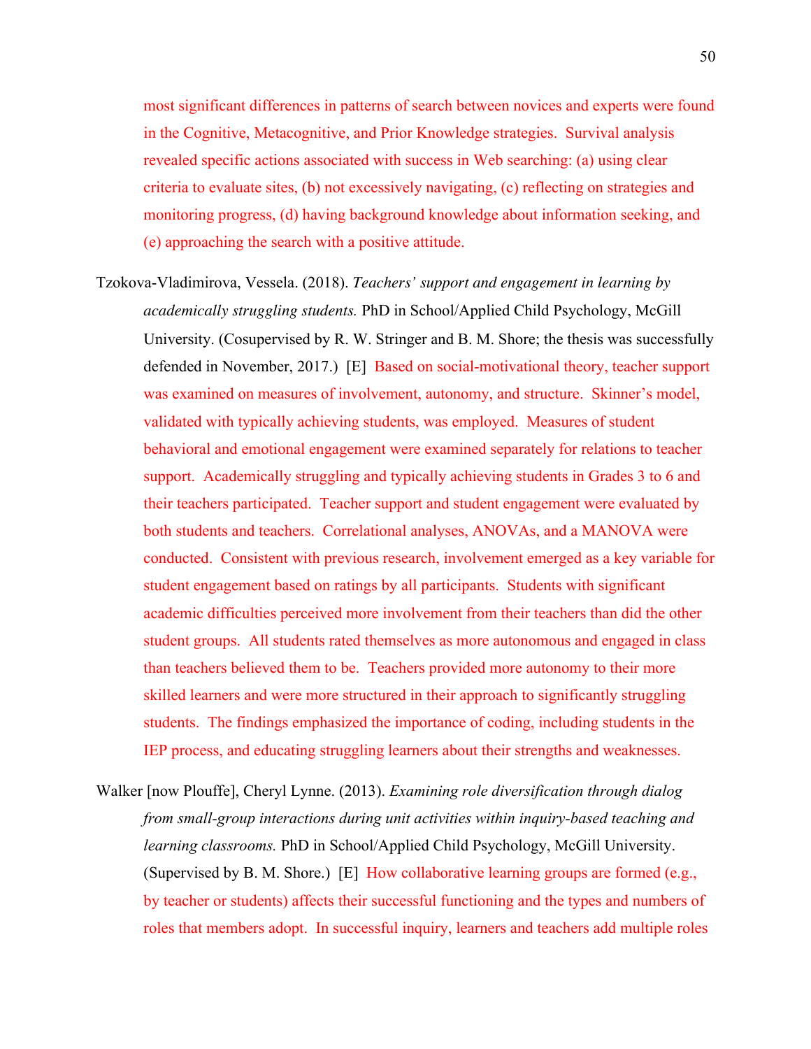most significant differences in patterns of search between novices and experts were found in the Cognitive, Metacognitive, and Prior Knowledge strategies. Survival analysis revealed specific actions associated with success in Web searching: (a) using clear criteria to evaluate sites, (b) not excessively navigating, (c) reflecting on strategies and monitoring progress, (d) having background knowledge about information seeking, and (e) approaching the search with a positive attitude.

Tzokova-Vladimirova, Vessela. (2018). *Teachers' support and engagement in learning by academically struggling students.* PhD in School/Applied Child Psychology, McGill University. (Cosupervised by R. W. Stringer and B. M. Shore; the thesis was successfully defended in November, 2017.) [E] Based on social-motivational theory, teacher support was examined on measures of involvement, autonomy, and structure. Skinner's model, validated with typically achieving students, was employed. Measures of student behavioral and emotional engagement were examined separately for relations to teacher support. Academically struggling and typically achieving students in Grades 3 to 6 and their teachers participated. Teacher support and student engagement were evaluated by both students and teachers. Correlational analyses, ANOVAs, and a MANOVA were conducted. Consistent with previous research, involvement emerged as a key variable for student engagement based on ratings by all participants. Students with significant academic difficulties perceived more involvement from their teachers than did the other student groups. All students rated themselves as more autonomous and engaged in class than teachers believed them to be. Teachers provided more autonomy to their more skilled learners and were more structured in their approach to significantly struggling students. The findings emphasized the importance of coding, including students in the IEP process, and educating struggling learners about their strengths and weaknesses.

Walker [now Plouffe], Cheryl Lynne. (2013). *Examining role diversification through dialog from small-group interactions during unit activities within inquiry-based teaching and learning classrooms.* PhD in School/Applied Child Psychology, McGill University. (Supervised by B. M. Shore.) [E] How collaborative learning groups are formed (e.g., by teacher or students) affects their successful functioning and the types and numbers of roles that members adopt. In successful inquiry, learners and teachers add multiple roles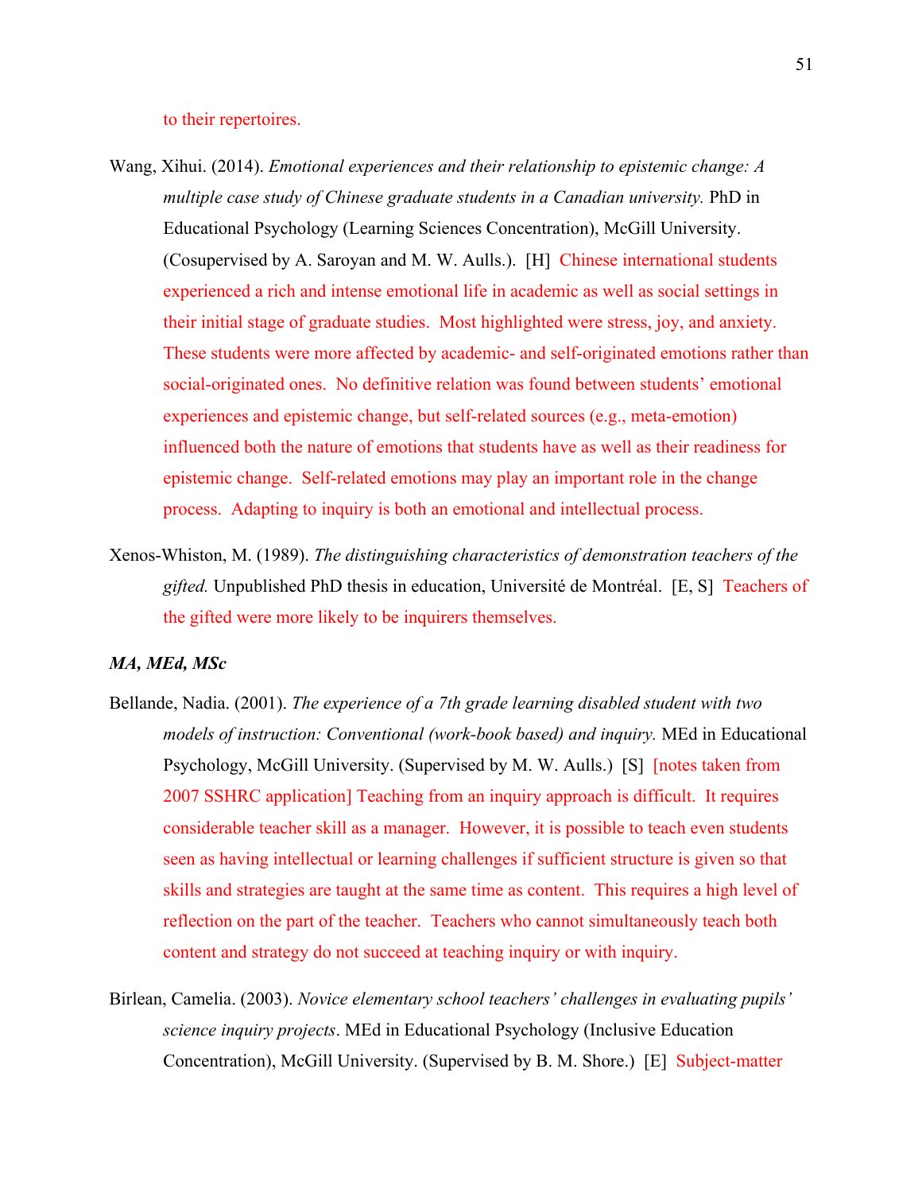to their repertoires.

Wang, Xihui. (2014). *Emotional experiences and their relationship to epistemic change: A multiple case study of Chinese graduate students in a Canadian university.* PhD in Educational Psychology (Learning Sciences Concentration), McGill University. (Cosupervised by A. Saroyan and M. W. Aulls.). [H] Chinese international students experienced a rich and intense emotional life in academic as well as social settings in their initial stage of graduate studies. Most highlighted were stress, joy, and anxiety. These students were more affected by academic- and self-originated emotions rather than social-originated ones. No definitive relation was found between students' emotional experiences and epistemic change, but self-related sources (e.g., meta-emotion) influenced both the nature of emotions that students have as well as their readiness for epistemic change. Self-related emotions may play an important role in the change process. Adapting to inquiry is both an emotional and intellectual process.

Xenos-Whiston, M. (1989). *The distinguishing characteristics of demonstration teachers of the gifted.* Unpublished PhD thesis in education, Université de Montréal. [E, S] Teachers of the gifted were more likely to be inquirers themselves.

### *MA, MEd, MSc*

Bellande, Nadia. (2001). *The experience of a 7th grade learning disabled student with two models of instruction: Conventional (work-book based) and inquiry.* MEd in Educational Psychology, McGill University. (Supervised by M. W. Aulls.) [S] [notes taken from 2007 SSHRC application] Teaching from an inquiry approach is difficult. It requires considerable teacher skill as a manager. However, it is possible to teach even students seen as having intellectual or learning challenges if sufficient structure is given so that skills and strategies are taught at the same time as content. This requires a high level of reflection on the part of the teacher. Teachers who cannot simultaneously teach both content and strategy do not succeed at teaching inquiry or with inquiry.

Birlean, Camelia. (2003). *Novice elementary school teachers' challenges in evaluating pupils' science inquiry projects*. MEd in Educational Psychology (Inclusive Education Concentration), McGill University. (Supervised by B. M. Shore.) [E] Subject-matter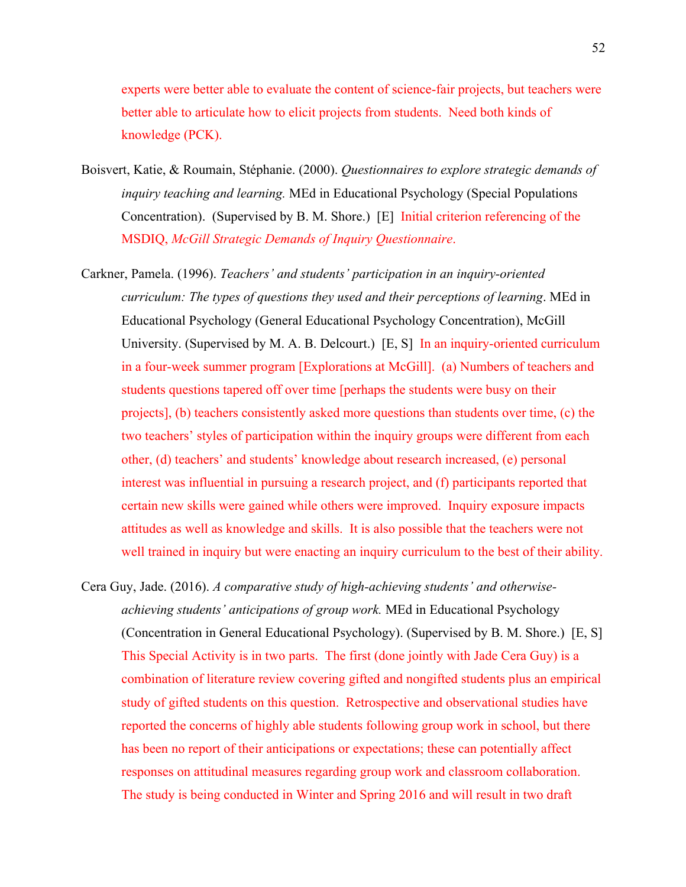experts were better able to evaluate the content of science-fair projects, but teachers were better able to articulate how to elicit projects from students. Need both kinds of knowledge (PCK).

Boisvert, Katie, & Roumain, Stéphanie. (2000). *Questionnaires to explore strategic demands of inquiry teaching and learning.* MEd in Educational Psychology (Special Populations Concentration). (Supervised by B. M. Shore.) [E] Initial criterion referencing of the MSDIQ, *McGill Strategic Demands of Inquiry Questionnaire*.

Carkner, Pamela. (1996). *Teachers' and students' participation in an inquiry-oriented curriculum: The types of questions they used and their perceptions of learning*. MEd in Educational Psychology (General Educational Psychology Concentration), McGill University. (Supervised by M. A. B. Delcourt.) [E, S] In an inquiry-oriented curriculum in a four-week summer program [Explorations at McGill]. (a) Numbers of teachers and students questions tapered off over time [perhaps the students were busy on their projects], (b) teachers consistently asked more questions than students over time, (c) the two teachers' styles of participation within the inquiry groups were different from each other, (d) teachers' and students' knowledge about research increased, (e) personal interest was influential in pursuing a research project, and (f) participants reported that certain new skills were gained while others were improved. Inquiry exposure impacts attitudes as well as knowledge and skills. It is also possible that the teachers were not well trained in inquiry but were enacting an inquiry curriculum to the best of their ability.

Cera Guy, Jade. (2016). *A comparative study of high-achieving students' and otherwise-achieving students' anticipations of group work.* MEd in Educational Psychology (Concentration in General Educational Psychology). (Supervised by B. M. Shore.) [E, S] This Special Activity is in two parts. The first (done jointly with Jade Cera Guy) is a combination of literature review covering gifted and nongifted students plus an empirical study of gifted students on this question. Retrospective and observational studies have reported the concerns of highly able students following group work in school, but there has been no report of their anticipations or expectations; these can potentially affect responses on attitudinal measures regarding group work and classroom collaboration. The study is being conducted in Winter and Spring 2016 and will result in two draft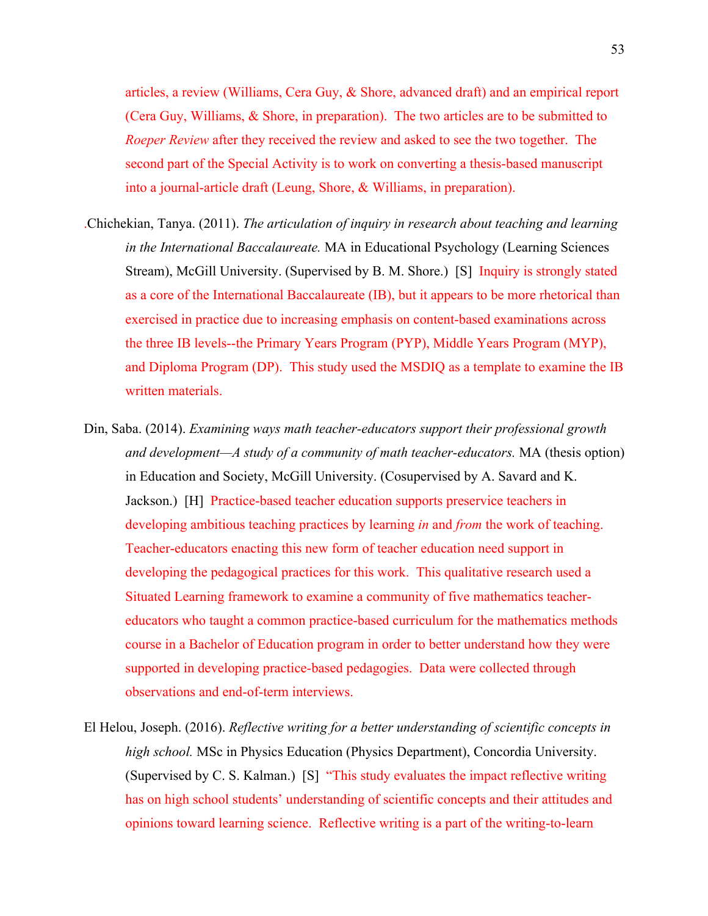articles, a review (Williams, Cera Guy, & Shore, advanced draft) and an empirical report (Cera Guy, Williams, & Shore, in preparation). The two articles are to be submitted to *Roeper Review* after they received the review and asked to see the two together. The second part of the Special Activity is to work on converting a thesis-based manuscript into a journal-article draft (Leung, Shore, & Williams, in preparation).

.Chichekian, Tanya. (2011). *The articulation of inquiry in research about teaching and learning in the International Baccalaureate.* MA in Educational Psychology (Learning Sciences Stream), McGill University. (Supervised by B. M. Shore.) [S] Inquiry is strongly stated as a core of the International Baccalaureate (IB), but it appears to be more rhetorical than exercised in practice due to increasing emphasis on content-based examinations across the three IB levels--the Primary Years Program (PYP), Middle Years Program (MYP), and Diploma Program (DP). This study used the MSDIQ as a template to examine the IB written materials.

Din, Saba. (2014). *Examining ways math teacher-educators support their professional growth and development—A study of a community of math teacher-educators.* MA (thesis option) in Education and Society, McGill University. (Cosupervised by A. Savard and K. Jackson.) [H] Practice-based teacher education supports preservice teachers in developing ambitious teaching practices by learning *in* and *from* the work of teaching. Teacher-educators enacting this new form of teacher education need support in developing the pedagogical practices for this work. This qualitative research used a Situated Learning framework to examine a community of five mathematics teacher-educators who taught a common practice-based curriculum for the mathematics methods course in a Bachelor of Education program in order to better understand how they were supported in developing practice-based pedagogies. Data were collected through observations and end-of-term interviews.

El Helou, Joseph. (2016). *Reflective writing for a better understanding of scientific concepts in high school.* MSc in Physics Education (Physics Department), Concordia University. (Supervised by C. S. Kalman.) [S] "This study evaluates the impact reflective writing has on high school students' understanding of scientific concepts and their attitudes and opinions toward learning science. Reflective writing is a part of the writing-to-learn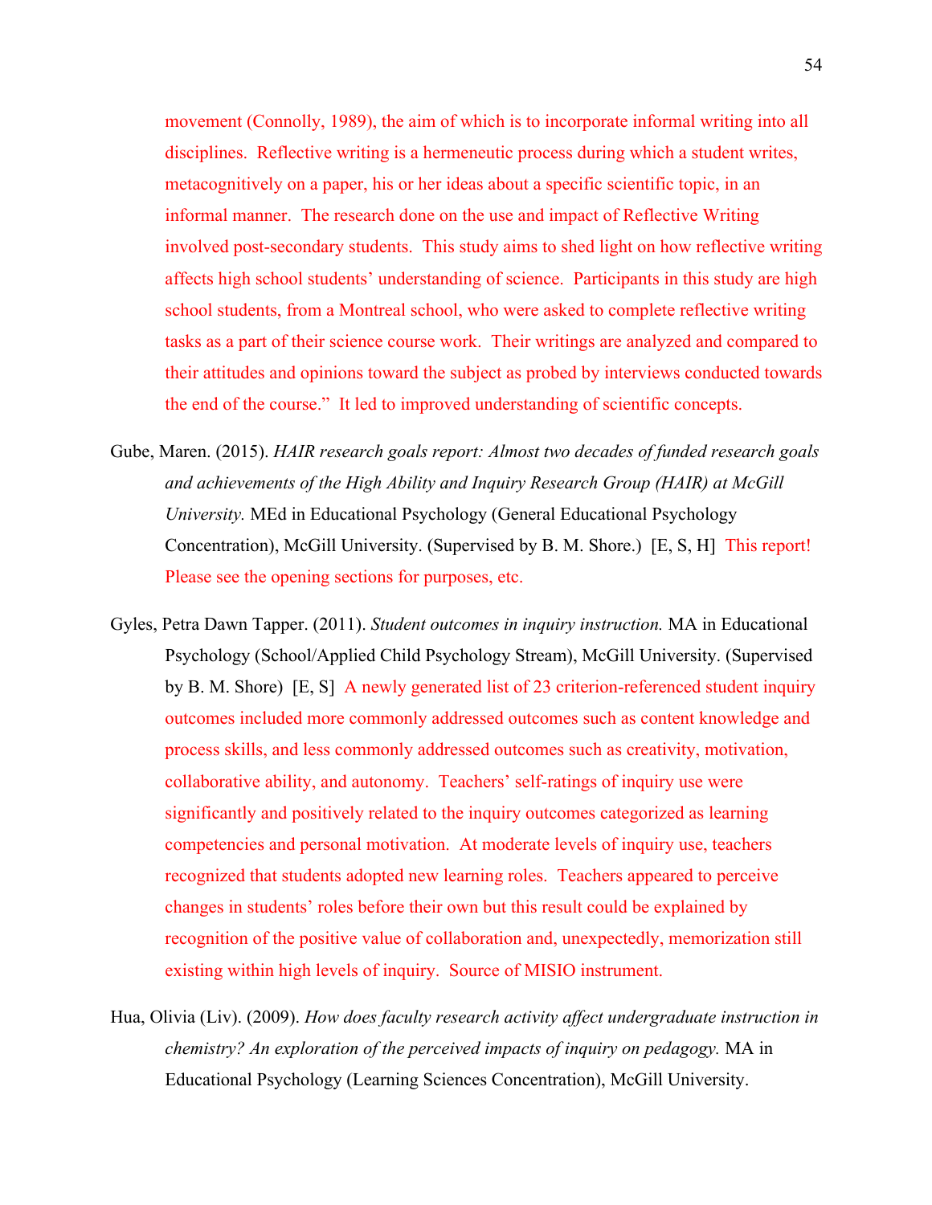movement (Connolly, 1989), the aim of which is to incorporate informal writing into all disciplines. Reflective writing is a hermeneutic process during which a student writes, metacognitively on a paper, his or her ideas about a specific scientific topic, in an informal manner. The research done on the use and impact of Reflective Writing involved post-secondary students. This study aims to shed light on how reflective writing affects high school students' understanding of science. Participants in this study are high school students, from a Montreal school, who were asked to complete reflective writing tasks as a part of their science course work. Their writings are analyzed and compared to their attitudes and opinions toward the subject as probed by interviews conducted towards the end of the course." It led to improved understanding of scientific concepts.

Gube, Maren. (2015). *HAIR research goals report: Almost two decades of funded research goals and achievements of the High Ability and Inquiry Research Group (HAIR) at McGill University.* MEd in Educational Psychology (General Educational Psychology Concentration), McGill University. (Supervised by B. M. Shore.) [E, S, H] This report! Please see the opening sections for purposes, etc.

Gyles, Petra Dawn Tapper. (2011). *Student outcomes in inquiry instruction.* MA in Educational Psychology (School/Applied Child Psychology Stream), McGill University. (Supervised by B. M. Shore) [E, S] A newly generated list of 23 criterion-referenced student inquiry outcomes included more commonly addressed outcomes such as content knowledge and process skills, and less commonly addressed outcomes such as creativity, motivation, collaborative ability, and autonomy. Teachers' self-ratings of inquiry use were significantly and positively related to the inquiry outcomes categorized as learning competencies and personal motivation. At moderate levels of inquiry use, teachers recognized that students adopted new learning roles. Teachers appeared to perceive changes in students' roles before their own but this result could be explained by recognition of the positive value of collaboration and, unexpectedly, memorization still existing within high levels of inquiry. Source of MISIO instrument.

Hua, Olivia (Liv). (2009). *How does faculty research activity affect undergraduate instruction in chemistry? An exploration of the perceived impacts of inquiry on pedagogy.* MA in Educational Psychology (Learning Sciences Concentration), McGill University.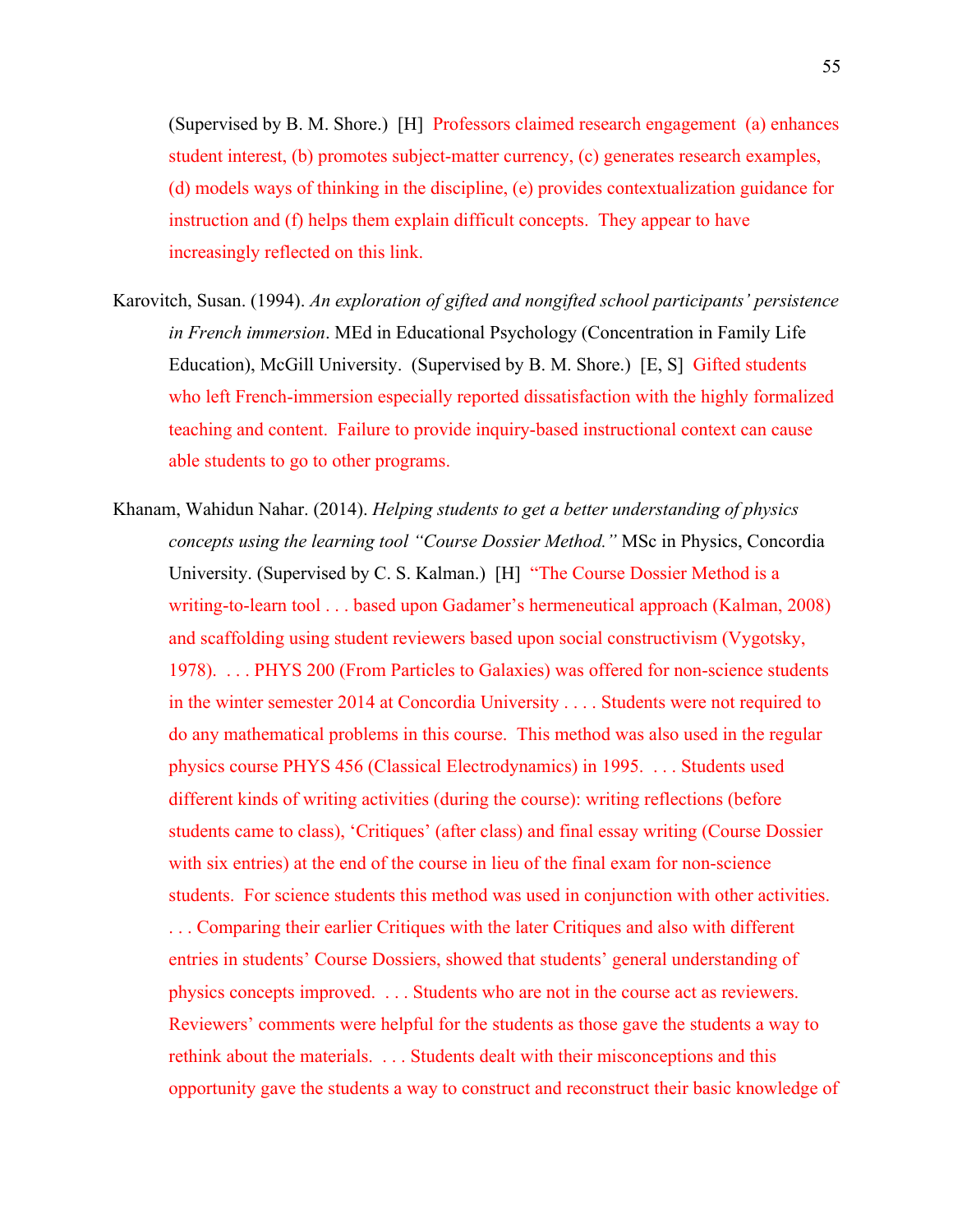(Supervised by B. M. Shore.) [H] Professors claimed research engagement (a) enhances student interest, (b) promotes subject-matter currency, (c) generates research examples, (d) models ways of thinking in the discipline, (e) provides contextualization guidance for instruction and (f) helps them explain difficult concepts. They appear to have increasingly reflected on this link.

Karovitch, Susan. (1994). *An exploration of gifted and nongifted school participants' persistence in French immersion*. MEd in Educational Psychology (Concentration in Family Life Education), McGill University. (Supervised by B. M. Shore.) [E, S] Gifted students who left French-immersion especially reported dissatisfaction with the highly formalized teaching and content. Failure to provide inquiry-based instructional context can cause able students to go to other programs.

Khanam, Wahidun Nahar. (2014). *Helping students to get a better understanding of physics concepts using the learning tool "Course Dossier Method."* MSc in Physics, Concordia University. (Supervised by C. S. Kalman.) [H] "The Course Dossier Method is a writing-to-learn tool . . . based upon Gadamer's hermeneutical approach (Kalman, 2008) and scaffolding using student reviewers based upon social constructivism (Vygotsky, 1978). . . . PHYS 200 (From Particles to Galaxies) was offered for non-science students in the winter semester 2014 at Concordia University . . . . Students were not required to do any mathematical problems in this course. This method was also used in the regular physics course PHYS 456 (Classical Electrodynamics) in 1995. . . . Students used different kinds of writing activities (during the course): writing reflections (before students came to class), 'Critiques' (after class) and final essay writing (Course Dossier with six entries) at the end of the course in lieu of the final exam for non-science students. For science students this method was used in conjunction with other activities. . . . Comparing their earlier Critiques with the later Critiques and also with different entries in students' Course Dossiers, showed that students' general understanding of physics concepts improved. . . . Students who are not in the course act as reviewers. Reviewers' comments were helpful for the students as those gave the students a way to rethink about the materials. . . . Students dealt with their misconceptions and this opportunity gave the students a way to construct and reconstruct their basic knowledge of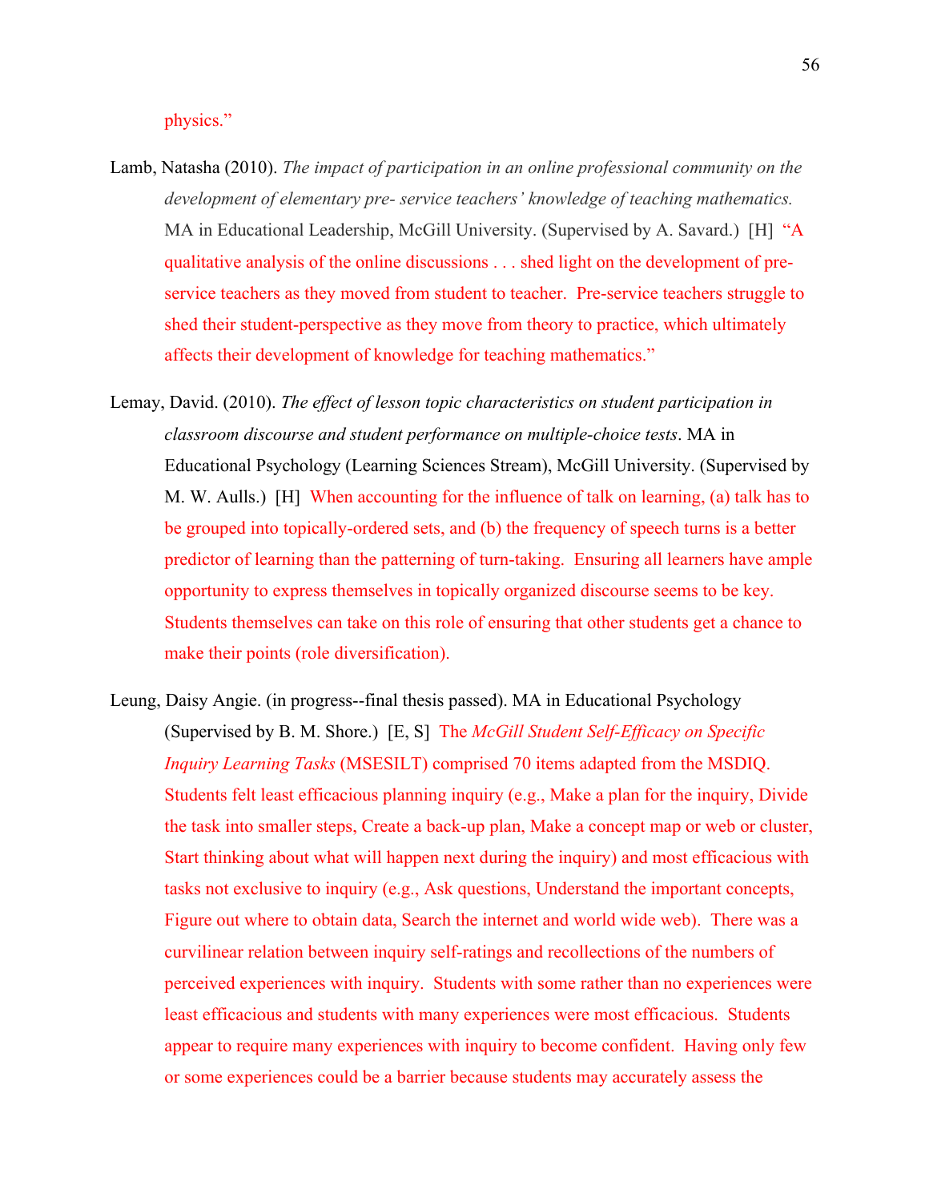physics."

Lamb, Natasha (2010). *The impact of participation in an online professional community on the development of elementary pre- service teachers' knowledge of teaching mathematics.* MA in Educational Leadership, McGill University. (Supervised by A. Savard.) [H] "A qualitative analysis of the online discussions . . . shed light on the development of pre-service teachers as they moved from student to teacher. Pre-service teachers struggle to shed their student-perspective as they move from theory to practice, which ultimately affects their development of knowledge for teaching mathematics."

Lemay, David. (2010). *The effect of lesson topic characteristics on student participation in classroom discourse and student performance on multiple-choice tests*. MA in Educational Psychology (Learning Sciences Stream), McGill University. (Supervised by M. W. Aulls.) [H] When accounting for the influence of talk on learning, (a) talk has to be grouped into topically-ordered sets, and (b) the frequency of speech turns is a better predictor of learning than the patterning of turn-taking. Ensuring all learners have ample opportunity to express themselves in topically organized discourse seems to be key. Students themselves can take on this role of ensuring that other students get a chance to make their points (role diversification).

Leung, Daisy Angie. (in progress--final thesis passed). MA in Educational Psychology (Supervised by B. M. Shore.) [E, S] The *McGill Student Self-Efficacy on Specific Inquiry Learning Tasks* (MSESILT) comprised 70 items adapted from the MSDIQ. Students felt least efficacious planning inquiry (e.g., Make a plan for the inquiry, Divide the task into smaller steps, Create a back-up plan, Make a concept map or web or cluster, Start thinking about what will happen next during the inquiry) and most efficacious with tasks not exclusive to inquiry (e.g., Ask questions, Understand the important concepts, Figure out where to obtain data, Search the internet and world wide web). There was a curvilinear relation between inquiry self-ratings and recollections of the numbers of perceived experiences with inquiry. Students with some rather than no experiences were least efficacious and students with many experiences were most efficacious. Students appear to require many experiences with inquiry to become confident. Having only few or some experiences could be a barrier because students may accurately assess the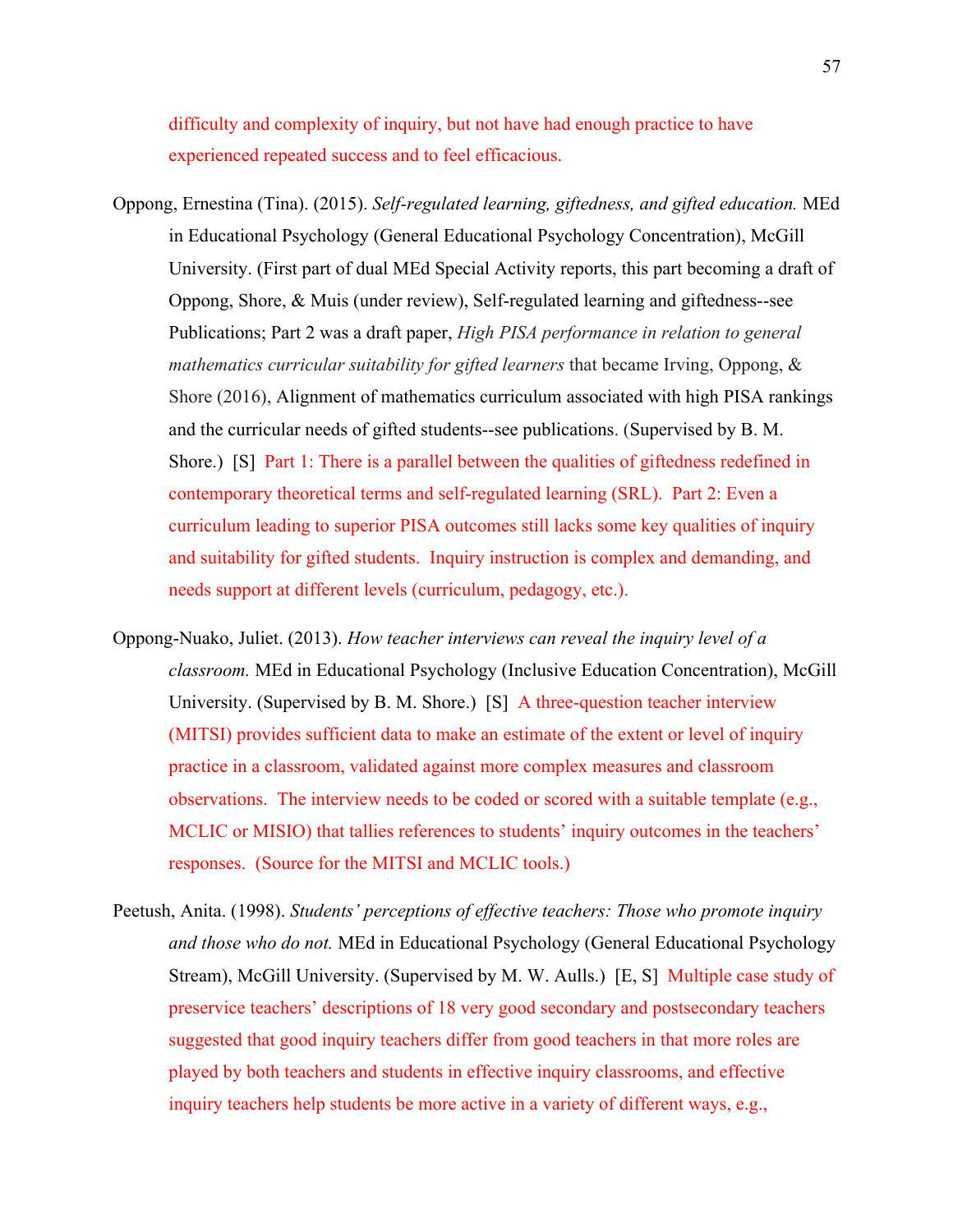difficulty and complexity of inquiry, but not have had enough practice to have experienced repeated success and to feel efficacious.

Oppong, Ernestina (Tina). (2015). *Self-regulated learning, giftedness, and gifted education.* MEd in Educational Psychology (General Educational Psychology Concentration), McGill University. (First part of dual MEd Special Activity reports, this part becoming a draft of Oppong, Shore, & Muis (under review), Self-regulated learning and giftedness--see Publications; Part 2 was a draft paper, *High PISA performance in relation to general mathematics curricular suitability for gifted learners* that became Irving, Oppong, & Shore (2016), Alignment of mathematics curriculum associated with high PISA rankings and the curricular needs of gifted students--see publications. (Supervised by B. M. Shore.) [S] Part 1: There is a parallel between the qualities of giftedness redefined in contemporary theoretical terms and self-regulated learning (SRL). Part 2: Even a curriculum leading to superior PISA outcomes still lacks some key qualities of inquiry and suitability for gifted students. Inquiry instruction is complex and demanding, and needs support at different levels (curriculum, pedagogy, etc.).

Oppong-Nuako, Juliet. (2013). *How teacher interviews can reveal the inquiry level of a classroom.* MEd in Educational Psychology (Inclusive Education Concentration), McGill University. (Supervised by B. M. Shore.) [S] A three-question teacher interview (MITSI) provides sufficient data to make an estimate of the extent or level of inquiry practice in a classroom, validated against more complex measures and classroom observations. The interview needs to be coded or scored with a suitable template (e.g., MCLIC or MISIO) that tallies references to students' inquiry outcomes in the teachers' responses. (Source for the MITSI and MCLIC tools.)

Peetush, Anita. (1998). *Students' perceptions of effective teachers: Those who promote inquiry and those who do not.* MEd in Educational Psychology (General Educational Psychology Stream), McGill University. (Supervised by M. W. Aulls.) [E, S] Multiple case study of preservice teachers' descriptions of 18 very good secondary and postsecondary teachers suggested that good inquiry teachers differ from good teachers in that more roles are played by both teachers and students in effective inquiry classrooms, and effective inquiry teachers help students be more active in a variety of different ways, e.g.,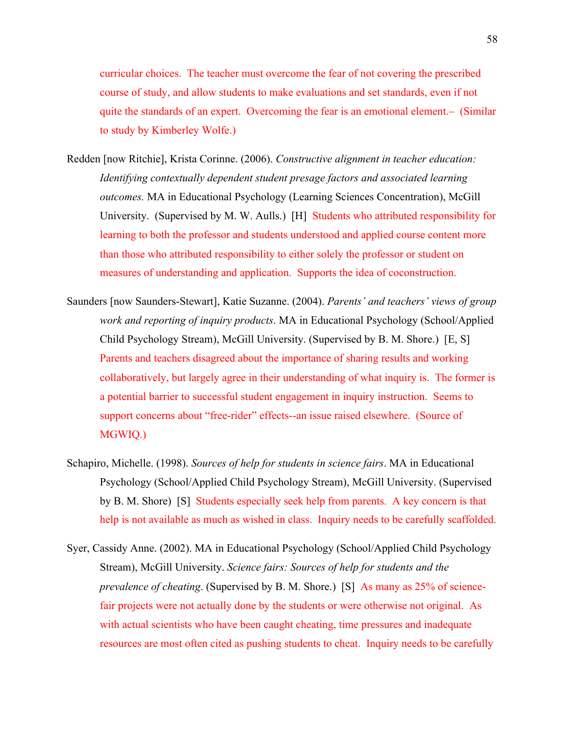curricular choices. The teacher must overcome the fear of not covering the prescribed course of study, and allow students to make evaluations and set standards, even if not quite the standards of an expert. Overcoming the fear is an emotional element.– (Similar to study by Kimberley Wolfe.)

Redden [now Ritchie], Krista Corinne. (2006). *Constructive alignment in teacher education: Identifying contextually dependent student presage factors and associated learning outcomes.* MA in Educational Psychology (Learning Sciences Concentration), McGill University. (Supervised by M. W. Aulls.) [H] Students who attributed responsibility for learning to both the professor and students understood and applied course content more than those who attributed responsibility to either solely the professor or student on measures of understanding and application. Supports the idea of coconstruction.

Saunders [now Saunders-Stewart], Katie Suzanne. (2004). *Parents' and teachers' views of group work and reporting of inquiry products*. MA in Educational Psychology (School/Applied Child Psychology Stream), McGill University. (Supervised by B. M. Shore.) [E, S] Parents and teachers disagreed about the importance of sharing results and working collaboratively, but largely agree in their understanding of what inquiry is. The former is a potential barrier to successful student engagement in inquiry instruction. Seems to support concerns about "free-rider" effects--an issue raised elsewhere. (Source of MGWIQ.)

Schapiro, Michelle. (1998). *Sources of help for students in science fairs*. MA in Educational Psychology (School/Applied Child Psychology Stream), McGill University. (Supervised by B. M. Shore) [S] Students especially seek help from parents. A key concern is that help is not available as much as wished in class. Inquiry needs to be carefully scaffolded.

Syer, Cassidy Anne. (2002). MA in Educational Psychology (School/Applied Child Psychology Stream), McGill University. *Science fairs: Sources of help for students and the prevalence of cheating*. (Supervised by B. M. Shore.) [S] As many as 25% of science-fair projects were not actually done by the students or were otherwise not original. As with actual scientists who have been caught cheating, time pressures and inadequate resources are most often cited as pushing students to cheat. Inquiry needs to be carefully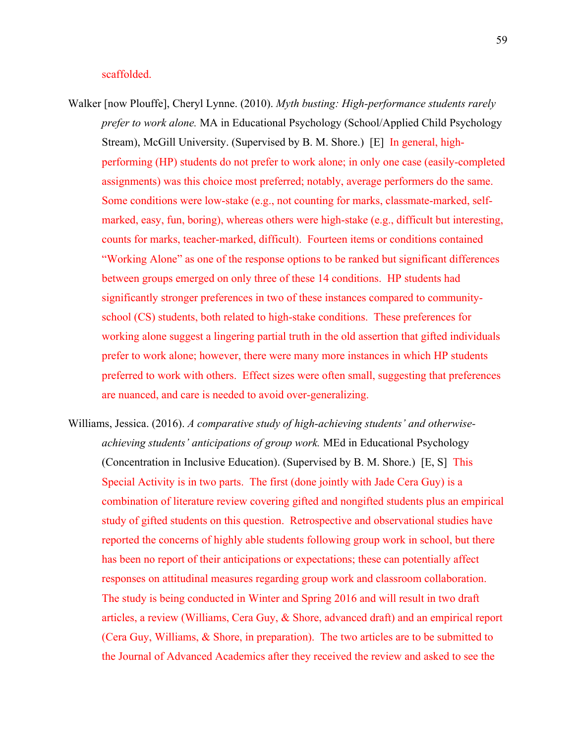scaffolded.

Walker [now Plouffe], Cheryl Lynne. (2010). *Myth busting: High-performance students rarely prefer to work alone.* MA in Educational Psychology (School/Applied Child Psychology Stream), McGill University. (Supervised by B. M. Shore.) [E] In general, high-performing (HP) students do not prefer to work alone; in only one case (easily-completed assignments) was this choice most preferred; notably, average performers do the same. Some conditions were low-stake (e.g., not counting for marks, classmate-marked, self-marked, easy, fun, boring), whereas others were high-stake (e.g., difficult but interesting, counts for marks, teacher-marked, difficult). Fourteen items or conditions contained "Working Alone" as one of the response options to be ranked but significant differences between groups emerged on only three of these 14 conditions. HP students had significantly stronger preferences in two of these instances compared to community-school (CS) students, both related to high-stake conditions. These preferences for working alone suggest a lingering partial truth in the old assertion that gifted individuals prefer to work alone; however, there were many more instances in which HP students preferred to work with others. Effect sizes were often small, suggesting that preferences are nuanced, and care is needed to avoid over-generalizing.

Williams, Jessica. (2016). *A comparative study of high-achieving students' and otherwise-achieving students' anticipations of group work.* MEd in Educational Psychology (Concentration in Inclusive Education). (Supervised by B. M. Shore.) [E, S] This Special Activity is in two parts. The first (done jointly with Jade Cera Guy) is a combination of literature review covering gifted and nongifted students plus an empirical study of gifted students on this question. Retrospective and observational studies have reported the concerns of highly able students following group work in school, but there has been no report of their anticipations or expectations; these can potentially affect responses on attitudinal measures regarding group work and classroom collaboration. The study is being conducted in Winter and Spring 2016 and will result in two draft articles, a review (Williams, Cera Guy, & Shore, advanced draft) and an empirical report (Cera Guy, Williams, & Shore, in preparation). The two articles are to be submitted to the Journal of Advanced Academics after they received the review and asked to see the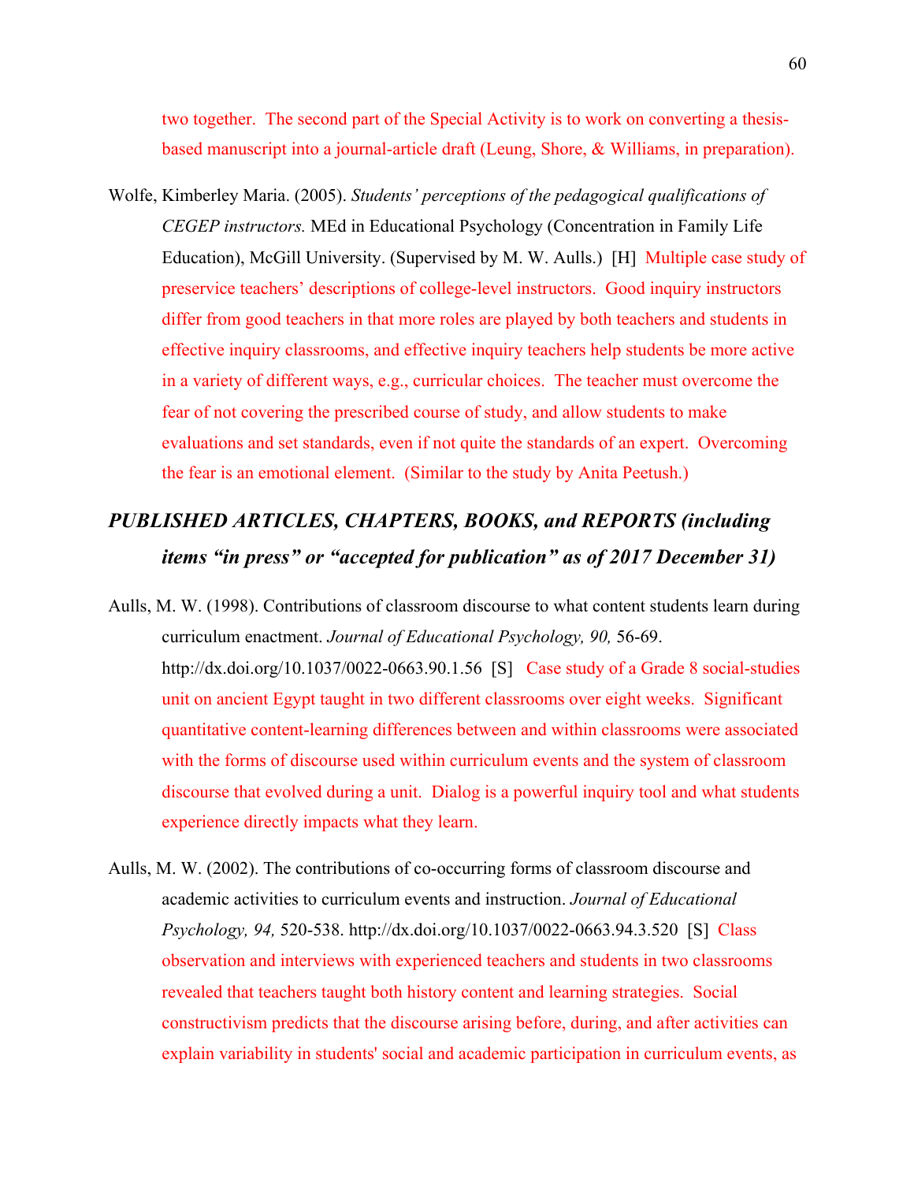two together. The second part of the Special Activity is to work on converting a thesis-based manuscript into a journal-article draft (Leung, Shore, & Williams, in preparation).

Wolfe, Kimberley Maria. (2005). *Students' perceptions of the pedagogical qualifications of CEGEP instructors.* MEd in Educational Psychology (Concentration in Family Life Education), McGill University. (Supervised by M. W. Aulls.) [H] Multiple case study of preservice teachers' descriptions of college-level instructors. Good inquiry instructors differ from good teachers in that more roles are played by both teachers and students in effective inquiry classrooms, and effective inquiry teachers help students be more active in a variety of different ways, e.g., curricular choices. The teacher must overcome the fear of not covering the prescribed course of study, and allow students to make evaluations and set standards, even if not quite the standards of an expert. Overcoming the fear is an emotional element. (Similar to the study by Anita Peetush.)

## *PUBLISHED ARTICLES, CHAPTERS, BOOKS, and REPORTS (including items "in press" or "accepted for publication" as of 2017 December 31)*

Aulls, M. W. (1998). Contributions of classroom discourse to what content students learn during curriculum enactment. *Journal of Educational Psychology, 90,* 56-69. http://dx.doi.org/10.1037/0022-0663.90.1.56 [S] Case study of a Grade 8 social-studies unit on ancient Egypt taught in two different classrooms over eight weeks. Significant quantitative content-learning differences between and within classrooms were associated with the forms of discourse used within curriculum events and the system of classroom discourse that evolved during a unit. Dialog is a powerful inquiry tool and what students experience directly impacts what they learn.

Aulls, M. W. (2002). The contributions of co-occurring forms of classroom discourse and academic activities to curriculum events and instruction. *Journal of Educational Psychology, 94,* 520-538. http://dx.doi.org/10.1037/0022-0663.94.3.520 [S] Class observation and interviews with experienced teachers and students in two classrooms revealed that teachers taught both history content and learning strategies. Social constructivism predicts that the discourse arising before, during, and after activities can explain variability in students' social and academic participation in curriculum events, as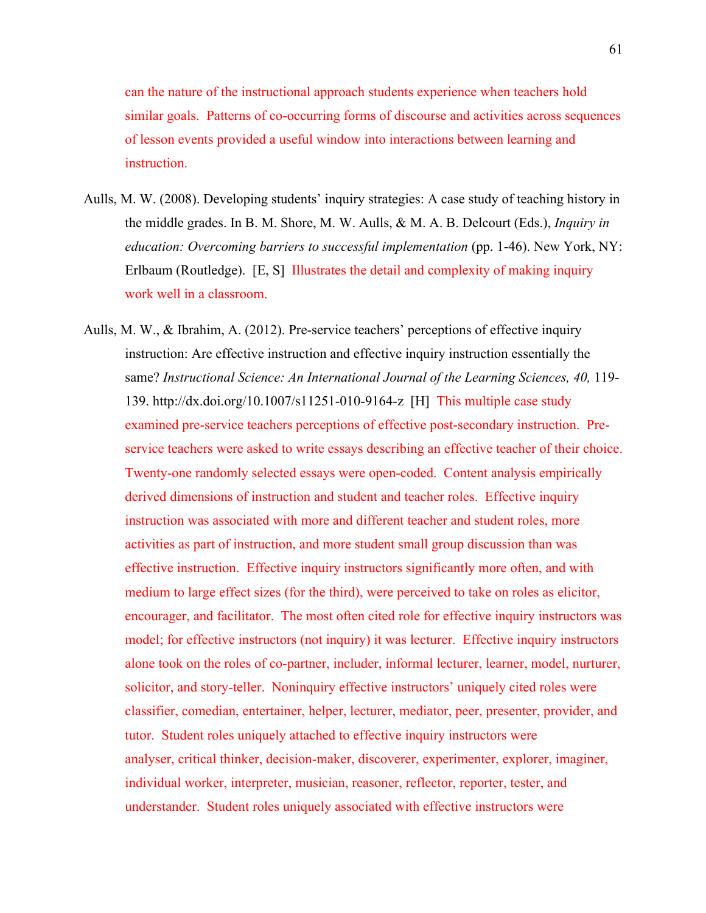can the nature of the instructional approach students experience when teachers hold similar goals. Patterns of co-occurring forms of discourse and activities across sequences of lesson events provided a useful window into interactions between learning and instruction.

Aulls, M. W. (2008). Developing students' inquiry strategies: A case study of teaching history in the middle grades. In B. M. Shore, M. W. Aulls, & M. A. B. Delcourt (Eds.), *Inquiry in education: Overcoming barriers to successful implementation* (pp. 1-46). New York, NY: Erlbaum (Routledge). [E, S] Illustrates the detail and complexity of making inquiry work well in a classroom.

Aulls, M. W., & Ibrahim, A. (2012). Pre-service teachers' perceptions of effective inquiry instruction: Are effective instruction and effective inquiry instruction essentially the same? *Instructional Science: An International Journal of the Learning Sciences, 40,* 119-139. http://dx.doi.org/10.1007/s11251-010-9164-z [H] This multiple case study examined pre-service teachers perceptions of effective post-secondary instruction. Pre-service teachers were asked to write essays describing an effective teacher of their choice. Twenty-one randomly selected essays were open-coded. Content analysis empirically derived dimensions of instruction and student and teacher roles. Effective inquiry instruction was associated with more and different teacher and student roles, more activities as part of instruction, and more student small group discussion than was effective instruction. Effective inquiry instructors significantly more often, and with medium to large effect sizes (for the third), were perceived to take on roles as elicitor, encourager, and facilitator. The most often cited role for effective inquiry instructors was model; for effective instructors (not inquiry) it was lecturer. Effective inquiry instructors alone took on the roles of co-partner, includer, informal lecturer, learner, model, nurturer, solicitor, and story-teller. Noninquiry effective instructors' uniquely cited roles were classifier, comedian, entertainer, helper, lecturer, mediator, peer, presenter, provider, and tutor. Student roles uniquely attached to effective inquiry instructors were analyser, critical thinker, decision-maker, discoverer, experimenter, explorer, imaginer, individual worker, interpreter, musician, reasoner, reflector, reporter, tester, and understander. Student roles uniquely associated with effective instructors were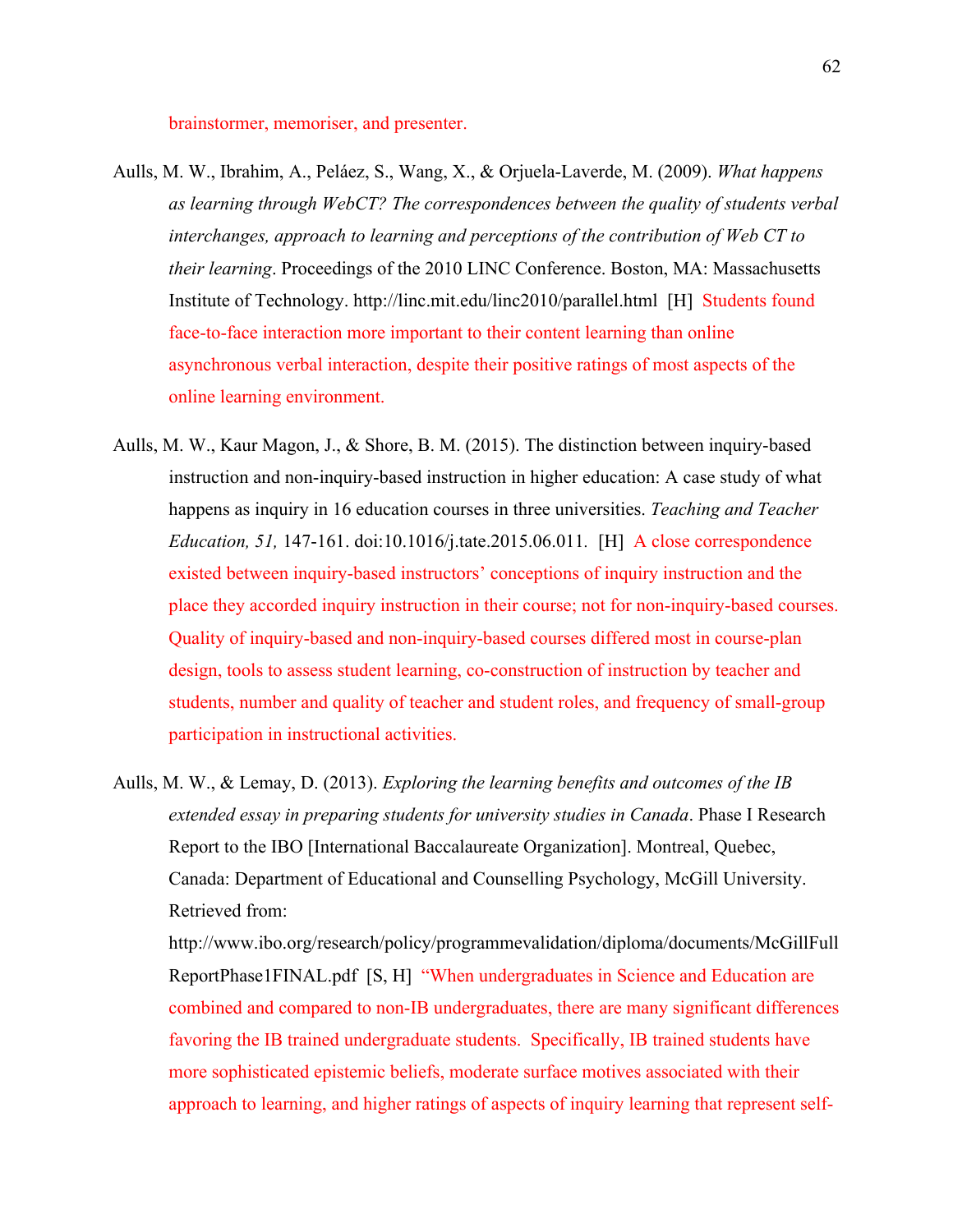brainstormer, memoriser, and presenter.

Aulls, M. W., Ibrahim, A., Peláez, S., Wang, X., & Orjuela-Laverde, M. (2009). *What happens as learning through WebCT? The correspondences between the quality of students verbal interchanges, approach to learning and perceptions of the contribution of Web CT to their learning*. Proceedings of the 2010 LINC Conference. Boston, MA: Massachusetts Institute of Technology. http://linc.mit.edu/linc2010/parallel.html [H] Students found face-to-face interaction more important to their content learning than online asynchronous verbal interaction, despite their positive ratings of most aspects of the online learning environment.

Aulls, M. W., Kaur Magon, J., & Shore, B. M. (2015). The distinction between inquiry-based instruction and non-inquiry-based instruction in higher education: A case study of what happens as inquiry in 16 education courses in three universities. *Teaching and Teacher Education, 51,* 147-161. doi:10.1016/j.tate.2015.06.011. [H] A close correspondence existed between inquiry-based instructors' conceptions of inquiry instruction and the place they accorded inquiry instruction in their course; not for non-inquiry-based courses. Quality of inquiry-based and non-inquiry-based courses differed most in course-plan design, tools to assess student learning, co-construction of instruction by teacher and students, number and quality of teacher and student roles, and frequency of small-group participation in instructional activities.

Aulls, M. W., & Lemay, D. (2013). *Exploring the learning benefits and outcomes of the IB extended essay in preparing students for university studies in Canada*. Phase I Research Report to the IBO [International Baccalaureate Organization]. Montreal, Quebec, Canada: Department of Educational and Counselling Psychology, McGill University. Retrieved from: http://www.ibo.org/research/policy/programmevalidation/diploma/documents/McGillFullReportPhase1FINAL.pdf [S, H] "When undergraduates in Science and Education are combined and compared to non-IB undergraduates, there are many significant differences favoring the IB trained undergraduate students. Specifically, IB trained students have more sophisticated epistemic beliefs, moderate surface motives associated with their approach to learning, and higher ratings of aspects of inquiry learning that represent self-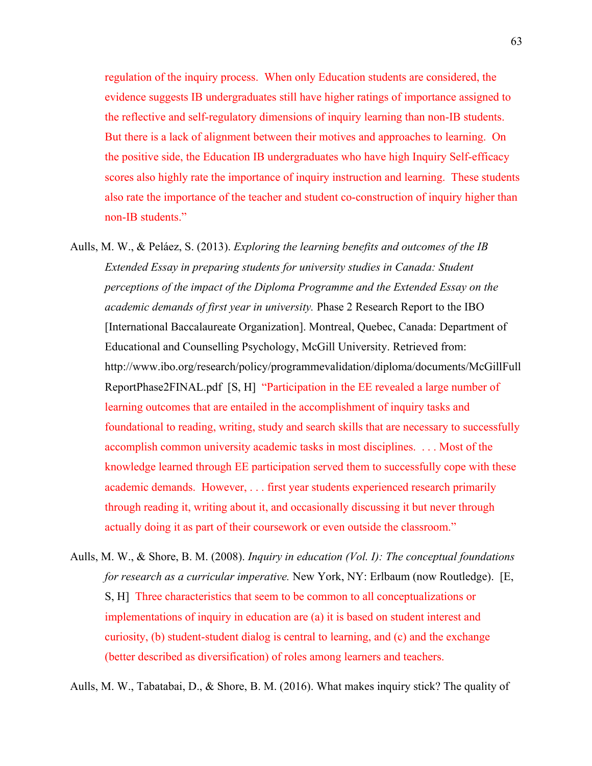regulation of the inquiry process. When only Education students are considered, the evidence suggests IB undergraduates still have higher ratings of importance assigned to the reflective and self-regulatory dimensions of inquiry learning than non-IB students. But there is a lack of alignment between their motives and approaches to learning. On the positive side, the Education IB undergraduates who have high Inquiry Self-efficacy scores also highly rate the importance of inquiry instruction and learning. These students also rate the importance of the teacher and student co-construction of inquiry higher than non-IB students."

Aulls, M. W., & Peláez, S. (2013). *Exploring the learning benefits and outcomes of the IB Extended Essay in preparing students for university studies in Canada: Student perceptions of the impact of the Diploma Programme and the Extended Essay on the academic demands of first year in university.* Phase 2 Research Report to the IBO [International Baccalaureate Organization]. Montreal, Quebec, Canada: Department of Educational and Counselling Psychology, McGill University. Retrieved from: http://www.ibo.org/research/policy/programmevalidation/diploma/documents/McGillFullReportPhase2FINAL.pdf [S, H] "Participation in the EE revealed a large number of learning outcomes that are entailed in the accomplishment of inquiry tasks and foundational to reading, writing, study and search skills that are necessary to successfully accomplish common university academic tasks in most disciplines. . . . Most of the knowledge learned through EE participation served them to successfully cope with these academic demands. However, . . . first year students experienced research primarily through reading it, writing about it, and occasionally discussing it but never through actually doing it as part of their coursework or even outside the classroom."

Aulls, M. W., & Shore, B. M. (2008). *Inquiry in education (Vol. I): The conceptual foundations for research as a curricular imperative.* New York, NY: Erlbaum (now Routledge). [E, S, H] Three characteristics that seem to be common to all conceptualizations or implementations of inquiry in education are (a) it is based on student interest and curiosity, (b) student-student dialog is central to learning, and (c) and the exchange (better described as diversification) of roles among learners and teachers.

Aulls, M. W., Tabatabai, D., & Shore, B. M. (2016). What makes inquiry stick? The quality of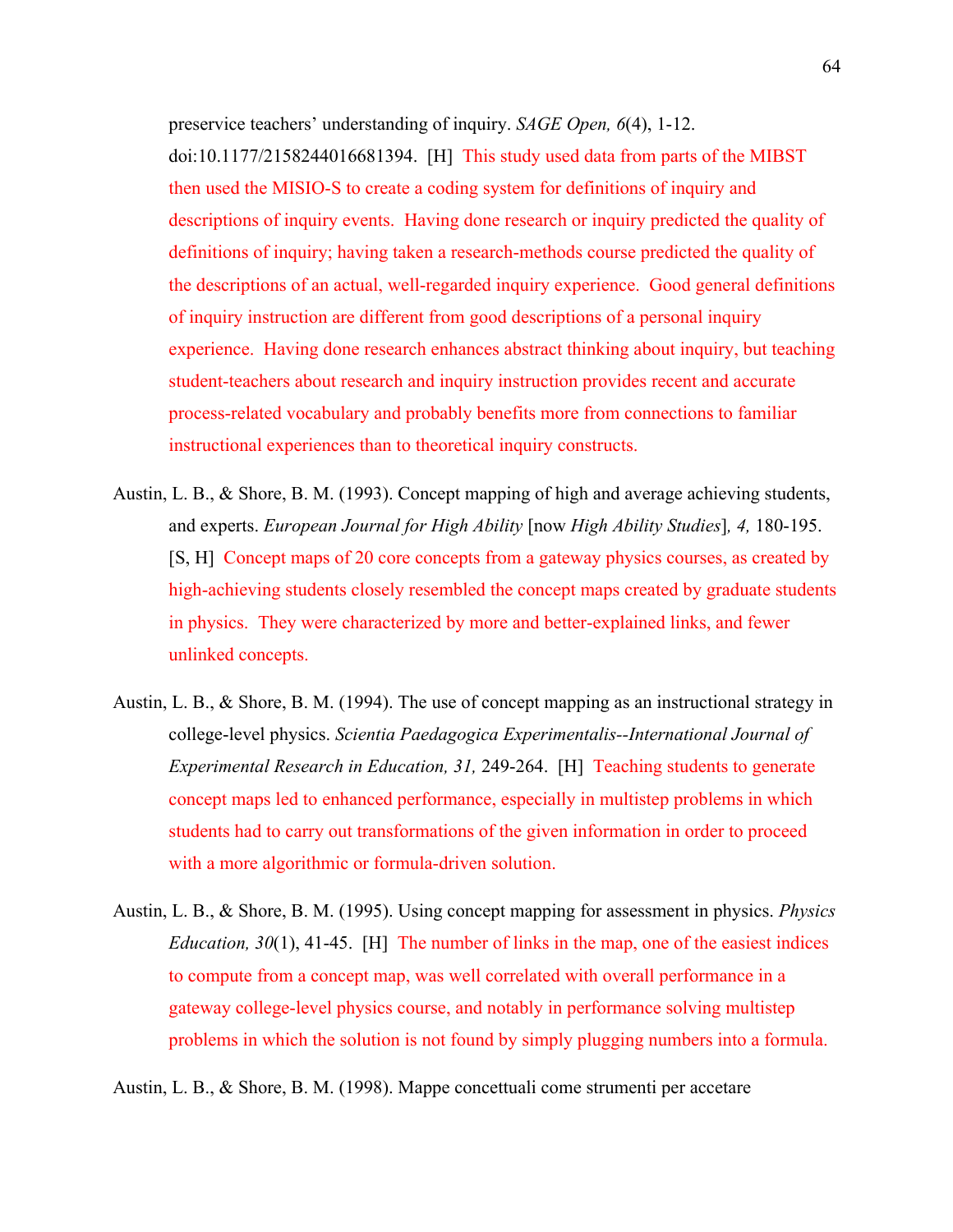preservice teachers' understanding of inquiry. *SAGE Open, 6*(4), 1-12. doi:10.1177/2158244016681394. [H] This study used data from parts of the MIBST then used the MISIO-S to create a coding system for definitions of inquiry and descriptions of inquiry events. Having done research or inquiry predicted the quality of definitions of inquiry; having taken a research-methods course predicted the quality of the descriptions of an actual, well-regarded inquiry experience. Good general definitions of inquiry instruction are different from good descriptions of a personal inquiry experience. Having done research enhances abstract thinking about inquiry, but teaching student-teachers about research and inquiry instruction provides recent and accurate process-related vocabulary and probably benefits more from connections to familiar instructional experiences than to theoretical inquiry constructs.

Austin, L. B., & Shore, B. M. (1993). Concept mapping of high and average achieving students, and experts. *European Journal for High Ability* [now *High Ability Studies*]*, 4,* 180-195. [S, H] Concept maps of 20 core concepts from a gateway physics courses, as created by high-achieving students closely resembled the concept maps created by graduate students in physics. They were characterized by more and better-explained links, and fewer unlinked concepts.

Austin, L. B., & Shore, B. M. (1994). The use of concept mapping as an instructional strategy in college-level physics. *Scientia Paedagogica Experimentalis--International Journal of Experimental Research in Education, 31,* 249-264. [H] Teaching students to generate concept maps led to enhanced performance, especially in multistep problems in which students had to carry out transformations of the given information in order to proceed with a more algorithmic or formula-driven solution.

Austin, L. B., & Shore, B. M. (1995). Using concept mapping for assessment in physics. *Physics Education, 30*(1), 41-45. [H] The number of links in the map, one of the easiest indices to compute from a concept map, was well correlated with overall performance in a gateway college-level physics course, and notably in performance solving multistep problems in which the solution is not found by simply plugging numbers into a formula.

Austin, L. B., & Shore, B. M. (1998). Mappe concettuali come strumenti per accetare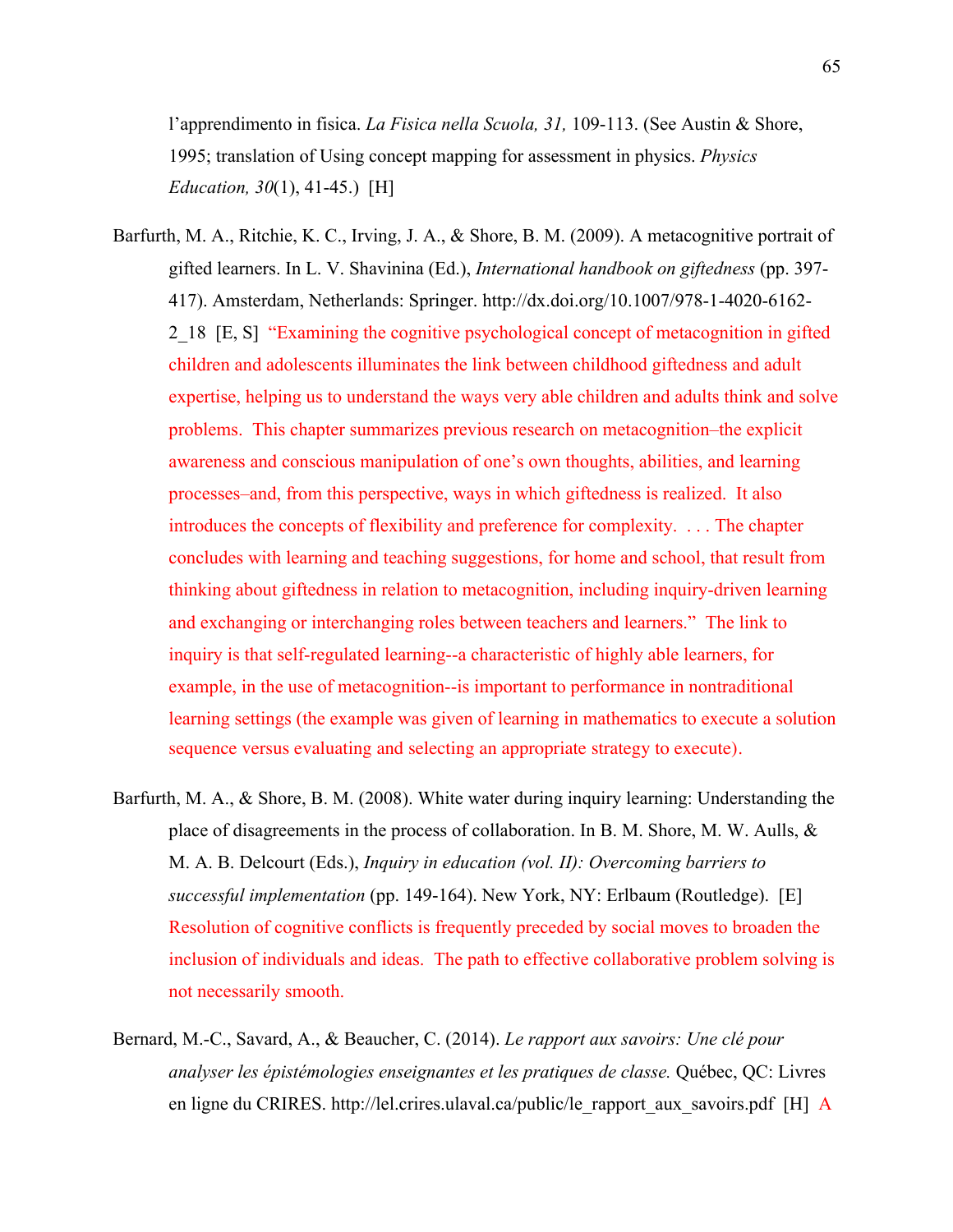l'apprendimento in fisica. *La Fisica nella Scuola, 31,* 109-113. (See Austin & Shore, 1995; translation of Using concept mapping for assessment in physics. *Physics Education, 30*(1), 41-45.) [H]

Barfurth, M. A., Ritchie, K. C., Irving, J. A., & Shore, B. M. (2009). A metacognitive portrait of gifted learners. In L. V. Shavinina (Ed.), *International handbook on giftedness* (pp. 397-417). Amsterdam, Netherlands: Springer. http://dx.doi.org/10.1007/978-1-4020-6162-2_18 [E, S] "Examining the cognitive psychological concept of metacognition in gifted children and adolescents illuminates the link between childhood giftedness and adult expertise, helping us to understand the ways very able children and adults think and solve problems. This chapter summarizes previous research on metacognition–the explicit awareness and conscious manipulation of one's own thoughts, abilities, and learning processes–and, from this perspective, ways in which giftedness is realized. It also introduces the concepts of flexibility and preference for complexity. . . . The chapter concludes with learning and teaching suggestions, for home and school, that result from thinking about giftedness in relation to metacognition, including inquiry-driven learning and exchanging or interchanging roles between teachers and learners." The link to inquiry is that self-regulated learning--a characteristic of highly able learners, for example, in the use of metacognition--is important to performance in nontraditional learning settings (the example was given of learning in mathematics to execute a solution sequence versus evaluating and selecting an appropriate strategy to execute).

Barfurth, M. A., & Shore, B. M. (2008). White water during inquiry learning: Understanding the place of disagreements in the process of collaboration. In B. M. Shore, M. W. Aulls, & M. A. B. Delcourt (Eds.), *Inquiry in education (vol. II): Overcoming barriers to successful implementation* (pp. 149-164). New York, NY: Erlbaum (Routledge). [E] Resolution of cognitive conflicts is frequently preceded by social moves to broaden the inclusion of individuals and ideas. The path to effective collaborative problem solving is not necessarily smooth.

Bernard, M.-C., Savard, A., & Beaucher, C. (2014). *Le rapport aux savoirs: Une clé pour analyser les épistémologies enseignantes et les pratiques de classe.* Québec, QC: Livres en ligne du CRIRES. http://lel.crires.ulaval.ca/public/le_rapport_aux_savoirs.pdf [H] A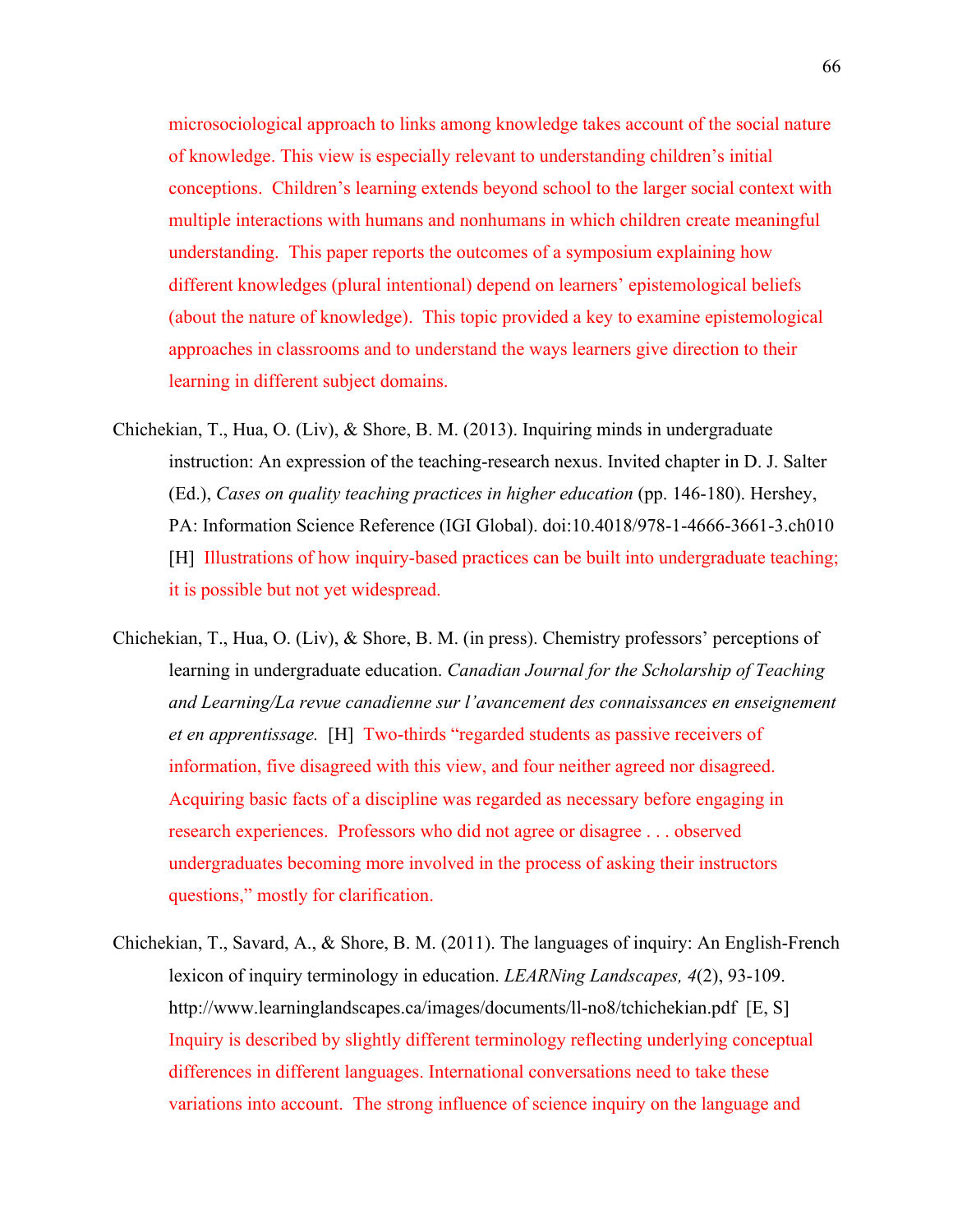microsociological approach to links among knowledge takes account of the social nature of knowledge. This view is especially relevant to understanding children's initial conceptions. Children's learning extends beyond school to the larger social context with multiple interactions with humans and nonhumans in which children create meaningful understanding. This paper reports the outcomes of a symposium explaining how different knowledges (plural intentional) depend on learners' epistemological beliefs (about the nature of knowledge). This topic provided a key to examine epistemological approaches in classrooms and to understand the ways learners give direction to their learning in different subject domains.

Chichekian, T., Hua, O. (Liv), & Shore, B. M. (2013). Inquiring minds in undergraduate instruction: An expression of the teaching-research nexus. Invited chapter in D. J. Salter (Ed.), *Cases on quality teaching practices in higher education* (pp. 146-180). Hershey, PA: Information Science Reference (IGI Global). doi:10.4018/978-1-4666-3661-3.ch010 [H] Illustrations of how inquiry-based practices can be built into undergraduate teaching; it is possible but not yet widespread.

Chichekian, T., Hua, O. (Liv), & Shore, B. M. (in press). Chemistry professors' perceptions of learning in undergraduate education. *Canadian Journal for the Scholarship of Teaching and Learning/La revue canadienne sur l'avancement des connaissances en enseignement et en apprentissage.* [H] Two-thirds "regarded students as passive receivers of information, five disagreed with this view, and four neither agreed nor disagreed. Acquiring basic facts of a discipline was regarded as necessary before engaging in research experiences. Professors who did not agree or disagree . . . observed undergraduates becoming more involved in the process of asking their instructors questions," mostly for clarification.

Chichekian, T., Savard, A., & Shore, B. M. (2011). The languages of inquiry: An English-French lexicon of inquiry terminology in education. *LEARNing Landscapes, 4*(2), 93-109. http://www.learninglandscapes.ca/images/documents/ll-no8/tchichekian.pdf [E, S] Inquiry is described by slightly different terminology reflecting underlying conceptual differences in different languages. International conversations need to take these variations into account. The strong influence of science inquiry on the language and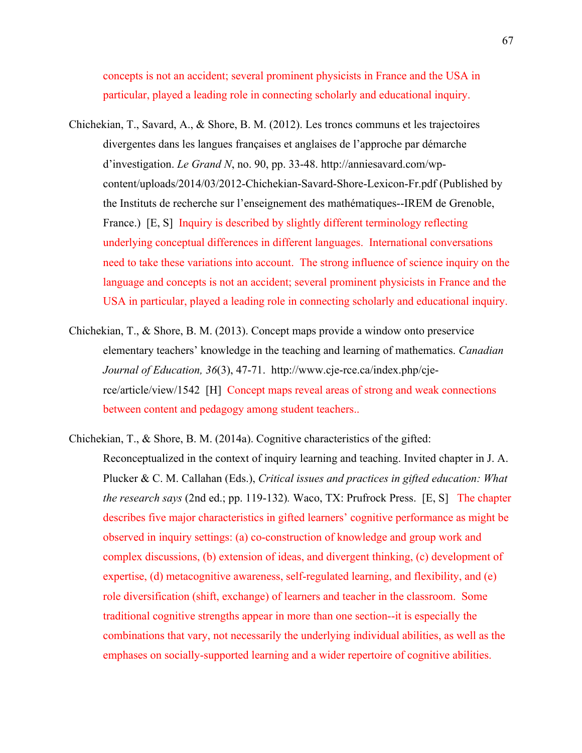concepts is not an accident; several prominent physicists in France and the USA in particular, played a leading role in connecting scholarly and educational inquiry.

Chichekian, T., Savard, A., & Shore, B. M. (2012). Les troncs communs et les trajectoires divergentes dans les langues françaises et anglaises de l'approche par démarche d'investigation. *Le Grand N*, no. 90, pp. 33-48. http://anniesavard.com/wp-content/uploads/2014/03/2012-Chichekian-Savard-Shore-Lexicon-Fr.pdf (Published by the Instituts de recherche sur l'enseignement des mathématiques--IREM de Grenoble, France.) [E, S] Inquiry is described by slightly different terminology reflecting underlying conceptual differences in different languages. International conversations need to take these variations into account. The strong influence of science inquiry on the language and concepts is not an accident; several prominent physicists in France and the USA in particular, played a leading role in connecting scholarly and educational inquiry.

Chichekian, T., & Shore, B. M. (2013). Concept maps provide a window onto preservice elementary teachers' knowledge in the teaching and learning of mathematics. *Canadian Journal of Education, 36*(3), 47-71. http://www.cje-rce.ca/index.php/cje-rce/article/view/1542 [H] Concept maps reveal areas of strong and weak connections between content and pedagogy among student teachers..

Chichekian, T., & Shore, B. M. (2014a). Cognitive characteristics of the gifted: Reconceptualized in the context of inquiry learning and teaching. Invited chapter in J. A. Plucker & C. M. Callahan (Eds.), *Critical issues and practices in gifted education: What the research says* (2nd ed.; pp. 119-132). Waco, TX: Prufrock Press. [E, S] The chapter describes five major characteristics in gifted learners' cognitive performance as might be observed in inquiry settings: (a) co-construction of knowledge and group work and complex discussions, (b) extension of ideas, and divergent thinking, (c) development of expertise, (d) metacognitive awareness, self-regulated learning, and flexibility, and (e) role diversification (shift, exchange) of learners and teacher in the classroom. Some traditional cognitive strengths appear in more than one section--it is especially the combinations that vary, not necessarily the underlying individual abilities, as well as the emphases on socially-supported learning and a wider repertoire of cognitive abilities.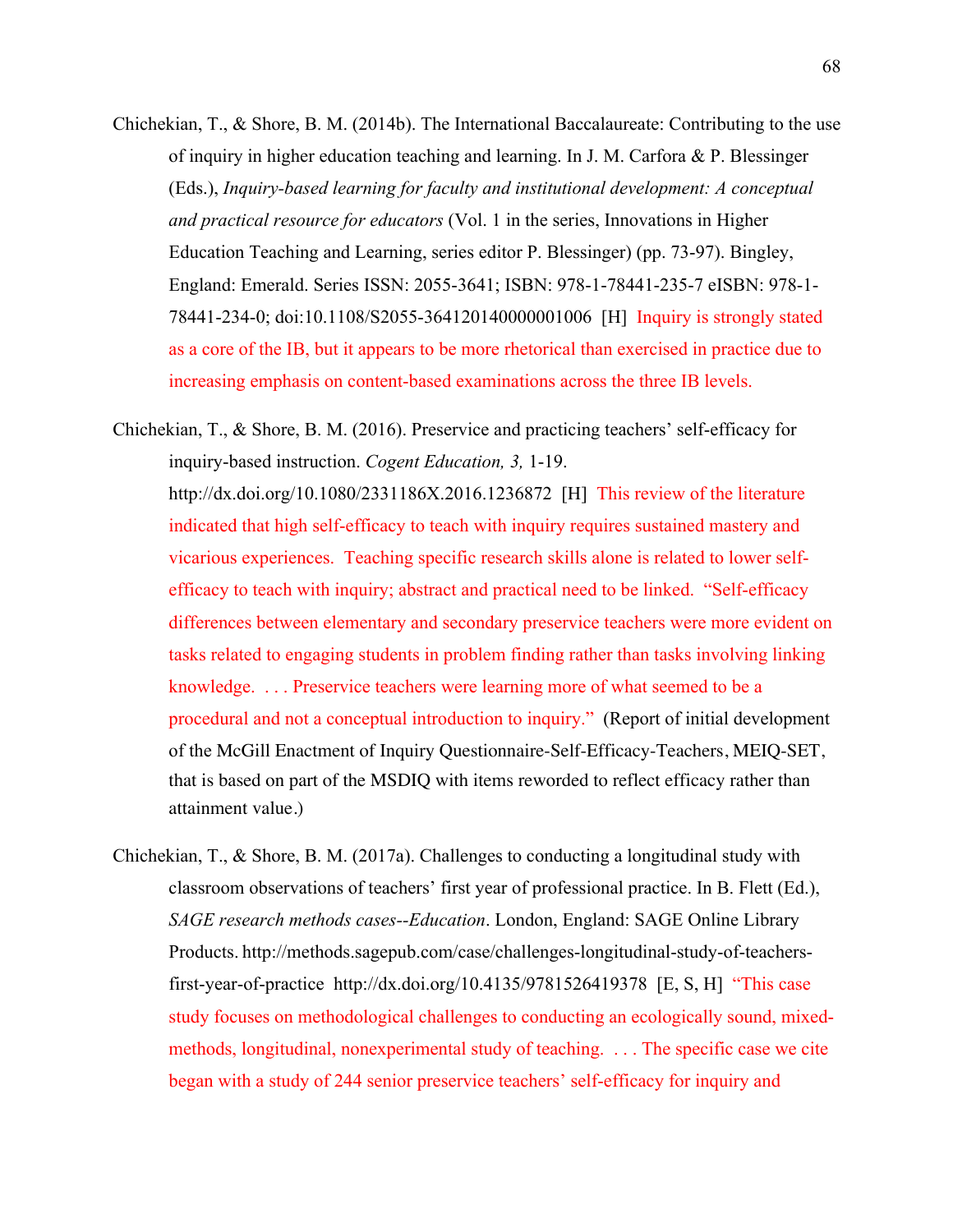Chichekian, T., & Shore, B. M. (2014b). The International Baccalaureate: Contributing to the use of inquiry in higher education teaching and learning. In J. M. Carfora & P. Blessinger (Eds.), *Inquiry-based learning for faculty and institutional development: A conceptual and practical resource for educators* (Vol. 1 in the series, Innovations in Higher Education Teaching and Learning, series editor P. Blessinger) (pp. 73-97). Bingley, England: Emerald. Series ISSN: 2055-3641; ISBN: 978-1-78441-235-7 eISBN: 978-1-78441-234-0; doi:10.1108/S2055-364120140000001006 [H] Inquiry is strongly stated as a core of the IB, but it appears to be more rhetorical than exercised in practice due to increasing emphasis on content-based examinations across the three IB levels.

Chichekian, T., & Shore, B. M. (2016). Preservice and practicing teachers' self-efficacy for inquiry-based instruction. *Cogent Education, 3,* 1-19. http://dx.doi.org/10.1080/2331186X.2016.1236872 [H] This review of the literature indicated that high self-efficacy to teach with inquiry requires sustained mastery and vicarious experiences. Teaching specific research skills alone is related to lower self-efficacy to teach with inquiry; abstract and practical need to be linked. "Self-efficacy differences between elementary and secondary preservice teachers were more evident on tasks related to engaging students in problem finding rather than tasks involving linking knowledge. . . . Preservice teachers were learning more of what seemed to be a procedural and not a conceptual introduction to inquiry." (Report of initial development of the McGill Enactment of Inquiry Questionnaire-Self-Efficacy-Teachers, MEIQ-SET, that is based on part of the MSDIQ with items reworded to reflect efficacy rather than attainment value.)

Chichekian, T., & Shore, B. M. (2017a). Challenges to conducting a longitudinal study with classroom observations of teachers' first year of professional practice. In B. Flett (Ed.), *SAGE research methods cases--Education*. London, England: SAGE Online Library Products. http://methods.sagepub.com/case/challenges-longitudinal-study-of-teachers-first-year-of-practice http://dx.doi.org/10.4135/9781526419378 [E, S, H] "This case study focuses on methodological challenges to conducting an ecologically sound, mixed-methods, longitudinal, nonexperimental study of teaching. . . . The specific case we cite began with a study of 244 senior preservice teachers' self-efficacy for inquiry and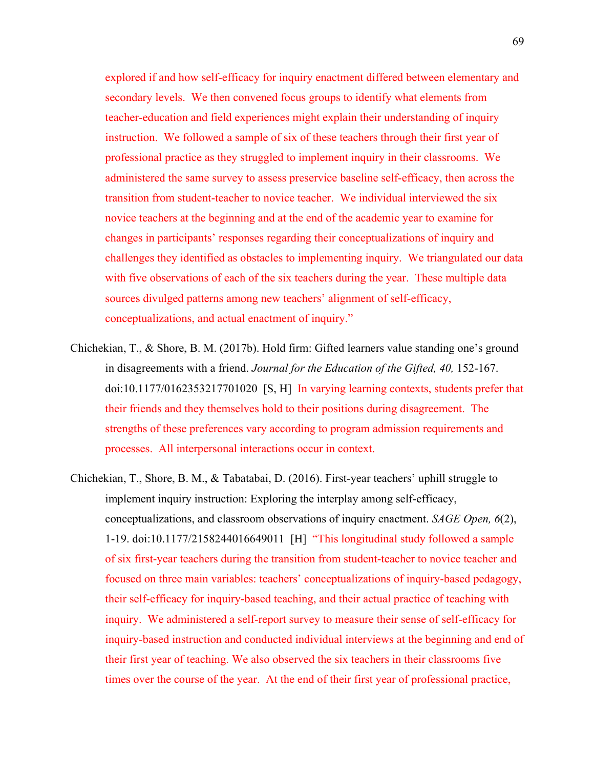explored if and how self-efficacy for inquiry enactment differed between elementary and secondary levels.  We then convened focus groups to identify what elements from teacher-education and field experiences might explain their understanding of inquiry instruction.  We followed a sample of six of these teachers through their first year of professional practice as they struggled to implement inquiry in their classrooms.  We administered the same survey to assess preservice baseline self-efficacy, then across the transition from student-teacher to novice teacher.  We individual interviewed the six novice teachers at the beginning and at the end of the academic year to examine for changes in participants' responses regarding their conceptualizations of inquiry and challenges they identified as obstacles to implementing inquiry.  We triangulated our data with five observations of each of the six teachers during the year.  These multiple data sources divulged patterns among new teachers' alignment of self-efficacy, conceptualizations, and actual enactment of inquiry."

Chichekian, T., & Shore, B. M. (2017b). Hold firm: Gifted learners value standing one's ground in disagreements with a friend. *Journal for the Education of the Gifted, 40,* 152-167. doi:10.1177/0162353217701020  [S, H]  In varying learning contexts, students prefer that their friends and they themselves hold to their positions during disagreement.  The strengths of these preferences vary according to program admission requirements and processes.  All interpersonal interactions occur in context.

Chichekian, T., Shore, B. M., & Tabatabai, D. (2016). First-year teachers' uphill struggle to implement inquiry instruction: Exploring the interplay among self-efficacy, conceptualizations, and classroom observations of inquiry enactment. *SAGE Open, 6*(2), 1-19. doi:10.1177/2158244016649011  [H]  "This longitudinal study followed a sample of six first-year teachers during the transition from student-teacher to novice teacher and focused on three main variables: teachers' conceptualizations of inquiry-based pedagogy, their self-efficacy for inquiry-based teaching, and their actual practice of teaching with inquiry.  We administered a self-report survey to measure their sense of self-efficacy for inquiry-based instruction and conducted individual interviews at the beginning and end of their first year of teaching. We also observed the six teachers in their classrooms five times over the course of the year.  At the end of their first year of professional practice,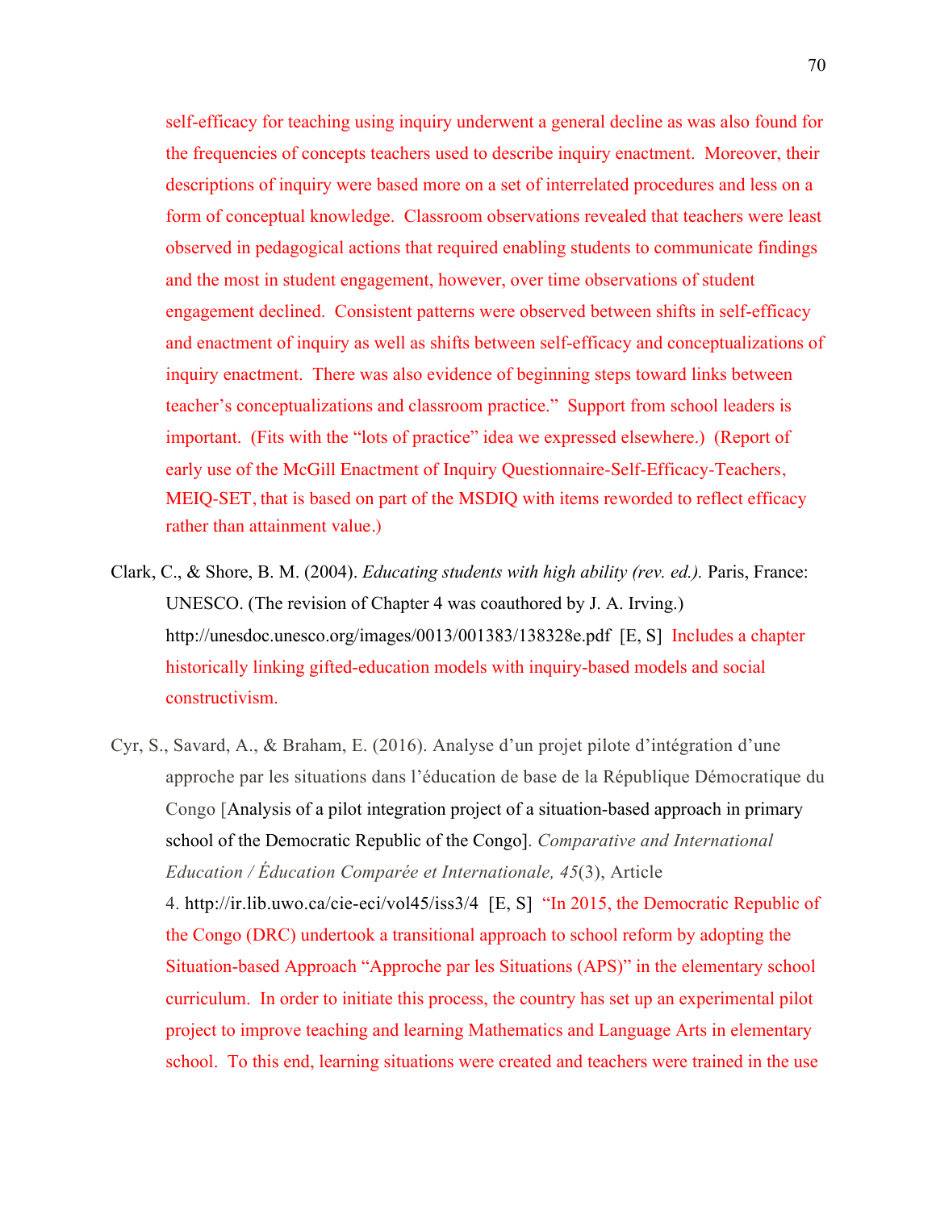self-efficacy for teaching using inquiry underwent a general decline as was also found for the frequencies of concepts teachers used to describe inquiry enactment. Moreover, their descriptions of inquiry were based more on a set of interrelated procedures and less on a form of conceptual knowledge. Classroom observations revealed that teachers were least observed in pedagogical actions that required enabling students to communicate findings and the most in student engagement, however, over time observations of student engagement declined. Consistent patterns were observed between shifts in self-efficacy and enactment of inquiry as well as shifts between self-efficacy and conceptualizations of inquiry enactment. There was also evidence of beginning steps toward links between teacher's conceptualizations and classroom practice." Support from school leaders is important. (Fits with the "lots of practice" idea we expressed elsewhere.) (Report of early use of the McGill Enactment of Inquiry Questionnaire-Self-Efficacy-Teachers, MEIQ-SET, that is based on part of the MSDIQ with items reworded to reflect efficacy rather than attainment value.)

Clark, C., & Shore, B. M. (2004). *Educating students with high ability (rev. ed.).* Paris, France: UNESCO. (The revision of Chapter 4 was coauthored by J. A. Irving.) http://unesdoc.unesco.org/images/0013/001383/138328e.pdf [E, S] Includes a chapter historically linking gifted-education models with inquiry-based models and social constructivism.

Cyr, S., Savard, A., & Braham, E. (2016). Analyse d'un projet pilote d'intégration d'une approche par les situations dans l'éducation de base de la République Démocratique du Congo [Analysis of a pilot integration project of a situation-based approach in primary school of the Democratic Republic of the Congo]. *Comparative and International Education / Éducation Comparée et Internationale, 45*(3), Article 4. http://ir.lib.uwo.ca/cie-eci/vol45/iss3/4 [E, S] "In 2015, the Democratic Republic of the Congo (DRC) undertook a transitional approach to school reform by adopting the Situation-based Approach "Approche par les Situations (APS)" in the elementary school curriculum. In order to initiate this process, the country has set up an experimental pilot project to improve teaching and learning Mathematics and Language Arts in elementary school. To this end, learning situations were created and teachers were trained in the use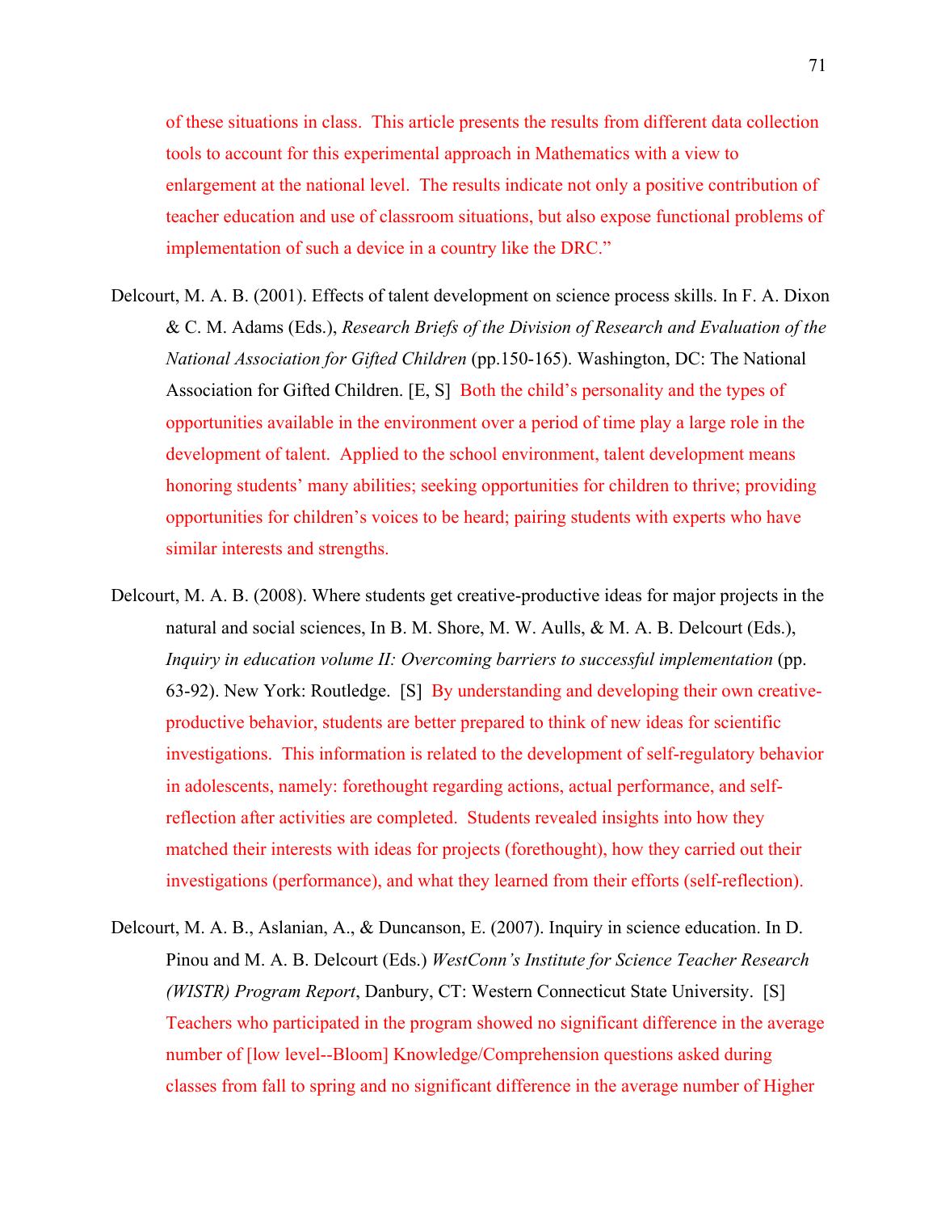of these situations in class. This article presents the results from different data collection tools to account for this experimental approach in Mathematics with a view to enlargement at the national level. The results indicate not only a positive contribution of teacher education and use of classroom situations, but also expose functional problems of implementation of such a device in a country like the DRC."

Delcourt, M. A. B. (2001). Effects of talent development on science process skills. In F. A. Dixon & C. M. Adams (Eds.), *Research Briefs of the Division of Research and Evaluation of the National Association for Gifted Children* (pp.150-165). Washington, DC: The National Association for Gifted Children. [E, S] Both the child's personality and the types of opportunities available in the environment over a period of time play a large role in the development of talent. Applied to the school environment, talent development means honoring students' many abilities; seeking opportunities for children to thrive; providing opportunities for children's voices to be heard; pairing students with experts who have similar interests and strengths.

Delcourt, M. A. B. (2008). Where students get creative-productive ideas for major projects in the natural and social sciences, In B. M. Shore, M. W. Aulls, & M. A. B. Delcourt (Eds.), *Inquiry in education volume II: Overcoming barriers to successful implementation* (pp. 63-92). New York: Routledge. [S] By understanding and developing their own creative-productive behavior, students are better prepared to think of new ideas for scientific investigations. This information is related to the development of self-regulatory behavior in adolescents, namely: forethought regarding actions, actual performance, and self-reflection after activities are completed. Students revealed insights into how they matched their interests with ideas for projects (forethought), how they carried out their investigations (performance), and what they learned from their efforts (self-reflection).

Delcourt, M. A. B., Aslanian, A., & Duncanson, E. (2007). Inquiry in science education. In D. Pinou and M. A. B. Delcourt (Eds.) *WestConn's Institute for Science Teacher Research (WISTR) Program Report*, Danbury, CT: Western Connecticut State University. [S] Teachers who participated in the program showed no significant difference in the average number of [low level--Bloom] Knowledge/Comprehension questions asked during classes from fall to spring and no significant difference in the average number of Higher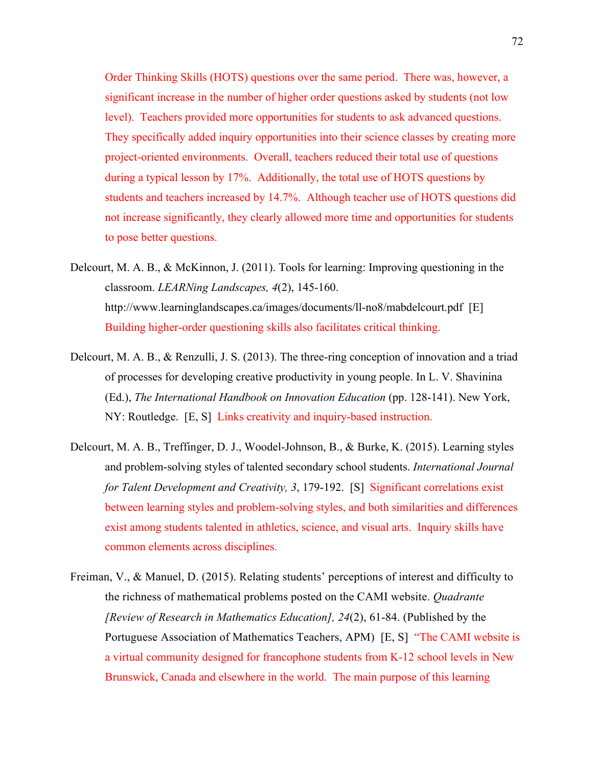Order Thinking Skills (HOTS) questions over the same period. There was, however, a significant increase in the number of higher order questions asked by students (not low level). Teachers provided more opportunities for students to ask advanced questions. They specifically added inquiry opportunities into their science classes by creating more project-oriented environments. Overall, teachers reduced their total use of questions during a typical lesson by 17%. Additionally, the total use of HOTS questions by students and teachers increased by 14.7%. Although teacher use of HOTS questions did not increase significantly, they clearly allowed more time and opportunities for students to pose better questions.

Delcourt, M. A. B., & McKinnon, J. (2011). Tools for learning: Improving questioning in the classroom. *LEARNing Landscapes, 4*(2), 145-160. http://www.learninglandscapes.ca/images/documents/ll-no8/mabdelcourt.pdf [E] Building higher-order questioning skills also facilitates critical thinking.

Delcourt, M. A. B., & Renzulli, J. S. (2013). The three-ring conception of innovation and a triad of processes for developing creative productivity in young people. In L. V. Shavinina (Ed.), *The International Handbook on Innovation Education* (pp. 128-141). New York, NY: Routledge. [E, S] Links creativity and inquiry-based instruction.

Delcourt, M. A. B., Treffinger, D. J., Woodel-Johnson, B., & Burke, K. (2015). Learning styles and problem-solving styles of talented secondary school students. *International Journal for Talent Development and Creativity, 3*, 179-192. [S] Significant correlations exist between learning styles and problem-solving styles, and both similarities and differences exist among students talented in athletics, science, and visual arts. Inquiry skills have common elements across disciplines.

Freiman, V., & Manuel, D. (2015). Relating students' perceptions of interest and difficulty to the richness of mathematical problems posted on the CAMI website. *Quadrante [Review of Research in Mathematics Education], 24*(2), 61-84. (Published by the Portuguese Association of Mathematics Teachers, APM) [E, S] "The CAMI website is a virtual community designed for francophone students from K-12 school levels in New Brunswick, Canada and elsewhere in the world. The main purpose of this learning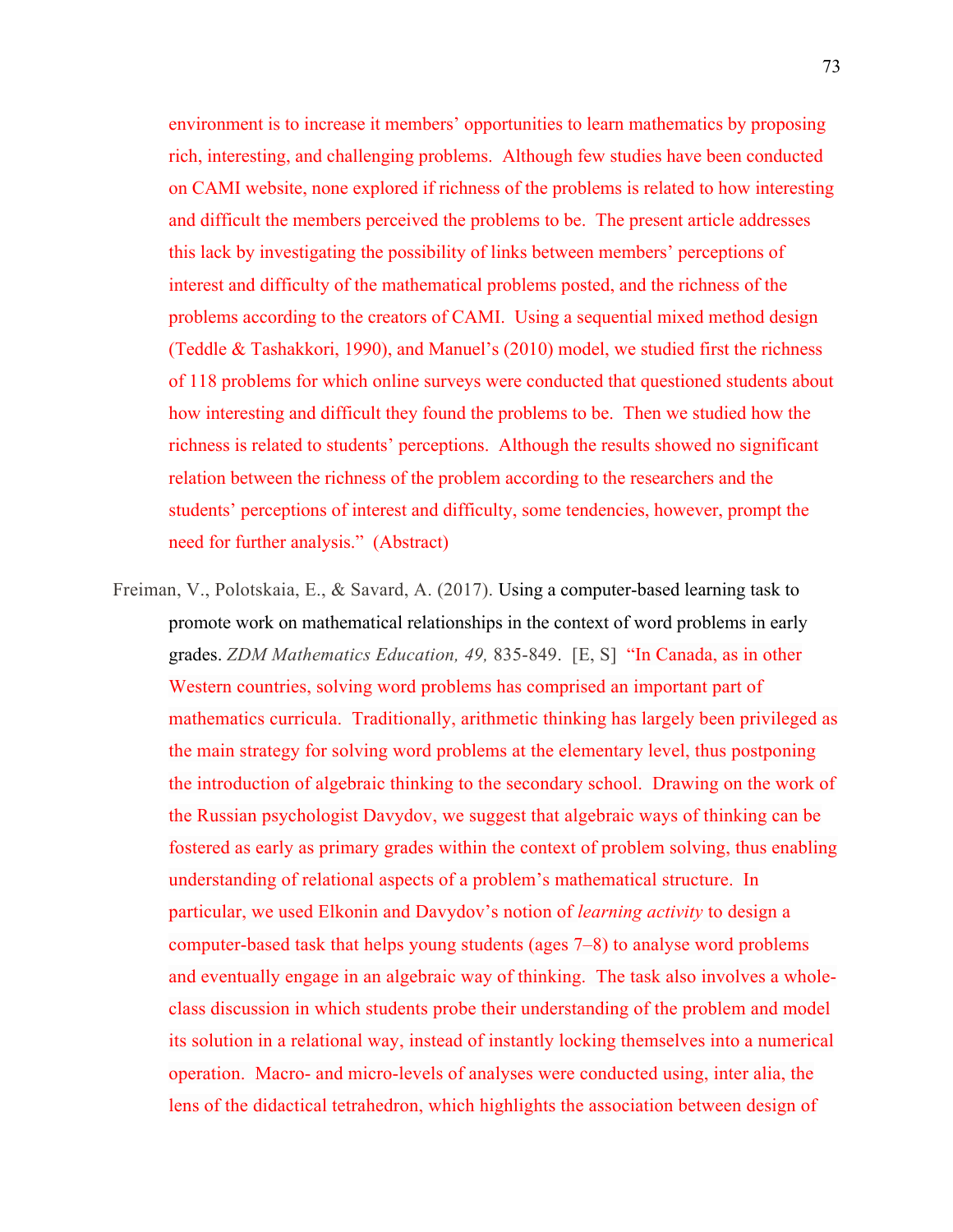environment is to increase it members' opportunities to learn mathematics by proposing rich, interesting, and challenging problems. Although few studies have been conducted on CAMI website, none explored if richness of the problems is related to how interesting and difficult the members perceived the problems to be. The present article addresses this lack by investigating the possibility of links between members' perceptions of interest and difficulty of the mathematical problems posted, and the richness of the problems according to the creators of CAMI. Using a sequential mixed method design (Teddle & Tashakkori, 1990), and Manuel's (2010) model, we studied first the richness of 118 problems for which online surveys were conducted that questioned students about how interesting and difficult they found the problems to be. Then we studied how the richness is related to students' perceptions. Although the results showed no significant relation between the richness of the problem according to the researchers and the students' perceptions of interest and difficulty, some tendencies, however, prompt the need for further analysis." (Abstract)

Freiman, V., Polotskaia, E., & Savard, A. (2017). Using a computer-based learning task to promote work on mathematical relationships in the context of word problems in early grades. *ZDM Mathematics Education, 49,* 835-849. [E, S] "In Canada, as in other Western countries, solving word problems has comprised an important part of mathematics curricula. Traditionally, arithmetic thinking has largely been privileged as the main strategy for solving word problems at the elementary level, thus postponing the introduction of algebraic thinking to the secondary school. Drawing on the work of the Russian psychologist Davydov, we suggest that algebraic ways of thinking can be fostered as early as primary grades within the context of problem solving, thus enabling understanding of relational aspects of a problem's mathematical structure. In particular, we used Elkonin and Davydov's notion of *learning activity* to design a computer-based task that helps young students (ages 7–8) to analyse word problems and eventually engage in an algebraic way of thinking. The task also involves a whole-class discussion in which students probe their understanding of the problem and model its solution in a relational way, instead of instantly locking themselves into a numerical operation. Macro- and micro-levels of analyses were conducted using, inter alia, the lens of the didactical tetrahedron, which highlights the association between design of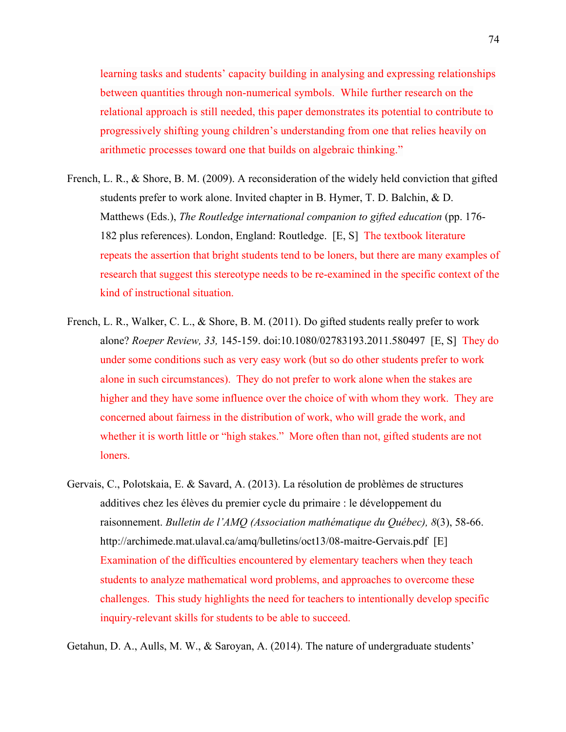learning tasks and students' capacity building in analysing and expressing relationships between quantities through non-numerical symbols. While further research on the relational approach is still needed, this paper demonstrates its potential to contribute to progressively shifting young children's understanding from one that relies heavily on arithmetic processes toward one that builds on algebraic thinking."

French, L. R., & Shore, B. M. (2009). A reconsideration of the widely held conviction that gifted students prefer to work alone. Invited chapter in B. Hymer, T. D. Balchin, & D. Matthews (Eds.), *The Routledge international companion to gifted education* (pp. 176-182 plus references). London, England: Routledge. [E, S] The textbook literature repeats the assertion that bright students tend to be loners, but there are many examples of research that suggest this stereotype needs to be re-examined in the specific context of the kind of instructional situation.

French, L. R., Walker, C. L., & Shore, B. M. (2011). Do gifted students really prefer to work alone? *Roeper Review, 33,* 145-159. doi:10.1080/02783193.2011.580497 [E, S] They do under some conditions such as very easy work (but so do other students prefer to work alone in such circumstances). They do not prefer to work alone when the stakes are higher and they have some influence over the choice of with whom they work. They are concerned about fairness in the distribution of work, who will grade the work, and whether it is worth little or "high stakes." More often than not, gifted students are not loners.

Gervais, C., Polotskaia, E. & Savard, A. (2013). La résolution de problèmes de structures additives chez les élèves du premier cycle du primaire : le développement du raisonnement. *Bulletin de l'AMQ (Association mathématique du Québec), 8*(3), 58-66. http://archimede.mat.ulaval.ca/amq/bulletins/oct13/08-maitre-Gervais.pdf [E] Examination of the difficulties encountered by elementary teachers when they teach students to analyze mathematical word problems, and approaches to overcome these challenges. This study highlights the need for teachers to intentionally develop specific inquiry-relevant skills for students to be able to succeed.

Getahun, D. A., Aulls, M. W., & Saroyan, A. (2014). The nature of undergraduate students'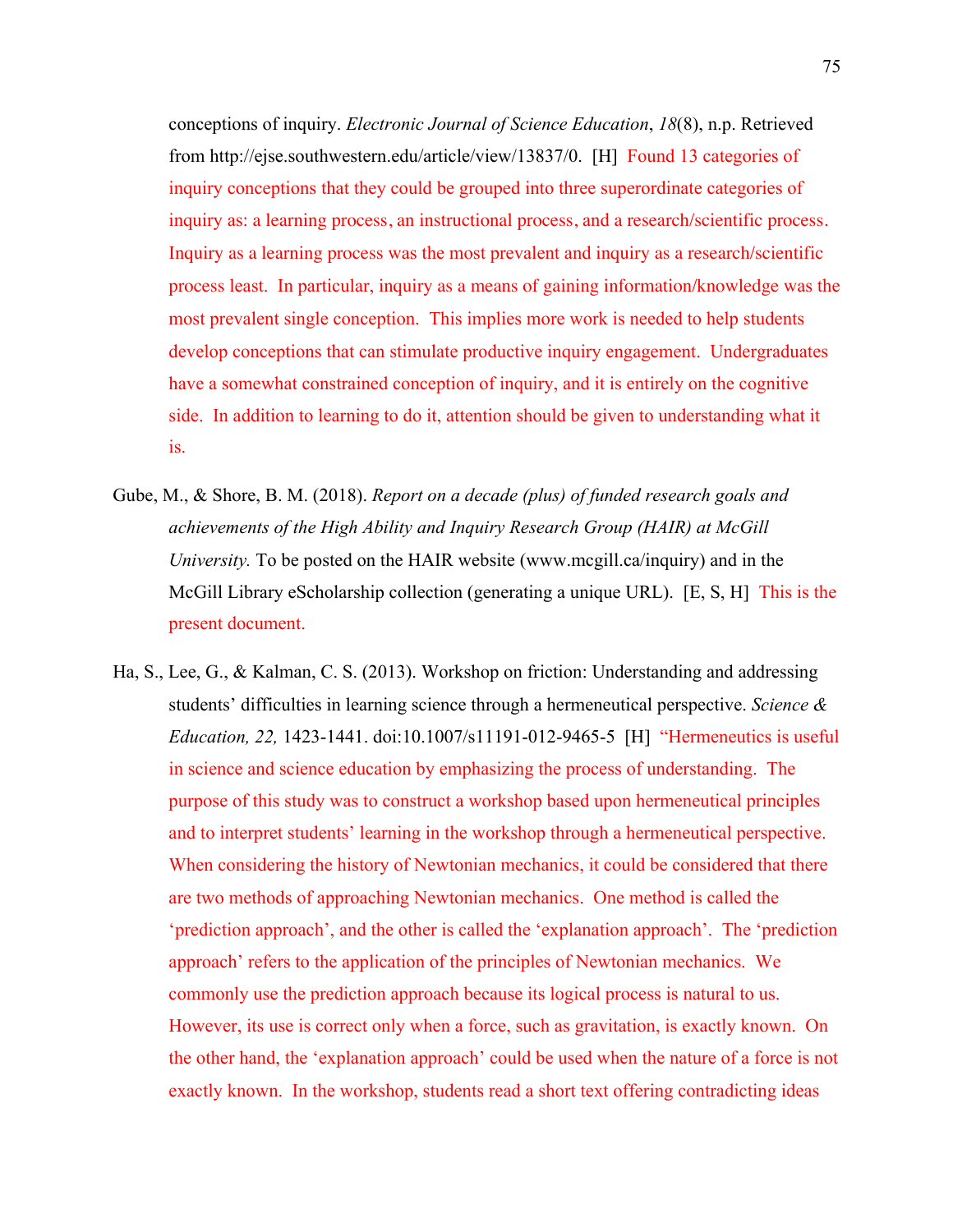conceptions of inquiry. *Electronic Journal of Science Education*, *18*(8), n.p. Retrieved from http://ejse.southwestern.edu/article/view/13837/0. [H] Found 13 categories of inquiry conceptions that they could be grouped into three superordinate categories of inquiry as: a learning process, an instructional process, and a research/scientific process. Inquiry as a learning process was the most prevalent and inquiry as a research/scientific process least. In particular, inquiry as a means of gaining information/knowledge was the most prevalent single conception. This implies more work is needed to help students develop conceptions that can stimulate productive inquiry engagement. Undergraduates have a somewhat constrained conception of inquiry, and it is entirely on the cognitive side. In addition to learning to do it, attention should be given to understanding what it is.

Gube, M., & Shore, B. M. (2018). *Report on a decade (plus) of funded research goals and achievements of the High Ability and Inquiry Research Group (HAIR) at McGill University.* To be posted on the HAIR website (www.mcgill.ca/inquiry) and in the McGill Library eScholarship collection (generating a unique URL). [E, S, H] This is the present document.

Ha, S., Lee, G., & Kalman, C. S. (2013). Workshop on friction: Understanding and addressing students' difficulties in learning science through a hermeneutical perspective. *Science & Education, 22,* 1423-1441. doi:10.1007/s11191-012-9465-5 [H] "Hermeneutics is useful in science and science education by emphasizing the process of understanding. The purpose of this study was to construct a workshop based upon hermeneutical principles and to interpret students' learning in the workshop through a hermeneutical perspective. When considering the history of Newtonian mechanics, it could be considered that there are two methods of approaching Newtonian mechanics. One method is called the 'prediction approach', and the other is called the 'explanation approach'. The 'prediction approach' refers to the application of the principles of Newtonian mechanics. We commonly use the prediction approach because its logical process is natural to us. However, its use is correct only when a force, such as gravitation, is exactly known. On the other hand, the 'explanation approach' could be used when the nature of a force is not exactly known. In the workshop, students read a short text offering contradicting ideas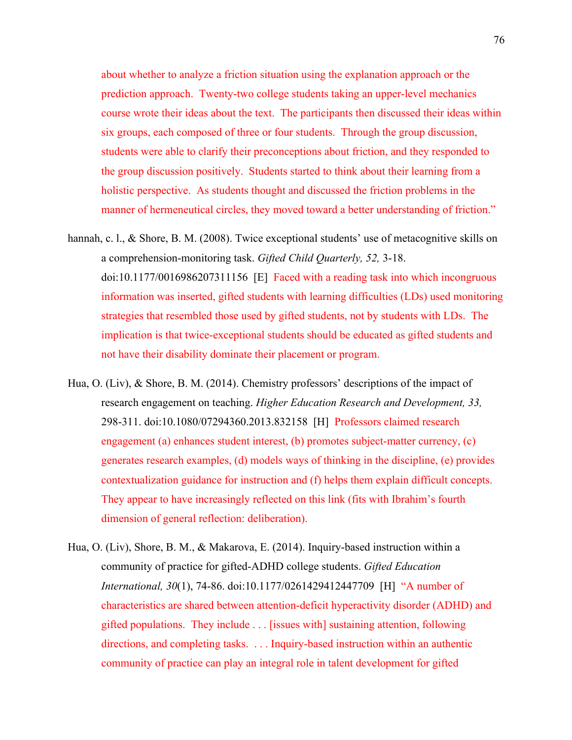about whether to analyze a friction situation using the explanation approach or the prediction approach. Twenty-two college students taking an upper-level mechanics course wrote their ideas about the text. The participants then discussed their ideas within six groups, each composed of three or four students. Through the group discussion, students were able to clarify their preconceptions about friction, and they responded to the group discussion positively. Students started to think about their learning from a holistic perspective. As students thought and discussed the friction problems in the manner of hermeneutical circles, they moved toward a better understanding of friction."

hannah, c. l., & Shore, B. M. (2008). Twice exceptional students' use of metacognitive skills on a comprehension-monitoring task. *Gifted Child Quarterly, 52,* 3-18. doi:10.1177/0016986207311156 [E] Faced with a reading task into which incongruous information was inserted, gifted students with learning difficulties (LDs) used monitoring strategies that resembled those used by gifted students, not by students with LDs. The implication is that twice-exceptional students should be educated as gifted students and not have their disability dominate their placement or program.

Hua, O. (Liv), & Shore, B. M. (2014). Chemistry professors' descriptions of the impact of research engagement on teaching. *Higher Education Research and Development, 33,* 298-311. doi:10.1080/07294360.2013.832158 [H] Professors claimed research engagement (a) enhances student interest, (b) promotes subject-matter currency, (c) generates research examples, (d) models ways of thinking in the discipline, (e) provides contextualization guidance for instruction and (f) helps them explain difficult concepts. They appear to have increasingly reflected on this link (fits with Ibrahim's fourth dimension of general reflection: deliberation).

Hua, O. (Liv), Shore, B. M., & Makarova, E. (2014). Inquiry-based instruction within a community of practice for gifted-ADHD college students. *Gifted Education International, 30*(1), 74-86. doi:10.1177/0261429412447709 [H] "A number of characteristics are shared between attention-deficit hyperactivity disorder (ADHD) and gifted populations. They include . . . [issues with] sustaining attention, following directions, and completing tasks. . . . Inquiry-based instruction within an authentic community of practice can play an integral role in talent development for gifted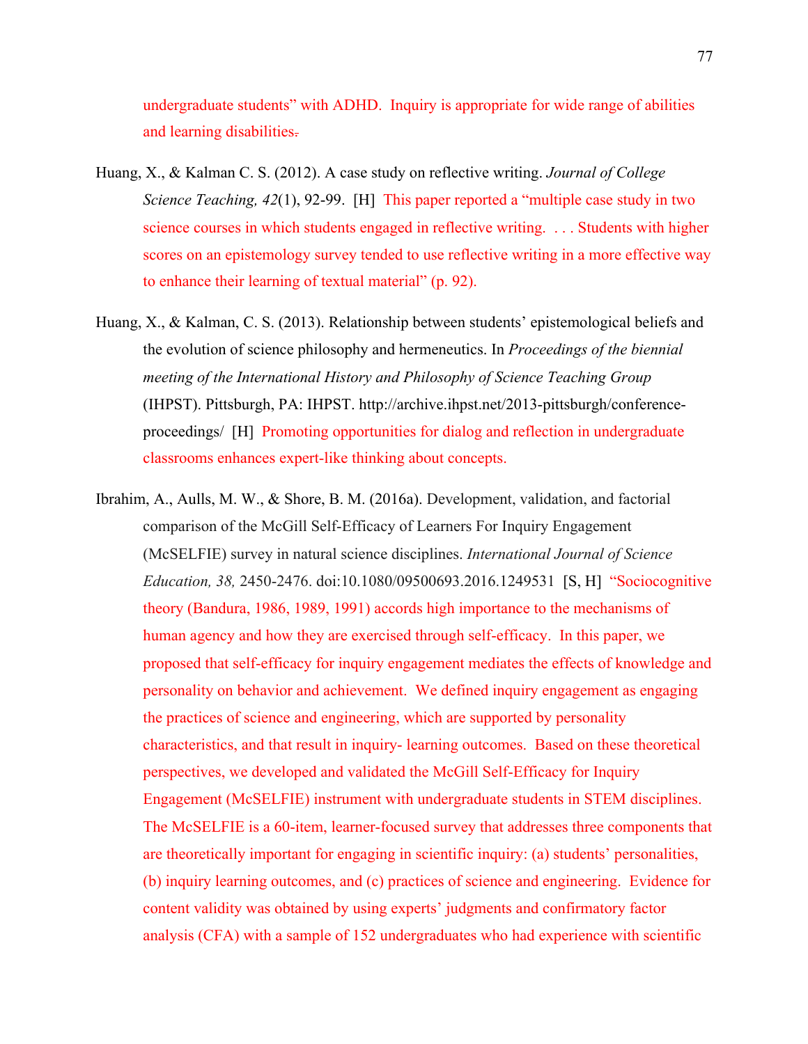undergraduate students" with ADHD. Inquiry is appropriate for wide range of abilities and learning disabilities.

Huang, X., & Kalman C. S. (2012). A case study on reflective writing. *Journal of College Science Teaching, 42*(1), 92-99. [H] This paper reported a "multiple case study in two science courses in which students engaged in reflective writing. . . . Students with higher scores on an epistemology survey tended to use reflective writing in a more effective way to enhance their learning of textual material" (p. 92).

Huang, X., & Kalman, C. S. (2013). Relationship between students' epistemological beliefs and the evolution of science philosophy and hermeneutics. In *Proceedings of the biennial meeting of the International History and Philosophy of Science Teaching Group* (IHPST). Pittsburgh, PA: IHPST. http://archive.ihpst.net/2013-pittsburgh/conference-proceedings/ [H] Promoting opportunities for dialog and reflection in undergraduate classrooms enhances expert-like thinking about concepts.

Ibrahim, A., Aulls, M. W., & Shore, B. M. (2016a). Development, validation, and factorial comparison of the McGill Self-Efficacy of Learners For Inquiry Engagement (McSELFIE) survey in natural science disciplines. *International Journal of Science Education, 38,* 2450-2476. doi:10.1080/09500693.2016.1249531 [S, H] "Sociocognitive theory (Bandura, 1986, 1989, 1991) accords high importance to the mechanisms of human agency and how they are exercised through self-efficacy. In this paper, we proposed that self-efficacy for inquiry engagement mediates the effects of knowledge and personality on behavior and achievement. We defined inquiry engagement as engaging the practices of science and engineering, which are supported by personality characteristics, and that result in inquiry- learning outcomes. Based on these theoretical perspectives, we developed and validated the McGill Self-Efficacy for Inquiry Engagement (McSELFIE) instrument with undergraduate students in STEM disciplines. The McSELFIE is a 60-item, learner-focused survey that addresses three components that are theoretically important for engaging in scientific inquiry: (a) students' personalities, (b) inquiry learning outcomes, and (c) practices of science and engineering. Evidence for content validity was obtained by using experts' judgments and confirmatory factor analysis (CFA) with a sample of 152 undergraduates who had experience with scientific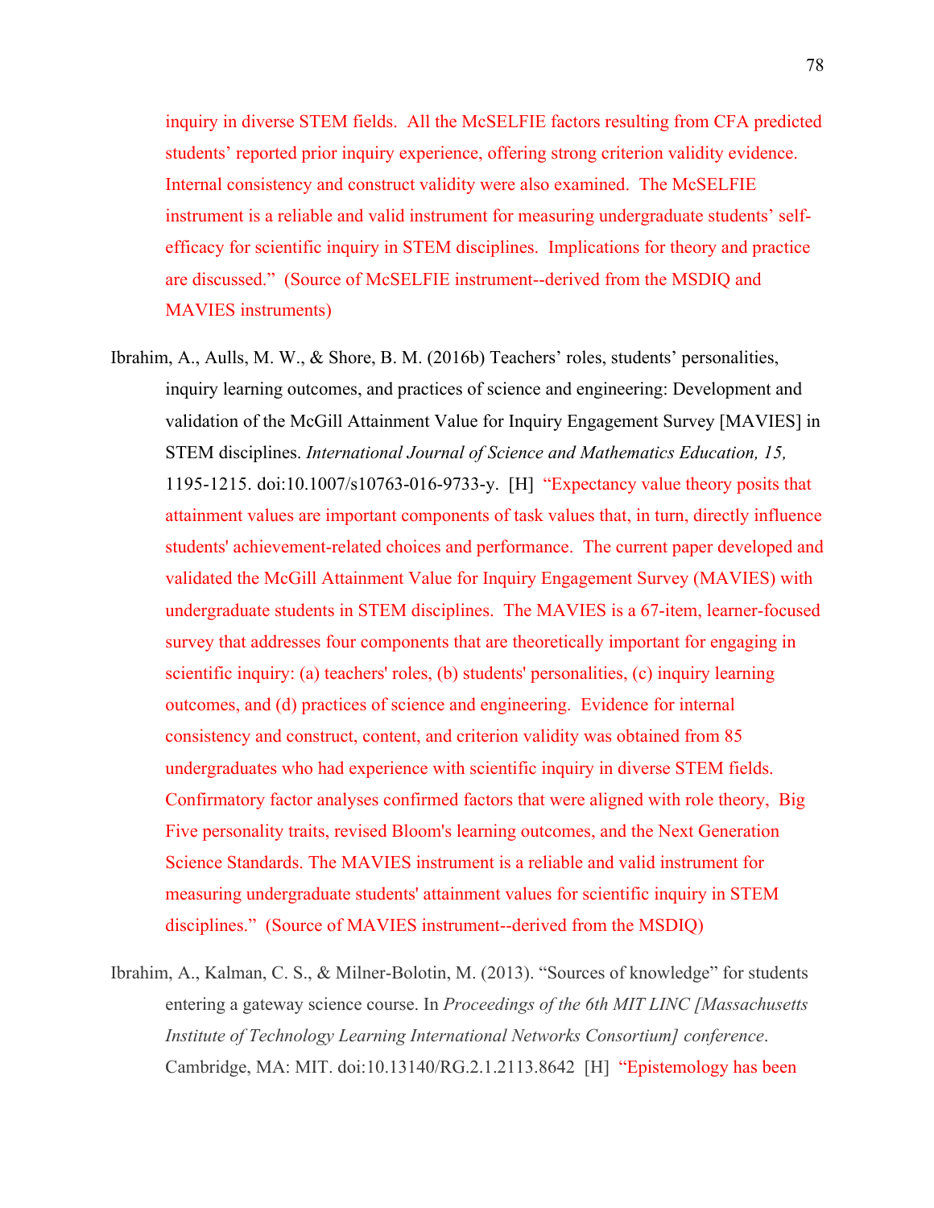inquiry in diverse STEM fields. All the McSELFIE factors resulting from CFA predicted students' reported prior inquiry experience, offering strong criterion validity evidence. Internal consistency and construct validity were also examined. The McSELFIE instrument is a reliable and valid instrument for measuring undergraduate students' self-efficacy for scientific inquiry in STEM disciplines. Implications for theory and practice are discussed." (Source of McSELFIE instrument--derived from the MSDIQ and MAVIES instruments)

Ibrahim, A., Aulls, M. W., & Shore, B. M. (2016b) Teachers' roles, students' personalities, inquiry learning outcomes, and practices of science and engineering: Development and validation of the McGill Attainment Value for Inquiry Engagement Survey [MAVIES] in STEM disciplines. *International Journal of Science and Mathematics Education, 15,* 1195-1215. doi:10.1007/s10763-016-9733-y. [H] "Expectancy value theory posits that attainment values are important components of task values that, in turn, directly influence students' achievement-related choices and performance. The current paper developed and validated the McGill Attainment Value for Inquiry Engagement Survey (MAVIES) with undergraduate students in STEM disciplines. The MAVIES is a 67-item, learner-focused survey that addresses four components that are theoretically important for engaging in scientific inquiry: (a) teachers' roles, (b) students' personalities, (c) inquiry learning outcomes, and (d) practices of science and engineering. Evidence for internal consistency and construct, content, and criterion validity was obtained from 85 undergraduates who had experience with scientific inquiry in diverse STEM fields. Confirmatory factor analyses confirmed factors that were aligned with role theory, Big Five personality traits, revised Bloom's learning outcomes, and the Next Generation Science Standards. The MAVIES instrument is a reliable and valid instrument for measuring undergraduate students' attainment values for scientific inquiry in STEM disciplines." (Source of MAVIES instrument--derived from the MSDIQ)

Ibrahim, A., Kalman, C. S., & Milner-Bolotin, M. (2013). "Sources of knowledge" for students entering a gateway science course. In *Proceedings of the 6th MIT LINC [Massachusetts Institute of Technology Learning International Networks Consortium] conference*. Cambridge, MA: MIT. doi:10.13140/RG.2.1.2113.8642 [H] "Epistemology has been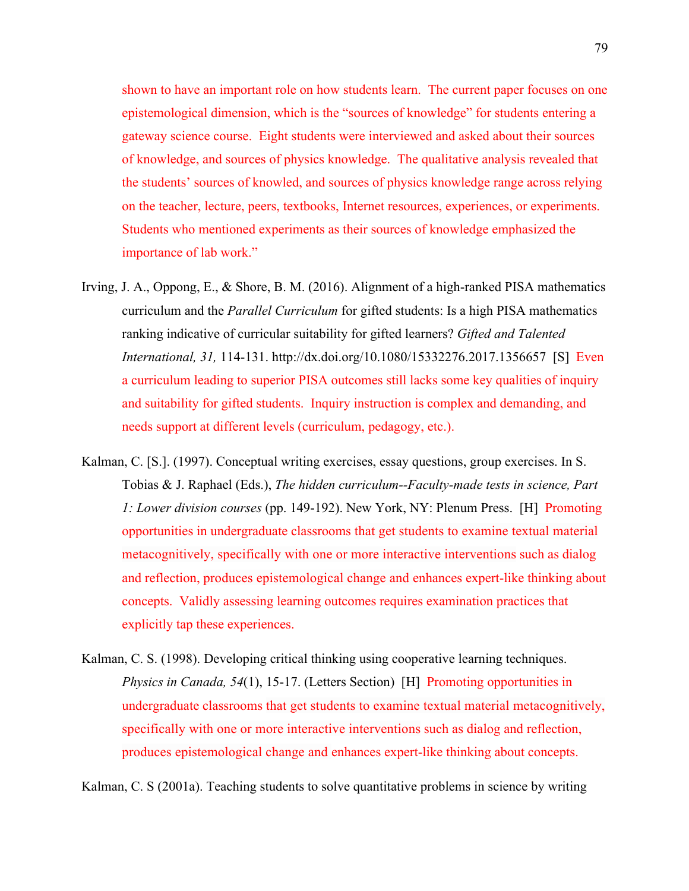shown to have an important role on how students learn. The current paper focuses on one epistemological dimension, which is the "sources of knowledge" for students entering a gateway science course. Eight students were interviewed and asked about their sources of knowledge, and sources of physics knowledge. The qualitative analysis revealed that the students' sources of knowled, and sources of physics knowledge range across relying on the teacher, lecture, peers, textbooks, Internet resources, experiences, or experiments. Students who mentioned experiments as their sources of knowledge emphasized the importance of lab work."

Irving, J. A., Oppong, E., & Shore, B. M. (2016). Alignment of a high-ranked PISA mathematics curriculum and the *Parallel Curriculum* for gifted students: Is a high PISA mathematics ranking indicative of curricular suitability for gifted learners? *Gifted and Talented International, 31,* 114-131. http://dx.doi.org/10.1080/15332276.2017.1356657 [S] Even a curriculum leading to superior PISA outcomes still lacks some key qualities of inquiry and suitability for gifted students. Inquiry instruction is complex and demanding, and needs support at different levels (curriculum, pedagogy, etc.).

Kalman, C. [S.]. (1997). Conceptual writing exercises, essay questions, group exercises. In S. Tobias & J. Raphael (Eds.), *The hidden curriculum--Faculty-made tests in science, Part 1: Lower division courses* (pp. 149-192). New York, NY: Plenum Press. [H] Promoting opportunities in undergraduate classrooms that get students to examine textual material metacognitively, specifically with one or more interactive interventions such as dialog and reflection, produces epistemological change and enhances expert-like thinking about concepts. Validly assessing learning outcomes requires examination practices that explicitly tap these experiences.

Kalman, C. S. (1998). Developing critical thinking using cooperative learning techniques. *Physics in Canada, 54*(1), 15-17. (Letters Section) [H] Promoting opportunities in undergraduate classrooms that get students to examine textual material metacognitively, specifically with one or more interactive interventions such as dialog and reflection, produces epistemological change and enhances expert-like thinking about concepts.

Kalman, C. S (2001a). Teaching students to solve quantitative problems in science by writing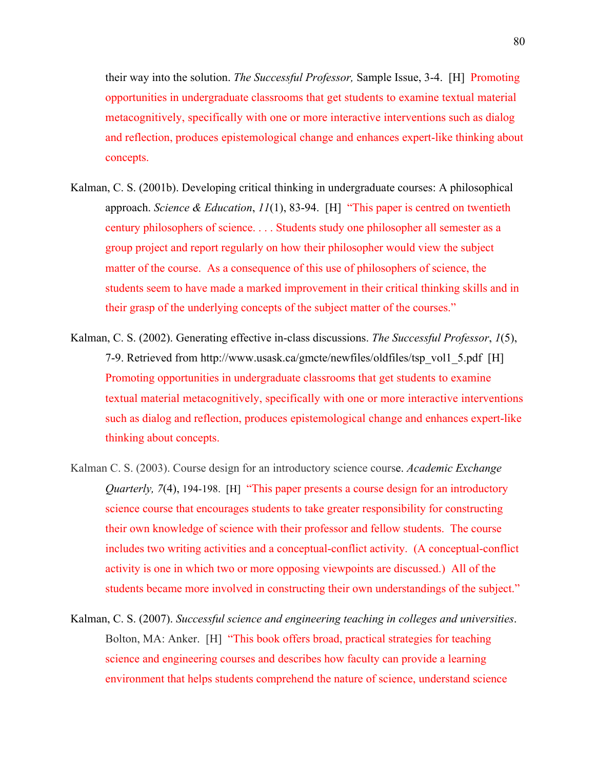their way into the solution. *The Successful Professor,* Sample Issue, 3-4. [H] Promoting opportunities in undergraduate classrooms that get students to examine textual material metacognitively, specifically with one or more interactive interventions such as dialog and reflection, produces epistemological change and enhances expert-like thinking about concepts.

Kalman, C. S. (2001b). Developing critical thinking in undergraduate courses: A philosophical approach. *Science & Education*, *11*(1), 83-94. [H] "This paper is centred on twentieth century philosophers of science. . . . Students study one philosopher all semester as a group project and report regularly on how their philosopher would view the subject matter of the course. As a consequence of this use of philosophers of science, the students seem to have made a marked improvement in their critical thinking skills and in their grasp of the underlying concepts of the subject matter of the courses."

Kalman, C. S. (2002). Generating effective in-class discussions. *The Successful Professor*, *1*(5), 7-9. Retrieved from http://www.usask.ca/gmcte/newfiles/oldfiles/tsp_vol1_5.pdf [H] Promoting opportunities in undergraduate classrooms that get students to examine textual material metacognitively, specifically with one or more interactive interventions such as dialog and reflection, produces epistemological change and enhances expert-like thinking about concepts.

Kalman C. S. (2003). Course design for an introductory science course. *Academic Exchange Quarterly, 7*(4), 194-198. [H] "This paper presents a course design for an introductory science course that encourages students to take greater responsibility for constructing their own knowledge of science with their professor and fellow students. The course includes two writing activities and a conceptual-conflict activity. (A conceptual-conflict activity is one in which two or more opposing viewpoints are discussed.) All of the students became more involved in constructing their own understandings of the subject."

Kalman, C. S. (2007). *Successful science and engineering teaching in colleges and universities*. Bolton, MA: Anker. [H] "This book offers broad, practical strategies for teaching science and engineering courses and describes how faculty can provide a learning environment that helps students comprehend the nature of science, understand science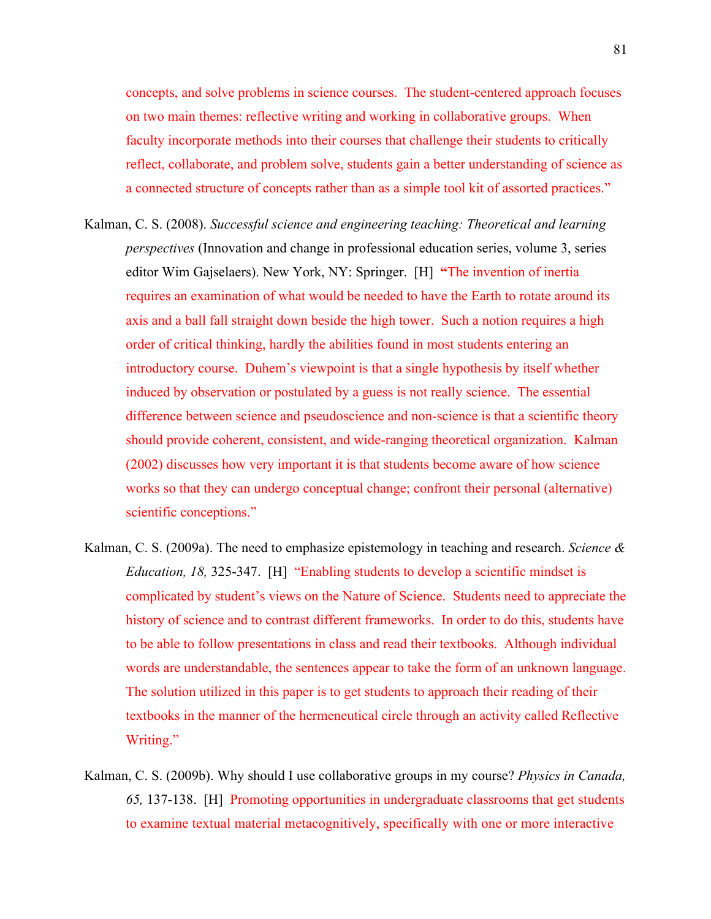concepts, and solve problems in science courses. The student-centered approach focuses on two main themes: reflective writing and working in collaborative groups. When faculty incorporate methods into their courses that challenge their students to critically reflect, collaborate, and problem solve, students gain a better understanding of science as a connected structure of concepts rather than as a simple tool kit of assorted practices."

Kalman, C. S. (2008). *Successful science and engineering teaching: Theoretical and learning perspectives* (Innovation and change in professional education series, volume 3, series editor Wim Gajselaers). New York, NY: Springer. [H] **"**The invention of inertia requires an examination of what would be needed to have the Earth to rotate around its axis and a ball fall straight down beside the high tower. Such a notion requires a high order of critical thinking, hardly the abilities found in most students entering an introductory course. Duhem's viewpoint is that a single hypothesis by itself whether induced by observation or postulated by a guess is not really science. The essential difference between science and pseudoscience and non-science is that a scientific theory should provide coherent, consistent, and wide-ranging theoretical organization. Kalman (2002) discusses how very important it is that students become aware of how science works so that they can undergo conceptual change; confront their personal (alternative) scientific conceptions."

Kalman, C. S. (2009a). The need to emphasize epistemology in teaching and research. *Science & Education, 18,* 325-347. [H] "Enabling students to develop a scientific mindset is complicated by student's views on the Nature of Science. Students need to appreciate the history of science and to contrast different frameworks. In order to do this, students have to be able to follow presentations in class and read their textbooks. Although individual words are understandable, the sentences appear to take the form of an unknown language. The solution utilized in this paper is to get students to approach their reading of their textbooks in the manner of the hermeneutical circle through an activity called Reflective Writing."

Kalman, C. S. (2009b). Why should I use collaborative groups in my course? *Physics in Canada, 65,* 137-138. [H] Promoting opportunities in undergraduate classrooms that get students to examine textual material metacognitively, specifically with one or more interactive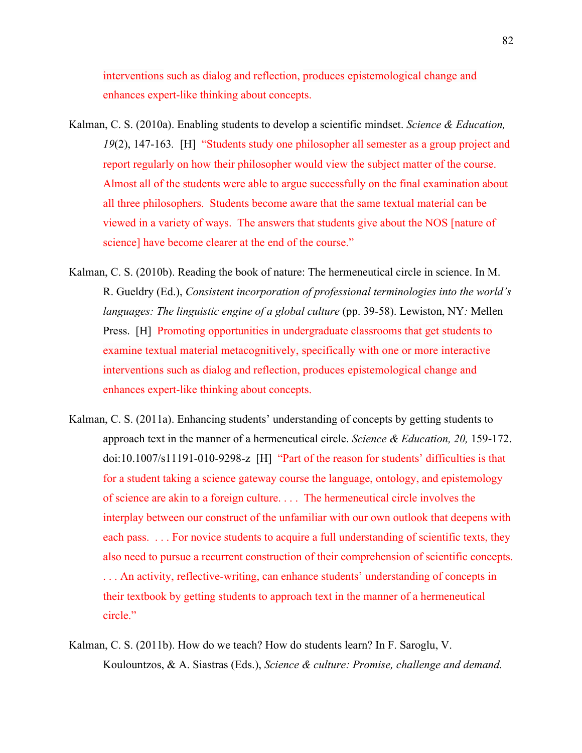interventions such as dialog and reflection, produces epistemological change and enhances expert-like thinking about concepts.

Kalman, C. S. (2010a). Enabling students to develop a scientific mindset. *Science & Education, 19*(2), 147-163. [H] "Students study one philosopher all semester as a group project and report regularly on how their philosopher would view the subject matter of the course. Almost all of the students were able to argue successfully on the final examination about all three philosophers. Students become aware that the same textual material can be viewed in a variety of ways. The answers that students give about the NOS [nature of science] have become clearer at the end of the course."

Kalman, C. S. (2010b). Reading the book of nature: The hermeneutical circle in science. In M. R. Gueldry (Ed.), *Consistent incorporation of professional terminologies into the world's languages: The linguistic engine of a global culture* (pp. 39-58). Lewiston, NY*:* Mellen Press. [H] Promoting opportunities in undergraduate classrooms that get students to examine textual material metacognitively, specifically with one or more interactive interventions such as dialog and reflection, produces epistemological change and enhances expert-like thinking about concepts.

Kalman, C. S. (2011a). Enhancing students' understanding of concepts by getting students to approach text in the manner of a hermeneutical circle. *Science & Education, 20,* 159-172. doi:10.1007/s11191-010-9298-z [H] "Part of the reason for students' difficulties is that for a student taking a science gateway course the language, ontology, and epistemology of science are akin to a foreign culture. . . . The hermeneutical circle involves the interplay between our construct of the unfamiliar with our own outlook that deepens with each pass. . . . For novice students to acquire a full understanding of scientific texts, they also need to pursue a recurrent construction of their comprehension of scientific concepts. . . . An activity, reflective-writing, can enhance students' understanding of concepts in their textbook by getting students to approach text in the manner of a hermeneutical circle."

Kalman, C. S. (2011b). How do we teach? How do students learn? In F. Saroglu, V. Koulountzos, & A. Siastras (Eds.), *Science & culture: Promise, challenge and demand.*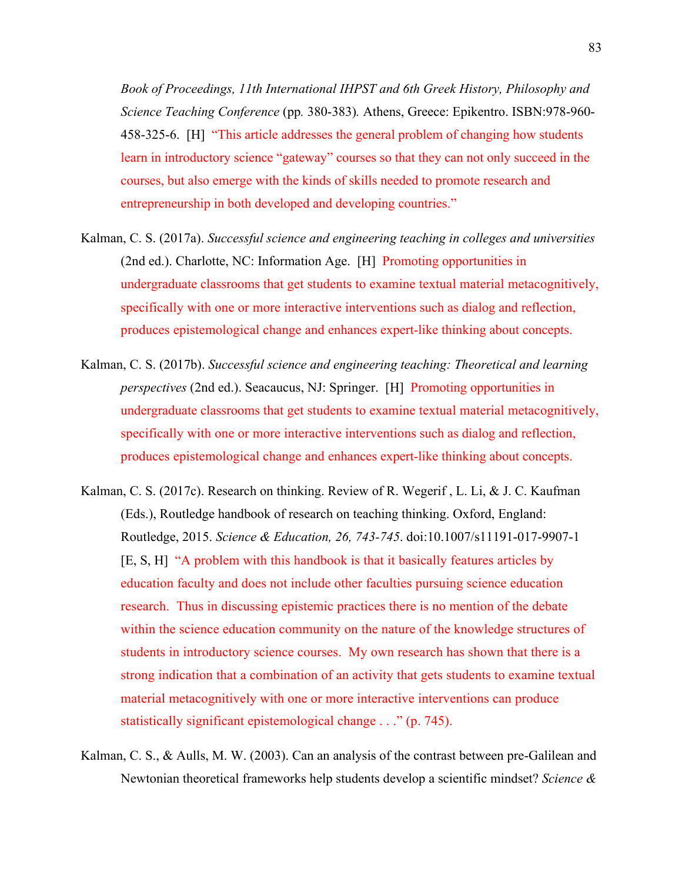*Book of Proceedings, 11th International IHPST and 6th Greek History, Philosophy and Science Teaching Conference* (pp. 380-383). Athens, Greece: Epikentro. ISBN:978-960-458-325-6. [H] "This article addresses the general problem of changing how students learn in introductory science "gateway" courses so that they can not only succeed in the courses, but also emerge with the kinds of skills needed to promote research and entrepreneurship in both developed and developing countries."

Kalman, C. S. (2017a). *Successful science and engineering teaching in colleges and universities* (2nd ed.). Charlotte, NC: Information Age. [H] Promoting opportunities in undergraduate classrooms that get students to examine textual material metacognitively, specifically with one or more interactive interventions such as dialog and reflection, produces epistemological change and enhances expert-like thinking about concepts.

Kalman, C. S. (2017b). *Successful science and engineering teaching: Theoretical and learning perspectives* (2nd ed.). Seacaucus, NJ: Springer. [H] Promoting opportunities in undergraduate classrooms that get students to examine textual material metacognitively, specifically with one or more interactive interventions such as dialog and reflection, produces epistemological change and enhances expert-like thinking about concepts.

Kalman, C. S. (2017c). Research on thinking. Review of R. Wegerif , L. Li, & J. C. Kaufman (Eds.), Routledge handbook of research on teaching thinking. Oxford, England: Routledge, 2015. *Science & Education, 26, 743-745*. doi:10.1007/s11191-017-9907-1 [E, S, H] "A problem with this handbook is that it basically features articles by education faculty and does not include other faculties pursuing science education research. Thus in discussing epistemic practices there is no mention of the debate within the science education community on the nature of the knowledge structures of students in introductory science courses. My own research has shown that there is a strong indication that a combination of an activity that gets students to examine textual material metacognitively with one or more interactive interventions can produce statistically significant epistemological change . . ." (p. 745).

Kalman, C. S., & Aulls, M. W. (2003). Can an analysis of the contrast between pre-Galilean and Newtonian theoretical frameworks help students develop a scientific mindset? *Science &*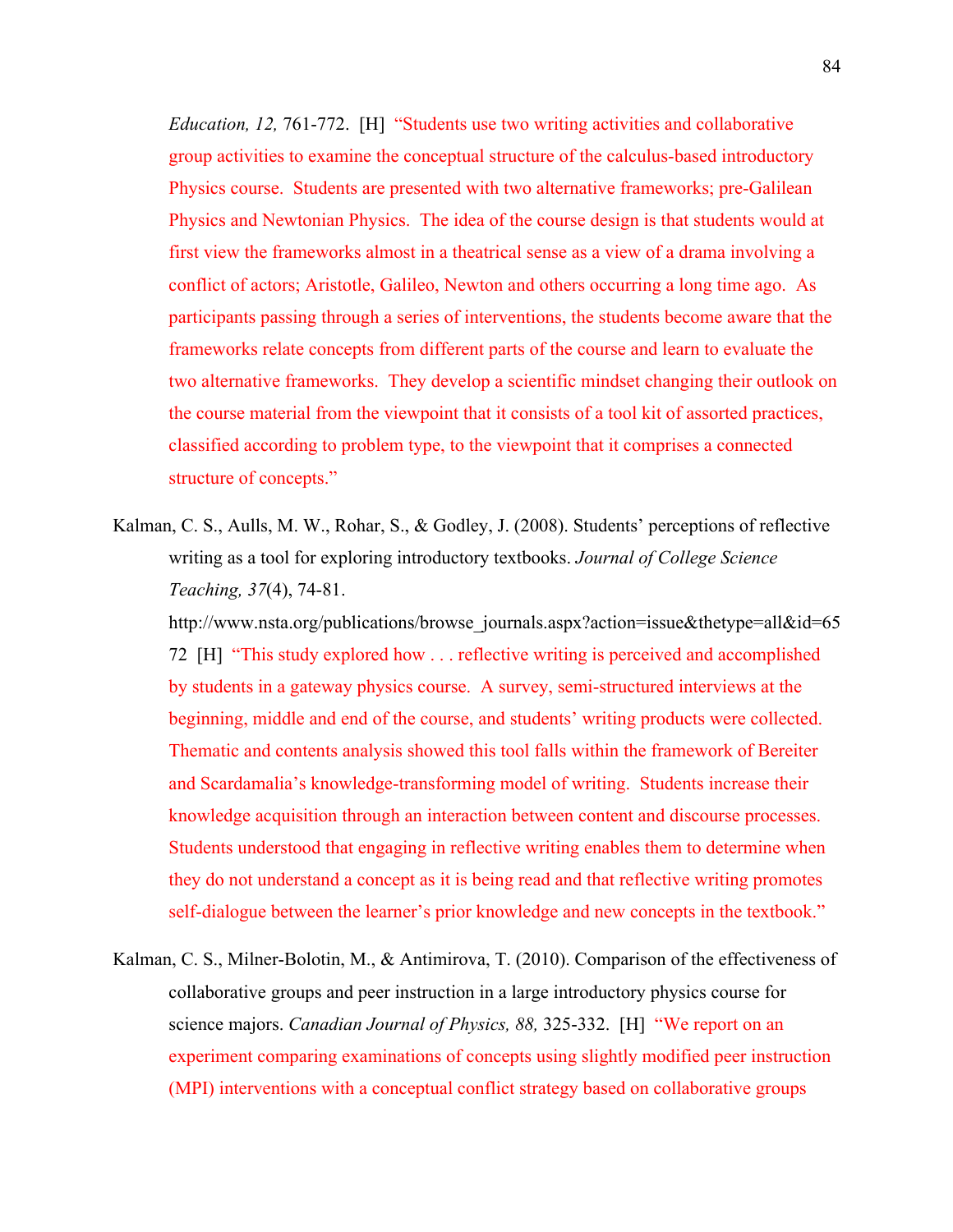*Education, 12,* 761-772. [H] "Students use two writing activities and collaborative group activities to examine the conceptual structure of the calculus-based introductory Physics course. Students are presented with two alternative frameworks; pre-Galilean Physics and Newtonian Physics. The idea of the course design is that students would at first view the frameworks almost in a theatrical sense as a view of a drama involving a conflict of actors; Aristotle, Galileo, Newton and others occurring a long time ago. As participants passing through a series of interventions, the students become aware that the frameworks relate concepts from different parts of the course and learn to evaluate the two alternative frameworks. They develop a scientific mindset changing their outlook on the course material from the viewpoint that it consists of a tool kit of assorted practices, classified according to problem type, to the viewpoint that it comprises a connected structure of concepts."

Kalman, C. S., Aulls, M. W., Rohar, S., & Godley, J. (2008). Students' perceptions of reflective writing as a tool for exploring introductory textbooks. *Journal of College Science Teaching, 37*(4), 74-81. http://www.nsta.org/publications/browse_journals.aspx?action=issue&thetype=all&id=6572 [H] "This study explored how . . . reflective writing is perceived and accomplished by students in a gateway physics course. A survey, semi-structured interviews at the beginning, middle and end of the course, and students' writing products were collected. Thematic and contents analysis showed this tool falls within the framework of Bereiter and Scardamalia's knowledge-transforming model of writing. Students increase their knowledge acquisition through an interaction between content and discourse processes. Students understood that engaging in reflective writing enables them to determine when they do not understand a concept as it is being read and that reflective writing promotes self-dialogue between the learner's prior knowledge and new concepts in the textbook."

Kalman, C. S., Milner-Bolotin, M., & Antimirova, T. (2010). Comparison of the effectiveness of collaborative groups and peer instruction in a large introductory physics course for science majors. *Canadian Journal of Physics, 88,* 325-332. [H] "We report on an experiment comparing examinations of concepts using slightly modified peer instruction (MPI) interventions with a conceptual conflict strategy based on collaborative groups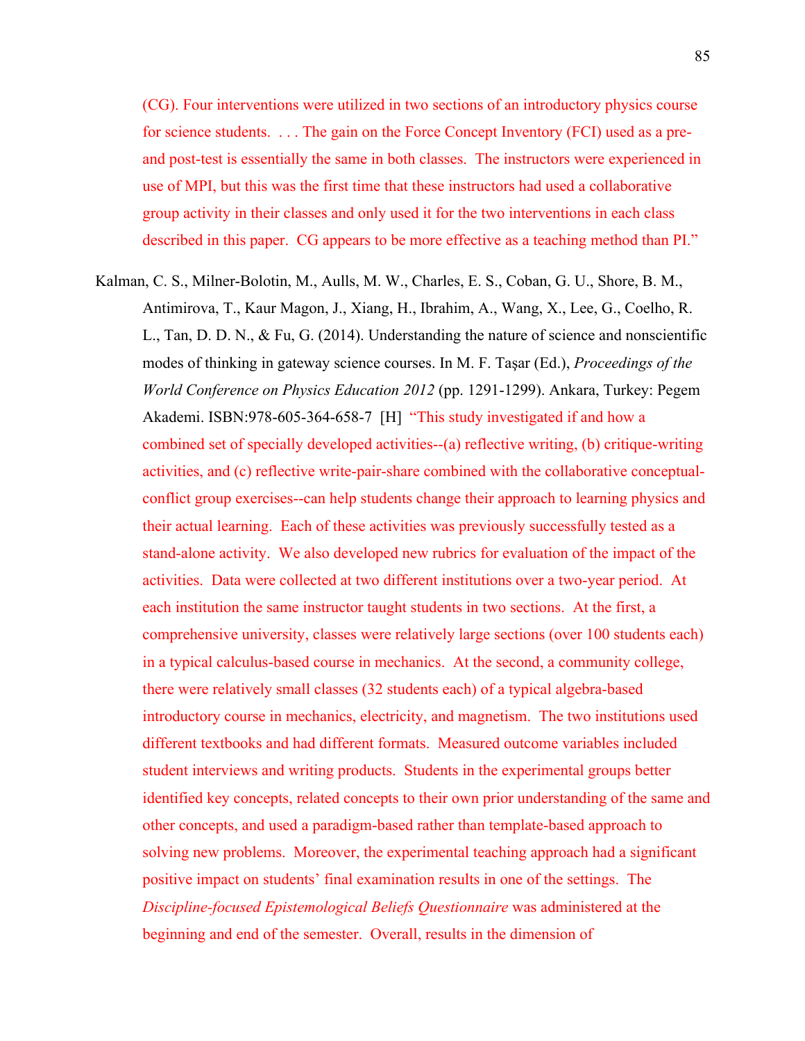(CG). Four interventions were utilized in two sections of an introductory physics course for science students. . . . The gain on the Force Concept Inventory (FCI) used as a pre- and post-test is essentially the same in both classes. The instructors were experienced in use of MPI, but this was the first time that these instructors had used a collaborative group activity in their classes and only used it for the two interventions in each class described in this paper. CG appears to be more effective as a teaching method than PI."

Kalman, C. S., Milner-Bolotin, M., Aulls, M. W., Charles, E. S., Coban, G. U., Shore, B. M., Antimirova, T., Kaur Magon, J., Xiang, H., Ibrahim, A., Wang, X., Lee, G., Coelho, R. L., Tan, D. D. N., & Fu, G. (2014). Understanding the nature of science and nonscientific modes of thinking in gateway science courses. In M. F. Taşar (Ed.), *Proceedings of the World Conference on Physics Education 2012* (pp. 1291-1299). Ankara, Turkey: Pegem Akademi. ISBN:978-605-364-658-7 [H] "This study investigated if and how a combined set of specially developed activities--(a) reflective writing, (b) critique-writing activities, and (c) reflective write-pair-share combined with the collaborative conceptual-conflict group exercises--can help students change their approach to learning physics and their actual learning. Each of these activities was previously successfully tested as a stand-alone activity. We also developed new rubrics for evaluation of the impact of the activities. Data were collected at two different institutions over a two-year period. At each institution the same instructor taught students in two sections. At the first, a comprehensive university, classes were relatively large sections (over 100 students each) in a typical calculus-based course in mechanics. At the second, a community college, there were relatively small classes (32 students each) of a typical algebra-based introductory course in mechanics, electricity, and magnetism. The two institutions used different textbooks and had different formats. Measured outcome variables included student interviews and writing products. Students in the experimental groups better identified key concepts, related concepts to their own prior understanding of the same and other concepts, and used a paradigm-based rather than template-based approach to solving new problems. Moreover, the experimental teaching approach had a significant positive impact on students' final examination results in one of the settings. The *Discipline-focused Epistemological Beliefs Questionnaire* was administered at the beginning and end of the semester. Overall, results in the dimension of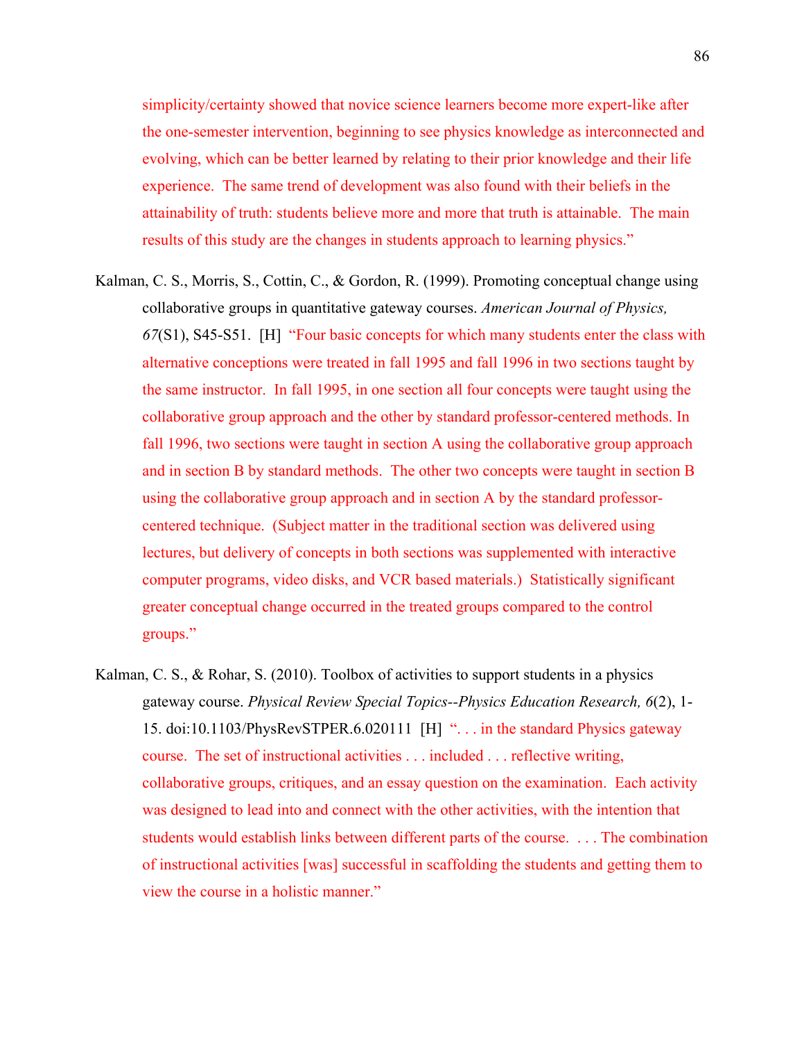simplicity/certainty showed that novice science learners become more expert-like after the one-semester intervention, beginning to see physics knowledge as interconnected and evolving, which can be better learned by relating to their prior knowledge and their life experience. The same trend of development was also found with their beliefs in the attainability of truth: students believe more and more that truth is attainable. The main results of this study are the changes in students approach to learning physics."

Kalman, C. S., Morris, S., Cottin, C., & Gordon, R. (1999). Promoting conceptual change using collaborative groups in quantitative gateway courses. *American Journal of Physics, 67*(S1), S45-S51. [H] "Four basic concepts for which many students enter the class with alternative conceptions were treated in fall 1995 and fall 1996 in two sections taught by the same instructor. In fall 1995, in one section all four concepts were taught using the collaborative group approach and the other by standard professor-centered methods. In fall 1996, two sections were taught in section A using the collaborative group approach and in section B by standard methods. The other two concepts were taught in section B using the collaborative group approach and in section A by the standard professor-centered technique. (Subject matter in the traditional section was delivered using lectures, but delivery of concepts in both sections was supplemented with interactive computer programs, video disks, and VCR based materials.) Statistically significant greater conceptual change occurred in the treated groups compared to the control groups."

Kalman, C. S., & Rohar, S. (2010). Toolbox of activities to support students in a physics gateway course. *Physical Review Special Topics--Physics Education Research, 6*(2), 1-15. doi:10.1103/PhysRevSTPER.6.020111 [H] ". . . in the standard Physics gateway course. The set of instructional activities . . . included . . . reflective writing, collaborative groups, critiques, and an essay question on the examination. Each activity was designed to lead into and connect with the other activities, with the intention that students would establish links between different parts of the course. . . . The combination of instructional activities [was] successful in scaffolding the students and getting them to view the course in a holistic manner."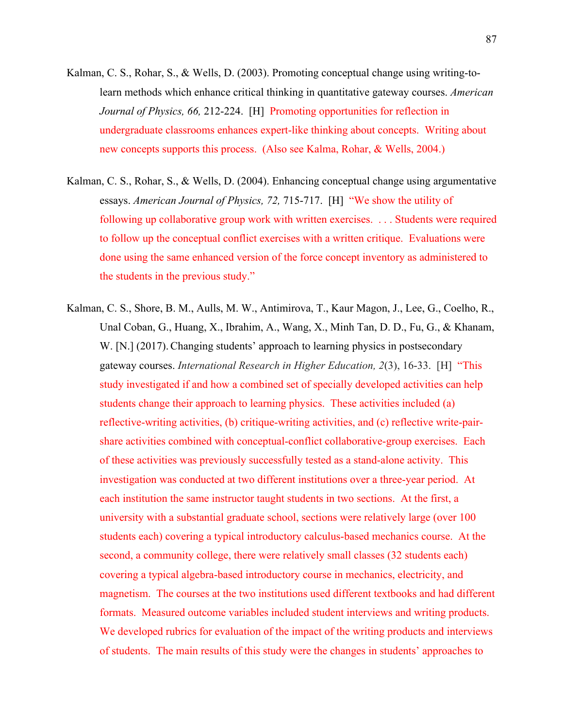Kalman, C. S., Rohar, S., & Wells, D. (2003). Promoting conceptual change using writing-to-learn methods which enhance critical thinking in quantitative gateway courses. *American Journal of Physics, 66,* 212-224. [H] Promoting opportunities for reflection in undergraduate classrooms enhances expert-like thinking about concepts. Writing about new concepts supports this process. (Also see Kalma, Rohar, & Wells, 2004.)

Kalman, C. S., Rohar, S., & Wells, D. (2004). Enhancing conceptual change using argumentative essays. *American Journal of Physics, 72,* 715-717. [H] "We show the utility of following up collaborative group work with written exercises. . . . Students were required to follow up the conceptual conflict exercises with a written critique. Evaluations were done using the same enhanced version of the force concept inventory as administered to the students in the previous study."

Kalman, C. S., Shore, B. M., Aulls, M. W., Antimirova, T., Kaur Magon, J., Lee, G., Coelho, R., Unal Coban, G., Huang, X., Ibrahim, A., Wang, X., Minh Tan, D. D., Fu, G., & Khanam, W. [N.] (2017). Changing students' approach to learning physics in postsecondary gateway courses. *International Research in Higher Education, 2*(3), 16-33. [H] "This study investigated if and how a combined set of specially developed activities can help students change their approach to learning physics. These activities included (a) reflective-writing activities, (b) critique-writing activities, and (c) reflective write-pair-share activities combined with conceptual-conflict collaborative-group exercises. Each of these activities was previously successfully tested as a stand-alone activity. This investigation was conducted at two different institutions over a three-year period. At each institution the same instructor taught students in two sections. At the first, a university with a substantial graduate school, sections were relatively large (over 100 students each) covering a typical introductory calculus-based mechanics course. At the second, a community college, there were relatively small classes (32 students each) covering a typical algebra-based introductory course in mechanics, electricity, and magnetism. The courses at the two institutions used different textbooks and had different formats. Measured outcome variables included student interviews and writing products. We developed rubrics for evaluation of the impact of the writing products and interviews of students. The main results of this study were the changes in students' approaches to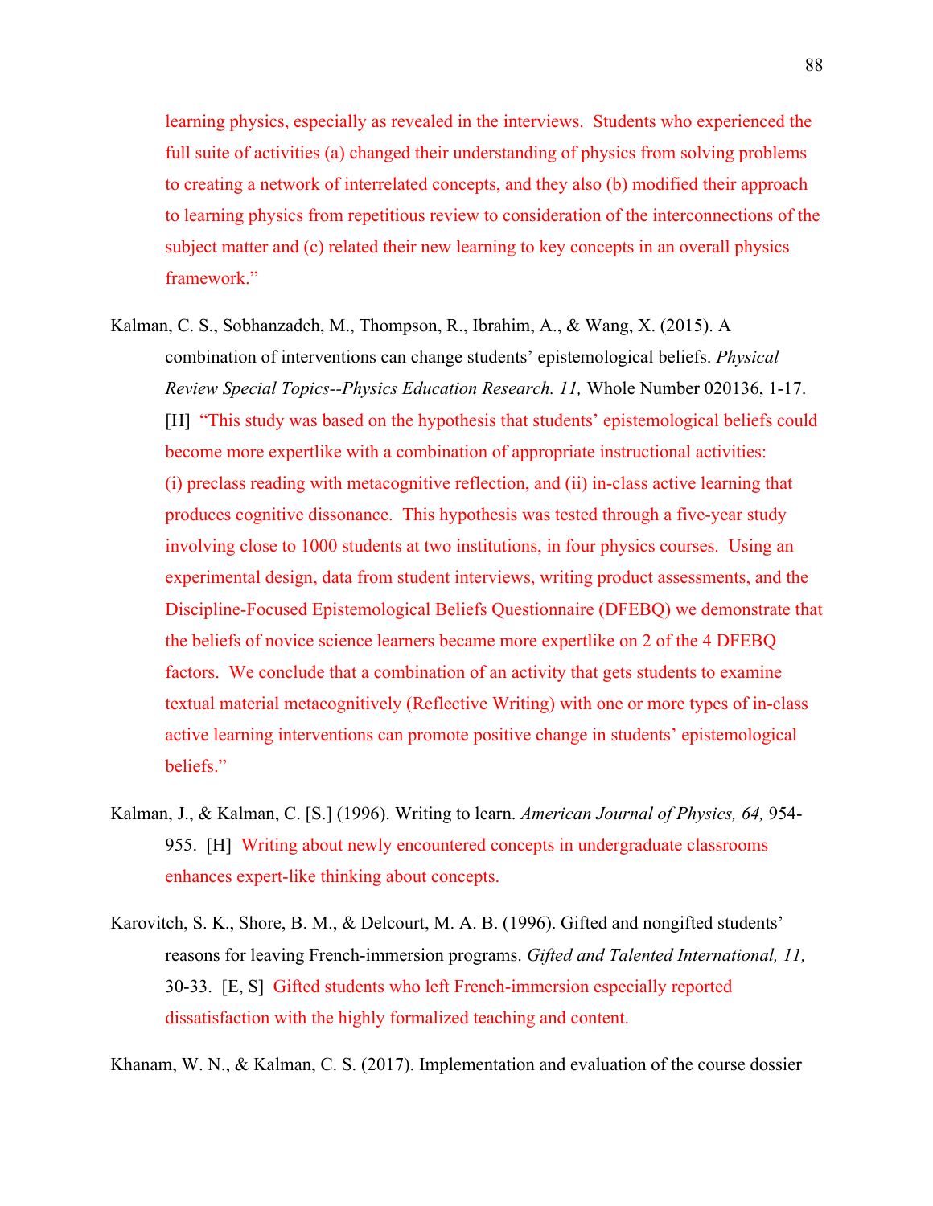learning physics, especially as revealed in the interviews. Students who experienced the full suite of activities (a) changed their understanding of physics from solving problems to creating a network of interrelated concepts, and they also (b) modified their approach to learning physics from repetitious review to consideration of the interconnections of the subject matter and (c) related their new learning to key concepts in an overall physics framework."

Kalman, C. S., Sobhanzadeh, M., Thompson, R., Ibrahim, A., & Wang, X. (2015). A combination of interventions can change students' epistemological beliefs. *Physical Review Special Topics--Physics Education Research. 11,* Whole Number 020136, 1-17. [H] "This study was based on the hypothesis that students' epistemological beliefs could become more expertlike with a combination of appropriate instructional activities: (i) preclass reading with metacognitive reflection, and (ii) in-class active learning that produces cognitive dissonance. This hypothesis was tested through a five-year study involving close to 1000 students at two institutions, in four physics courses. Using an experimental design, data from student interviews, writing product assessments, and the Discipline-Focused Epistemological Beliefs Questionnaire (DFEBQ) we demonstrate that the beliefs of novice science learners became more expertlike on 2 of the 4 DFEBQ factors. We conclude that a combination of an activity that gets students to examine textual material metacognitively (Reflective Writing) with one or more types of in-class active learning interventions can promote positive change in students' epistemological beliefs."

Kalman, J., & Kalman, C. [S.] (1996). Writing to learn. *American Journal of Physics, 64,* 954-955. [H] Writing about newly encountered concepts in undergraduate classrooms enhances expert-like thinking about concepts.

Karovitch, S. K., Shore, B. M., & Delcourt, M. A. B. (1996). Gifted and nongifted students' reasons for leaving French-immersion programs. *Gifted and Talented International, 11,* 30-33. [E, S] Gifted students who left French-immersion especially reported dissatisfaction with the highly formalized teaching and content.

Khanam, W. N., & Kalman, C. S. (2017). Implementation and evaluation of the course dossier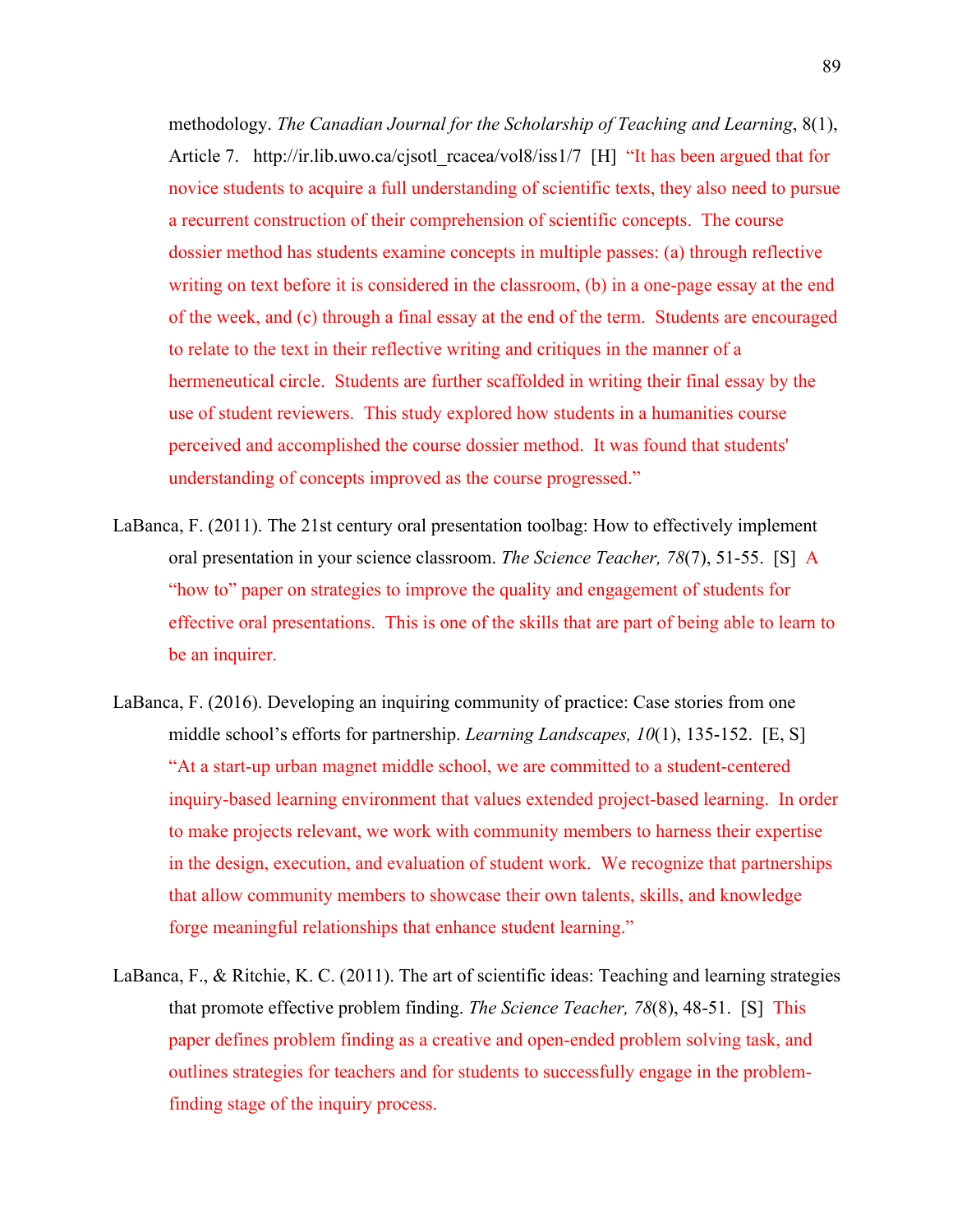methodology. *The Canadian Journal for the Scholarship of Teaching and Learning*, 8(1), Article 7. http://ir.lib.uwo.ca/cjsotl_rcacea/vol8/iss1/7 [H] "It has been argued that for novice students to acquire a full understanding of scientific texts, they also need to pursue a recurrent construction of their comprehension of scientific concepts. The course dossier method has students examine concepts in multiple passes: (a) through reflective writing on text before it is considered in the classroom, (b) in a one-page essay at the end of the week, and (c) through a final essay at the end of the term. Students are encouraged to relate to the text in their reflective writing and critiques in the manner of a hermeneutical circle. Students are further scaffolded in writing their final essay by the use of student reviewers. This study explored how students in a humanities course perceived and accomplished the course dossier method. It was found that students' understanding of concepts improved as the course progressed."

LaBanca, F. (2011). The 21st century oral presentation toolbag: How to effectively implement oral presentation in your science classroom. *The Science Teacher, 78*(7), 51-55. [S] A "how to" paper on strategies to improve the quality and engagement of students for effective oral presentations. This is one of the skills that are part of being able to learn to be an inquirer.

LaBanca, F. (2016). Developing an inquiring community of practice: Case stories from one middle school's efforts for partnership. *Learning Landscapes, 10*(1), 135-152. [E, S] "At a start-up urban magnet middle school, we are committed to a student-centered inquiry-based learning environment that values extended project-based learning. In order to make projects relevant, we work with community members to harness their expertise in the design, execution, and evaluation of student work. We recognize that partnerships that allow community members to showcase their own talents, skills, and knowledge forge meaningful relationships that enhance student learning."

LaBanca, F., & Ritchie, K. C. (2011). The art of scientific ideas: Teaching and learning strategies that promote effective problem finding. *The Science Teacher, 78*(8), 48-51. [S] This paper defines problem finding as a creative and open-ended problem solving task, and outlines strategies for teachers and for students to successfully engage in the problem-finding stage of the inquiry process.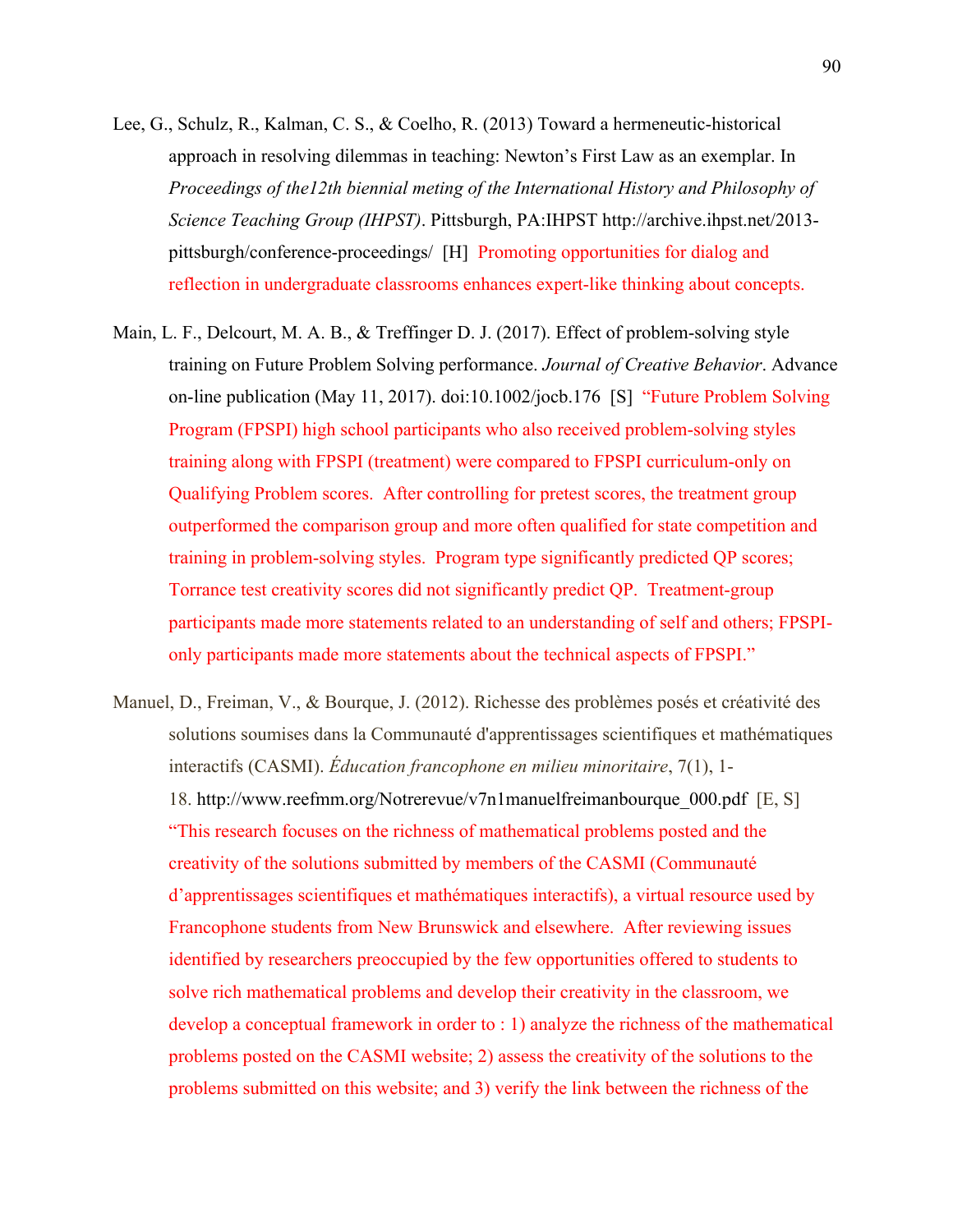Lee, G., Schulz, R., Kalman, C. S., & Coelho, R. (2013) Toward a hermeneutic-historical approach in resolving dilemmas in teaching: Newton's First Law as an exemplar. In *Proceedings of the12th biennial meting of the International History and Philosophy of Science Teaching Group (IHPST)*. Pittsburgh, PA:IHPST http://archive.ihpst.net/2013-pittsburgh/conference-proceedings/ [H] Promoting opportunities for dialog and reflection in undergraduate classrooms enhances expert-like thinking about concepts.

Main, L. F., Delcourt, M. A. B., & Treffinger D. J. (2017). Effect of problem-solving style training on Future Problem Solving performance. *Journal of Creative Behavior*. Advance on-line publication (May 11, 2017). doi:10.1002/jocb.176 [S] "Future Problem Solving Program (FPSPI) high school participants who also received problem-solving styles training along with FPSPI (treatment) were compared to FPSPI curriculum-only on Qualifying Problem scores. After controlling for pretest scores, the treatment group outperformed the comparison group and more often qualified for state competition and training in problem-solving styles. Program type significantly predicted QP scores; Torrance test creativity scores did not significantly predict QP. Treatment-group participants made more statements related to an understanding of self and others; FPSPI-only participants made more statements about the technical aspects of FPSPI."

Manuel, D., Freiman, V., & Bourque, J. (2012). Richesse des problèmes posés et créativité des solutions soumises dans la Communauté d'apprentissages scientifiques et mathématiques interactifs (CASMI). *Éducation francophone en milieu minoritaire*, 7(1), 1-18. http://www.reefmm.org/Notrerevue/v7n1manuelfreimanbourque_000.pdf [E, S] "This research focuses on the richness of mathematical problems posted and the creativity of the solutions submitted by members of the CASMI (Communauté d'apprentissages scientifiques et mathématiques interactifs), a virtual resource used by Francophone students from New Brunswick and elsewhere. After reviewing issues identified by researchers preoccupied by the few opportunities offered to students to solve rich mathematical problems and develop their creativity in the classroom, we develop a conceptual framework in order to : 1) analyze the richness of the mathematical problems posted on the CASMI website; 2) assess the creativity of the solutions to the problems submitted on this website; and 3) verify the link between the richness of the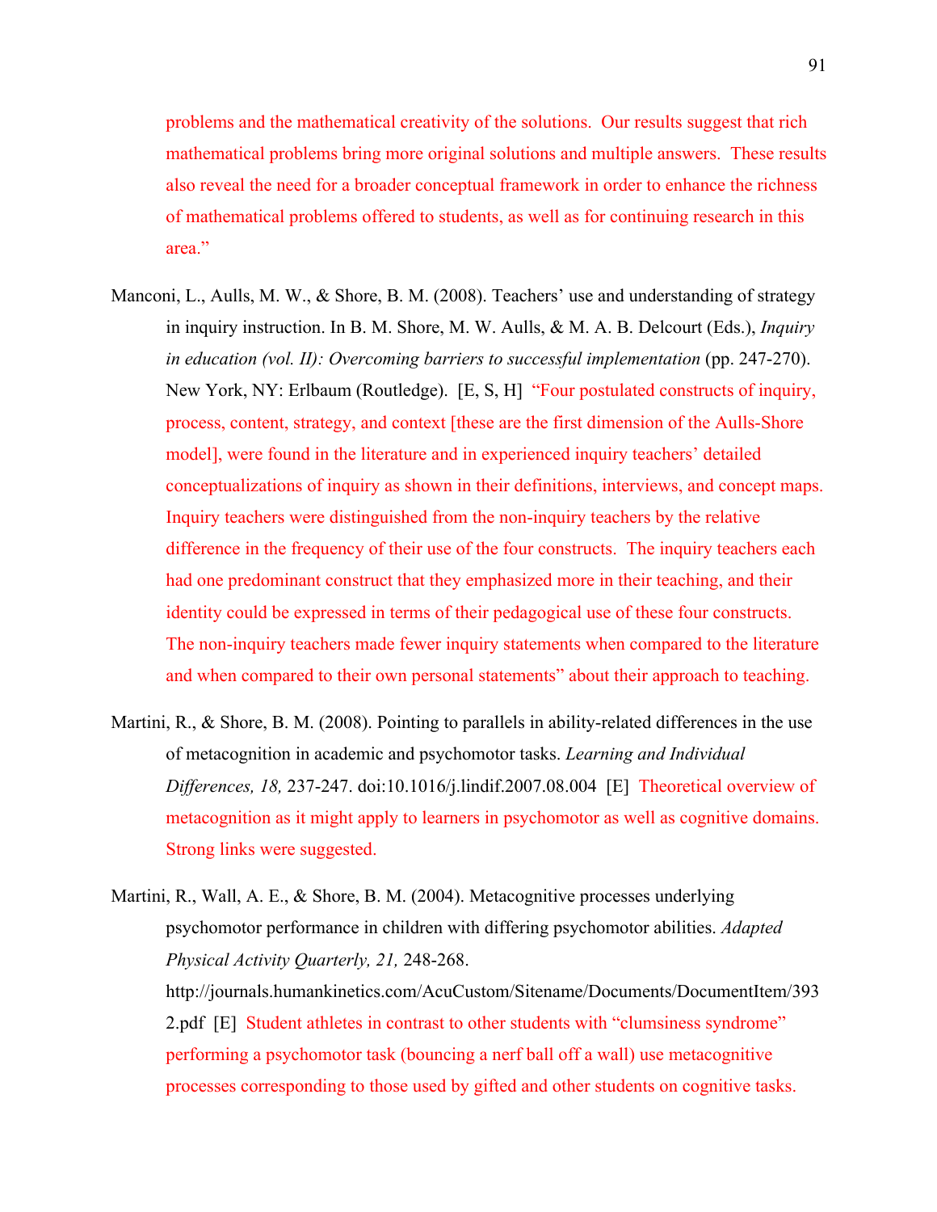problems and the mathematical creativity of the solutions. Our results suggest that rich mathematical problems bring more original solutions and multiple answers. These results also reveal the need for a broader conceptual framework in order to enhance the richness of mathematical problems offered to students, as well as for continuing research in this area."

Manconi, L., Aulls, M. W., & Shore, B. M. (2008). Teachers' use and understanding of strategy in inquiry instruction. In B. M. Shore, M. W. Aulls, & M. A. B. Delcourt (Eds.), *Inquiry in education (vol. II): Overcoming barriers to successful implementation* (pp. 247-270). New York, NY: Erlbaum (Routledge). [E, S, H] "Four postulated constructs of inquiry, process, content, strategy, and context [these are the first dimension of the Aulls-Shore model], were found in the literature and in experienced inquiry teachers' detailed conceptualizations of inquiry as shown in their definitions, interviews, and concept maps. Inquiry teachers were distinguished from the non-inquiry teachers by the relative difference in the frequency of their use of the four constructs. The inquiry teachers each had one predominant construct that they emphasized more in their teaching, and their identity could be expressed in terms of their pedagogical use of these four constructs. The non-inquiry teachers made fewer inquiry statements when compared to the literature and when compared to their own personal statements" about their approach to teaching.

Martini, R., & Shore, B. M. (2008). Pointing to parallels in ability-related differences in the use of metacognition in academic and psychomotor tasks. *Learning and Individual Differences, 18,* 237-247. doi:10.1016/j.lindif.2007.08.004 [E] Theoretical overview of metacognition as it might apply to learners in psychomotor as well as cognitive domains. Strong links were suggested.

Martini, R., Wall, A. E., & Shore, B. M. (2004). Metacognitive processes underlying psychomotor performance in children with differing psychomotor abilities. *Adapted Physical Activity Quarterly, 21,* 248-268. http://journals.humankinetics.com/AcuCustom/Sitename/Documents/DocumentItem/3932.pdf [E] Student athletes in contrast to other students with "clumsiness syndrome" performing a psychomotor task (bouncing a nerf ball off a wall) use metacognitive processes corresponding to those used by gifted and other students on cognitive tasks.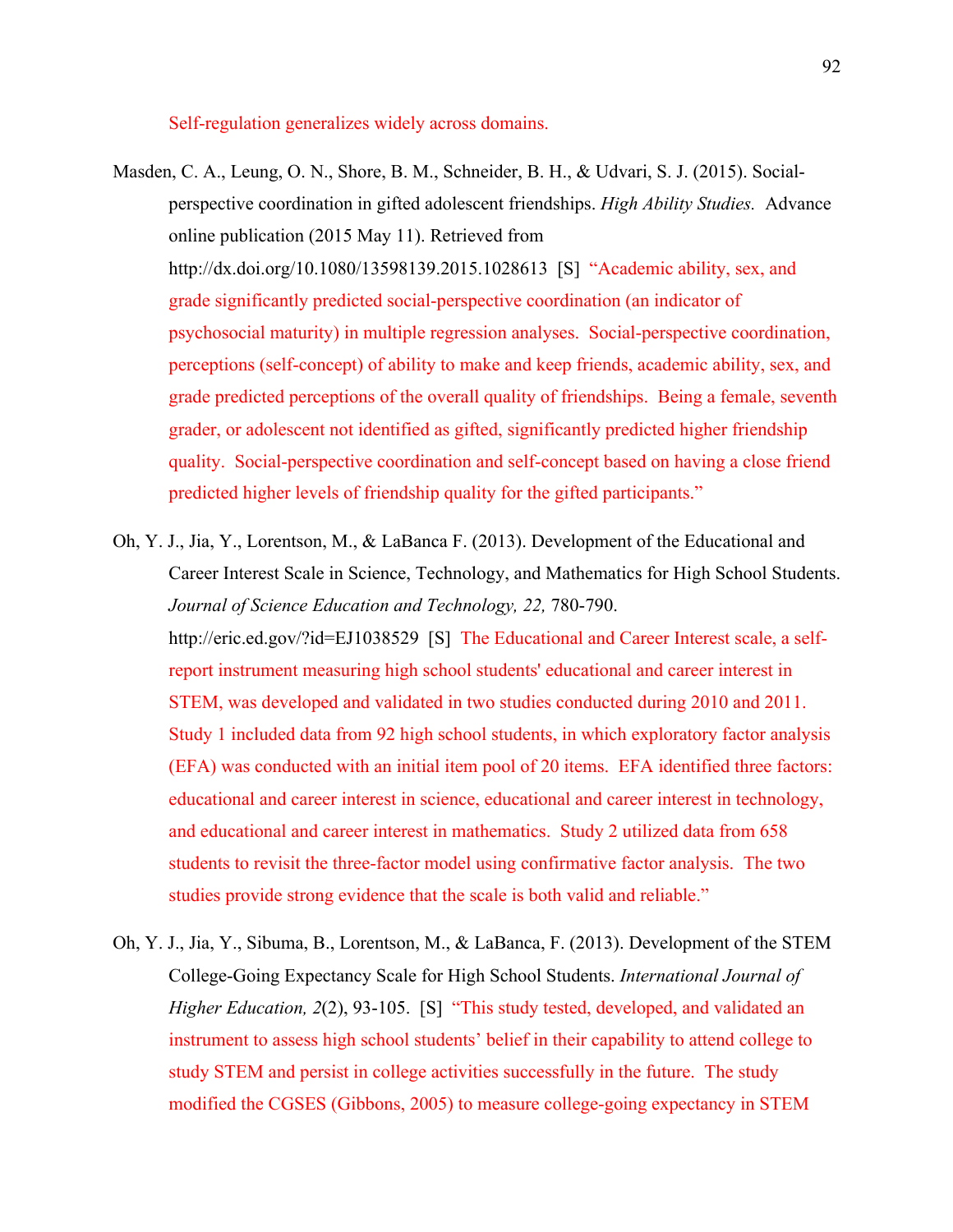Self-regulation generalizes widely across domains.

Masden, C. A., Leung, O. N., Shore, B. M., Schneider, B. H., & Udvari, S. J. (2015). Social-perspective coordination in gifted adolescent friendships. *High Ability Studies.* Advance online publication (2015 May 11). Retrieved from http://dx.doi.org/10.1080/13598139.2015.1028613 [S] "Academic ability, sex, and grade significantly predicted social-perspective coordination (an indicator of psychosocial maturity) in multiple regression analyses. Social-perspective coordination, perceptions (self-concept) of ability to make and keep friends, academic ability, sex, and grade predicted perceptions of the overall quality of friendships. Being a female, seventh grader, or adolescent not identified as gifted, significantly predicted higher friendship quality. Social-perspective coordination and self-concept based on having a close friend predicted higher levels of friendship quality for the gifted participants."

Oh, Y. J., Jia, Y., Lorentson, M., & LaBanca F. (2013). Development of the Educational and Career Interest Scale in Science, Technology, and Mathematics for High School Students. *Journal of Science Education and Technology, 22,* 780-790. http://eric.ed.gov/?id=EJ1038529 [S] The Educational and Career Interest scale, a self-report instrument measuring high school students' educational and career interest in STEM, was developed and validated in two studies conducted during 2010 and 2011. Study 1 included data from 92 high school students, in which exploratory factor analysis (EFA) was conducted with an initial item pool of 20 items. EFA identified three factors: educational and career interest in science, educational and career interest in technology, and educational and career interest in mathematics. Study 2 utilized data from 658 students to revisit the three-factor model using confirmative factor analysis. The two studies provide strong evidence that the scale is both valid and reliable."

Oh, Y. J., Jia, Y., Sibuma, B., Lorentson, M., & LaBanca, F. (2013). Development of the STEM College-Going Expectancy Scale for High School Students. *International Journal of Higher Education, 2*(2), 93-105. [S] "This study tested, developed, and validated an instrument to assess high school students' belief in their capability to attend college to study STEM and persist in college activities successfully in the future. The study modified the CGSES (Gibbons, 2005) to measure college-going expectancy in STEM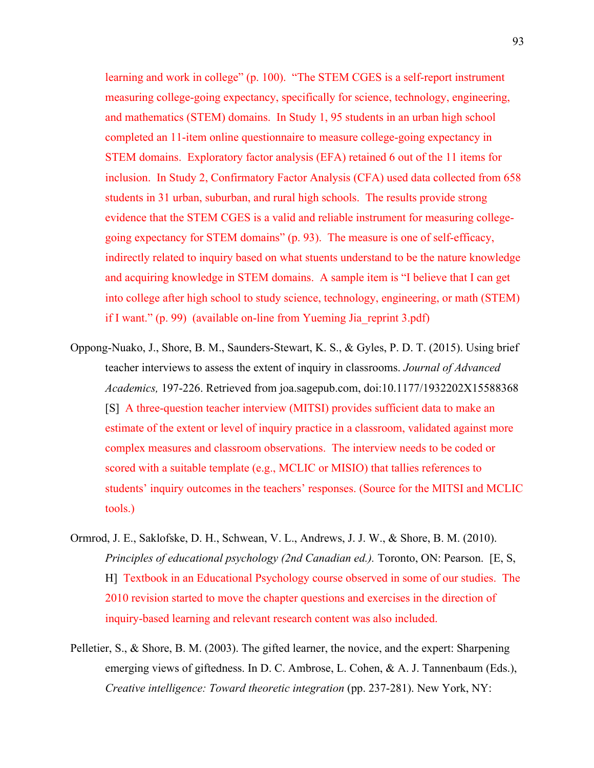learning and work in college" (p. 100). "The STEM CGES is a self-report instrument measuring college-going expectancy, specifically for science, technology, engineering, and mathematics (STEM) domains. In Study 1, 95 students in an urban high school completed an 11-item online questionnaire to measure college-going expectancy in STEM domains. Exploratory factor analysis (EFA) retained 6 out of the 11 items for inclusion. In Study 2, Confirmatory Factor Analysis (CFA) used data collected from 658 students in 31 urban, suburban, and rural high schools. The results provide strong evidence that the STEM CGES is a valid and reliable instrument for measuring college-going expectancy for STEM domains" (p. 93). The measure is one of self-efficacy, indirectly related to inquiry based on what stuents understand to be the nature knowledge and acquiring knowledge in STEM domains. A sample item is "I believe that I can get into college after high school to study science, technology, engineering, or math (STEM) if I want." (p. 99) (available on-line from Yueming Jia_reprint 3.pdf)

Oppong-Nuako, J., Shore, B. M., Saunders-Stewart, K. S., & Gyles, P. D. T. (2015). Using brief teacher interviews to assess the extent of inquiry in classrooms. *Journal of Advanced Academics,* 197-226. Retrieved from joa.sagepub.com, doi:10.1177/1932202X15588368 [S] A three-question teacher interview (MITSI) provides sufficient data to make an estimate of the extent or level of inquiry practice in a classroom, validated against more complex measures and classroom observations. The interview needs to be coded or scored with a suitable template (e.g., MCLIC or MISIO) that tallies references to students' inquiry outcomes in the teachers' responses. (Source for the MITSI and MCLIC tools.)

Ormrod, J. E., Saklofske, D. H., Schwean, V. L., Andrews, J. J. W., & Shore, B. M. (2010). *Principles of educational psychology (2nd Canadian ed.).* Toronto, ON: Pearson. [E, S, H] Textbook in an Educational Psychology course observed in some of our studies. The 2010 revision started to move the chapter questions and exercises in the direction of inquiry-based learning and relevant research content was also included.

Pelletier, S., & Shore, B. M. (2003). The gifted learner, the novice, and the expert: Sharpening emerging views of giftedness. In D. C. Ambrose, L. Cohen, & A. J. Tannenbaum (Eds.), *Creative intelligence: Toward theoretic integration* (pp. 237-281). New York, NY: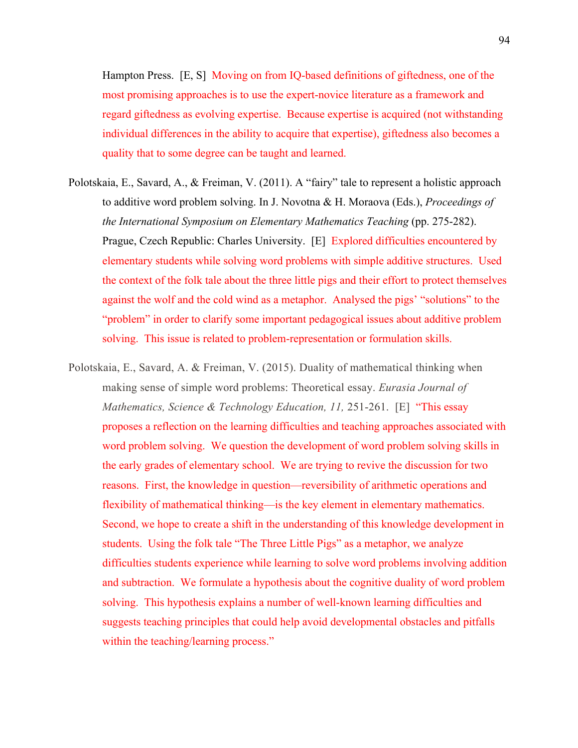Hampton Press. [E, S] Moving on from IQ-based definitions of giftedness, one of the most promising approaches is to use the expert-novice literature as a framework and regard giftedness as evolving expertise. Because expertise is acquired (not withstanding individual differences in the ability to acquire that expertise), giftedness also becomes a quality that to some degree can be taught and learned.

Polotskaia, E., Savard, A., & Freiman, V. (2011). A "fairy" tale to represent a holistic approach to additive word problem solving. In J. Novotna & H. Moraova (Eds.), *Proceedings of the International Symposium on Elementary Mathematics Teaching* (pp. 275-282). Prague, Czech Republic: Charles University. [E] Explored difficulties encountered by elementary students while solving word problems with simple additive structures. Used the context of the folk tale about the three little pigs and their effort to protect themselves against the wolf and the cold wind as a metaphor. Analysed the pigs' "solutions" to the "problem" in order to clarify some important pedagogical issues about additive problem solving. This issue is related to problem-representation or formulation skills.

Polotskaia, E., Savard, A. & Freiman, V. (2015). Duality of mathematical thinking when making sense of simple word problems: Theoretical essay. *Eurasia Journal of Mathematics, Science & Technology Education, 11,* 251-261. [E] "This essay proposes a reflection on the learning difficulties and teaching approaches associated with word problem solving. We question the development of word problem solving skills in the early grades of elementary school. We are trying to revive the discussion for two reasons. First, the knowledge in question—reversibility of arithmetic operations and flexibility of mathematical thinking—is the key element in elementary mathematics. Second, we hope to create a shift in the understanding of this knowledge development in students. Using the folk tale "The Three Little Pigs" as a metaphor, we analyze difficulties students experience while learning to solve word problems involving addition and subtraction. We formulate a hypothesis about the cognitive duality of word problem solving. This hypothesis explains a number of well-known learning difficulties and suggests teaching principles that could help avoid developmental obstacles and pitfalls within the teaching/learning process."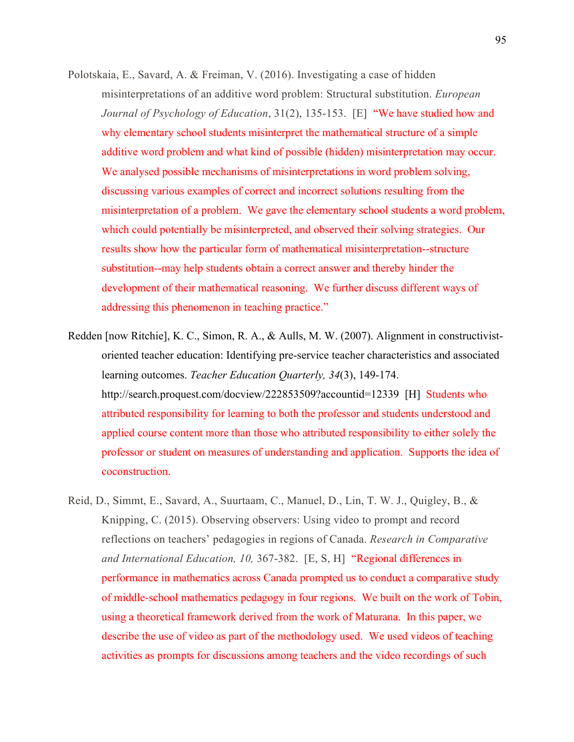Polotskaia, E., Savard, A. & Freiman, V. (2016). Investigating a case of hidden misinterpretations of an additive word problem: Structural substitution. *European Journal of Psychology of Education*, 31(2), 135-153. [E] "We have studied how and why elementary school students misinterpret the mathematical structure of a simple additive word problem and what kind of possible (hidden) misinterpretation may occur. We analysed possible mechanisms of misinterpretations in word problem solving, discussing various examples of correct and incorrect solutions resulting from the misinterpretation of a problem. We gave the elementary school students a word problem, which could potentially be misinterpreted, and observed their solving strategies. Our results show how the particular form of mathematical misinterpretation--structure substitution--may help students obtain a correct answer and thereby hinder the development of their mathematical reasoning. We further discuss different ways of addressing this phenomenon in teaching practice."

Redden [now Ritchie], K. C., Simon, R. A., & Aulls, M. W. (2007). Alignment in constructivist-oriented teacher education: Identifying pre-service teacher characteristics and associated learning outcomes. *Teacher Education Quarterly, 34*(3), 149-174. http://search.proquest.com/docview/222853509?accountid=12339 [H] Students who attributed responsibility for learning to both the professor and students understood and applied course content more than those who attributed responsibility to either solely the professor or student on measures of understanding and application. Supports the idea of coconstruction.

Reid, D., Simmt, E., Savard, A., Suurtaam, C., Manuel, D., Lin, T. W. J., Quigley, B., & Knipping, C. (2015). Observing observers: Using video to prompt and record reflections on teachers' pedagogies in regions of Canada. *Research in Comparative and International Education, 10,* 367-382. [E, S, H] "Regional differences in performance in mathematics across Canada prompted us to conduct a comparative study of middle-school mathematics pedagogy in four regions. We built on the work of Tobin, using a theoretical framework derived from the work of Maturana. In this paper, we describe the use of video as part of the methodology used. We used videos of teaching activities as prompts for discussions among teachers and the video recordings of such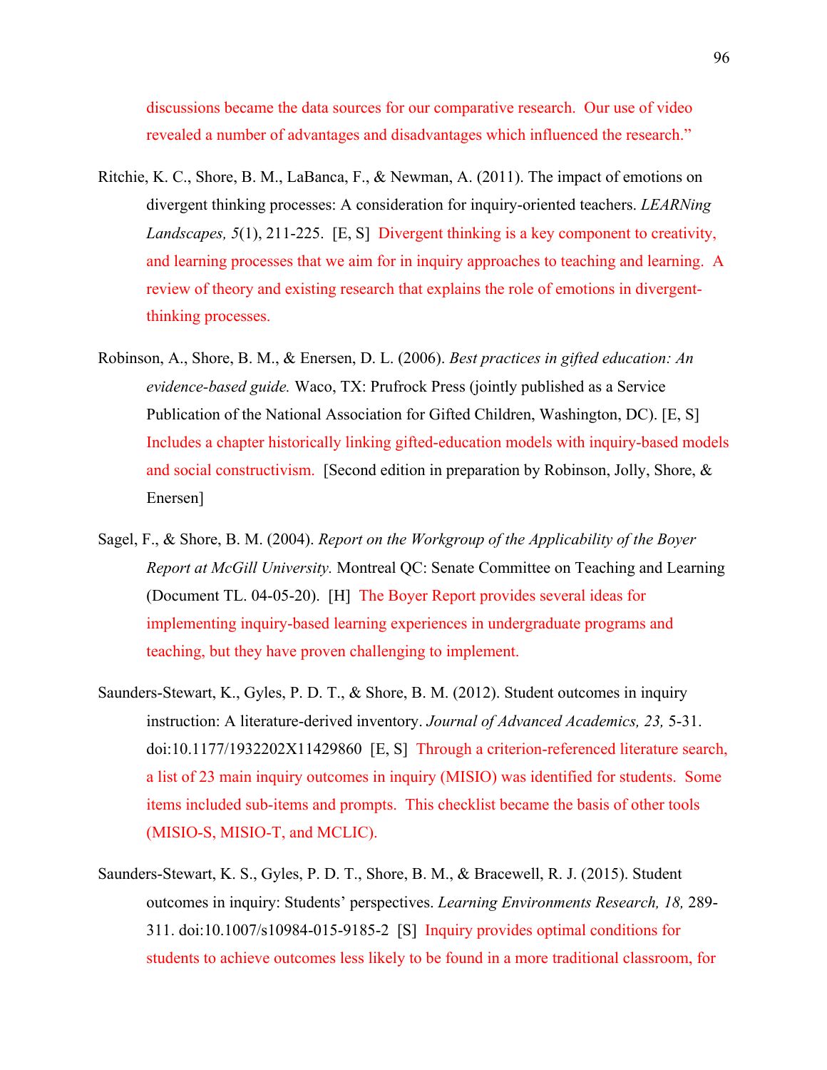discussions became the data sources for our comparative research. Our use of video revealed a number of advantages and disadvantages which influenced the research."

Ritchie, K. C., Shore, B. M., LaBanca, F., & Newman, A. (2011). The impact of emotions on divergent thinking processes: A consideration for inquiry-oriented teachers. *LEARNing Landscapes, 5*(1), 211-225. [E, S] Divergent thinking is a key component to creativity, and learning processes that we aim for in inquiry approaches to teaching and learning. A review of theory and existing research that explains the role of emotions in divergent-thinking processes.

Robinson, A., Shore, B. M., & Enersen, D. L. (2006). *Best practices in gifted education: An evidence-based guide.* Waco, TX: Prufrock Press (jointly published as a Service Publication of the National Association for Gifted Children, Washington, DC). [E, S] Includes a chapter historically linking gifted-education models with inquiry-based models and social constructivism. [Second edition in preparation by Robinson, Jolly, Shore, & Enersen]

Sagel, F., & Shore, B. M. (2004). *Report on the Workgroup of the Applicability of the Boyer Report at McGill University.* Montreal QC: Senate Committee on Teaching and Learning (Document TL. 04-05-20). [H] The Boyer Report provides several ideas for implementing inquiry-based learning experiences in undergraduate programs and teaching, but they have proven challenging to implement.

Saunders-Stewart, K., Gyles, P. D. T., & Shore, B. M. (2012). Student outcomes in inquiry instruction: A literature-derived inventory. *Journal of Advanced Academics, 23,* 5-31. doi:10.1177/1932202X11429860 [E, S] Through a criterion-referenced literature search, a list of 23 main inquiry outcomes in inquiry (MISIO) was identified for students. Some items included sub-items and prompts. This checklist became the basis of other tools (MISIO-S, MISIO-T, and MCLIC).

Saunders-Stewart, K. S., Gyles, P. D. T., Shore, B. M., & Bracewell, R. J. (2015). Student outcomes in inquiry: Students' perspectives. *Learning Environments Research, 18,* 289-311. doi:10.1007/s10984-015-9185-2 [S] Inquiry provides optimal conditions for students to achieve outcomes less likely to be found in a more traditional classroom, for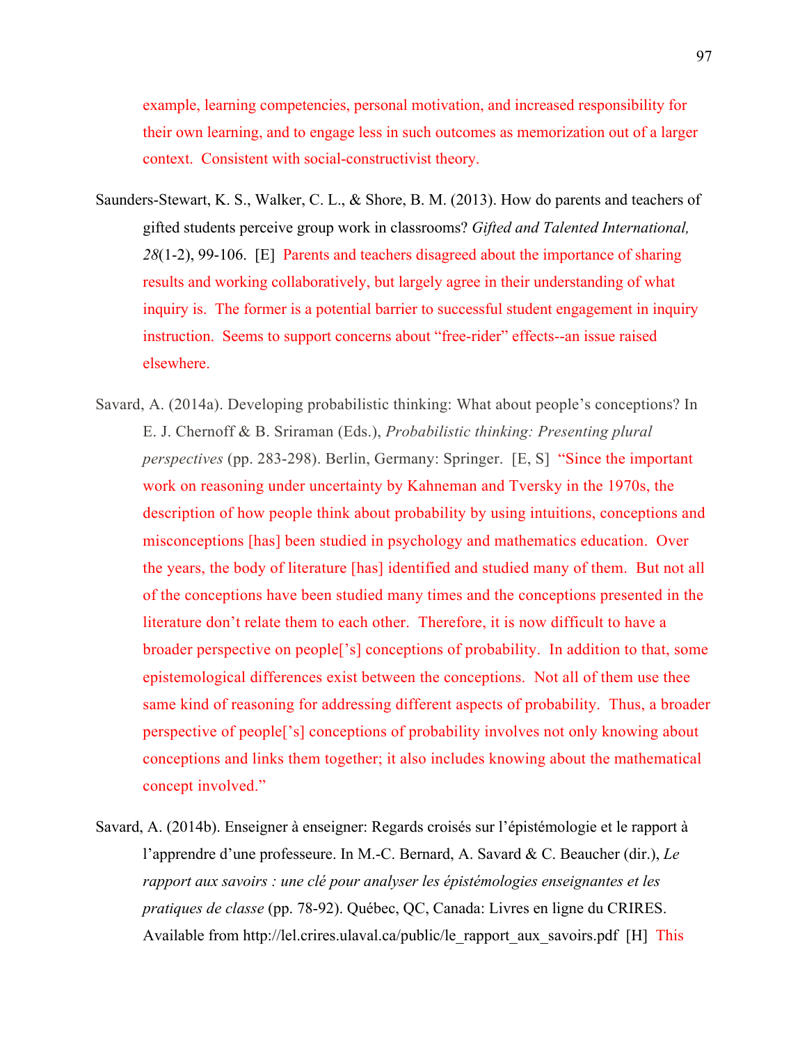example, learning competencies, personal motivation, and increased responsibility for their own learning, and to engage less in such outcomes as memorization out of a larger context. Consistent with social-constructivist theory.

Saunders-Stewart, K. S., Walker, C. L., & Shore, B. M. (2013). How do parents and teachers of gifted students perceive group work in classrooms? *Gifted and Talented International, 28*(1-2), 99-106. [E] Parents and teachers disagreed about the importance of sharing results and working collaboratively, but largely agree in their understanding of what inquiry is. The former is a potential barrier to successful student engagement in inquiry instruction. Seems to support concerns about "free-rider" effects--an issue raised elsewhere.

Savard, A. (2014a). Developing probabilistic thinking: What about people's conceptions? In E. J. Chernoff & B. Sriraman (Eds.), *Probabilistic thinking: Presenting plural perspectives* (pp. 283-298). Berlin, Germany: Springer. [E, S] "Since the important work on reasoning under uncertainty by Kahneman and Tversky in the 1970s, the description of how people think about probability by using intuitions, conceptions and misconceptions [has] been studied in psychology and mathematics education. Over the years, the body of literature [has] identified and studied many of them. But not all of the conceptions have been studied many times and the conceptions presented in the literature don't relate them to each other. Therefore, it is now difficult to have a broader perspective on people['s] conceptions of probability. In addition to that, some epistemological differences exist between the conceptions. Not all of them use thee same kind of reasoning for addressing different aspects of probability. Thus, a broader perspective of people['s] conceptions of probability involves not only knowing about conceptions and links them together; it also includes knowing about the mathematical concept involved."

Savard, A. (2014b). Enseigner à enseigner: Regards croisés sur l'épistémologie et le rapport à l'apprendre d'une professeure. In M.-C. Bernard, A. Savard & C. Beaucher (dir.), *Le rapport aux savoirs : une clé pour analyser les épistémologies enseignantes et les pratiques de classe* (pp. 78-92). Québec, QC, Canada: Livres en ligne du CRIRES. Available from http://lel.crires.ulaval.ca/public/le_rapport_aux_savoirs.pdf [H] This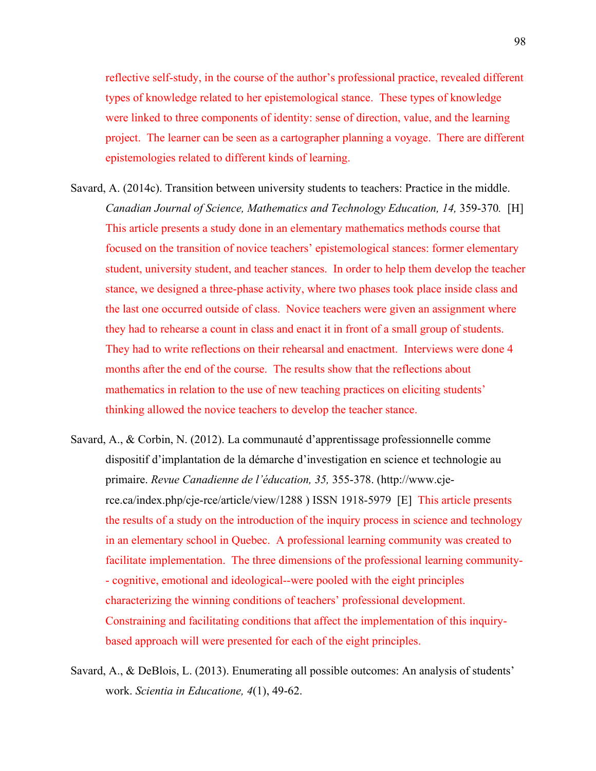reflective self-study, in the course of the author's professional practice, revealed different types of knowledge related to her epistemological stance. These types of knowledge were linked to three components of identity: sense of direction, value, and the learning project. The learner can be seen as a cartographer planning a voyage. There are different epistemologies related to different kinds of learning.

Savard, A. (2014c). Transition between university students to teachers: Practice in the middle. *Canadian Journal of Science, Mathematics and Technology Education, 14,* 359-370*.* [H] This article presents a study done in an elementary mathematics methods course that focused on the transition of novice teachers' epistemological stances: former elementary student, university student, and teacher stances. In order to help them develop the teacher stance, we designed a three-phase activity, where two phases took place inside class and the last one occurred outside of class. Novice teachers were given an assignment where they had to rehearse a count in class and enact it in front of a small group of students. They had to write reflections on their rehearsal and enactment. Interviews were done 4 months after the end of the course. The results show that the reflections about mathematics in relation to the use of new teaching practices on eliciting students' thinking allowed the novice teachers to develop the teacher stance.

Savard, A., & Corbin, N. (2012). La communauté d'apprentissage professionnelle comme dispositif d'implantation de la démarche d'investigation en science et technologie au primaire. *Revue Canadienne de l'éducation, 35,* 355-378. (http://www.cje-rce.ca/index.php/cje-rce/article/view/1288 ) ISSN 1918-5979 [E] This article presents the results of a study on the introduction of the inquiry process in science and technology in an elementary school in Quebec. A professional learning community was created to facilitate implementation. The three dimensions of the professional learning community--cognitive, emotional and ideological--were pooled with the eight principles characterizing the winning conditions of teachers' professional development. Constraining and facilitating conditions that affect the implementation of this inquiry-based approach will were presented for each of the eight principles.

Savard, A., & DeBlois, L. (2013). Enumerating all possible outcomes: An analysis of students' work. *Scientia in Educatione, 4*(1), 49-62.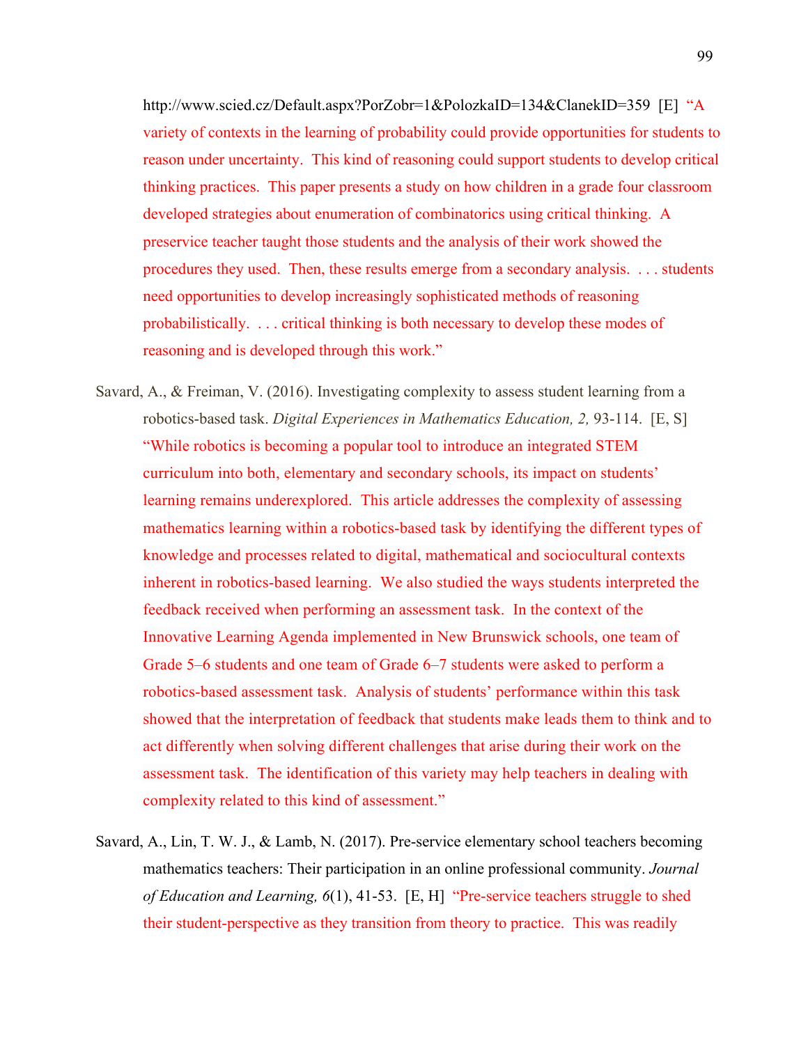http://www.scied.cz/Default.aspx?PorZobr=1&PolozkaID=134&ClanekID=359 [E] "A variety of contexts in the learning of probability could provide opportunities for students to reason under uncertainty. This kind of reasoning could support students to develop critical thinking practices. This paper presents a study on how children in a grade four classroom developed strategies about enumeration of combinatorics using critical thinking. A preservice teacher taught those students and the analysis of their work showed the procedures they used. Then, these results emerge from a secondary analysis. . . . students need opportunities to develop increasingly sophisticated methods of reasoning probabilistically. . . . critical thinking is both necessary to develop these modes of reasoning and is developed through this work."

Savard, A., & Freiman, V. (2016). Investigating complexity to assess student learning from a robotics-based task. *Digital Experiences in Mathematics Education, 2,* 93-114. [E, S] "While robotics is becoming a popular tool to introduce an integrated STEM curriculum into both, elementary and secondary schools, its impact on students' learning remains underexplored. This article addresses the complexity of assessing mathematics learning within a robotics-based task by identifying the different types of knowledge and processes related to digital, mathematical and sociocultural contexts inherent in robotics-based learning. We also studied the ways students interpreted the feedback received when performing an assessment task. In the context of the Innovative Learning Agenda implemented in New Brunswick schools, one team of Grade 5–6 students and one team of Grade 6–7 students were asked to perform a robotics-based assessment task. Analysis of students' performance within this task showed that the interpretation of feedback that students make leads them to think and to act differently when solving different challenges that arise during their work on the assessment task. The identification of this variety may help teachers in dealing with complexity related to this kind of assessment."

Savard, A., Lin, T. W. J., & Lamb, N. (2017). Pre-service elementary school teachers becoming mathematics teachers: Their participation in an online professional community. *Journal of Education and Learning, 6*(1), 41-53. [E, H] "Pre-service teachers struggle to shed their student-perspective as they transition from theory to practice. This was readily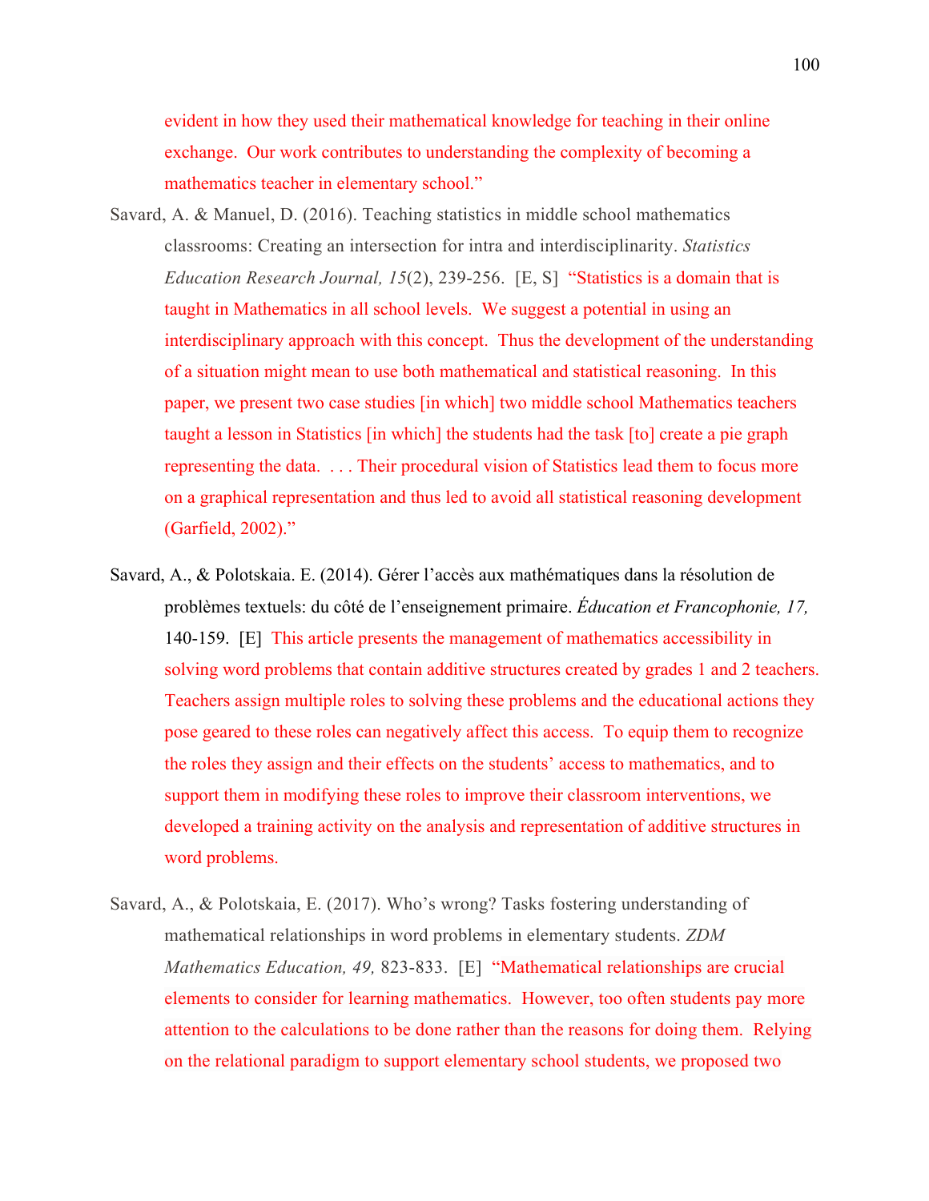evident in how they used their mathematical knowledge for teaching in their online exchange. Our work contributes to understanding the complexity of becoming a mathematics teacher in elementary school."

Savard, A. & Manuel, D. (2016). Teaching statistics in middle school mathematics classrooms: Creating an intersection for intra and interdisciplinarity. *Statistics Education Research Journal, 15*(2), 239-256. [E, S] "Statistics is a domain that is taught in Mathematics in all school levels. We suggest a potential in using an interdisciplinary approach with this concept. Thus the development of the understanding of a situation might mean to use both mathematical and statistical reasoning. In this paper, we present two case studies [in which] two middle school Mathematics teachers taught a lesson in Statistics [in which] the students had the task [to] create a pie graph representing the data. . . . Their procedural vision of Statistics lead them to focus more on a graphical representation and thus led to avoid all statistical reasoning development (Garfield, 2002)."

Savard, A., & Polotskaia. E. (2014). Gérer l'accès aux mathématiques dans la résolution de problèmes textuels: du côté de l'enseignement primaire. *Éducation et Francophonie, 17,* 140-159. [E] This article presents the management of mathematics accessibility in solving word problems that contain additive structures created by grades 1 and 2 teachers. Teachers assign multiple roles to solving these problems and the educational actions they pose geared to these roles can negatively affect this access. To equip them to recognize the roles they assign and their effects on the students' access to mathematics, and to support them in modifying these roles to improve their classroom interventions, we developed a training activity on the analysis and representation of additive structures in word problems.

Savard, A., & Polotskaia, E. (2017). Who's wrong? Tasks fostering understanding of mathematical relationships in word problems in elementary students. *ZDM Mathematics Education, 49,* 823-833. [E] "Mathematical relationships are crucial elements to consider for learning mathematics. However, too often students pay more attention to the calculations to be done rather than the reasons for doing them. Relying on the relational paradigm to support elementary school students, we proposed two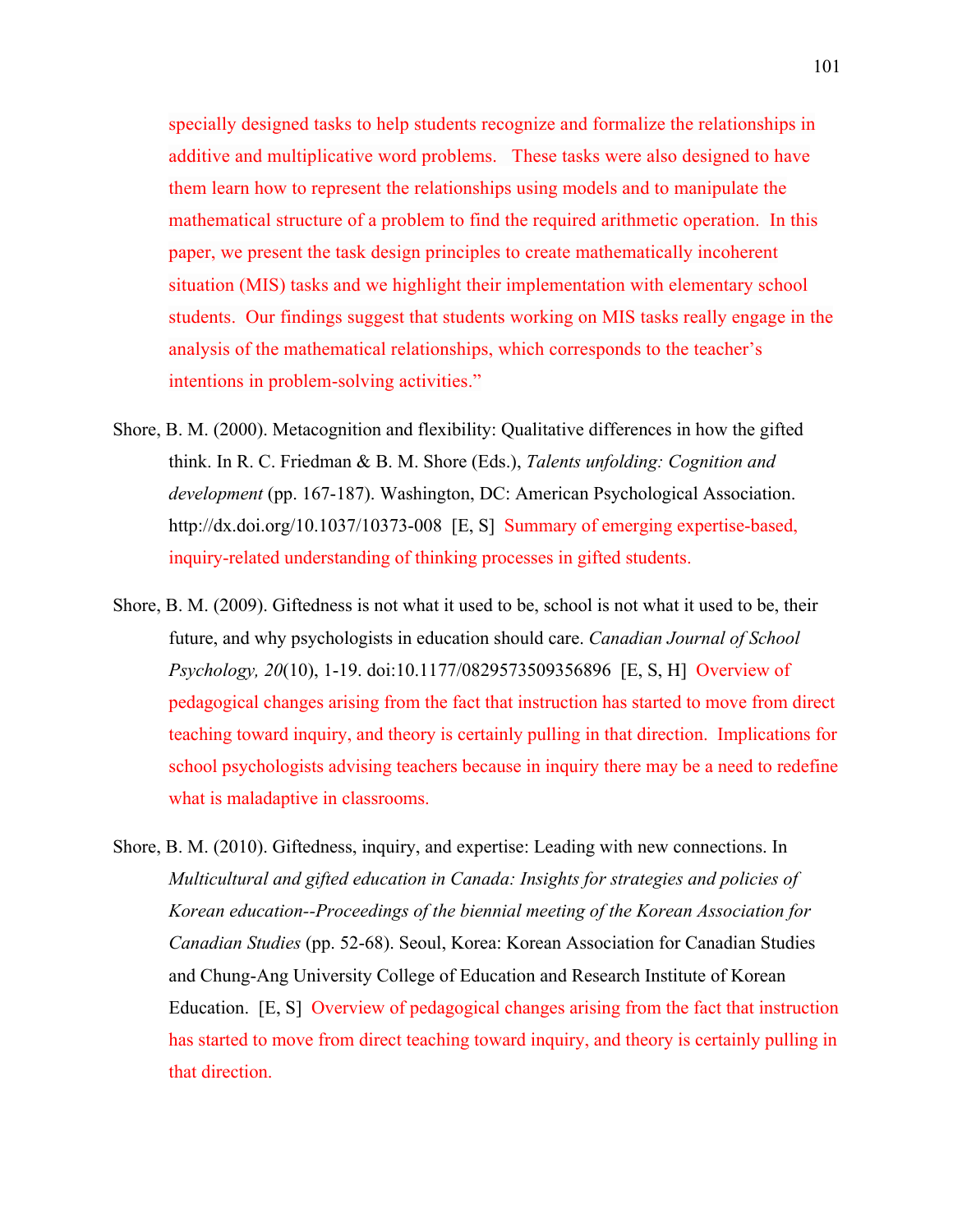specially designed tasks to help students recognize and formalize the relationships in additive and multiplicative word problems. These tasks were also designed to have them learn how to represent the relationships using models and to manipulate the mathematical structure of a problem to find the required arithmetic operation. In this paper, we present the task design principles to create mathematically incoherent situation (MIS) tasks and we highlight their implementation with elementary school students. Our findings suggest that students working on MIS tasks really engage in the analysis of the mathematical relationships, which corresponds to the teacher's intentions in problem-solving activities."

Shore, B. M. (2000). Metacognition and flexibility: Qualitative differences in how the gifted think. In R. C. Friedman & B. M. Shore (Eds.), *Talents unfolding: Cognition and development* (pp. 167-187). Washington, DC: American Psychological Association. http://dx.doi.org/10.1037/10373-008 [E, S] Summary of emerging expertise-based, inquiry-related understanding of thinking processes in gifted students.

Shore, B. M. (2009). Giftedness is not what it used to be, school is not what it used to be, their future, and why psychologists in education should care. *Canadian Journal of School Psychology, 20*(10), 1-19. doi:10.1177/0829573509356896 [E, S, H] Overview of pedagogical changes arising from the fact that instruction has started to move from direct teaching toward inquiry, and theory is certainly pulling in that direction. Implications for school psychologists advising teachers because in inquiry there may be a need to redefine what is maladaptive in classrooms.

Shore, B. M. (2010). Giftedness, inquiry, and expertise: Leading with new connections. In *Multicultural and gifted education in Canada: Insights for strategies and policies of Korean education--Proceedings of the biennial meeting of the Korean Association for Canadian Studies* (pp. 52-68). Seoul, Korea: Korean Association for Canadian Studies and Chung-Ang University College of Education and Research Institute of Korean Education. [E, S] Overview of pedagogical changes arising from the fact that instruction has started to move from direct teaching toward inquiry, and theory is certainly pulling in that direction.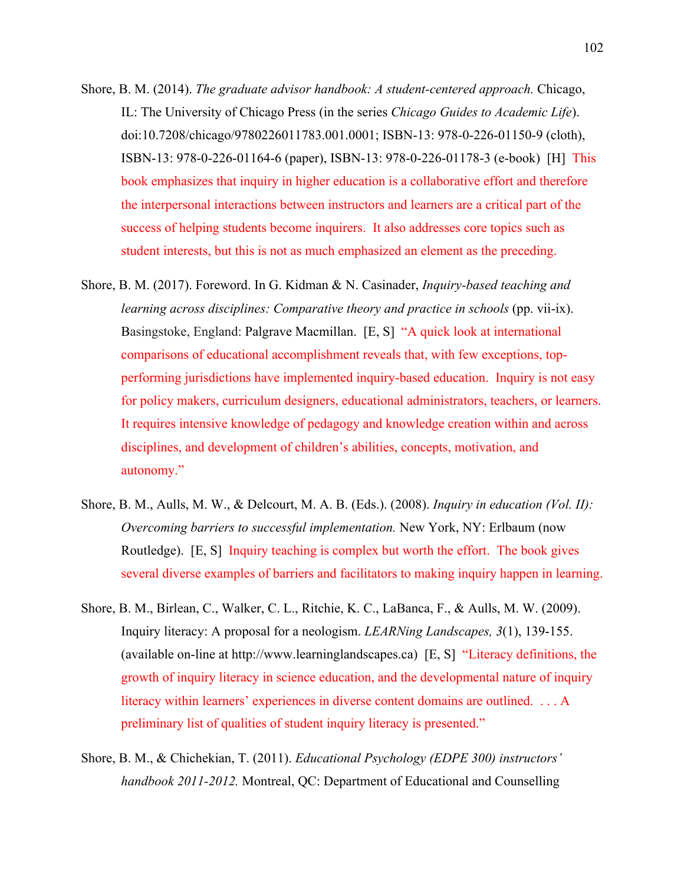Shore, B. M. (2014). *The graduate advisor handbook: A student-centered approach.* Chicago, IL: The University of Chicago Press (in the series *Chicago Guides to Academic Life*). doi:10.7208/chicago/9780226011783.001.0001; ISBN-13: 978-0-226-01150-9 (cloth), ISBN-13: 978-0-226-01164-6 (paper), ISBN-13: 978-0-226-01178-3 (e-book) [H] This book emphasizes that inquiry in higher education is a collaborative effort and therefore the interpersonal interactions between instructors and learners are a critical part of the success of helping students become inquirers. It also addresses core topics such as student interests, but this is not as much emphasized an element as the preceding.

Shore, B. M. (2017). Foreword. In G. Kidman & N. Casinader, *Inquiry-based teaching and learning across disciplines: Comparative theory and practice in schools* (pp. vii-ix). Basingstoke, England: Palgrave Macmillan. [E, S] "A quick look at international comparisons of educational accomplishment reveals that, with few exceptions, top-performing jurisdictions have implemented inquiry-based education. Inquiry is not easy for policy makers, curriculum designers, educational administrators, teachers, or learners. It requires intensive knowledge of pedagogy and knowledge creation within and across disciplines, and development of children's abilities, concepts, motivation, and autonomy."

Shore, B. M., Aulls, M. W., & Delcourt, M. A. B. (Eds.). (2008). *Inquiry in education (Vol. II): Overcoming barriers to successful implementation.* New York, NY: Erlbaum (now Routledge). [E, S] Inquiry teaching is complex but worth the effort. The book gives several diverse examples of barriers and facilitators to making inquiry happen in learning.

Shore, B. M., Birlean, C., Walker, C. L., Ritchie, K. C., LaBanca, F., & Aulls, M. W. (2009). Inquiry literacy: A proposal for a neologism. *LEARNing Landscapes, 3*(1), 139-155. (available on-line at http://www.learninglandscapes.ca) [E, S] "Literacy definitions, the growth of inquiry literacy in science education, and the developmental nature of inquiry literacy within learners' experiences in diverse content domains are outlined. . . . A preliminary list of qualities of student inquiry literacy is presented."

Shore, B. M., & Chichekian, T. (2011). *Educational Psychology (EDPE 300) instructors' handbook 2011-2012.* Montreal, QC: Department of Educational and Counselling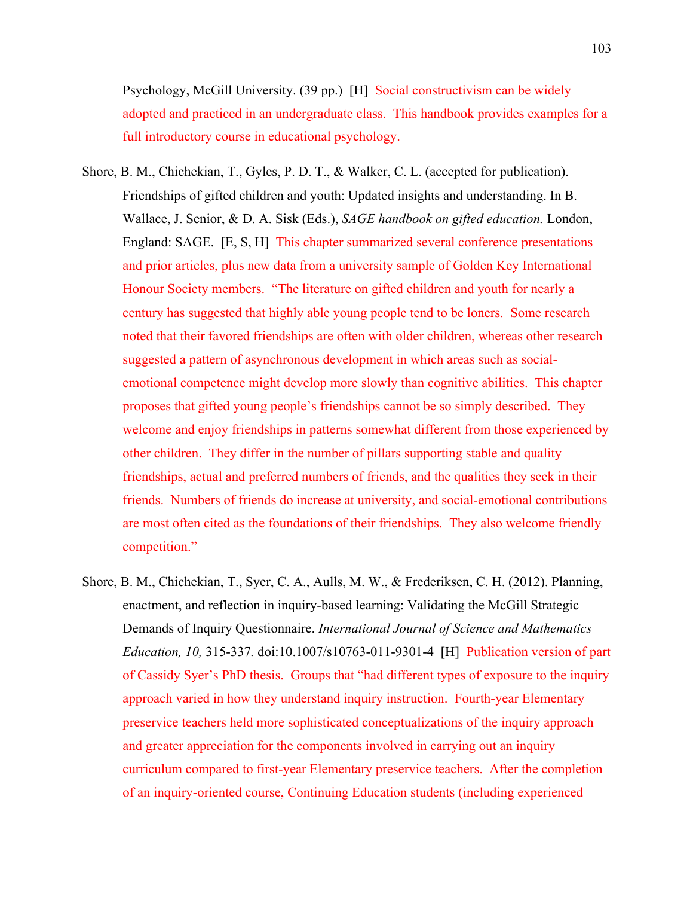Psychology, McGill University. (39 pp.) [H] Social constructivism can be widely adopted and practiced in an undergraduate class. This handbook provides examples for a full introductory course in educational psychology.

Shore, B. M., Chichekian, T., Gyles, P. D. T., & Walker, C. L. (accepted for publication). Friendships of gifted children and youth: Updated insights and understanding. In B. Wallace, J. Senior, & D. A. Sisk (Eds.), *SAGE handbook on gifted education.* London, England: SAGE. [E, S, H] This chapter summarized several conference presentations and prior articles, plus new data from a university sample of Golden Key International Honour Society members. "The literature on gifted children and youth for nearly a century has suggested that highly able young people tend to be loners. Some research noted that their favored friendships are often with older children, whereas other research suggested a pattern of asynchronous development in which areas such as social-emotional competence might develop more slowly than cognitive abilities. This chapter proposes that gifted young people's friendships cannot be so simply described. They welcome and enjoy friendships in patterns somewhat different from those experienced by other children. They differ in the number of pillars supporting stable and quality friendships, actual and preferred numbers of friends, and the qualities they seek in their friends. Numbers of friends do increase at university, and social-emotional contributions are most often cited as the foundations of their friendships. They also welcome friendly competition."

Shore, B. M., Chichekian, T., Syer, C. A., Aulls, M. W., & Frederiksen, C. H. (2012). Planning, enactment, and reflection in inquiry-based learning: Validating the McGill Strategic Demands of Inquiry Questionnaire. *International Journal of Science and Mathematics Education, 10,* 315-337. doi:10.1007/s10763-011-9301-4 [H] Publication version of part of Cassidy Syer's PhD thesis. Groups that "had different types of exposure to the inquiry approach varied in how they understand inquiry instruction. Fourth-year Elementary preservice teachers held more sophisticated conceptualizations of the inquiry approach and greater appreciation for the components involved in carrying out an inquiry curriculum compared to first-year Elementary preservice teachers. After the completion of an inquiry-oriented course, Continuing Education students (including experienced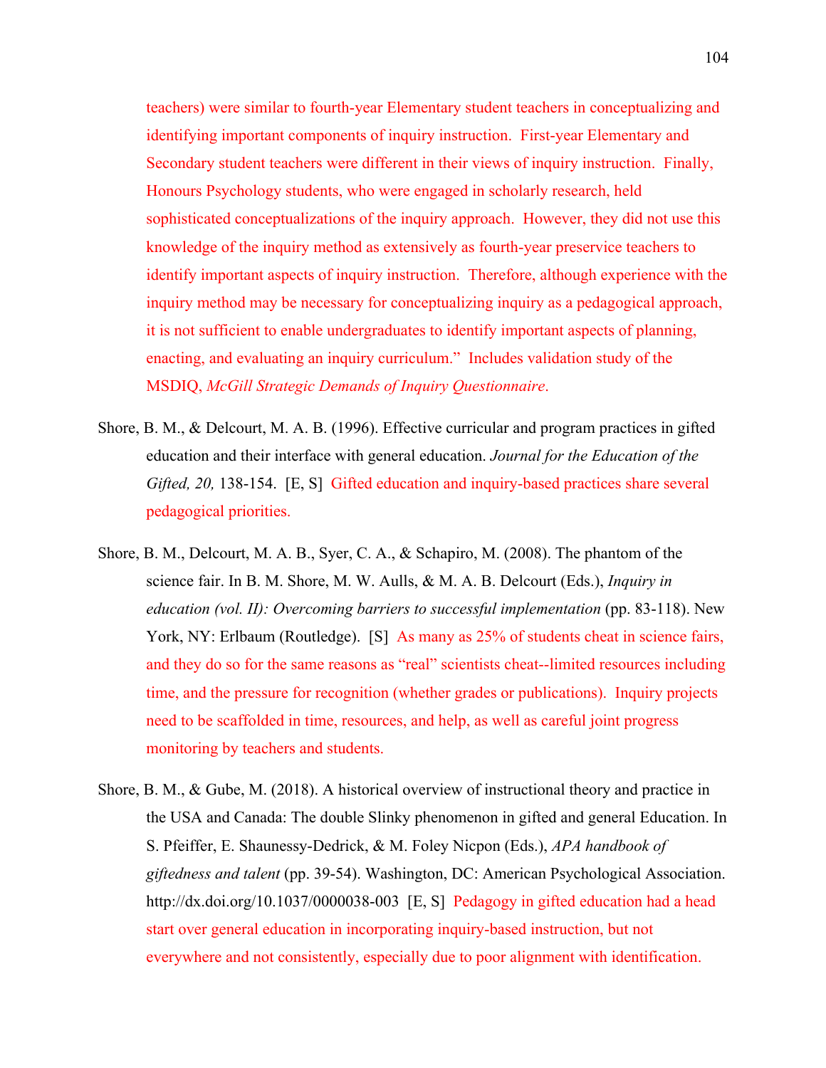teachers) were similar to fourth-year Elementary student teachers in conceptualizing and identifying important components of inquiry instruction. First-year Elementary and Secondary student teachers were different in their views of inquiry instruction. Finally, Honours Psychology students, who were engaged in scholarly research, held sophisticated conceptualizations of the inquiry approach. However, they did not use this knowledge of the inquiry method as extensively as fourth-year preservice teachers to identify important aspects of inquiry instruction. Therefore, although experience with the inquiry method may be necessary for conceptualizing inquiry as a pedagogical approach, it is not sufficient to enable undergraduates to identify important aspects of planning, enacting, and evaluating an inquiry curriculum." Includes validation study of the MSDIQ, *McGill Strategic Demands of Inquiry Questionnaire*.

Shore, B. M., & Delcourt, M. A. B. (1996). Effective curricular and program practices in gifted education and their interface with general education. *Journal for the Education of the Gifted, 20,* 138-154. [E, S] Gifted education and inquiry-based practices share several pedagogical priorities.

Shore, B. M., Delcourt, M. A. B., Syer, C. A., & Schapiro, M. (2008). The phantom of the science fair. In B. M. Shore, M. W. Aulls, & M. A. B. Delcourt (Eds.), *Inquiry in education (vol. II): Overcoming barriers to successful implementation* (pp. 83-118). New York, NY: Erlbaum (Routledge). [S] As many as 25% of students cheat in science fairs, and they do so for the same reasons as "real" scientists cheat--limited resources including time, and the pressure for recognition (whether grades or publications). Inquiry projects need to be scaffolded in time, resources, and help, as well as careful joint progress monitoring by teachers and students.

Shore, B. M., & Gube, M. (2018). A historical overview of instructional theory and practice in the USA and Canada: The double Slinky phenomenon in gifted and general Education. In S. Pfeiffer, E. Shaunessy-Dedrick, & M. Foley Nicpon (Eds.), *APA handbook of giftedness and talent* (pp. 39-54). Washington, DC: American Psychological Association. http://dx.doi.org/10.1037/0000038-003 [E, S] Pedagogy in gifted education had a head start over general education in incorporating inquiry-based instruction, but not everywhere and not consistently, especially due to poor alignment with identification.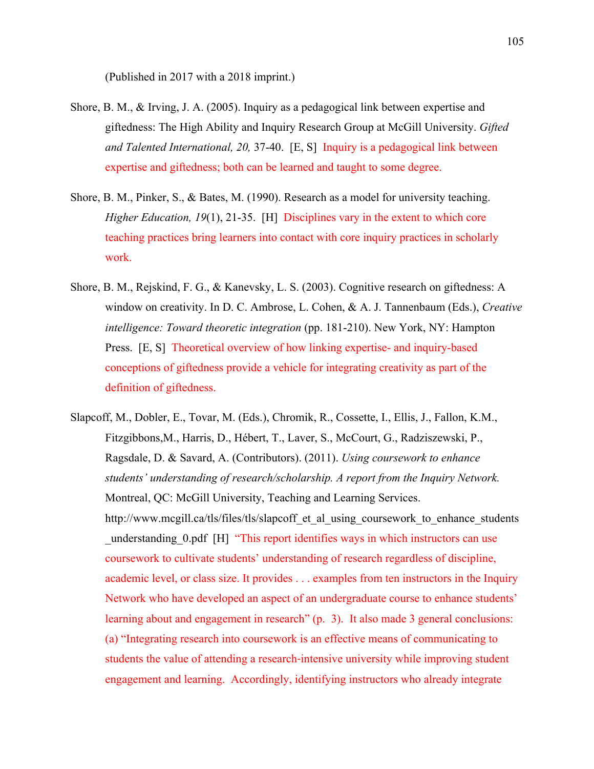(Published in 2017 with a 2018 imprint.)

Shore, B. M., & Irving, J. A. (2005). Inquiry as a pedagogical link between expertise and giftedness: The High Ability and Inquiry Research Group at McGill University. *Gifted and Talented International, 20,* 37-40. [E, S] Inquiry is a pedagogical link between expertise and giftedness; both can be learned and taught to some degree.

Shore, B. M., Pinker, S., & Bates, M. (1990). Research as a model for university teaching. *Higher Education, 19*(1), 21-35. [H] Disciplines vary in the extent to which core teaching practices bring learners into contact with core inquiry practices in scholarly work.

Shore, B. M., Rejskind, F. G., & Kanevsky, L. S. (2003). Cognitive research on giftedness: A window on creativity. In D. C. Ambrose, L. Cohen, & A. J. Tannenbaum (Eds.), *Creative intelligence: Toward theoretic integration* (pp. 181-210). New York, NY: Hampton Press. [E, S] Theoretical overview of how linking expertise- and inquiry-based conceptions of giftedness provide a vehicle for integrating creativity as part of the definition of giftedness.

Slapcoff, M., Dobler, E., Tovar, M. (Eds.), Chromik, R., Cossette, I., Ellis, J., Fallon, K.M., Fitzgibbons,M., Harris, D., Hébert, T., Laver, S., McCourt, G., Radziszewski, P., Ragsdale, D. & Savard, A. (Contributors). (2011). *Using coursework to enhance students' understanding of research/scholarship. A report from the Inquiry Network.* Montreal, QC: McGill University, Teaching and Learning Services. http://www.mcgill.ca/tls/files/tls/slapcoff_et_al_using_coursework_to_enhance_students_understanding_0.pdf [H] "This report identifies ways in which instructors can use coursework to cultivate students' understanding of research regardless of discipline, academic level, or class size. It provides . . . examples from ten instructors in the Inquiry Network who have developed an aspect of an undergraduate course to enhance students' learning about and engagement in research" (p. 3). It also made 3 general conclusions: (a) "Integrating research into coursework is an effective means of communicating to students the value of attending a research-intensive university while improving student engagement and learning. Accordingly, identifying instructors who already integrate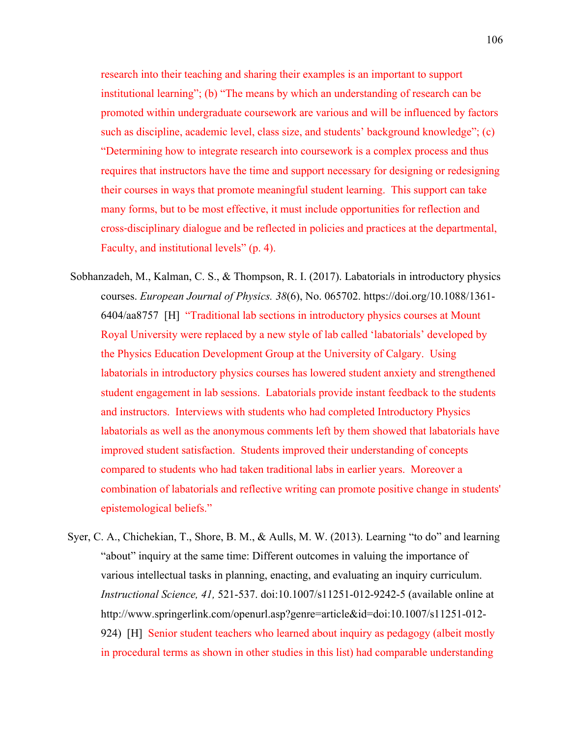research into their teaching and sharing their examples is an important to support institutional learning"; (b) "The means by which an understanding of research can be promoted within undergraduate coursework are various and will be influenced by factors such as discipline, academic level, class size, and students' background knowledge"; (c) "Determining how to integrate research into coursework is a complex process and thus requires that instructors have the time and support necessary for designing or redesigning their courses in ways that promote meaningful student learning. This support can take many forms, but to be most effective, it must include opportunities for reflection and cross-disciplinary dialogue and be reflected in policies and practices at the departmental, Faculty, and institutional levels" (p. 4).

Sobhanzadeh, M., Kalman, C. S., & Thompson, R. I. (2017). Labatorials in introductory physics courses. *European Journal of Physics. 38*(6), No. 065702. https://doi.org/10.1088/1361-6404/aa8757 [H] "Traditional lab sections in introductory physics courses at Mount Royal University were replaced by a new style of lab called 'labatorials' developed by the Physics Education Development Group at the University of Calgary. Using labatorials in introductory physics courses has lowered student anxiety and strengthened student engagement in lab sessions. Labatorials provide instant feedback to the students and instructors. Interviews with students who had completed Introductory Physics labatorials as well as the anonymous comments left by them showed that labatorials have improved student satisfaction. Students improved their understanding of concepts compared to students who had taken traditional labs in earlier years. Moreover a combination of labatorials and reflective writing can promote positive change in students' epistemological beliefs."

Syer, C. A., Chichekian, T., Shore, B. M., & Aulls, M. W. (2013). Learning "to do" and learning "about" inquiry at the same time: Different outcomes in valuing the importance of various intellectual tasks in planning, enacting, and evaluating an inquiry curriculum. *Instructional Science, 41,* 521-537. doi:10.1007/s11251-012-9242-5 (available online at http://www.springerlink.com/openurl.asp?genre=article&id=doi:10.1007/s11251-012-924) [H] Senior student teachers who learned about inquiry as pedagogy (albeit mostly in procedural terms as shown in other studies in this list) had comparable understanding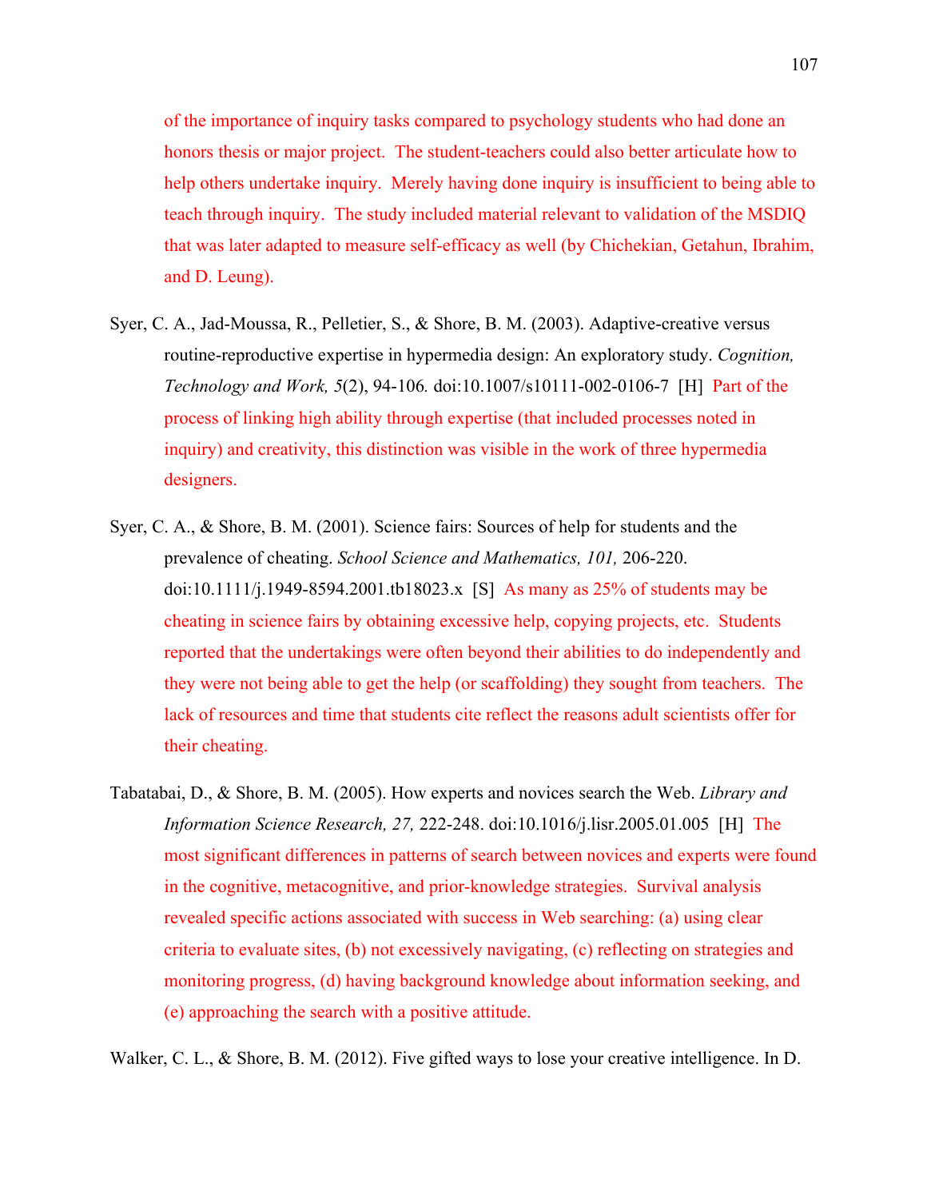of the importance of inquiry tasks compared to psychology students who had done an honors thesis or major project. The student-teachers could also better articulate how to help others undertake inquiry. Merely having done inquiry is insufficient to being able to teach through inquiry. The study included material relevant to validation of the MSDIQ that was later adapted to measure self-efficacy as well (by Chichekian, Getahun, Ibrahim, and D. Leung).

Syer, C. A., Jad-Moussa, R., Pelletier, S., & Shore, B. M. (2003). Adaptive-creative versus routine-reproductive expertise in hypermedia design: An exploratory study. *Cognition, Technology and Work, 5*(2), 94-106. doi:10.1007/s10111-002-0106-7 [H] Part of the process of linking high ability through expertise (that included processes noted in inquiry) and creativity, this distinction was visible in the work of three hypermedia designers.

Syer, C. A., & Shore, B. M. (2001). Science fairs: Sources of help for students and the prevalence of cheating. *School Science and Mathematics, 101,* 206-220. doi:10.1111/j.1949-8594.2001.tb18023.x [S] As many as 25% of students may be cheating in science fairs by obtaining excessive help, copying projects, etc. Students reported that the undertakings were often beyond their abilities to do independently and they were not being able to get the help (or scaffolding) they sought from teachers. The lack of resources and time that students cite reflect the reasons adult scientists offer for their cheating.

Tabatabai, D., & Shore, B. M. (2005). How experts and novices search the Web. *Library and Information Science Research, 27,* 222-248. doi:10.1016/j.lisr.2005.01.005 [H] The most significant differences in patterns of search between novices and experts were found in the cognitive, metacognitive, and prior-knowledge strategies. Survival analysis revealed specific actions associated with success in Web searching: (a) using clear criteria to evaluate sites, (b) not excessively navigating, (c) reflecting on strategies and monitoring progress, (d) having background knowledge about information seeking, and (e) approaching the search with a positive attitude.

Walker, C. L., & Shore, B. M. (2012). Five gifted ways to lose your creative intelligence. In D.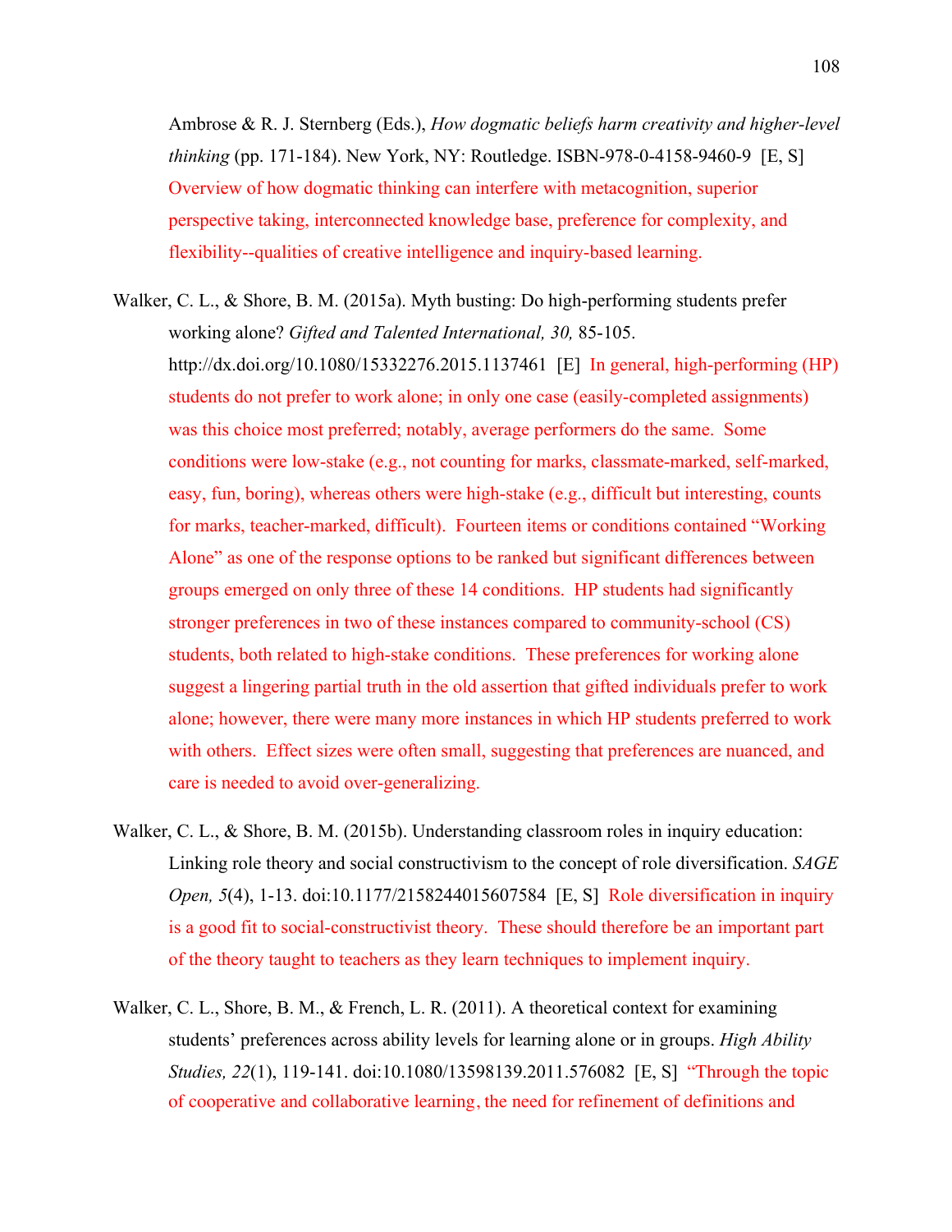Ambrose & R. J. Sternberg (Eds.), *How dogmatic beliefs harm creativity and higher-level thinking* (pp. 171-184). New York, NY: Routledge. ISBN-978-0-4158-9460-9 [E, S] Overview of how dogmatic thinking can interfere with metacognition, superior perspective taking, interconnected knowledge base, preference for complexity, and flexibility--qualities of creative intelligence and inquiry-based learning.

Walker, C. L., & Shore, B. M. (2015a). Myth busting: Do high-performing students prefer working alone? *Gifted and Talented International, 30,* 85-105. http://dx.doi.org/10.1080/15332276.2015.1137461 [E] In general, high-performing (HP) students do not prefer to work alone; in only one case (easily-completed assignments) was this choice most preferred; notably, average performers do the same. Some conditions were low-stake (e.g., not counting for marks, classmate-marked, self-marked, easy, fun, boring), whereas others were high-stake (e.g., difficult but interesting, counts for marks, teacher-marked, difficult). Fourteen items or conditions contained "Working Alone" as one of the response options to be ranked but significant differences between groups emerged on only three of these 14 conditions. HP students had significantly stronger preferences in two of these instances compared to community-school (CS) students, both related to high-stake conditions. These preferences for working alone suggest a lingering partial truth in the old assertion that gifted individuals prefer to work alone; however, there were many more instances in which HP students preferred to work with others. Effect sizes were often small, suggesting that preferences are nuanced, and care is needed to avoid over-generalizing.

Walker, C. L., & Shore, B. M. (2015b). Understanding classroom roles in inquiry education: Linking role theory and social constructivism to the concept of role diversification. *SAGE Open, 5*(4), 1-13. doi:10.1177/2158244015607584 [E, S] Role diversification in inquiry is a good fit to social-constructivist theory. These should therefore be an important part of the theory taught to teachers as they learn techniques to implement inquiry.

Walker, C. L., Shore, B. M., & French, L. R. (2011). A theoretical context for examining students' preferences across ability levels for learning alone or in groups. *High Ability Studies, 22*(1), 119-141. doi:10.1080/13598139.2011.576082 [E, S] "Through the topic of cooperative and collaborative learning, the need for refinement of definitions and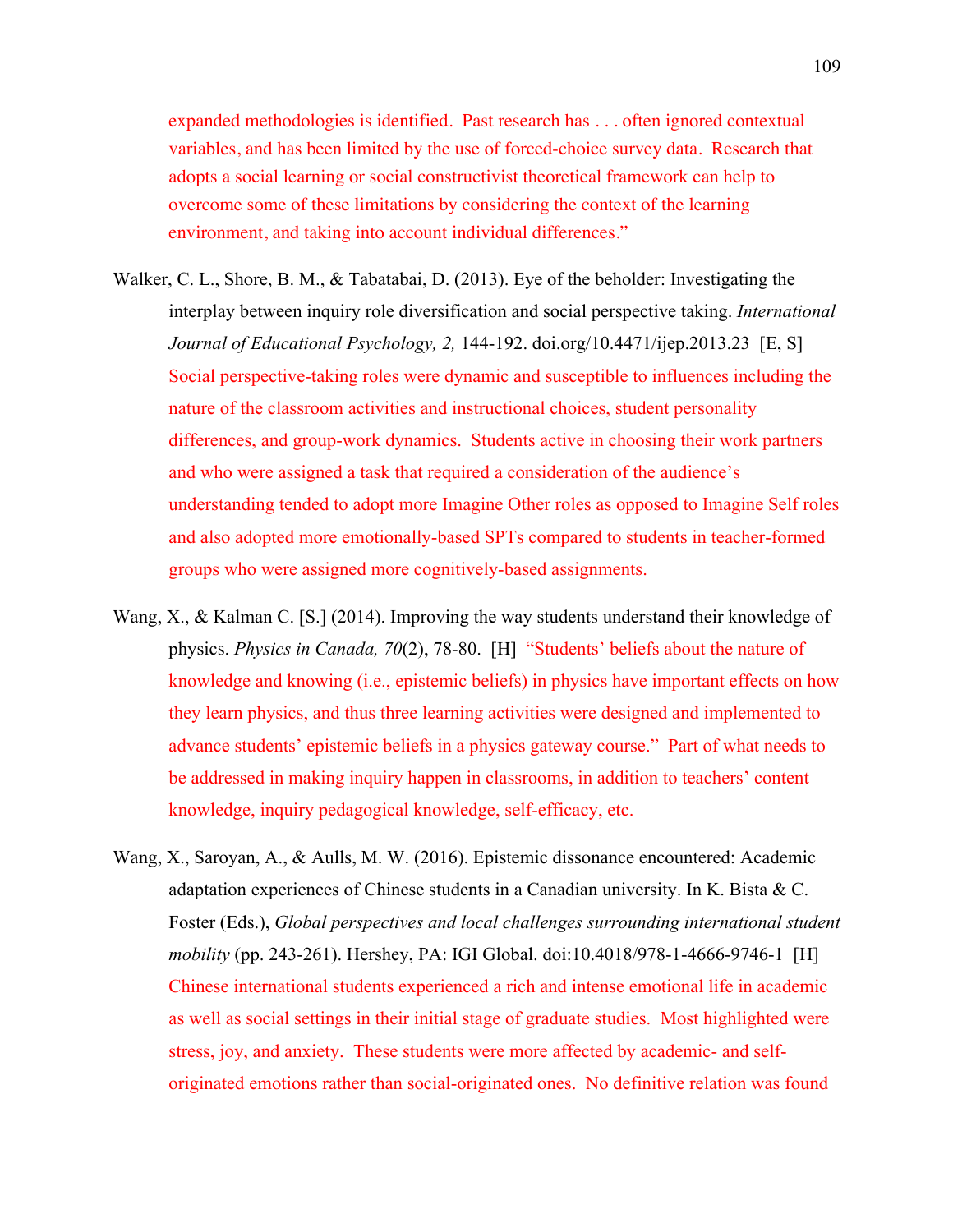expanded methodologies is identified. Past research has . . . often ignored contextual variables, and has been limited by the use of forced-choice survey data. Research that adopts a social learning or social constructivist theoretical framework can help to overcome some of these limitations by considering the context of the learning environment, and taking into account individual differences."

Walker, C. L., Shore, B. M., & Tabatabai, D. (2013). Eye of the beholder: Investigating the interplay between inquiry role diversification and social perspective taking. *International Journal of Educational Psychology, 2,* 144-192. doi.org/10.4471/ijep.2013.23 [E, S] Social perspective-taking roles were dynamic and susceptible to influences including the nature of the classroom activities and instructional choices, student personality differences, and group-work dynamics. Students active in choosing their work partners and who were assigned a task that required a consideration of the audience's understanding tended to adopt more Imagine Other roles as opposed to Imagine Self roles and also adopted more emotionally-based SPTs compared to students in teacher-formed groups who were assigned more cognitively-based assignments.

Wang, X., & Kalman C. [S.] (2014). Improving the way students understand their knowledge of physics. *Physics in Canada, 70*(2), 78-80. [H] "Students' beliefs about the nature of knowledge and knowing (i.e., epistemic beliefs) in physics have important effects on how they learn physics, and thus three learning activities were designed and implemented to advance students' epistemic beliefs in a physics gateway course." Part of what needs to be addressed in making inquiry happen in classrooms, in addition to teachers' content knowledge, inquiry pedagogical knowledge, self-efficacy, etc.

Wang, X., Saroyan, A., & Aulls, M. W. (2016). Epistemic dissonance encountered: Academic adaptation experiences of Chinese students in a Canadian university. In K. Bista & C. Foster (Eds.), *Global perspectives and local challenges surrounding international student mobility* (pp. 243-261). Hershey, PA: IGI Global. doi:10.4018/978-1-4666-9746-1 [H] Chinese international students experienced a rich and intense emotional life in academic as well as social settings in their initial stage of graduate studies. Most highlighted were stress, joy, and anxiety. These students were more affected by academic- and self-originated emotions rather than social-originated ones. No definitive relation was found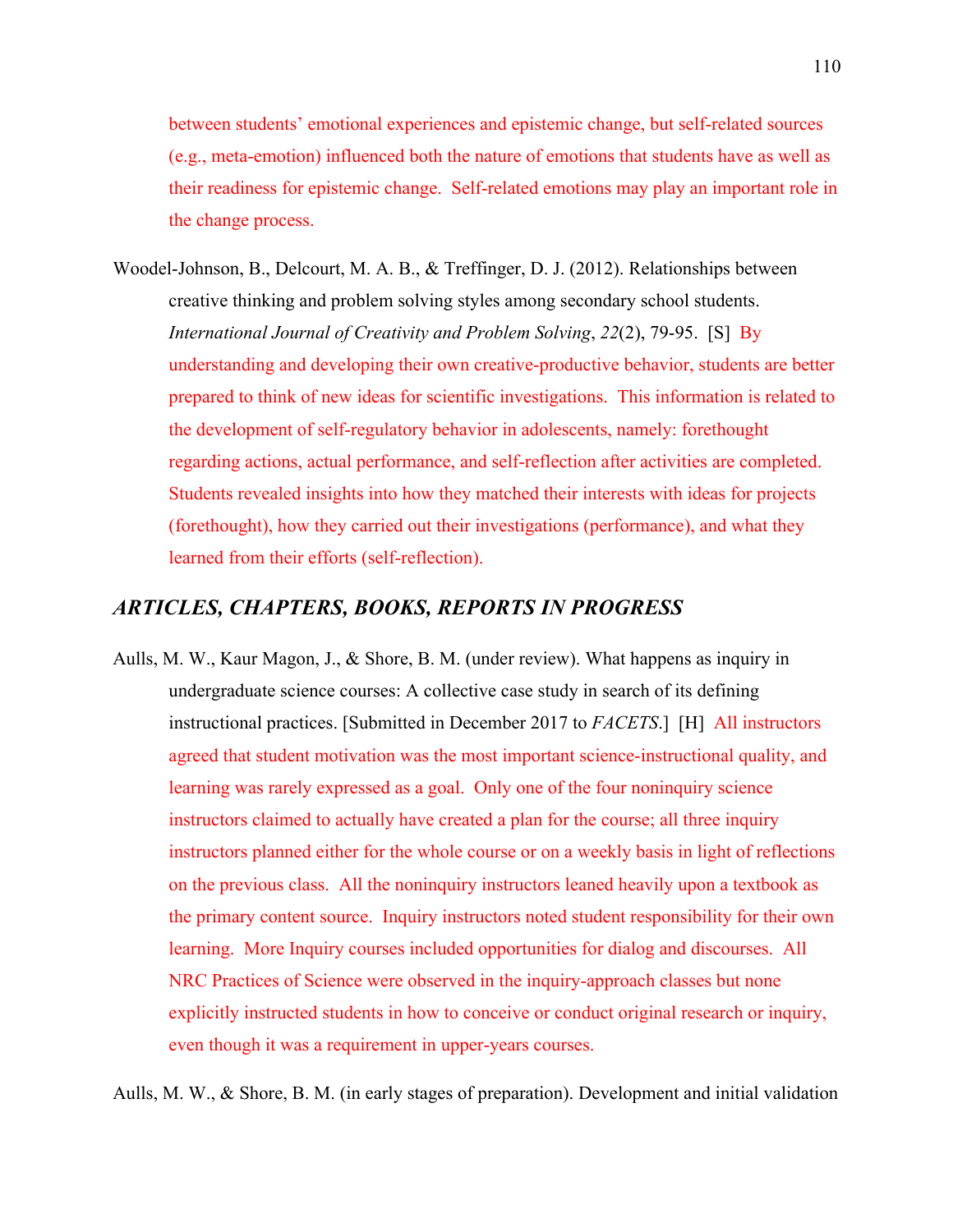between students' emotional experiences and epistemic change, but self-related sources (e.g., meta-emotion) influenced both the nature of emotions that students have as well as their readiness for epistemic change. Self-related emotions may play an important role in the change process.

Woodel-Johnson, B., Delcourt, M. A. B., & Treffinger, D. J. (2012). Relationships between creative thinking and problem solving styles among secondary school students. *International Journal of Creativity and Problem Solving*, *22*(2), 79-95. [S] By understanding and developing their own creative-productive behavior, students are better prepared to think of new ideas for scientific investigations. This information is related to the development of self-regulatory behavior in adolescents, namely: forethought regarding actions, actual performance, and self-reflection after activities are completed. Students revealed insights into how they matched their interests with ideas for projects (forethought), how they carried out their investigations (performance), and what they learned from their efforts (self-reflection).

## *ARTICLES, CHAPTERS, BOOKS, REPORTS IN PROGRESS*

Aulls, M. W., Kaur Magon, J., & Shore, B. M. (under review). What happens as inquiry in undergraduate science courses: A collective case study in search of its defining instructional practices. [Submitted in December 2017 to *FACETS*.] [H] All instructors agreed that student motivation was the most important science-instructional quality, and learning was rarely expressed as a goal. Only one of the four noninquiry science instructors claimed to actually have created a plan for the course; all three inquiry instructors planned either for the whole course or on a weekly basis in light of reflections on the previous class. All the noninquiry instructors leaned heavily upon a textbook as the primary content source. Inquiry instructors noted student responsibility for their own learning. More Inquiry courses included opportunities for dialog and discourses. All NRC Practices of Science were observed in the inquiry-approach classes but none explicitly instructed students in how to conceive or conduct original research or inquiry, even though it was a requirement in upper-years courses.

Aulls, M. W., & Shore, B. M. (in early stages of preparation). Development and initial validation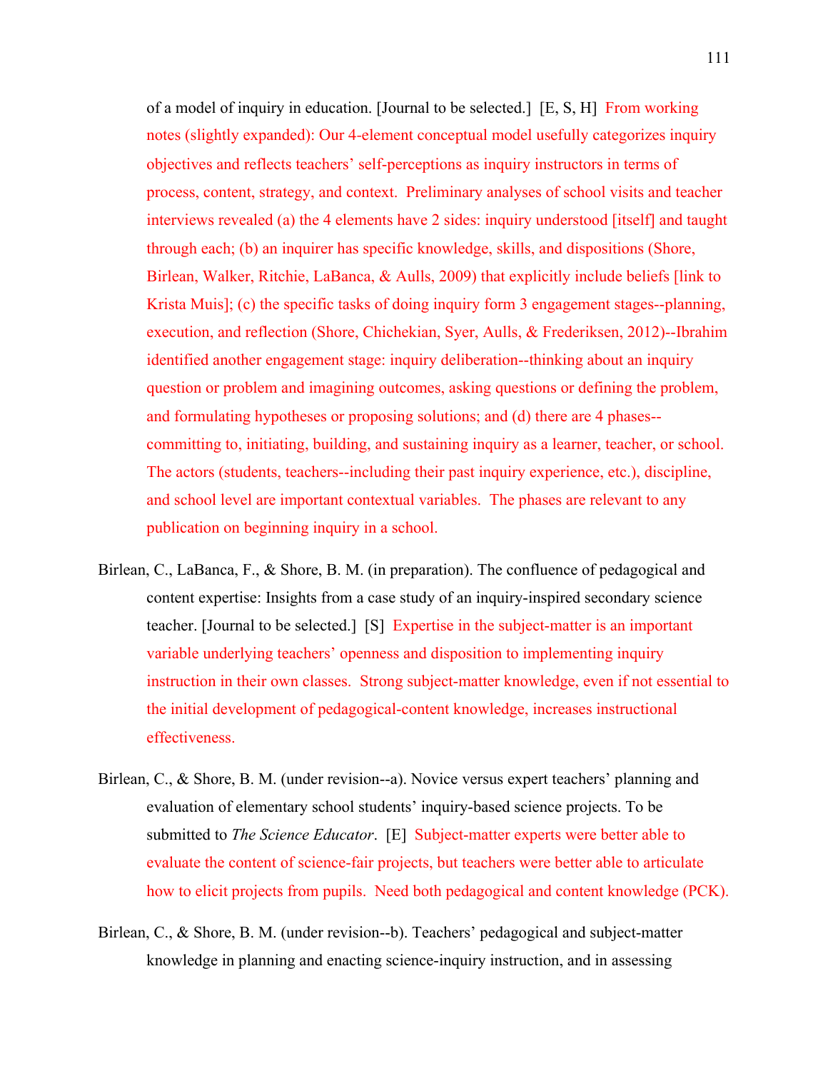of a model of inquiry in education. [Journal to be selected.]  [E, S, H]  From working notes (slightly expanded): Our 4-element conceptual model usefully categorizes inquiry objectives and reflects teachers' self-perceptions as inquiry instructors in terms of process, content, strategy, and context.  Preliminary analyses of school visits and teacher interviews revealed (a) the 4 elements have 2 sides: inquiry understood [itself] and taught through each; (b) an inquirer has specific knowledge, skills, and dispositions (Shore, Birlean, Walker, Ritchie, LaBanca, & Aulls, 2009) that explicitly include beliefs [link to Krista Muis]; (c) the specific tasks of doing inquiry form 3 engagement stages--planning, execution, and reflection (Shore, Chichekian, Syer, Aulls, & Frederiksen, 2012)--Ibrahim identified another engagement stage: inquiry deliberation--thinking about an inquiry question or problem and imagining outcomes, asking questions or defining the problem, and formulating hypotheses or proposing solutions; and (d) there are 4 phases--committing to, initiating, building, and sustaining inquiry as a learner, teacher, or school. The actors (students, teachers--including their past inquiry experience, etc.), discipline, and school level are important contextual variables.  The phases are relevant to any publication on beginning inquiry in a school.

Birlean, C., LaBanca, F., & Shore, B. M. (in preparation). The confluence of pedagogical and content expertise: Insights from a case study of an inquiry-inspired secondary science teacher. [Journal to be selected.]  [S]  Expertise in the subject-matter is an important variable underlying teachers' openness and disposition to implementing inquiry instruction in their own classes.  Strong subject-matter knowledge, even if not essential to the initial development of pedagogical-content knowledge, increases instructional effectiveness.

Birlean, C., & Shore, B. M. (under revision--a). Novice versus expert teachers' planning and evaluation of elementary school students' inquiry-based science projects. To be submitted to *The Science Educator*.  [E]  Subject-matter experts were better able to evaluate the content of science-fair projects, but teachers were better able to articulate how to elicit projects from pupils.  Need both pedagogical and content knowledge (PCK).

Birlean, C., & Shore, B. M. (under revision--b). Teachers' pedagogical and subject-matter knowledge in planning and enacting science-inquiry instruction, and in assessing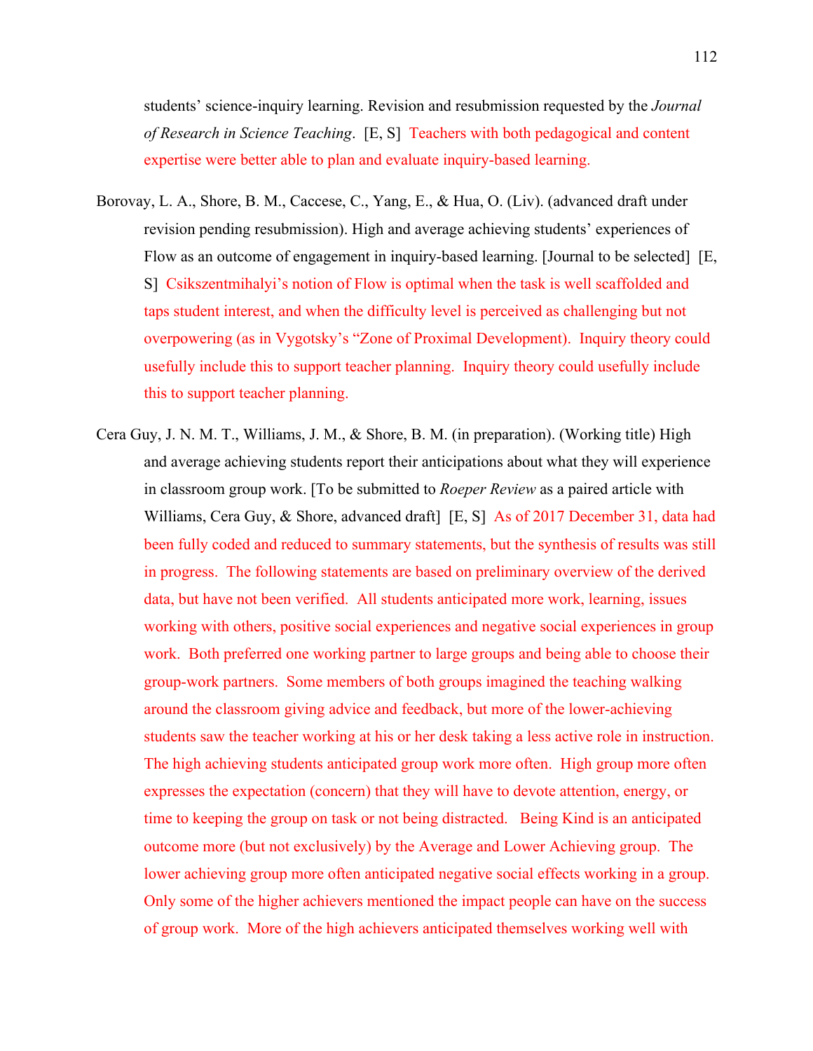students' science-inquiry learning. Revision and resubmission requested by the *Journal of Research in Science Teaching*. [E, S] Teachers with both pedagogical and content expertise were better able to plan and evaluate inquiry-based learning.

Borovay, L. A., Shore, B. M., Caccese, C., Yang, E., & Hua, O. (Liv). (advanced draft under revision pending resubmission). High and average achieving students' experiences of Flow as an outcome of engagement in inquiry-based learning. [Journal to be selected] [E, S] Csikszentmihalyi's notion of Flow is optimal when the task is well scaffolded and taps student interest, and when the difficulty level is perceived as challenging but not overpowering (as in Vygotsky's "Zone of Proximal Development). Inquiry theory could usefully include this to support teacher planning. Inquiry theory could usefully include this to support teacher planning.

Cera Guy, J. N. M. T., Williams, J. M., & Shore, B. M. (in preparation). (Working title) High and average achieving students report their anticipations about what they will experience in classroom group work. [To be submitted to *Roeper Review* as a paired article with Williams, Cera Guy, & Shore, advanced draft] [E, S] As of 2017 December 31, data had been fully coded and reduced to summary statements, but the synthesis of results was still in progress. The following statements are based on preliminary overview of the derived data, but have not been verified. All students anticipated more work, learning, issues working with others, positive social experiences and negative social experiences in group work. Both preferred one working partner to large groups and being able to choose their group-work partners. Some members of both groups imagined the teaching walking around the classroom giving advice and feedback, but more of the lower-achieving students saw the teacher working at his or her desk taking a less active role in instruction. The high achieving students anticipated group work more often. High group more often expresses the expectation (concern) that they will have to devote attention, energy, or time to keeping the group on task or not being distracted. Being Kind is an anticipated outcome more (but not exclusively) by the Average and Lower Achieving group. The lower achieving group more often anticipated negative social effects working in a group. Only some of the higher achievers mentioned the impact people can have on the success of group work. More of the high achievers anticipated themselves working well with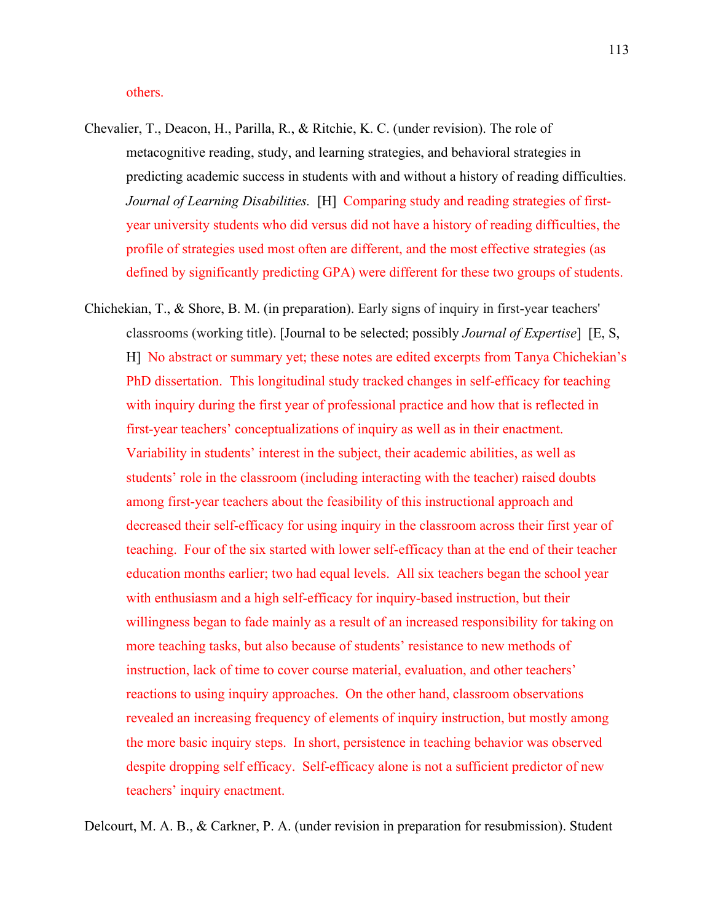others.

Chevalier, T., Deacon, H., Parilla, R., & Ritchie, K. C. (under revision). The role of metacognitive reading, study, and learning strategies, and behavioral strategies in predicting academic success in students with and without a history of reading difficulties. *Journal of Learning Disabilities.* [H] Comparing study and reading strategies of first-year university students who did versus did not have a history of reading difficulties, the profile of strategies used most often are different, and the most effective strategies (as defined by significantly predicting GPA) were different for these two groups of students.

Chichekian, T., & Shore, B. M. (in preparation). Early signs of inquiry in first-year teachers' classrooms (working title). [Journal to be selected; possibly *Journal of Expertise*] [E, S, H] No abstract or summary yet; these notes are edited excerpts from Tanya Chichekian's PhD dissertation. This longitudinal study tracked changes in self-efficacy for teaching with inquiry during the first year of professional practice and how that is reflected in first-year teachers' conceptualizations of inquiry as well as in their enactment. Variability in students' interest in the subject, their academic abilities, as well as students' role in the classroom (including interacting with the teacher) raised doubts among first-year teachers about the feasibility of this instructional approach and decreased their self-efficacy for using inquiry in the classroom across their first year of teaching. Four of the six started with lower self-efficacy than at the end of their teacher education months earlier; two had equal levels. All six teachers began the school year with enthusiasm and a high self-efficacy for inquiry-based instruction, but their willingness began to fade mainly as a result of an increased responsibility for taking on more teaching tasks, but also because of students' resistance to new methods of instruction, lack of time to cover course material, evaluation, and other teachers' reactions to using inquiry approaches. On the other hand, classroom observations revealed an increasing frequency of elements of inquiry instruction, but mostly among the more basic inquiry steps. In short, persistence in teaching behavior was observed despite dropping self efficacy. Self-efficacy alone is not a sufficient predictor of new teachers' inquiry enactment.

Delcourt, M. A. B., & Carkner, P. A. (under revision in preparation for resubmission). Student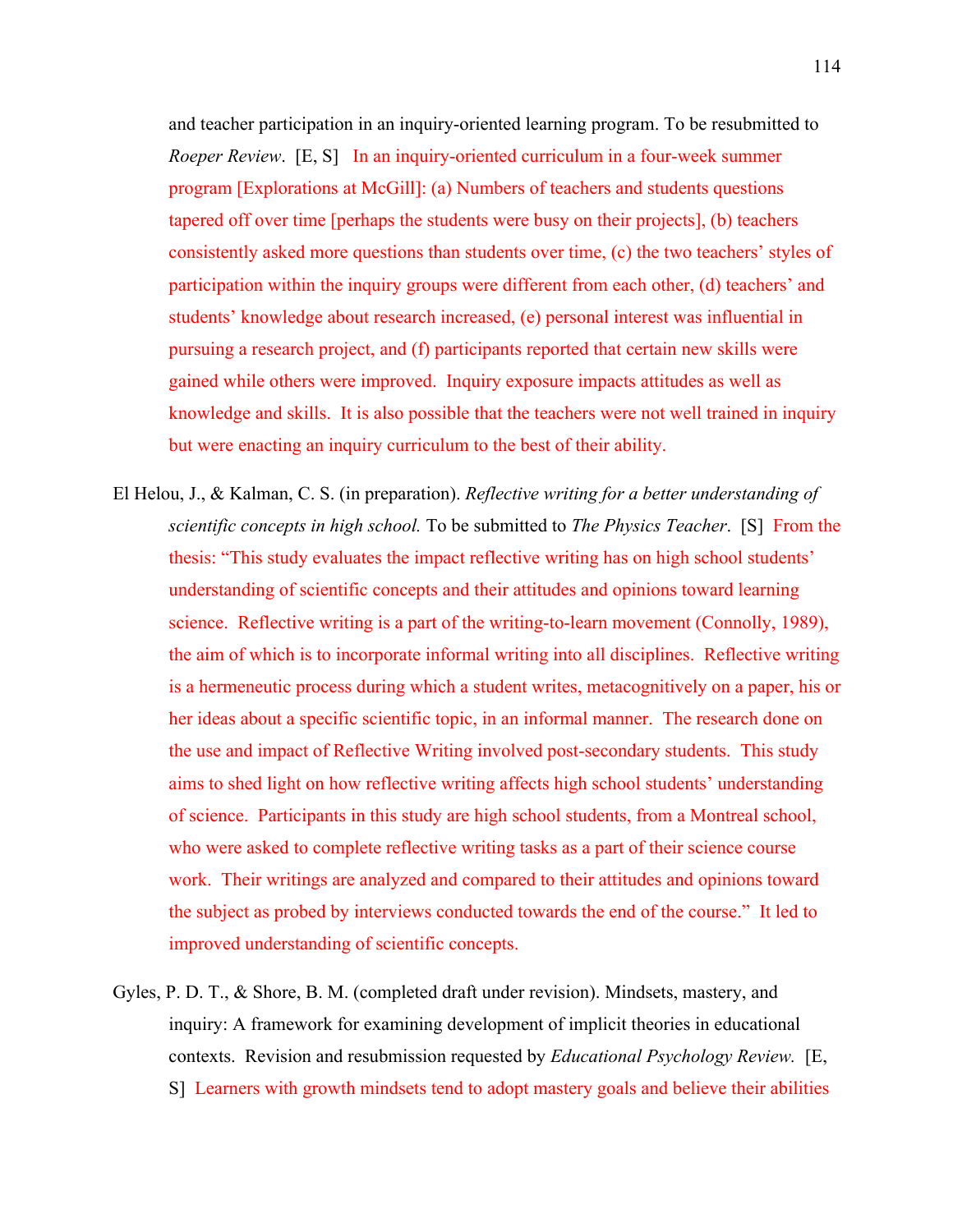and teacher participation in an inquiry-oriented learning program. To be resubmitted to *Roeper Review*. [E, S] In an inquiry-oriented curriculum in a four-week summer program [Explorations at McGill]: (a) Numbers of teachers and students questions tapered off over time [perhaps the students were busy on their projects], (b) teachers consistently asked more questions than students over time, (c) the two teachers' styles of participation within the inquiry groups were different from each other, (d) teachers' and students' knowledge about research increased, (e) personal interest was influential in pursuing a research project, and (f) participants reported that certain new skills were gained while others were improved. Inquiry exposure impacts attitudes as well as knowledge and skills. It is also possible that the teachers were not well trained in inquiry but were enacting an inquiry curriculum to the best of their ability.

El Helou, J., & Kalman, C. S. (in preparation). *Reflective writing for a better understanding of scientific concepts in high school.* To be submitted to *The Physics Teacher*. [S] From the thesis: "This study evaluates the impact reflective writing has on high school students' understanding of scientific concepts and their attitudes and opinions toward learning science. Reflective writing is a part of the writing-to-learn movement (Connolly, 1989), the aim of which is to incorporate informal writing into all disciplines. Reflective writing is a hermeneutic process during which a student writes, metacognitively on a paper, his or her ideas about a specific scientific topic, in an informal manner. The research done on the use and impact of Reflective Writing involved post-secondary students. This study aims to shed light on how reflective writing affects high school students' understanding of science. Participants in this study are high school students, from a Montreal school, who were asked to complete reflective writing tasks as a part of their science course work. Their writings are analyzed and compared to their attitudes and opinions toward the subject as probed by interviews conducted towards the end of the course." It led to improved understanding of scientific concepts.

Gyles, P. D. T., & Shore, B. M. (completed draft under revision). Mindsets, mastery, and inquiry: A framework for examining development of implicit theories in educational contexts. Revision and resubmission requested by *Educational Psychology Review.* [E, S] Learners with growth mindsets tend to adopt mastery goals and believe their abilities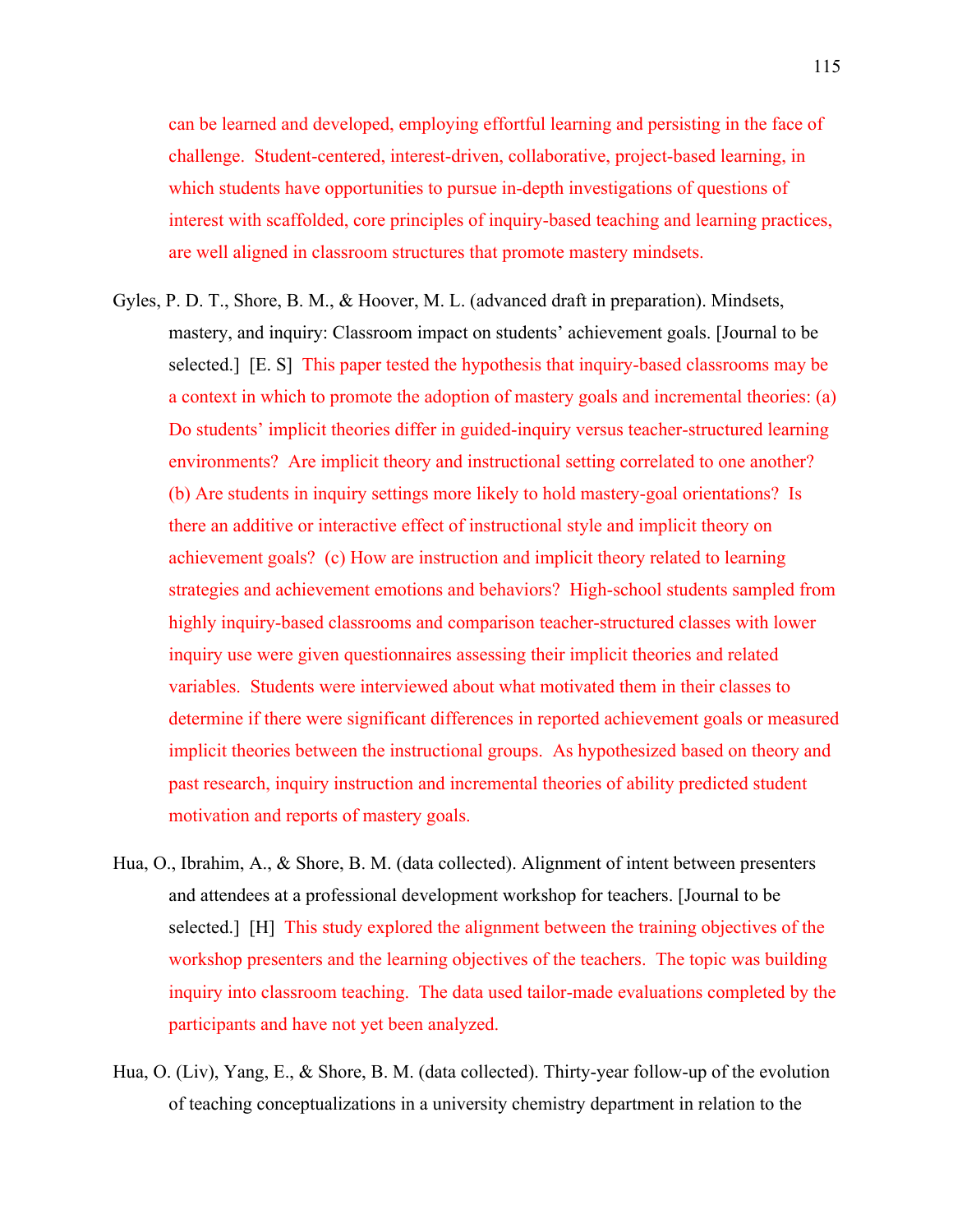can be learned and developed, employing effortful learning and persisting in the face of challenge. Student-centered, interest-driven, collaborative, project-based learning, in which students have opportunities to pursue in-depth investigations of questions of interest with scaffolded, core principles of inquiry-based teaching and learning practices, are well aligned in classroom structures that promote mastery mindsets.

Gyles, P. D. T., Shore, B. M., & Hoover, M. L. (advanced draft in preparation). Mindsets, mastery, and inquiry: Classroom impact on students' achievement goals. [Journal to be selected.] [E. S] This paper tested the hypothesis that inquiry-based classrooms may be a context in which to promote the adoption of mastery goals and incremental theories: (a) Do students' implicit theories differ in guided-inquiry versus teacher-structured learning environments? Are implicit theory and instructional setting correlated to one another? (b) Are students in inquiry settings more likely to hold mastery-goal orientations? Is there an additive or interactive effect of instructional style and implicit theory on achievement goals? (c) How are instruction and implicit theory related to learning strategies and achievement emotions and behaviors? High-school students sampled from highly inquiry-based classrooms and comparison teacher-structured classes with lower inquiry use were given questionnaires assessing their implicit theories and related variables. Students were interviewed about what motivated them in their classes to determine if there were significant differences in reported achievement goals or measured implicit theories between the instructional groups. As hypothesized based on theory and past research, inquiry instruction and incremental theories of ability predicted student motivation and reports of mastery goals.

Hua, O., Ibrahim, A., & Shore, B. M. (data collected). Alignment of intent between presenters and attendees at a professional development workshop for teachers. [Journal to be selected.] [H] This study explored the alignment between the training objectives of the workshop presenters and the learning objectives of the teachers. The topic was building inquiry into classroom teaching. The data used tailor-made evaluations completed by the participants and have not yet been analyzed.

Hua, O. (Liv), Yang, E., & Shore, B. M. (data collected). Thirty-year follow-up of the evolution of teaching conceptualizations in a university chemistry department in relation to the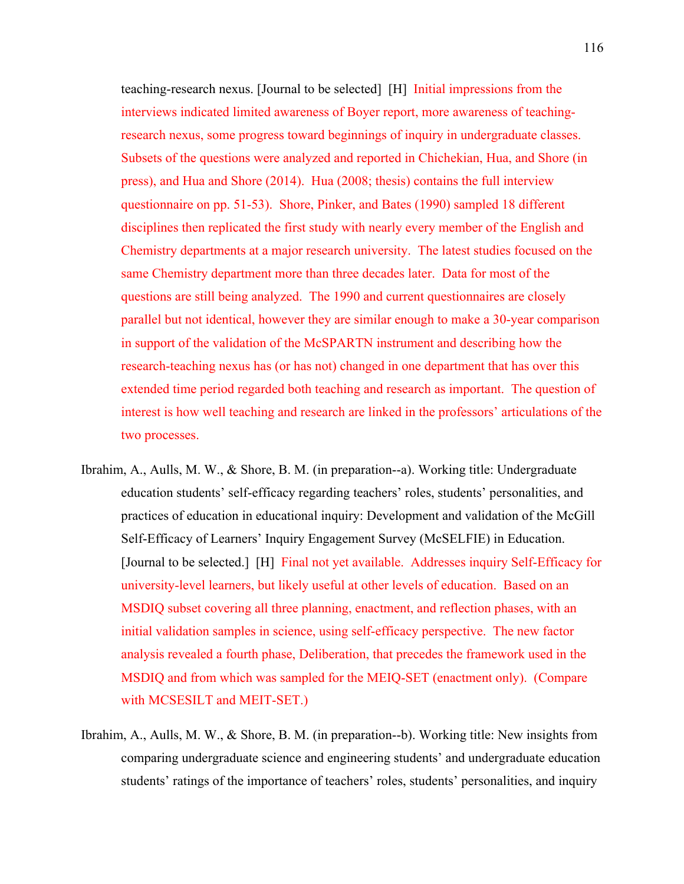teaching-research nexus. [Journal to be selected]  [H]  Initial impressions from the interviews indicated limited awareness of Boyer report, more awareness of teaching-research nexus, some progress toward beginnings of inquiry in undergraduate classes. Subsets of the questions were analyzed and reported in Chichekian, Hua, and Shore (in press), and Hua and Shore (2014).  Hua (2008; thesis) contains the full interview questionnaire on pp. 51-53).  Shore, Pinker, and Bates (1990) sampled 18 different disciplines then replicated the first study with nearly every member of the English and Chemistry departments at a major research university.  The latest studies focused on the same Chemistry department more than three decades later.  Data for most of the questions are still being analyzed.  The 1990 and current questionnaires are closely parallel but not identical, however they are similar enough to make a 30-year comparison in support of the validation of the McSPARTN instrument and describing how the research-teaching nexus has (or has not) changed in one department that has over this extended time period regarded both teaching and research as important.  The question of interest is how well teaching and research are linked in the professors' articulations of the two processes.

Ibrahim, A., Aulls, M. W., & Shore, B. M. (in preparation--a). Working title: Undergraduate education students' self-efficacy regarding teachers' roles, students' personalities, and practices of education in educational inquiry: Development and validation of the McGill Self-Efficacy of Learners' Inquiry Engagement Survey (McSELFIE) in Education. [Journal to be selected.]  [H]  Final not yet available.  Addresses inquiry Self-Efficacy for university-level learners, but likely useful at other levels of education.  Based on an MSDIQ subset covering all three planning, enactment, and reflection phases, with an initial validation samples in science, using self-efficacy perspective.  The new factor analysis revealed a fourth phase, Deliberation, that precedes the framework used in the MSDIQ and from which was sampled for the MEIQ-SET (enactment only).  (Compare with MCSESILT and MEIT-SET.)

Ibrahim, A., Aulls, M. W., & Shore, B. M. (in preparation--b). Working title: New insights from comparing undergraduate science and engineering students' and undergraduate education students' ratings of the importance of teachers' roles, students' personalities, and inquiry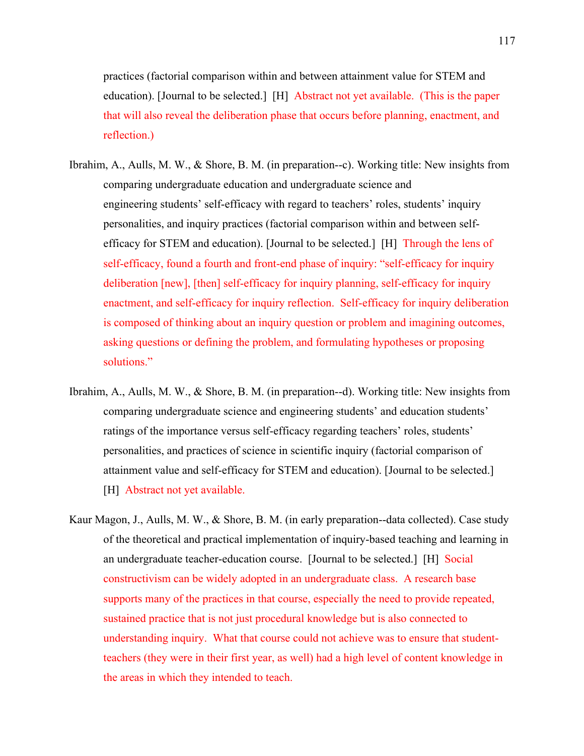practices (factorial comparison within and between attainment value for STEM and education). [Journal to be selected.] [H] Abstract not yet available. (This is the paper that will also reveal the deliberation phase that occurs before planning, enactment, and reflection.)

Ibrahim, A., Aulls, M. W., & Shore, B. M. (in preparation--c). Working title: New insights from comparing undergraduate education and undergraduate science and engineering students' self-efficacy with regard to teachers' roles, students' inquiry personalities, and inquiry practices (factorial comparison within and between self-efficacy for STEM and education). [Journal to be selected.] [H] Through the lens of self-efficacy, found a fourth and front-end phase of inquiry: "self-efficacy for inquiry deliberation [new], [then] self-efficacy for inquiry planning, self-efficacy for inquiry enactment, and self-efficacy for inquiry reflection. Self-efficacy for inquiry deliberation is composed of thinking about an inquiry question or problem and imagining outcomes, asking questions or defining the problem, and formulating hypotheses or proposing solutions."

Ibrahim, A., Aulls, M. W., & Shore, B. M. (in preparation--d). Working title: New insights from comparing undergraduate science and engineering students' and education students' ratings of the importance versus self-efficacy regarding teachers' roles, students' personalities, and practices of science in scientific inquiry (factorial comparison of attainment value and self-efficacy for STEM and education). [Journal to be selected.] [H] Abstract not yet available.

Kaur Magon, J., Aulls, M. W., & Shore, B. M. (in early preparation--data collected). Case study of the theoretical and practical implementation of inquiry-based teaching and learning in an undergraduate teacher-education course. [Journal to be selected.] [H] Social constructivism can be widely adopted in an undergraduate class. A research base supports many of the practices in that course, especially the need to provide repeated, sustained practice that is not just procedural knowledge but is also connected to understanding inquiry. What that course could not achieve was to ensure that student-teachers (they were in their first year, as well) had a high level of content knowledge in the areas in which they intended to teach.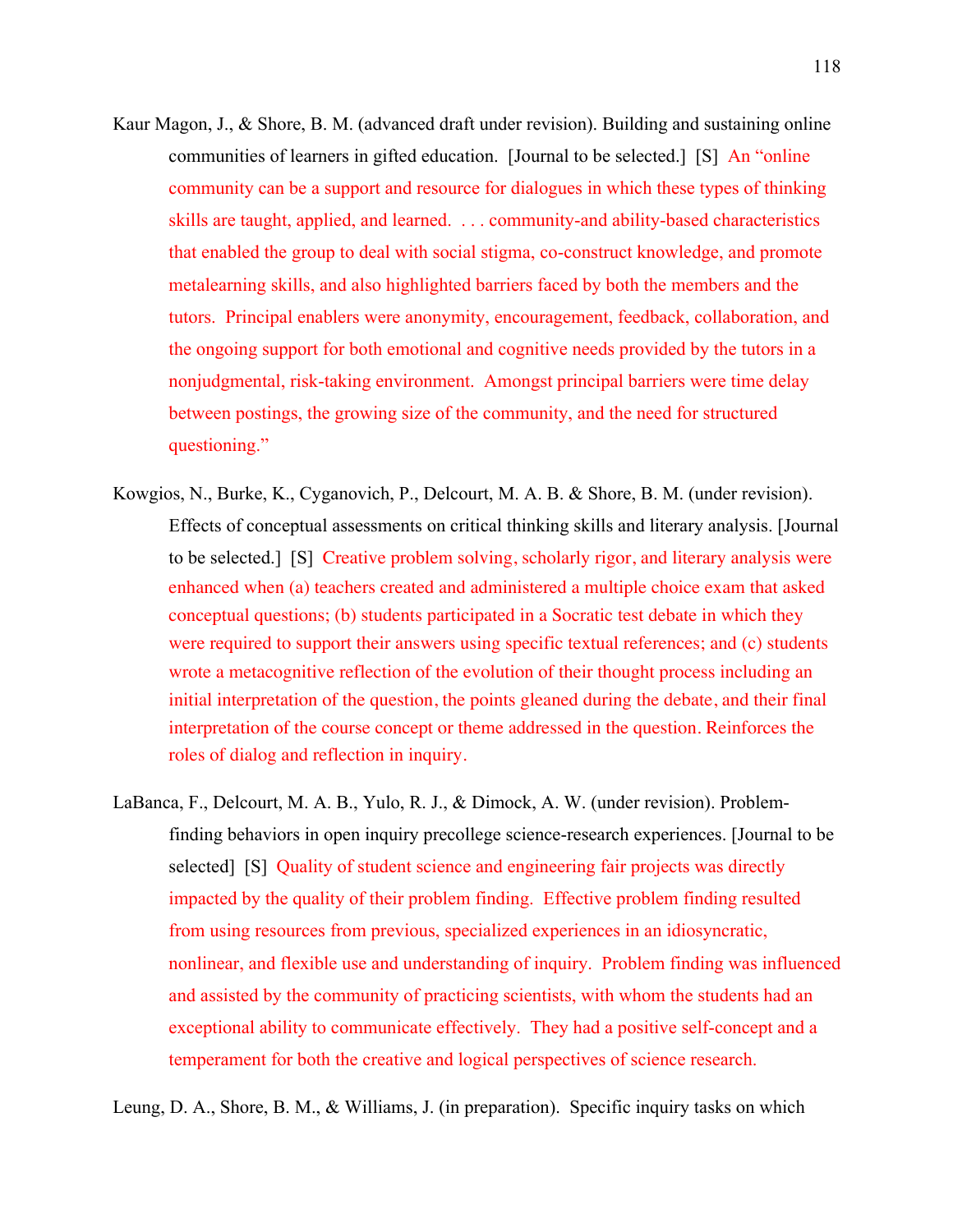Kaur Magon, J., & Shore, B. M. (advanced draft under revision). Building and sustaining online communities of learners in gifted education. [Journal to be selected.] [S] An "online community can be a support and resource for dialogues in which these types of thinking skills are taught, applied, and learned. . . . community-and ability-based characteristics that enabled the group to deal with social stigma, co-construct knowledge, and promote metalearning skills, and also highlighted barriers faced by both the members and the tutors. Principal enablers were anonymity, encouragement, feedback, collaboration, and the ongoing support for both emotional and cognitive needs provided by the tutors in a nonjudgmental, risk-taking environment. Amongst principal barriers were time delay between postings, the growing size of the community, and the need for structured questioning."

Kowgios, N., Burke, K., Cyganovich, P., Delcourt, M. A. B. & Shore, B. M. (under revision). Effects of conceptual assessments on critical thinking skills and literary analysis. [Journal to be selected.] [S] Creative problem solving, scholarly rigor, and literary analysis were enhanced when (a) teachers created and administered a multiple choice exam that asked conceptual questions; (b) students participated in a Socratic test debate in which they were required to support their answers using specific textual references; and (c) students wrote a metacognitive reflection of the evolution of their thought process including an initial interpretation of the question, the points gleaned during the debate, and their final interpretation of the course concept or theme addressed in the question. Reinforces the roles of dialog and reflection in inquiry.

LaBanca, F., Delcourt, M. A. B., Yulo, R. J., & Dimock, A. W. (under revision). Problem-finding behaviors in open inquiry precollege science-research experiences. [Journal to be selected] [S] Quality of student science and engineering fair projects was directly impacted by the quality of their problem finding. Effective problem finding resulted from using resources from previous, specialized experiences in an idiosyncratic, nonlinear, and flexible use and understanding of inquiry. Problem finding was influenced and assisted by the community of practicing scientists, with whom the students had an exceptional ability to communicate effectively. They had a positive self-concept and a temperament for both the creative and logical perspectives of science research.

Leung, D. A., Shore, B. M., & Williams, J. (in preparation). Specific inquiry tasks on which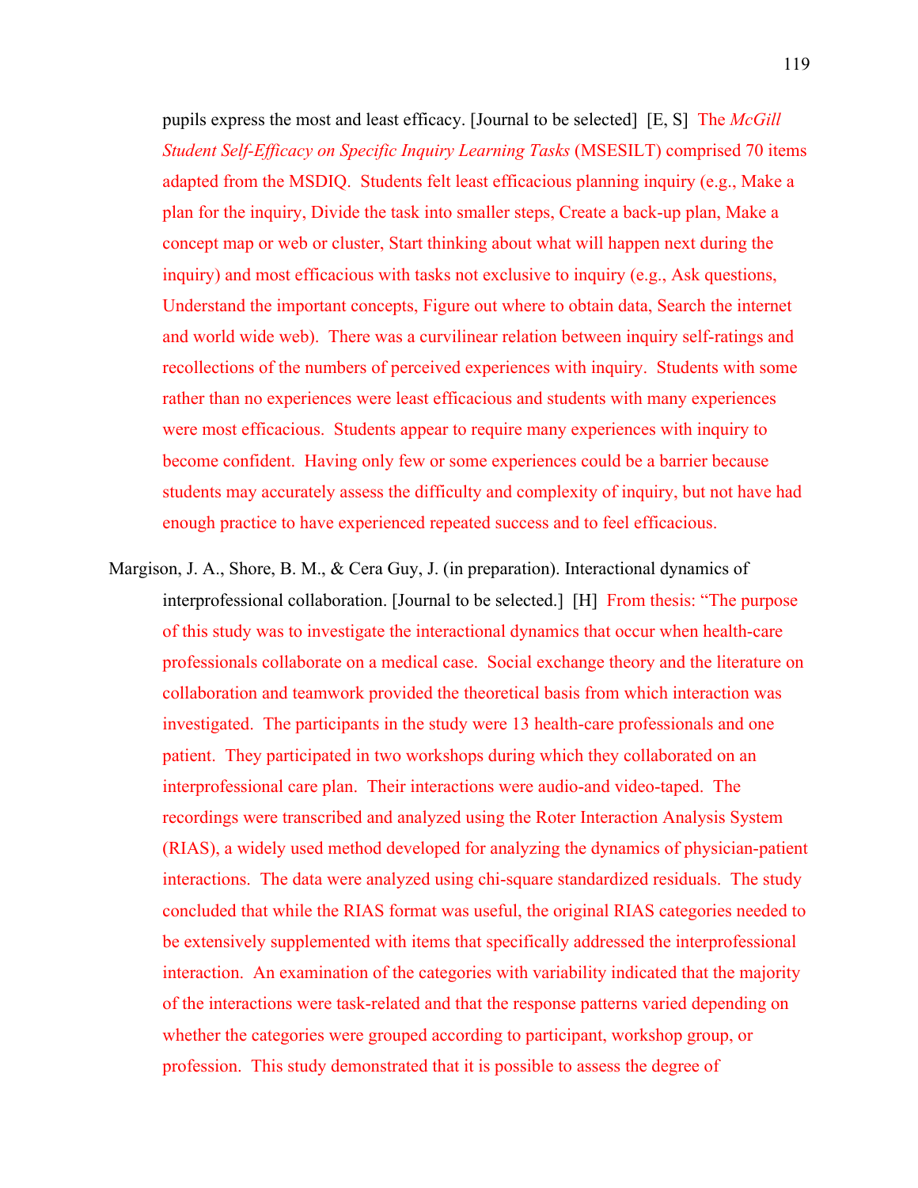pupils express the most and least efficacy. [Journal to be selected] [E, S] The *McGill Student Self-Efficacy on Specific Inquiry Learning Tasks* (MSESILT) comprised 70 items adapted from the MSDIQ. Students felt least efficacious planning inquiry (e.g., Make a plan for the inquiry, Divide the task into smaller steps, Create a back-up plan, Make a concept map or web or cluster, Start thinking about what will happen next during the inquiry) and most efficacious with tasks not exclusive to inquiry (e.g., Ask questions, Understand the important concepts, Figure out where to obtain data, Search the internet and world wide web). There was a curvilinear relation between inquiry self-ratings and recollections of the numbers of perceived experiences with inquiry. Students with some rather than no experiences were least efficacious and students with many experiences were most efficacious. Students appear to require many experiences with inquiry to become confident. Having only few or some experiences could be a barrier because students may accurately assess the difficulty and complexity of inquiry, but not have had enough practice to have experienced repeated success and to feel efficacious.

Margison, J. A., Shore, B. M., & Cera Guy, J. (in preparation). Interactional dynamics of interprofessional collaboration. [Journal to be selected.] [H] From thesis: "The purpose of this study was to investigate the interactional dynamics that occur when health-care professionals collaborate on a medical case. Social exchange theory and the literature on collaboration and teamwork provided the theoretical basis from which interaction was investigated. The participants in the study were 13 health-care professionals and one patient. They participated in two workshops during which they collaborated on an interprofessional care plan. Their interactions were audio-and video-taped. The recordings were transcribed and analyzed using the Roter Interaction Analysis System (RIAS), a widely used method developed for analyzing the dynamics of physician-patient interactions. The data were analyzed using chi-square standardized residuals. The study concluded that while the RIAS format was useful, the original RIAS categories needed to be extensively supplemented with items that specifically addressed the interprofessional interaction. An examination of the categories with variability indicated that the majority of the interactions were task-related and that the response patterns varied depending on whether the categories were grouped according to participant, workshop group, or profession. This study demonstrated that it is possible to assess the degree of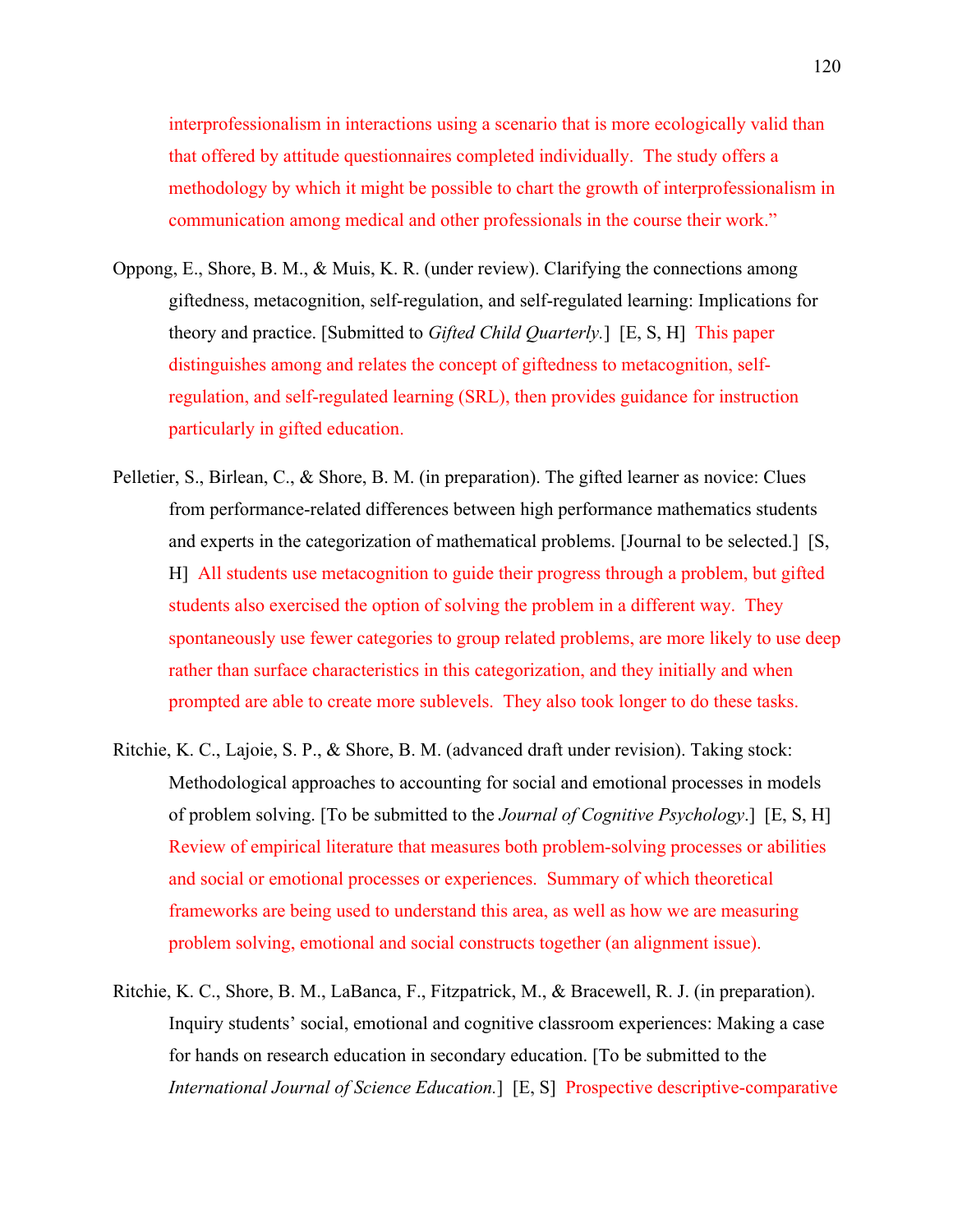interprofessionalism in interactions using a scenario that is more ecologically valid than that offered by attitude questionnaires completed individually. The study offers a methodology by which it might be possible to chart the growth of interprofessionalism in communication among medical and other professionals in the course their work."

Oppong, E., Shore, B. M., & Muis, K. R. (under review). Clarifying the connections among giftedness, metacognition, self-regulation, and self-regulated learning: Implications for theory and practice. [Submitted to *Gifted Child Quarterly.*] [E, S, H] This paper distinguishes among and relates the concept of giftedness to metacognition, self-regulation, and self-regulated learning (SRL), then provides guidance for instruction particularly in gifted education.

Pelletier, S., Birlean, C., & Shore, B. M. (in preparation). The gifted learner as novice: Clues from performance-related differences between high performance mathematics students and experts in the categorization of mathematical problems. [Journal to be selected.] [S, H] All students use metacognition to guide their progress through a problem, but gifted students also exercised the option of solving the problem in a different way. They spontaneously use fewer categories to group related problems, are more likely to use deep rather than surface characteristics in this categorization, and they initially and when prompted are able to create more sublevels. They also took longer to do these tasks.

Ritchie, K. C., Lajoie, S. P., & Shore, B. M. (advanced draft under revision). Taking stock: Methodological approaches to accounting for social and emotional processes in models of problem solving. [To be submitted to the *Journal of Cognitive Psychology*.] [E, S, H] Review of empirical literature that measures both problem-solving processes or abilities and social or emotional processes or experiences. Summary of which theoretical frameworks are being used to understand this area, as well as how we are measuring problem solving, emotional and social constructs together (an alignment issue).

Ritchie, K. C., Shore, B. M., LaBanca, F., Fitzpatrick, M., & Bracewell, R. J. (in preparation). Inquiry students' social, emotional and cognitive classroom experiences: Making a case for hands on research education in secondary education. [To be submitted to the *International Journal of Science Education.*] [E, S] Prospective descriptive-comparative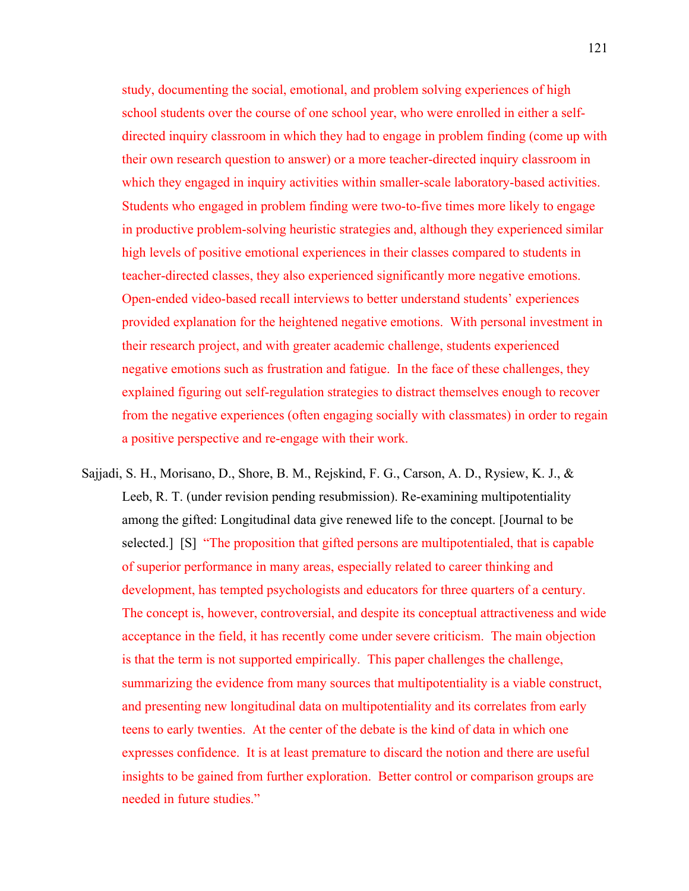study, documenting the social, emotional, and problem solving experiences of high school students over the course of one school year, who were enrolled in either a self-directed inquiry classroom in which they had to engage in problem finding (come up with their own research question to answer) or a more teacher-directed inquiry classroom in which they engaged in inquiry activities within smaller-scale laboratory-based activities. Students who engaged in problem finding were two-to-five times more likely to engage in productive problem-solving heuristic strategies and, although they experienced similar high levels of positive emotional experiences in their classes compared to students in teacher-directed classes, they also experienced significantly more negative emotions. Open-ended video-based recall interviews to better understand students' experiences provided explanation for the heightened negative emotions. With personal investment in their research project, and with greater academic challenge, students experienced negative emotions such as frustration and fatigue. In the face of these challenges, they explained figuring out self-regulation strategies to distract themselves enough to recover from the negative experiences (often engaging socially with classmates) in order to regain a positive perspective and re-engage with their work.

Sajjadi, S. H., Morisano, D., Shore, B. M., Rejskind, F. G., Carson, A. D., Rysiew, K. J., & Leeb, R. T. (under revision pending resubmission). Re-examining multipotentiality among the gifted: Longitudinal data give renewed life to the concept. [Journal to be selected.] [S] "The proposition that gifted persons are multipotentialed, that is capable of superior performance in many areas, especially related to career thinking and development, has tempted psychologists and educators for three quarters of a century. The concept is, however, controversial, and despite its conceptual attractiveness and wide acceptance in the field, it has recently come under severe criticism. The main objection is that the term is not supported empirically. This paper challenges the challenge, summarizing the evidence from many sources that multipotentiality is a viable construct, and presenting new longitudinal data on multipotentiality and its correlates from early teens to early twenties. At the center of the debate is the kind of data in which one expresses confidence. It is at least premature to discard the notion and there are useful insights to be gained from further exploration. Better control or comparison groups are needed in future studies."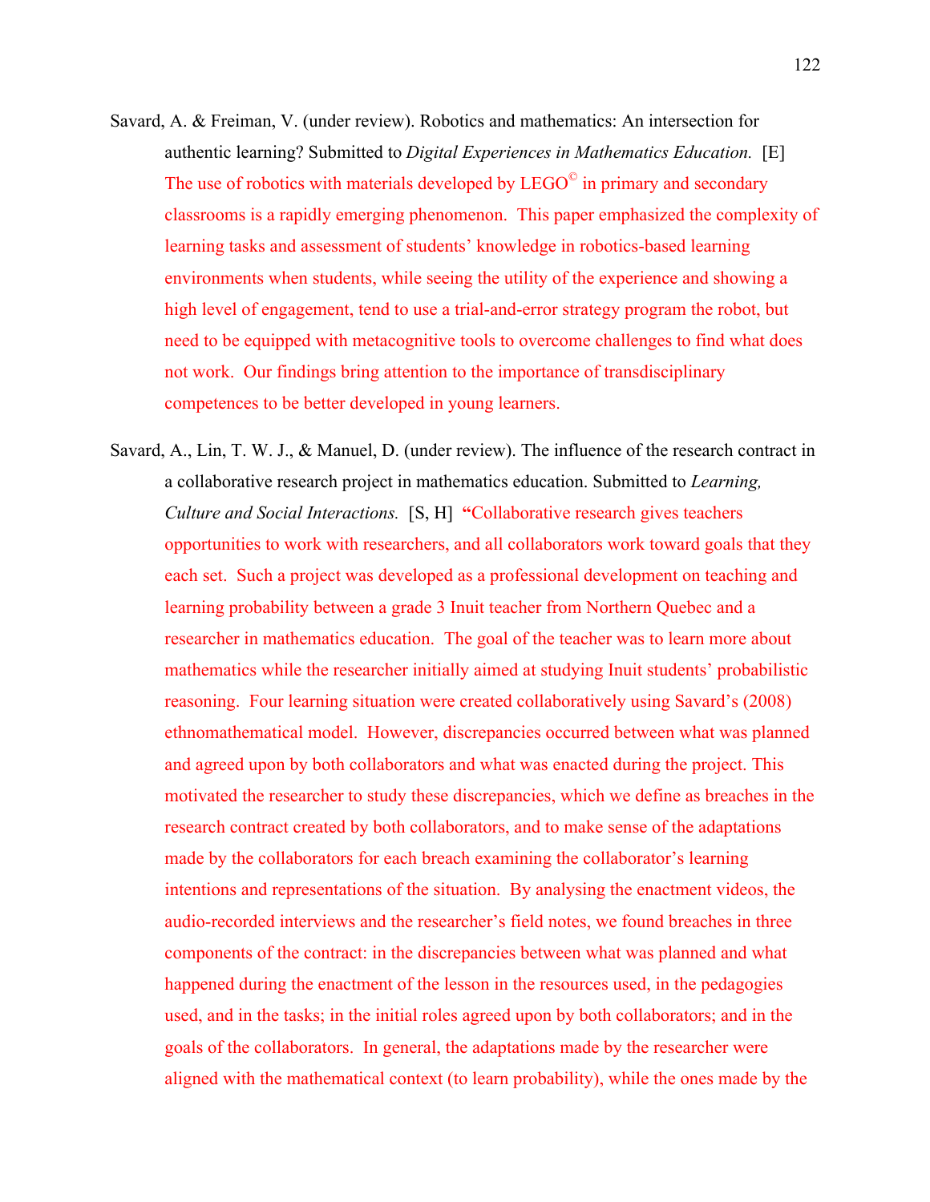Savard, A. & Freiman, V. (under review). Robotics and mathematics: An intersection for authentic learning? Submitted to *Digital Experiences in Mathematics Education.* [E] The use of robotics with materials developed by LEGO© in primary and secondary classrooms is a rapidly emerging phenomenon. This paper emphasized the complexity of learning tasks and assessment of students' knowledge in robotics-based learning environments when students, while seeing the utility of the experience and showing a high level of engagement, tend to use a trial-and-error strategy program the robot, but need to be equipped with metacognitive tools to overcome challenges to find what does not work. Our findings bring attention to the importance of transdisciplinary competences to be better developed in young learners.

Savard, A., Lin, T. W. J., & Manuel, D. (under review). The influence of the research contract in a collaborative research project in mathematics education. Submitted to *Learning, Culture and Social Interactions.* [S, H] **"**Collaborative research gives teachers opportunities to work with researchers, and all collaborators work toward goals that they each set. Such a project was developed as a professional development on teaching and learning probability between a grade 3 Inuit teacher from Northern Quebec and a researcher in mathematics education. The goal of the teacher was to learn more about mathematics while the researcher initially aimed at studying Inuit students' probabilistic reasoning. Four learning situation were created collaboratively using Savard's (2008) ethnomathematical model. However, discrepancies occurred between what was planned and agreed upon by both collaborators and what was enacted during the project. This motivated the researcher to study these discrepancies, which we define as breaches in the research contract created by both collaborators, and to make sense of the adaptations made by the collaborators for each breach examining the collaborator's learning intentions and representations of the situation. By analysing the enactment videos, the audio-recorded interviews and the researcher's field notes, we found breaches in three components of the contract: in the discrepancies between what was planned and what happened during the enactment of the lesson in the resources used, in the pedagogies used, and in the tasks; in the initial roles agreed upon by both collaborators; and in the goals of the collaborators. In general, the adaptations made by the researcher were aligned with the mathematical context (to learn probability), while the ones made by the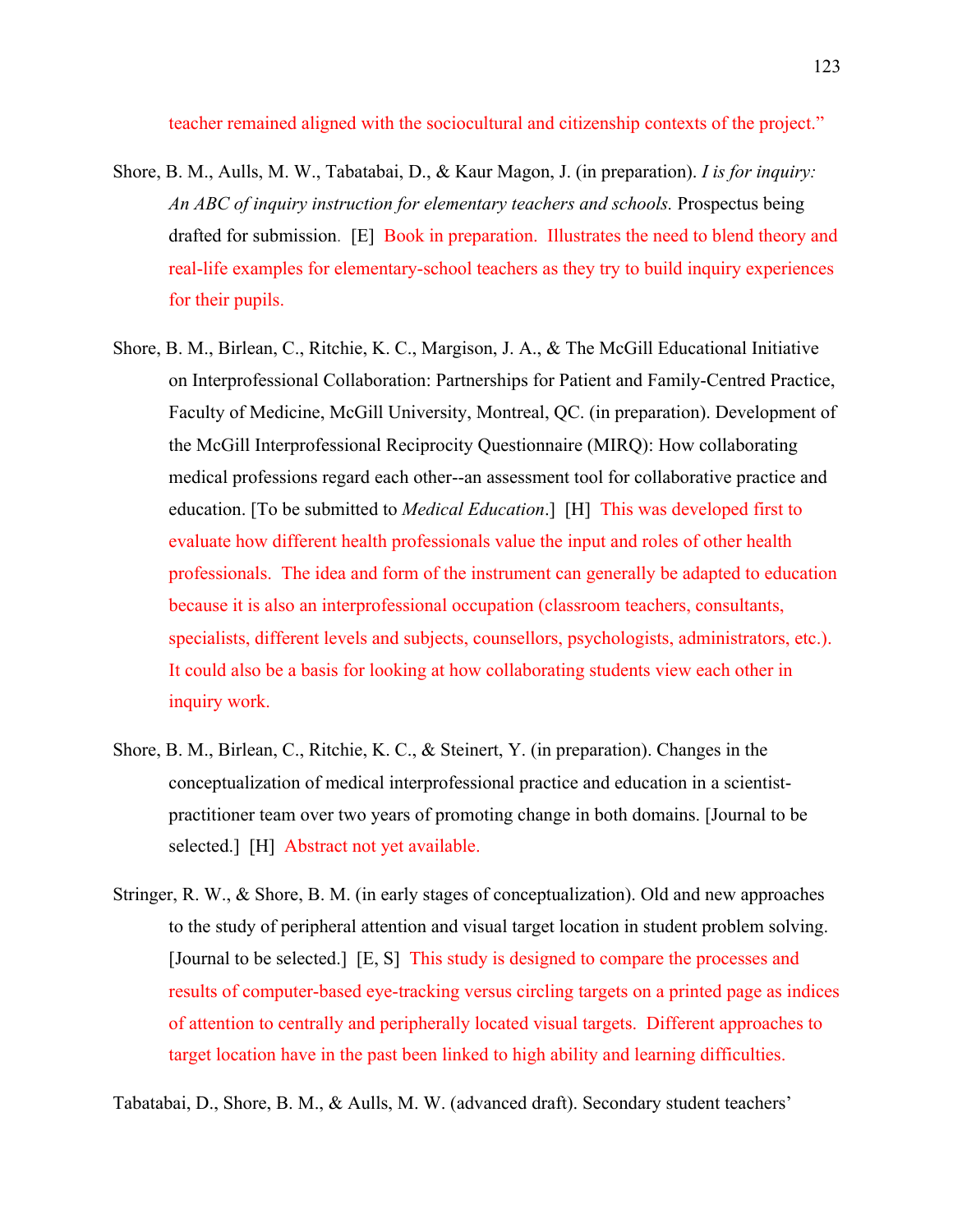teacher remained aligned with the sociocultural and citizenship contexts of the project."

Shore, B. M., Aulls, M. W., Tabatabai, D., & Kaur Magon, J. (in preparation). *I is for inquiry: An ABC of inquiry instruction for elementary teachers and schools.* Prospectus being drafted for submission. [E] Book in preparation. Illustrates the need to blend theory and real-life examples for elementary-school teachers as they try to build inquiry experiences for their pupils.

Shore, B. M., Birlean, C., Ritchie, K. C., Margison, J. A., & The McGill Educational Initiative on Interprofessional Collaboration: Partnerships for Patient and Family-Centred Practice, Faculty of Medicine, McGill University, Montreal, QC. (in preparation). Development of the McGill Interprofessional Reciprocity Questionnaire (MIRQ): How collaborating medical professions regard each other--an assessment tool for collaborative practice and education. [To be submitted to *Medical Education*.] [H] This was developed first to evaluate how different health professionals value the input and roles of other health professionals. The idea and form of the instrument can generally be adapted to education because it is also an interprofessional occupation (classroom teachers, consultants, specialists, different levels and subjects, counsellors, psychologists, administrators, etc.). It could also be a basis for looking at how collaborating students view each other in inquiry work.

Shore, B. M., Birlean, C., Ritchie, K. C., & Steinert, Y. (in preparation). Changes in the conceptualization of medical interprofessional practice and education in a scientist-practitioner team over two years of promoting change in both domains. [Journal to be selected.] [H] Abstract not yet available.

Stringer, R. W., & Shore, B. M. (in early stages of conceptualization). Old and new approaches to the study of peripheral attention and visual target location in student problem solving. [Journal to be selected.] [E, S] This study is designed to compare the processes and results of computer-based eye-tracking versus circling targets on a printed page as indices of attention to centrally and peripherally located visual targets. Different approaches to target location have in the past been linked to high ability and learning difficulties.

Tabatabai, D., Shore, B. M., & Aulls, M. W. (advanced draft). Secondary student teachers'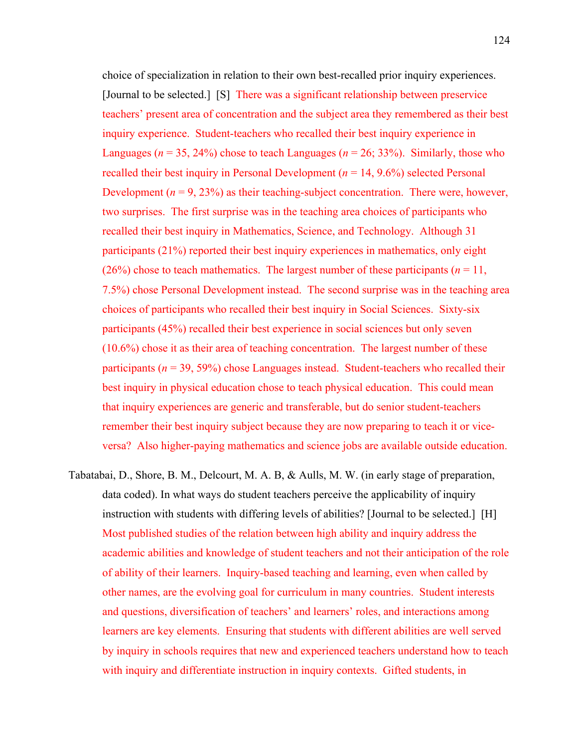choice of specialization in relation to their own best-recalled prior inquiry experiences. [Journal to be selected.] [S] There was a significant relationship between preservice teachers' present area of concentration and the subject area they remembered as their best inquiry experience. Student-teachers who recalled their best inquiry experience in Languages (*n* = 35, 24%) chose to teach Languages (*n* = 26; 33%). Similarly, those who recalled their best inquiry in Personal Development (*n* = 14, 9.6%) selected Personal Development (*n* = 9, 23%) as their teaching-subject concentration. There were, however, two surprises. The first surprise was in the teaching area choices of participants who recalled their best inquiry in Mathematics, Science, and Technology. Although 31 participants (21%) reported their best inquiry experiences in mathematics, only eight (26%) chose to teach mathematics. The largest number of these participants (*n* = 11, 7.5%) chose Personal Development instead. The second surprise was in the teaching area choices of participants who recalled their best inquiry in Social Sciences. Sixty-six participants (45%) recalled their best experience in social sciences but only seven (10.6%) chose it as their area of teaching concentration. The largest number of these participants (*n* = 39, 59%) chose Languages instead. Student-teachers who recalled their best inquiry in physical education chose to teach physical education. This could mean that inquiry experiences are generic and transferable, but do senior student-teachers remember their best inquiry subject because they are now preparing to teach it or vice-versa? Also higher-paying mathematics and science jobs are available outside education.

Tabatabai, D., Shore, B. M., Delcourt, M. A. B, & Aulls, M. W. (in early stage of preparation, data coded). In what ways do student teachers perceive the applicability of inquiry instruction with students with differing levels of abilities? [Journal to be selected.] [H] Most published studies of the relation between high ability and inquiry address the academic abilities and knowledge of student teachers and not their anticipation of the role of ability of their learners. Inquiry-based teaching and learning, even when called by other names, are the evolving goal for curriculum in many countries. Student interests and questions, diversification of teachers' and learners' roles, and interactions among learners are key elements. Ensuring that students with different abilities are well served by inquiry in schools requires that new and experienced teachers understand how to teach with inquiry and differentiate instruction in inquiry contexts. Gifted students, in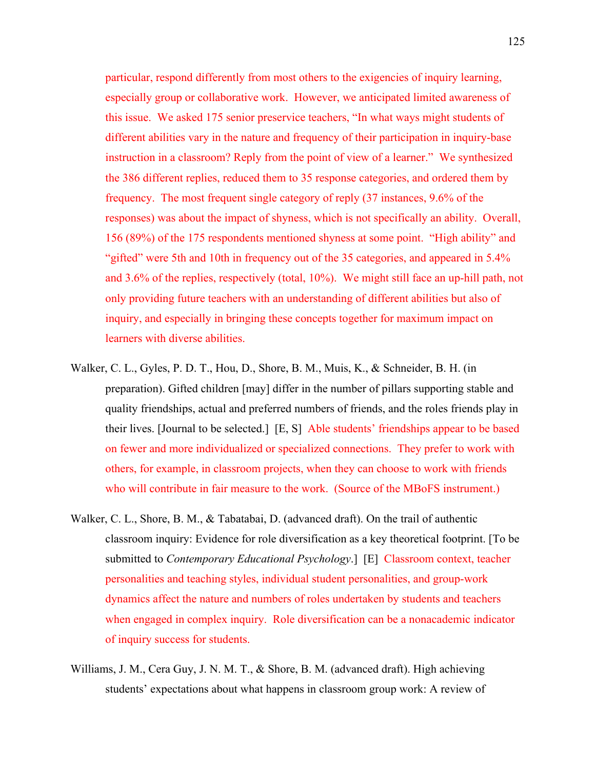particular, respond differently from most others to the exigencies of inquiry learning, especially group or collaborative work. However, we anticipated limited awareness of this issue. We asked 175 senior preservice teachers, "In what ways might students of different abilities vary in the nature and frequency of their participation in inquiry-base instruction in a classroom? Reply from the point of view of a learner." We synthesized the 386 different replies, reduced them to 35 response categories, and ordered them by frequency. The most frequent single category of reply (37 instances, 9.6% of the responses) was about the impact of shyness, which is not specifically an ability. Overall, 156 (89%) of the 175 respondents mentioned shyness at some point. "High ability" and "gifted" were 5th and 10th in frequency out of the 35 categories, and appeared in 5.4% and 3.6% of the replies, respectively (total, 10%). We might still face an up-hill path, not only providing future teachers with an understanding of different abilities but also of inquiry, and especially in bringing these concepts together for maximum impact on learners with diverse abilities.

Walker, C. L., Gyles, P. D. T., Hou, D., Shore, B. M., Muis, K., & Schneider, B. H. (in preparation). Gifted children [may] differ in the number of pillars supporting stable and quality friendships, actual and preferred numbers of friends, and the roles friends play in their lives. [Journal to be selected.] [E, S] Able students' friendships appear to be based on fewer and more individualized or specialized connections. They prefer to work with others, for example, in classroom projects, when they can choose to work with friends who will contribute in fair measure to the work. (Source of the MBoFS instrument.)

Walker, C. L., Shore, B. M., & Tabatabai, D. (advanced draft). On the trail of authentic classroom inquiry: Evidence for role diversification as a key theoretical footprint. [To be submitted to *Contemporary Educational Psychology*.] [E] Classroom context, teacher personalities and teaching styles, individual student personalities, and group-work dynamics affect the nature and numbers of roles undertaken by students and teachers when engaged in complex inquiry. Role diversification can be a nonacademic indicator of inquiry success for students.

Williams, J. M., Cera Guy, J. N. M. T., & Shore, B. M. (advanced draft). High achieving students' expectations about what happens in classroom group work: A review of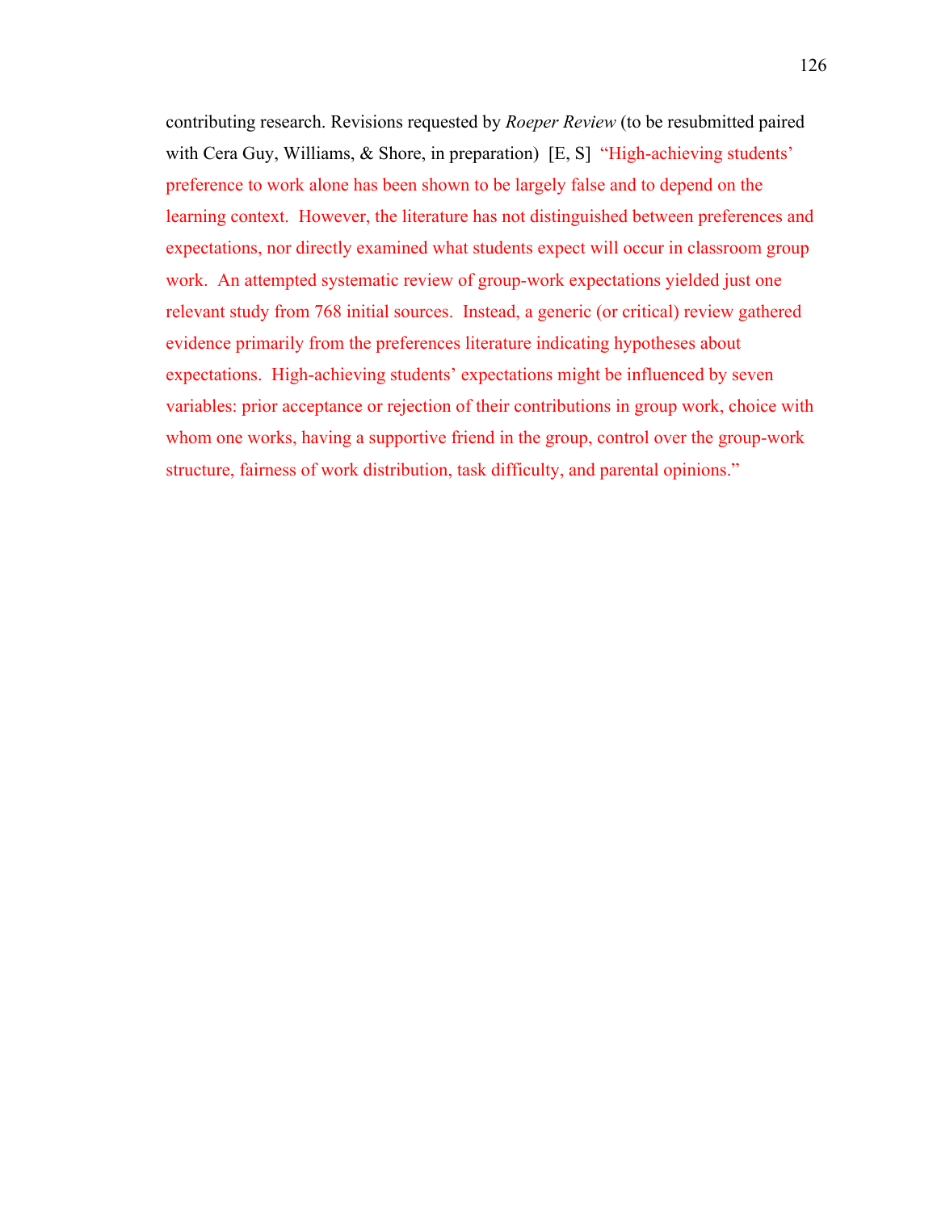contributing research. Revisions requested by *Roeper Review* (to be resubmitted paired with Cera Guy, Williams, & Shore, in preparation) [E, S] "High-achieving students' preference to work alone has been shown to be largely false and to depend on the learning context. However, the literature has not distinguished between preferences and expectations, nor directly examined what students expect will occur in classroom group work. An attempted systematic review of group-work expectations yielded just one relevant study from 768 initial sources. Instead, a generic (or critical) review gathered evidence primarily from the preferences literature indicating hypotheses about expectations. High-achieving students' expectations might be influenced by seven variables: prior acceptance or rejection of their contributions in group work, choice with whom one works, having a supportive friend in the group, control over the group-work structure, fairness of work distribution, task difficulty, and parental opinions."